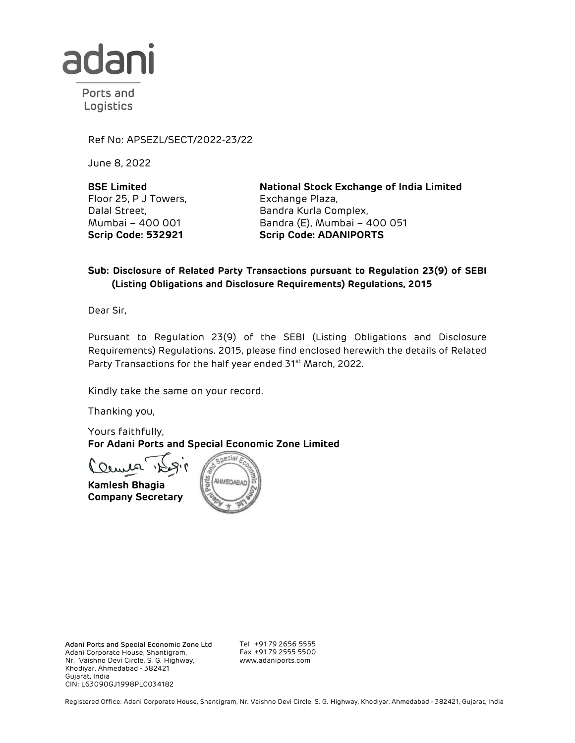adani

Ports and Logistics

Ref No: APSEZL/SECT/2022-23/22

June 8, 2022

**BSE Limited**
Floor 25, P J Towers,
Dalal Street,
Mumbai – 400 001
**Scrip Code: 532921**

**National Stock Exchange of India Limited**
Exchange Plaza,
Bandra Kurla Complex,
Bandra (E), Mumbai – 400 051
**Scrip Code: ADANIPORTS**

**Sub: Disclosure of Related Party Transactions pursuant to Regulation 23(9) of SEBI (Listing Obligations and Disclosure Requirements) Regulations, 2015**

Dear Sir,

Pursuant to Regulation 23(9) of the SEBI (Listing Obligations and Disclosure Requirements) Regulations. 2015, please find enclosed herewith the details of Related Party Transactions for the half year ended 31st March, 2022.

Kindly take the same on your record.

Thanking you,

Yours faithfully,
**For Adani Ports and Special Economic Zone Limited**

**Kamlesh Bhagia**
**Company Secretary**

Adani Ports and Special Economic Zone Ltd
Adani Corporate House, Shantigram,
Nr. Vaishno Devi Circle, S. G. Highway,
Khodiyar, Ahmedabad - 382421
Gujarat, India
CIN: L63090GJ1998PLC034182

Tel +91 79 2656 5555
Fax +91 79 2555 5500
www.adaniports.com

Registered Office: Adani Corporate House, Shantigram, Nr. Vaishno Devi Circle, S. G. Highway, Khodiyar, Ahmedabad - 382421, Gujarat, India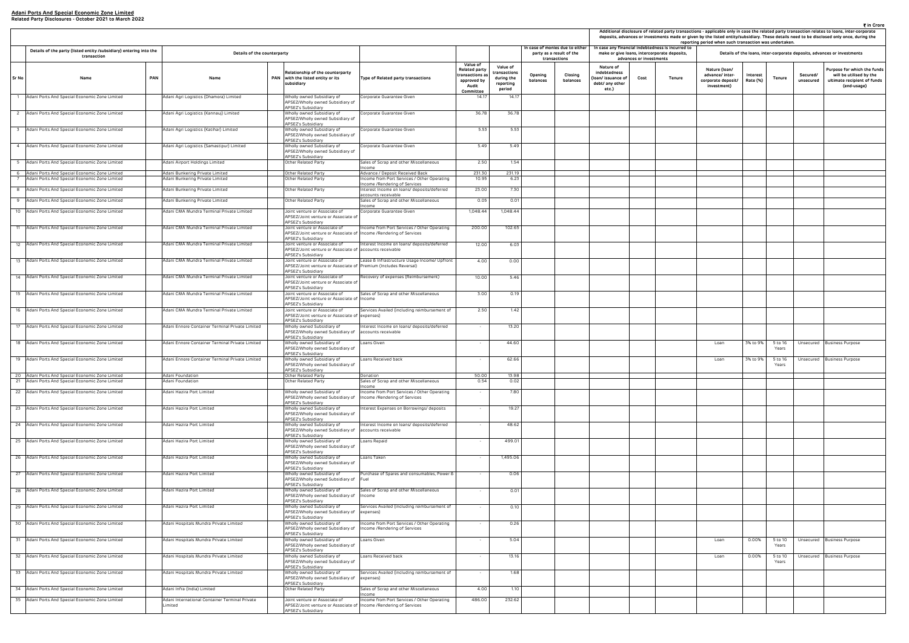**Adani Ports And Special Economic Zone Limited**
**Related Party Disclosures - October 2021 to March 2022**

₹ in Crore

| | Details of the party (listed entity /subsidiary) entering into the transaction | | Details of the counterparty | | | | | | In case of monies due to either party as a result of the transactions | | In case any financial indebtedness is incurred to make or give loans, intercorporate deposits, advances or investments | | | Additional disclosure of related party transactions - applicable only in case the related party transaction relates to loans, inter-corporate deposits, advances or investments made or given by the listed entity/subsidiary. These details need to be disclosed only once, during the reporting period when such transaction was undertaken. Details of the loans, inter-corporate deposits, advances or investments | | | | |
|---|---|---|---|---|---|---|---|---|---|---|---|---|---|---|---|---|---|---|
| Sr No | Name | PAN | Name | PAN | Relationship of the counterparty with the listed entity or its subsidiary | Type of Related party transactions | Value of Related party transactions as approved by Audit Committee | Value of transactions during the reporting period | Opening balances | Closing balances | Nature of indebtedness (loan/ issuance of debt/ any other etc.) | Cost | Tenure | Nature (loan/ advance/ inter-corporate deposit/ investment) | Interest Rate (%) | Tenure | Secured/ unsecured | Purpose for which the funds will be utilised by the ultimate recipient of funds (end-usage) |
| 1 | Adani Ports And Special Economic Zone Limited | | Adani Agri Logistics (Dhamora) Limited | | Wholly owned Subsidiary of APSEZ/Wholly owned Subsidiary of APSEZ's Subsidiary | Corporate Guarantee Given | 14.17 | 14.17 | | | | | | | | | | |
| 2 | Adani Ports And Special Economic Zone Limited | | Adani Agri Logistics (Kannauj) Limited | | Wholly owned Subsidiary of APSEZ/Wholly owned Subsidiary of APSEZ's Subsidiary | Corporate Guarantee Given | 36.78 | 36.78 | | | | | | | | | | |
| 3 | Adani Ports And Special Economic Zone Limited | | Adani Agri Logistics (Katihar) Limited | | Wholly owned Subsidiary of APSEZ/Wholly owned Subsidiary of APSEZ's Subsidiary | Corporate Guarantee Given | 5.53 | 5.53 | | | | | | | | | | |
| 4 | Adani Ports And Special Economic Zone Limited | | Adani Agri Logistics (Samastipur) Limited | | Wholly owned Subsidiary of APSEZ/Wholly owned Subsidiary of APSEZ's Subsidiary | Corporate Guarantee Given | 5.49 | 5.49 | | | | | | | | | | |
| 5 | Adani Ports And Special Economic Zone Limited | | Adani Airport Holdings Limited | | Other Related Party | Sales of Scrap and other Miscellaneous Income | 2.50 | 1.54 | | | | | | | | | | |
| 6 | Adani Ports And Special Economic Zone Limited | | Adani Bunkering Private Limited | | Other Related Party | Advance / Deposit Received Back | 231.30 | 231.19 | | | | | | | | | | |
| 7 | Adani Ports And Special Economic Zone Limited | | Adani Bunkering Private Limited | | Other Related Party | Income from Port Services / Other Operating Income /Rendering of Services | 10.95 | 6.23 | | | | | | | | | | |
| 8 | Adani Ports And Special Economic Zone Limited | | Adani Bunkering Private Limited | | Other Related Party | Interest Income on loans/ deposits/deferred accounts receivable | 23.00 | 7.30 | | | | | | | | | | |
| 9 | Adani Ports And Special Economic Zone Limited | | Adani Bunkering Private Limited | | Other Related Party | Sales of Scrap and other Miscellaneous Income | 0.05 | 0.01 | | | | | | | | | | |
| 10 | Adani Ports And Special Economic Zone Limited | | Adani CMA Mundra Terminal Private Limited | | Joint venture or Associate of APSEZ/Joint venture or Associate of APSEZ's Subsidiary | Corporate Guarantee Given | 1,048.44 | 1,048.44 | | | | | | | | | | |
| 11 | Adani Ports And Special Economic Zone Limited | | Adani CMA Mundra Terminal Private Limited | | Joint venture or Associate of APSEZ/Joint venture or Associate of APSEZ's Subsidiary | Income from Port Services / Other Operating Income /Rendering of Services | 200.00 | 102.65 | | | | | | | | | | |
| 12 | Adani Ports And Special Economic Zone Limited | | Adani CMA Mundra Terminal Private Limited | | Joint venture or Associate of APSEZ/Joint venture or Associate of APSEZ's Subsidiary | Interest Income on loans/ deposits/deferred accounts receivable | 12.00 | 6.03 | | | | | | | | | | |
| 13 | Adani Ports And Special Economic Zone Limited | | Adani CMA Mundra Terminal Private Limited | | Joint venture or Associate of APSEZ/Joint venture or Associate of APSEZ's Subsidiary | Lease & Infrastructure Usage Income/ Upfront Premium (Includes Reversal) | 4.00 | 0.00 | | | | | | | | | | |
| 14 | Adani Ports And Special Economic Zone Limited | | Adani CMA Mundra Terminal Private Limited | | Joint venture or Associate of APSEZ/Joint venture or Associate of APSEZ's Subsidiary | Recovery of expenses (Reimbursement) | 10.00 | 5.46 | | | | | | | | | | |
| 15 | Adani Ports And Special Economic Zone Limited | | Adani CMA Mundra Terminal Private Limited | | Joint venture or Associate of APSEZ/Joint venture or Associate of APSEZ's Subsidiary | Sales of Scrap and other Miscellaneous Income | 3.00 | 0.19 | | | | | | | | | | |
| 16 | Adani Ports And Special Economic Zone Limited | | Adani CMA Mundra Terminal Private Limited | | Joint venture or Associate of APSEZ/Joint venture or Associate of APSEZ's Subsidiary | Services Availed (including reimbursement of expenses) | 2.50 | 1.42 | | | | | | | | | | |
| 17 | Adani Ports And Special Economic Zone Limited | | Adani Ennore Container Terminal Private Limited | | Wholly owned Subsidiary of APSEZ/Wholly owned Subsidiary of APSEZ's Subsidiary | Interest Income on loans/ deposits/deferred accounts receivable | - | 13.20 | | | | | | | | | | |
| 18 | Adani Ports And Special Economic Zone Limited | | Adani Ennore Container Terminal Private Limited | | Wholly owned Subsidiary of APSEZ/Wholly owned Subsidiary of APSEZ's Subsidiary | Loans Given | - | 44.60 | | | | | | Loan | 3% to 9% | 5 to 16 Years | Unsecured | Business Purpose |
| 19 | Adani Ports And Special Economic Zone Limited | | Adani Ennore Container Terminal Private Limited | | Wholly owned Subsidiary of APSEZ/Wholly owned Subsidiary of APSEZ's Subsidiary | Loans Received back | - | 62.66 | | | | | | Loan | 3% to 9% | 5 to 16 Years | Unsecured | Business Purpose |
| 20 | Adani Ports And Special Economic Zone Limited | | Adani Foundation | | Other Related Party | Donation | 50.00 | 13.98 | | | | | | | | | | |
| 21 | Adani Ports And Special Economic Zone Limited | | Adani Foundation | | Other Related Party | Sales of Scrap and other Miscellaneous Income | 0.54 | 0.02 | | | | | | | | | | |
| 22 | Adani Ports And Special Economic Zone Limited | | Adani Hazira Port Limited | | Wholly owned Subsidiary of APSEZ/Wholly owned Subsidiary of APSEZ's Subsidiary | Income from Port Services / Other Operating Income /Rendering of Services | - | 7.80 | | | | | | | | | | |
| 23 | Adani Ports And Special Economic Zone Limited | | Adani Hazira Port Limited | | Wholly owned Subsidiary of APSEZ/Wholly owned Subsidiary of APSEZ's Subsidiary | Interest Expenses on Borrowings/ deposits | - | 19.27 | | | | | | | | | | |
| 24 | Adani Ports And Special Economic Zone Limited | | Adani Hazira Port Limited | | Wholly owned Subsidiary of APSEZ/Wholly owned Subsidiary of APSEZ's Subsidiary | Interest Income on loans/ deposits/deferred accounts receivable | - | 48.62 | | | | | | | | | | |
| 25 | Adani Ports And Special Economic Zone Limited | | Adani Hazira Port Limited | | Wholly owned Subsidiary of APSEZ/Wholly owned Subsidiary of APSEZ's Subsidiary | Loans Repaid | - | 499.01 | | | | | | | | | | |
| 26 | Adani Ports And Special Economic Zone Limited | | Adani Hazira Port Limited | | Wholly owned Subsidiary of APSEZ/Wholly owned Subsidiary of APSEZ's Subsidiary | Loans Taken | - | 1,495.06 | | | | | | | | | | |
| 27 | Adani Ports And Special Economic Zone Limited | | Adani Hazira Port Limited | | Wholly owned Subsidiary of APSEZ/Wholly owned Subsidiary of APSEZ's Subsidiary | Purchase of Spares and consumables, Power & Fuel | - | 0.06 | | | | | | | | | | |
| 28 | Adani Ports And Special Economic Zone Limited | | Adani Hazira Port Limited | | Wholly owned Subsidiary of APSEZ/Wholly owned Subsidiary of APSEZ's Subsidiary | Sales of Scrap and other Miscellaneous Income | - | 0.01 | | | | | | | | | | |
| 29 | Adani Ports And Special Economic Zone Limited | | Adani Hazira Port Limited | | Wholly owned Subsidiary of APSEZ/Wholly owned Subsidiary of APSEZ's Subsidiary | Services Availed (including reimbursement of expenses) | - | 0.10 | | | | | | | | | | |
| 30 | Adani Ports And Special Economic Zone Limited | | Adani Hospitals Mundra Private Limited | | Wholly owned Subsidiary of APSEZ/Wholly owned Subsidiary of APSEZ's Subsidiary | Income from Port Services / Other Operating Income /Rendering of Services | - | 0.26 | | | | | | | | | | |
| 31 | Adani Ports And Special Economic Zone Limited | | Adani Hospitals Mundra Private Limited | | Wholly owned Subsidiary of APSEZ/Wholly owned Subsidiary of APSEZ's Subsidiary | Loans Given | - | 5.04 | | | | | | Loan | 0.00% | 5 to 10 Years | Unsecured | Business Purpose |
| 32 | Adani Ports And Special Economic Zone Limited | | Adani Hospitals Mundra Private Limited | | Wholly owned Subsidiary of APSEZ/Wholly owned Subsidiary of APSEZ's Subsidiary | Loans Received back | - | 13.16 | | | | | | Loan | 0.00% | 5 to 10 Years | Unsecured | Business Purpose |
| 33 | Adani Ports And Special Economic Zone Limited | | Adani Hospitals Mundra Private Limited | | Wholly owned Subsidiary of APSEZ/Wholly owned Subsidiary of APSEZ's Subsidiary | Services Availed (including reimbursement of expenses) | - | 1.68 | | | | | | | | | | |
| 34 | Adani Ports And Special Economic Zone Limited | | Adani Infra (India) Limited | | Other Related Party | Sales of Scrap and other Miscellaneous Income | 4.00 | 1.10 | | | | | | | | | | |
| 35 | Adani Ports And Special Economic Zone Limited | | Adani International Container Terminal Private Limited | | Joint venture or Associate of APSEZ/Joint venture or Associate of APSEZ's Subsidiary | Income from Port Services / Other Operating Income /Rendering of Services | 486.00 | 232.62 | | | | | | | | | | |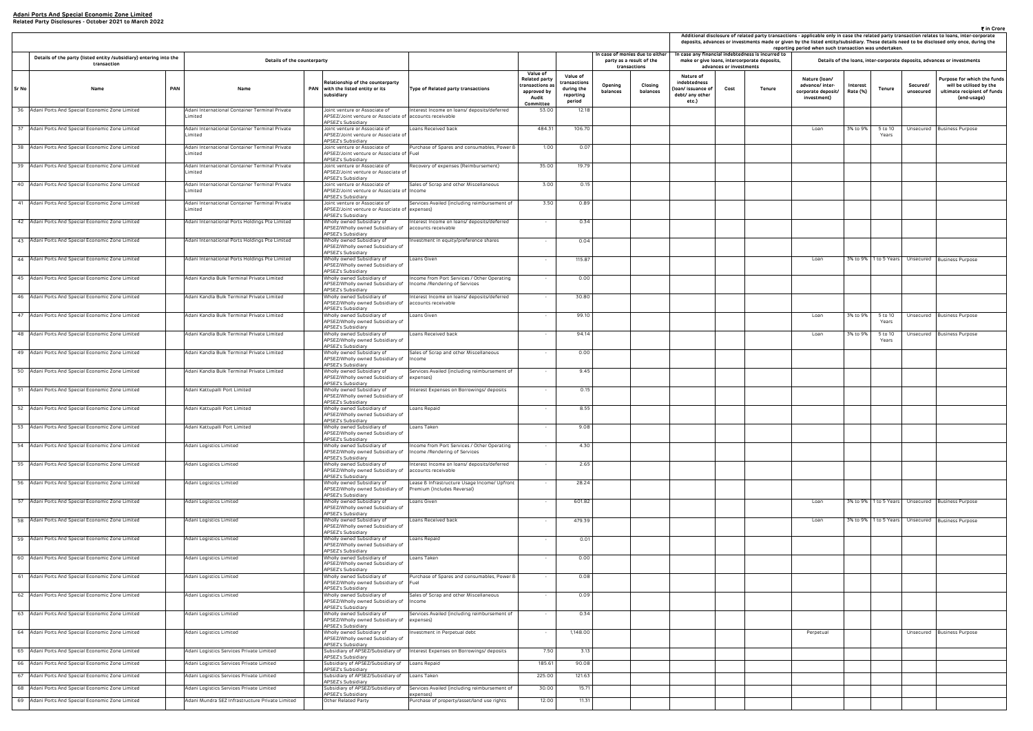**Adani Ports And Special Economic Zone Limited**
**Related Party Disclosures - October 2021 to March 2022**

₹ in Crore

| | Details of the party (listed entity /subsidiary) entering into the transaction | | Details of the counterparty | | | | | | In case of monies due to either party as a result of the transactions | | In case any financial indebtedness is incurred to make or give loans, intercorporate deposits, advances or investments | | | Details of the loans, inter-corporate deposits, advances or investments | | | | |
|---|---|---|---|---|---|---|---|---|---|---|---|---|---|---|---|---|---|---|
| Sr No | Name | PAN | Name | PAN | Relationship of the counterparty with the listed entity or its subsidiary | Type of Related party transactions | Value of Related party transactions as approved by Audit Committee | Value of transactions during the reporting period | Opening balances | Closing balances | Nature of indebtedness (loan/ issuance of debt/ any other etc.) | Cost | Tenure | Nature (loan/ advance/ inter-corporate deposit/ investment) | Interest Rate (%) | Tenure | Secured/ unsecured | Purpose for which the funds will be utilised by the ultimate recipient of funds (end-usage) |
| 36 | Adani Ports And Special Economic Zone Limited | | Adani International Container Terminal Private Limited | | Joint venture or Associate of APSEZ/Joint venture or Associate of APSEZ's Subsidiary | Interest Income on loans/ deposits/deferred accounts receivable | 53.00 | 12.18 | | | | | | | | | | |
| 37 | Adani Ports And Special Economic Zone Limited | | Adani International Container Terminal Private Limited | | Joint venture or Associate of APSEZ/Joint venture or Associate of APSEZ's Subsidiary | Loans Received back | 484.31 | 106.70 | | | | | | Loan | 3% to 9% | 5 to 10 Years | Unsecured | Business Purpose |
| 38 | Adani Ports And Special Economic Zone Limited | | Adani International Container Terminal Private Limited | | Joint venture or Associate of APSEZ/Joint venture or Associate of APSEZ's Subsidiary | Purchase of Spares and consumables, Power & Fuel | 1.00 | 0.07 | | | | | | | | | | |
| 39 | Adani Ports And Special Economic Zone Limited | | Adani International Container Terminal Private Limited | | Joint venture or Associate of APSEZ/Joint venture or Associate of APSEZ's Subsidiary | Recovery of expenses (Reimbursement) | 35.00 | 19.79 | | | | | | | | | | |
| 40 | Adani Ports And Special Economic Zone Limited | | Adani International Container Terminal Private Limited | | Joint venture or Associate of APSEZ/Joint venture or Associate of APSEZ's Subsidiary | Sales of Scrap and other Miscellaneous Income | 3.00 | 0.15 | | | | | | | | | | |
| 41 | Adani Ports And Special Economic Zone Limited | | Adani International Container Terminal Private Limited | | Joint venture or Associate of APSEZ/Joint venture or Associate of APSEZ's Subsidiary | Services Availed (including reimbursement of expenses) | 3.50 | 0.89 | | | | | | | | | | |
| 42 | Adani Ports And Special Economic Zone Limited | | Adani International Ports Holdings Pte Limited | | Wholly owned Subsidiary of APSEZ/Wholly owned Subsidiary of APSEZ's Subsidiary | Interest Income on loans/ deposits/deferred accounts receivable | - | 0.34 | | | | | | | | | | |
| 43 | Adani Ports And Special Economic Zone Limited | | Adani International Ports Holdings Pte Limited | | Wholly owned Subsidiary of APSEZ/Wholly owned Subsidiary of APSEZ's Subsidiary | Investment in equity/preference shares | - | 0.04 | | | | | | | | | | |
| 44 | Adani Ports And Special Economic Zone Limited | | Adani International Ports Holdings Pte Limited | | Wholly owned Subsidiary of APSEZ/Wholly owned Subsidiary of APSEZ's Subsidiary | Loans Given | - | 115.87 | | | | | | Loan | 3% to 9% | 1 to 5 Years | Unsecured | Business Purpose |
| 45 | Adani Ports And Special Economic Zone Limited | | Adani Kandla Bulk Terminal Private Limited | | Wholly owned Subsidiary of APSEZ/Wholly owned Subsidiary of APSEZ's Subsidiary | Income from Port Services / Other Operating Income /Rendering of Services | - | 0.00 | | | | | | | | | | |
| 46 | Adani Ports And Special Economic Zone Limited | | Adani Kandla Bulk Terminal Private Limited | | Wholly owned Subsidiary of APSEZ/Wholly owned Subsidiary of APSEZ's Subsidiary | Interest Income on loans/ deposits/deferred accounts receivable | - | 30.80 | | | | | | | | | | |
| 47 | Adani Ports And Special Economic Zone Limited | | Adani Kandla Bulk Terminal Private Limited | | Wholly owned Subsidiary of APSEZ/Wholly owned Subsidiary of APSEZ's Subsidiary | Loans Given | - | 99.10 | | | | | | Loan | 3% to 9% | 5 to 10 Years | Unsecured | Business Purpose |
| 48 | Adani Ports And Special Economic Zone Limited | | Adani Kandla Bulk Terminal Private Limited | | Wholly owned Subsidiary of APSEZ/Wholly owned Subsidiary of APSEZ's Subsidiary | Loans Received back | - | 94.14 | | | | | | Loan | 3% to 9% | 5 to 10 Years | Unsecured | Business Purpose |
| 49 | Adani Ports And Special Economic Zone Limited | | Adani Kandla Bulk Terminal Private Limited | | Wholly owned Subsidiary of APSEZ/Wholly owned Subsidiary of APSEZ's Subsidiary | Sales of Scrap and other Miscellaneous Income | - | 0.00 | | | | | | | | | | |
| 50 | Adani Ports And Special Economic Zone Limited | | Adani Kandla Bulk Terminal Private Limited | | Wholly owned Subsidiary of APSEZ/Wholly owned Subsidiary of APSEZ's Subsidiary | Services Availed (including reimbursement of expenses) | - | 9.45 | | | | | | | | | | |
| 51 | Adani Ports And Special Economic Zone Limited | | Adani Kattupalli Port Limited | | Wholly owned Subsidiary of APSEZ/Wholly owned Subsidiary of APSEZ's Subsidiary | Interest Expenses on Borrowings/ deposits | - | 0.15 | | | | | | | | | | |
| 52 | Adani Ports And Special Economic Zone Limited | | Adani Kattupalli Port Limited | | Wholly owned Subsidiary of APSEZ/Wholly owned Subsidiary of APSEZ's Subsidiary | Loans Repaid | - | 8.55 | | | | | | | | | | |
| 53 | Adani Ports And Special Economic Zone Limited | | Adani Kattupalli Port Limited | | Wholly owned Subsidiary of APSEZ/Wholly owned Subsidiary of APSEZ's Subsidiary | Loans Taken | - | 9.08 | | | | | | | | | | |
| 54 | Adani Ports And Special Economic Zone Limited | | Adani Logistics Limited | | Wholly owned Subsidiary of APSEZ/Wholly owned Subsidiary of APSEZ's Subsidiary | Income from Port Services / Other Operating Income /Rendering of Services | - | 4.30 | | | | | | | | | | |
| 55 | Adani Ports And Special Economic Zone Limited | | Adani Logistics Limited | | Wholly owned Subsidiary of APSEZ/Wholly owned Subsidiary of APSEZ's Subsidiary | Interest Income on loans/ deposits/deferred accounts receivable | - | 2.65 | | | | | | | | | | |
| 56 | Adani Ports And Special Economic Zone Limited | | Adani Logistics Limited | | Wholly owned Subsidiary of APSEZ/Wholly owned Subsidiary of APSEZ's Subsidiary | Lease & Infrastructure Usage Income/ Upfront Premium (Includes Reversal) | - | 28.24 | | | | | | | | | | |
| 57 | Adani Ports And Special Economic Zone Limited | | Adani Logistics Limited | | Wholly owned Subsidiary of APSEZ/Wholly owned Subsidiary of APSEZ's Subsidiary | Loans Given | - | 601.82 | | | | | | Loan | 3% to 9% | 1 to 5 Years | Unsecured | Business Purpose |
| 58 | Adani Ports And Special Economic Zone Limited | | Adani Logistics Limited | | Wholly owned Subsidiary of APSEZ/Wholly owned Subsidiary of APSEZ's Subsidiary | Loans Received back | - | 479.39 | | | | | | Loan | 3% to 9% | 1 to 5 Years | Unsecured | Business Purpose |
| 59 | Adani Ports And Special Economic Zone Limited | | Adani Logistics Limited | | Wholly owned Subsidiary of APSEZ/Wholly owned Subsidiary of APSEZ's Subsidiary | Loans Repaid | - | 0.01 | | | | | | | | | | |
| 60 | Adani Ports And Special Economic Zone Limited | | Adani Logistics Limited | | Wholly owned Subsidiary of APSEZ/Wholly owned Subsidiary of APSEZ's Subsidiary | Loans Taken | - | 0.00 | | | | | | | | | | |
| 61 | Adani Ports And Special Economic Zone Limited | | Adani Logistics Limited | | Wholly owned Subsidiary of APSEZ/Wholly owned Subsidiary of APSEZ's Subsidiary | Purchase of Spares and consumables, Power & Fuel | - | 0.08 | | | | | | | | | | |
| 62 | Adani Ports And Special Economic Zone Limited | | Adani Logistics Limited | | Wholly owned Subsidiary of APSEZ/Wholly owned Subsidiary of APSEZ's Subsidiary | Sales of Scrap and other Miscellaneous Income | - | 0.09 | | | | | | | | | | |
| 63 | Adani Ports And Special Economic Zone Limited | | Adani Logistics Limited | | Wholly owned Subsidiary of APSEZ/Wholly owned Subsidiary of APSEZ's Subsidiary | Services Availed (including reimbursement of expenses) | - | 0.34 | | | | | | | | | | |
| 64 | Adani Ports And Special Economic Zone Limited | | Adani Logistics Limited | | Wholly owned Subsidiary of APSEZ/Wholly owned Subsidiary of APSEZ's Subsidiary | Investment in Perpetual debt | - | 1,148.00 | | | | | | Perpetual | | | Unsecured | Business Purpose |
| 65 | Adani Ports And Special Economic Zone Limited | | Adani Logistics Services Private Limited | | Subsidiary of APSEZ/Subsidiary of APSEZ's Subsidiary | Interest Expenses on Borrowings/ deposits | 7.50 | 3.13 | | | | | | | | | | |
| 66 | Adani Ports And Special Economic Zone Limited | | Adani Logistics Services Private Limited | | Subsidiary of APSEZ/Subsidiary of APSEZ's Subsidiary | Loans Repaid | 185.61 | 90.08 | | | | | | | | | | |
| 67 | Adani Ports And Special Economic Zone Limited | | Adani Logistics Services Private Limited | | Subsidiary of APSEZ/Subsidiary of APSEZ's Subsidiary | Loans Taken | 225.00 | 121.63 | | | | | | | | | | |
| 68 | Adani Ports And Special Economic Zone Limited | | Adani Logistics Services Private Limited | | Subsidiary of APSEZ/Subsidiary of APSEZ's Subsidiary | Services Availed (including reimbursement of expenses) | 30.00 | 15.71 | | | | | | | | | | |
| 69 | Adani Ports And Special Economic Zone Limited | | Adani Mundra SEZ Infrastructure Private Limited | | Other Related Party | Purchase of property/asset/land use rights | 12.00 | 11.31 | | | | | | | | | | |

Additional disclosure of related party transactions - applicable only in case the related party transaction relates to loans, inter-corporate deposits, advances or investments made or given by the listed entity/subsidiary. These details need to be disclosed only once, during the reporting period when such transaction was undertaken.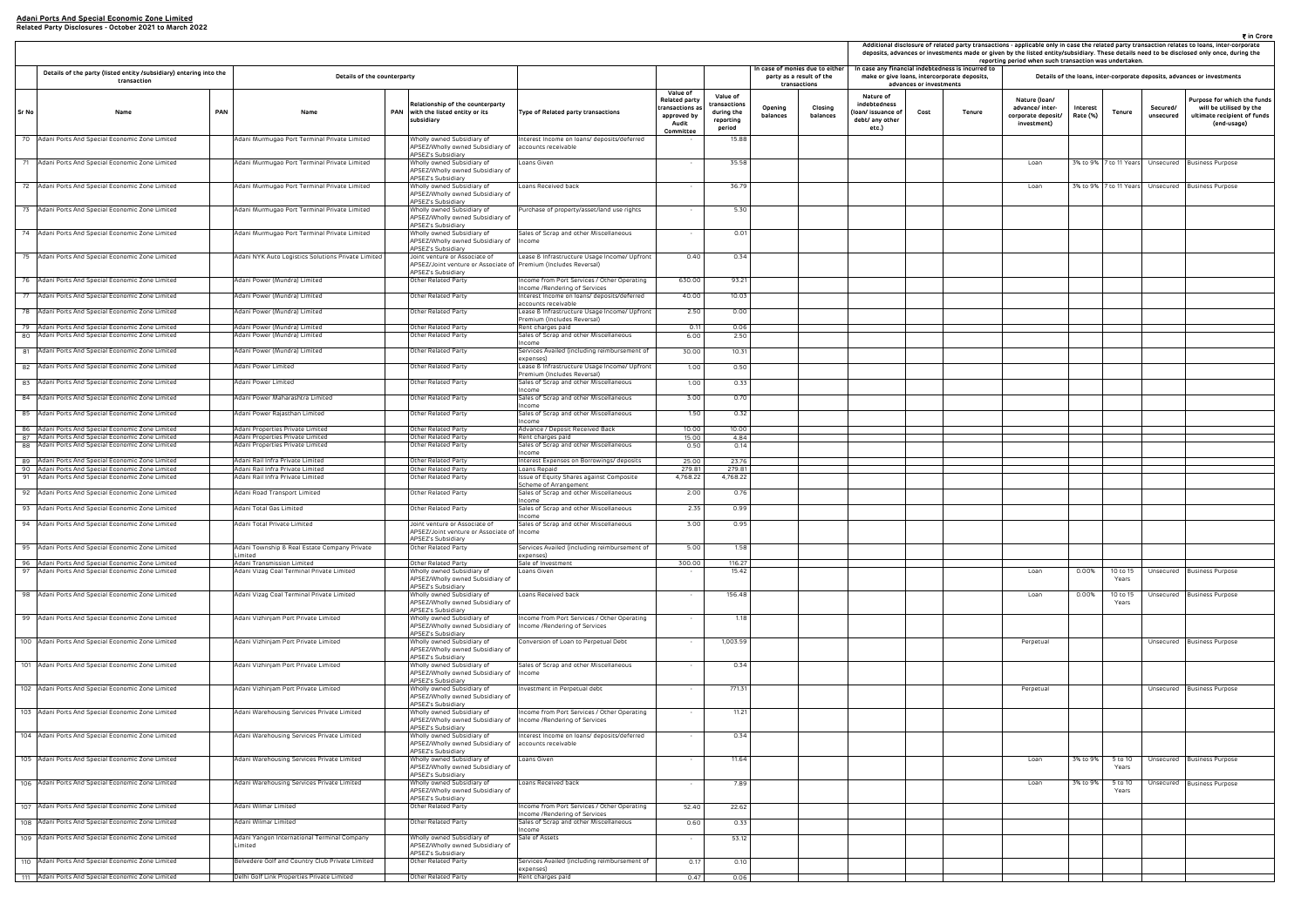# Adani Ports And Special Economic Zone Limited

**Related Party Disclosures - October 2021 to March 2022**

₹ in Crore

| Details of the party (listed entity /subsidiary) entering into the transaction | | | Details of the counterparty | | | | Value of Related party transactions as approved by Audit Committee | Value of transactions during the reporting period | In case of monies due to either party as a result of the transactions | | Additional disclosure of related party transactions - applicable only in case the related party transaction relates to loans, inter-corporate deposits, advances or investments made or given by the listed entity/subsidiary. These details need to be disclosed only once, during the reporting period when such transaction was undertaken. In case any financial indebtedness is incurred to make or give loans, intercorporate deposits, advances or investments | | | Details of the loans, inter-corporate deposits, advances or investments | | | | |
|---|---|---|---|---|---|---|---|---|---|---|---|---|---|---|---|---|---|---|
| Sr No | Name | PAN | Name | PAN | Relationship of the counterparty with the listed entity or its subsidiary | Type of Related party transactions | | | Opening balances | Closing balances | Nature of indebtedness (loan/ issuance of debt/ any other etc.) | Cost | Tenure | Nature (loan/ advance/ inter-corporate deposit/ investment) | Interest Rate (%) | Tenure | Secured/ unsecured | Purpose for which the funds will be utilised by the ultimate recipient of funds (end-usage) |
| 70 | Adani Ports And Special Economic Zone Limited | | Adani Murmugao Port Terminal Private Limited | | Wholly owned Subsidiary of APSEZ/Wholly owned Subsidiary of APSEZ's Subsidiary | Interest Income on loans/ deposits/deferred accounts receivable | - | 15.88 | | | | | | | | | | |
| 71 | Adani Ports And Special Economic Zone Limited | | Adani Murmugao Port Terminal Private Limited | | Wholly owned Subsidiary of APSEZ/Wholly owned Subsidiary of APSEZ's Subsidiary | Loans Given | - | 35.58 | | | | | | Loan | 3% to 9% | 7 to 11 Years | Unsecured | Business Purpose |
| 72 | Adani Ports And Special Economic Zone Limited | | Adani Murmugao Port Terminal Private Limited | | Wholly owned Subsidiary of APSEZ/Wholly owned Subsidiary of APSEZ's Subsidiary | Loans Received back | - | 36.79 | | | | | | Loan | 3% to 9% | 7 to 11 Years | Unsecured | Business Purpose |
| 73 | Adani Ports And Special Economic Zone Limited | | Adani Murmugao Port Terminal Private Limited | | Wholly owned Subsidiary of APSEZ/Wholly owned Subsidiary of APSEZ's Subsidiary | Purchase of property/asset/land use rights | - | 5.30 | | | | | | | | | | |
| 74 | Adani Ports And Special Economic Zone Limited | | Adani Murmugao Port Terminal Private Limited | | Wholly owned Subsidiary of APSEZ/Wholly owned Subsidiary of APSEZ's Subsidiary | Sales of Scrap and other Miscellaneous Income | - | 0.01 | | | | | | | | | | |
| 75 | Adani Ports And Special Economic Zone Limited | | Adani NYK Auto Logistics Solutions Private Limited | | Joint venture or Associate of APSEZ/Joint venture or Associate of APSEZ's Subsidiary | Lease & Infrastructure Usage Income/ Upfront Premium (Includes Reversal) | 0.40 | 0.34 | | | | | | | | | | |
| 76 | Adani Ports And Special Economic Zone Limited | | Adani Power (Mundra) Limited | | Other Related Party | Income from Port Services / Other Operating Income /Rendering of Services | 630.00 | 93.21 | | | | | | | | | | |
| 77 | Adani Ports And Special Economic Zone Limited | | Adani Power (Mundra) Limited | | Other Related Party | Interest Income on loans/ deposits/deferred accounts receivable | 40.00 | 10.03 | | | | | | | | | | |
| 78 | Adani Ports And Special Economic Zone Limited | | Adani Power (Mundra) Limited | | Other Related Party | Lease & Infrastructure Usage Income/ Upfront Premium (Includes Reversal) | 2.50 | 0.00 | | | | | | | | | | |
| 79 | Adani Ports And Special Economic Zone Limited | | Adani Power (Mundra) Limited | | Other Related Party | Rent charges paid | 0.11 | 0.06 | | | | | | | | | | |
| 80 | Adani Ports And Special Economic Zone Limited | | Adani Power (Mundra) Limited | | Other Related Party | Sales of Scrap and other Miscellaneous Income | 6.00 | 2.50 | | | | | | | | | | |
| 81 | Adani Ports And Special Economic Zone Limited | | Adani Power (Mundra) Limited | | Other Related Party | Services Availed (including reimbursement of expenses) | 30.00 | 10.31 | | | | | | | | | | |
| 82 | Adani Ports And Special Economic Zone Limited | | Adani Power Limited | | Other Related Party | Lease & Infrastructure Usage Income/ Upfront Premium (Includes Reversal) | 1.00 | 0.50 | | | | | | | | | | |
| 83 | Adani Ports And Special Economic Zone Limited | | Adani Power Limited | | Other Related Party | Sales of Scrap and other Miscellaneous Income | 1.00 | 0.33 | | | | | | | | | | |
| 84 | Adani Ports And Special Economic Zone Limited | | Adani Power Maharashtra Limited | | Other Related Party | Sales of Scrap and other Miscellaneous Income | 3.00 | 0.70 | | | | | | | | | | |
| 85 | Adani Ports And Special Economic Zone Limited | | Adani Power Rajasthan Limited | | Other Related Party | Sales of Scrap and other Miscellaneous Income | 1.50 | 0.32 | | | | | | | | | | |
| 86 | Adani Ports And Special Economic Zone Limited | | Adani Properties Private Limited | | Other Related Party | Advance / Deposit Received Back | 10.00 | 10.00 | | | | | | | | | | |
| 87 | Adani Ports And Special Economic Zone Limited | | Adani Properties Private Limited | | Other Related Party | Rent charges paid | 15.00 | 4.84 | | | | | | | | | | |
| 88 | Adani Ports And Special Economic Zone Limited | | Adani Properties Private Limited | | Other Related Party | Sales of Scrap and other Miscellaneous Income | 0.50 | 0.14 | | | | | | | | | | |
| 89 | Adani Ports And Special Economic Zone Limited | | Adani Rail Infra Private Limited | | Other Related Party | Interest Expenses on Borrowings/ deposits | 25.00 | 23.76 | | | | | | | | | | |
| 90 | Adani Ports And Special Economic Zone Limited | | Adani Rail Infra Private Limited | | Other Related Party | Loans Repaid | 279.81 | 279.81 | | | | | | | | | | |
| 91 | Adani Ports And Special Economic Zone Limited | | Adani Rail Infra Private Limited | | Other Related Party | Issue of Equity Shares against Composite Scheme of Arrangement | 4,768.22 | 4,768.22 | | | | | | | | | | |
| 92 | Adani Ports And Special Economic Zone Limited | | Adani Road Transport Limited | | Other Related Party | Sales of Scrap and other Miscellaneous Income | 2.00 | 0.76 | | | | | | | | | | |
| 93 | Adani Ports And Special Economic Zone Limited | | Adani Total Gas Limited | | Other Related Party | Sales of Scrap and other Miscellaneous Income | 2.35 | 0.99 | | | | | | | | | | |
| 94 | Adani Ports And Special Economic Zone Limited | | Adani Total Private Limited | | Joint venture or Associate of APSEZ/Joint venture or Associate of APSEZ's Subsidiary | Sales of Scrap and other Miscellaneous Income | 3.00 | 0.95 | | | | | | | | | | |
| 95 | Adani Ports And Special Economic Zone Limited | | Adani Township & Real Estate Company Private Limited | | Other Related Party | Services Availed (including reimbursement of expenses) | 5.00 | 1.58 | | | | | | | | | | |
| 96 | Adani Ports And Special Economic Zone Limited | | Adani Transmission Limited | | Other Related Party | Sale of Investment | 300.00 | 116.27 | | | | | | | | | | |
| 97 | Adani Ports And Special Economic Zone Limited | | Adani Vizag Coal Terminal Private Limited | | Wholly owned Subsidiary of APSEZ/Wholly owned Subsidiary of APSEZ's Subsidiary | Loans Given | - | 15.42 | | | | | | Loan | 0.00% | 10 to 15 Years | Unsecured | Business Purpose |
| 98 | Adani Ports And Special Economic Zone Limited | | Adani Vizag Coal Terminal Private Limited | | Wholly owned Subsidiary of APSEZ/Wholly owned Subsidiary of APSEZ's Subsidiary | Loans Received back | - | 156.48 | | | | | | Loan | 0.00% | 10 to 15 Years | Unsecured | Business Purpose |
| 99 | Adani Ports And Special Economic Zone Limited | | Adani Vizhinjam Port Private Limited | | Wholly owned Subsidiary of APSEZ/Wholly owned Subsidiary of APSEZ's Subsidiary | Income from Port Services / Other Operating Income /Rendering of Services | - | 1.18 | | | | | | | | | | |
| 100 | Adani Ports And Special Economic Zone Limited | | Adani Vizhinjam Port Private Limited | | Wholly owned Subsidiary of APSEZ/Wholly owned Subsidiary of APSEZ's Subsidiary | Conversion of Loan to Perpetual Debt | - | 1,003.59 | | | | | | Perpetual | | | Unsecured | Business Purpose |
| 101 | Adani Ports And Special Economic Zone Limited | | Adani Vizhinjam Port Private Limited | | Wholly owned Subsidiary of APSEZ/Wholly owned Subsidiary of APSEZ's Subsidiary | Sales of Scrap and other Miscellaneous Income | - | 0.34 | | | | | | | | | | |
| 102 | Adani Ports And Special Economic Zone Limited | | Adani Vizhinjam Port Private Limited | | Wholly owned Subsidiary of APSEZ/Wholly owned Subsidiary of APSEZ's Subsidiary | Investment in Perpetual debt | - | 771.31 | | | | | | Perpetual | | | Unsecured | Business Purpose |
| 103 | Adani Ports And Special Economic Zone Limited | | Adani Warehousing Services Private Limited | | Wholly owned Subsidiary of APSEZ/Wholly owned Subsidiary of APSEZ's Subsidiary | Income from Port Services / Other Operating Income /Rendering of Services | - | 11.21 | | | | | | | | | | |
| 104 | Adani Ports And Special Economic Zone Limited | | Adani Warehousing Services Private Limited | | Wholly owned Subsidiary of APSEZ/Wholly owned Subsidiary of APSEZ's Subsidiary | Interest Income on loans/ deposits/deferred accounts receivable | - | 0.34 | | | | | | | | | | |
| 105 | Adani Ports And Special Economic Zone Limited | | Adani Warehousing Services Private Limited | | Wholly owned Subsidiary of APSEZ/Wholly owned Subsidiary of APSEZ's Subsidiary | Loans Given | - | 11.64 | | | | | | Loan | 3% to 9% | 5 to 10 Years | Unsecured | Business Purpose |
| 106 | Adani Ports And Special Economic Zone Limited | | Adani Warehousing Services Private Limited | | Wholly owned Subsidiary of APSEZ/Wholly owned Subsidiary of APSEZ's Subsidiary | Loans Received back | - | 7.89 | | | | | | Loan | 3% to 9% | 5 to 10 Years | Unsecured | Business Purpose |
| 107 | Adani Ports And Special Economic Zone Limited | | Adani Wilmar Limited | | Other Related Party | Income from Port Services / Other Operating Income /Rendering of Services | 52.40 | 22.62 | | | | | | | | | | |
| 108 | Adani Ports And Special Economic Zone Limited | | Adani Wilmar Limited | | Other Related Party | Sales of Scrap and other Miscellaneous Income | 0.60 | 0.33 | | | | | | | | | | |
| 109 | Adani Ports And Special Economic Zone Limited | | Adani Yangon International Terminal Company Limited | | Wholly owned Subsidiary of APSEZ/Wholly owned Subsidiary of APSEZ's Subsidiary | Sale of Assets | - | 53.12 | | | | | | | | | | |
| 110 | Adani Ports And Special Economic Zone Limited | | Belvedere Golf and Country Club Private Limited | | Other Related Party | Services Availed (including reimbursement of expenses) | 0.17 | 0.10 | | | | | | | | | | |
| 111 | Adani Ports And Special Economic Zone Limited | | Delhi Golf Link Properties Private Limited | | Other Related Party | Rent charges paid | 0.47 | 0.06 | | | | | | | | | | |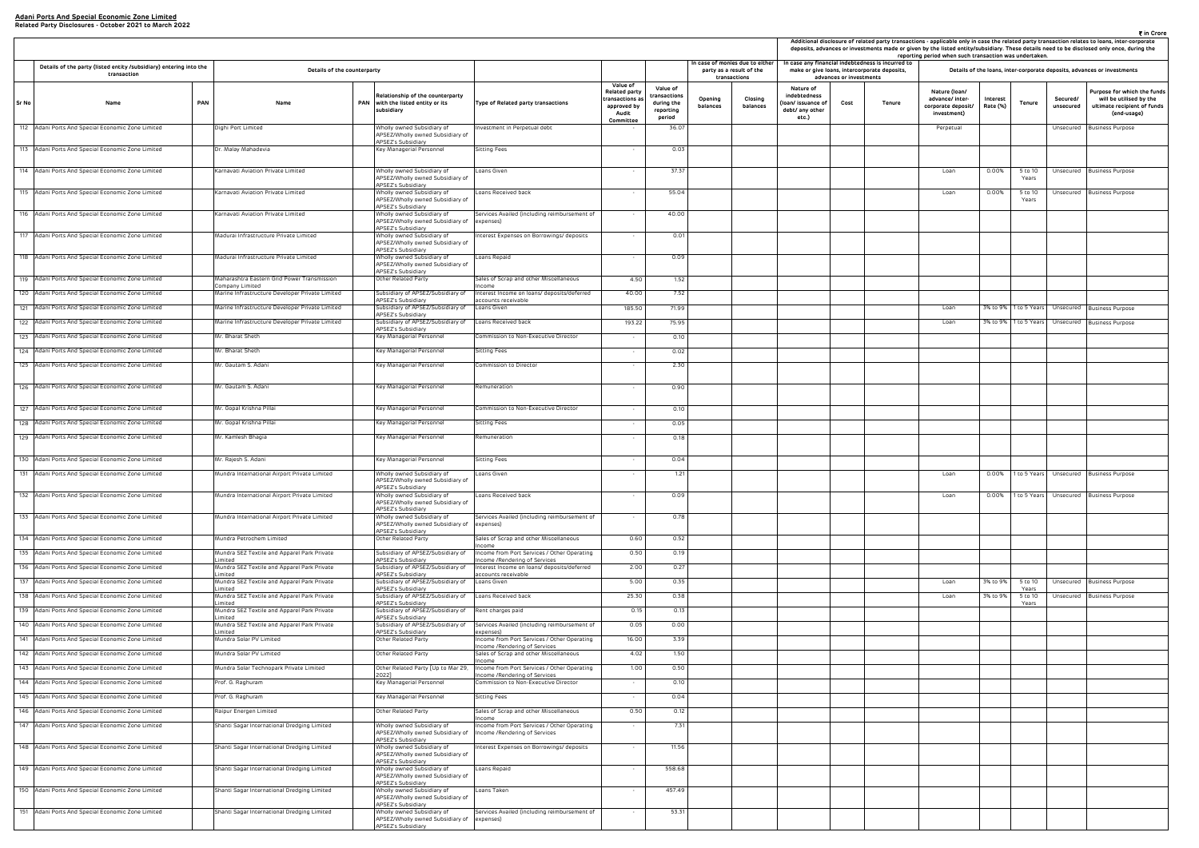**Adani Ports And Special Economic Zone Limited**
**Related Party Disclosures - October 2021 to March 2022**

₹ in Crore

| Sr No | Details of the party (listed entity /subsidiary) entering into the transaction | | Details of the counterparty | | | Type of Related party transactions | Value of Related party transactions as approved by Audit Committee | Value of transactions during the reporting period | In case of monies due to either party as a result of the transactions | | Additional disclosure of related party transactions - applicable only in case the related party transaction relates to loans, inter-corporate deposits, advances or investments made or given by the listed entity/subsidiary. These details need to be disclosed only once, during the reporting period when such transaction was undertaken. In case any financial indebtedness is incurred to make or give loans, intercorporate deposits, advances or investments | | | Details of the loans, inter-corporate deposits, advances or investments | | | | |
|---|---|---|---|---|---|---|---|---|---|---|---|---|---|---|---|---|---|---|
| | Name | PAN | Name | PAN | Relationship of the counterparty with the listed entity or its subsidiary | | | | Opening balances | Closing balances | Nature of indebtedness (loan/ issuance of debt/ any other etc.) | Cost | Tenure | Nature (loan/ advance/ inter-corporate deposit/ investment) | Interest Rate (%) | Tenure | Secured/ unsecured | Purpose for which the funds will be utilised by the ultimate recipient of funds (end-usage) |
| 112 | Adani Ports And Special Economic Zone Limited | | Dighi Port Limited | | Wholly owned Subsidiary of APSEZ/Wholly owned Subsidiary of APSEZ's Subsidiary | Investment in Perpetual debt | - | 36.07 | | | | | | Perpetual | | | Unsecured | Business Purpose |
| 113 | Adani Ports And Special Economic Zone Limited | | Dr. Malay Mahadevia | | Key Managerial Personnel | Sitting Fees | - | 0.03 | | | | | | | | | | |
| 114 | Adani Ports And Special Economic Zone Limited | | Karnavati Aviation Private Limited | | Wholly owned Subsidiary of APSEZ/Wholly owned Subsidiary of APSEZ's Subsidiary | Loans Given | - | 37.37 | | | | | | Loan | 0.00% | 5 to 10 Years | Unsecured | Business Purpose |
| 115 | Adani Ports And Special Economic Zone Limited | | Karnavati Aviation Private Limited | | Wholly owned Subsidiary of APSEZ/Wholly owned Subsidiary of APSEZ's Subsidiary | Loans Received back | - | 55.04 | | | | | | Loan | 0.00% | 5 to 10 Years | Unsecured | Business Purpose |
| 116 | Adani Ports And Special Economic Zone Limited | | Karnavati Aviation Private Limited | | Wholly owned Subsidiary of APSEZ/Wholly owned Subsidiary of APSEZ's Subsidiary | Services Availed (including reimbursement of expenses) | - | 40.00 | | | | | | | | | | |
| 117 | Adani Ports And Special Economic Zone Limited | | Madurai Infrastructure Private Limited | | Wholly owned Subsidiary of APSEZ/Wholly owned Subsidiary of APSEZ's Subsidiary | Interest Expenses on Borrowings/ deposits | - | 0.01 | | | | | | | | | | |
| 118 | Adani Ports And Special Economic Zone Limited | | Madurai Infrastructure Private Limited | | Wholly owned Subsidiary of APSEZ/Wholly owned Subsidiary of APSEZ's Subsidiary | Loans Repaid | - | 0.09 | | | | | | | | | | |
| 119 | Adani Ports And Special Economic Zone Limited | | Maharashtra Eastern Grid Power Transmission Company Limited | | Other Related Party | Sales of Scrap and other Miscellaneous Income | 4.50 | 1.52 | | | | | | | | | | |
| 120 | Adani Ports And Special Economic Zone Limited | | Marine Infrastructure Developer Private Limited | | Subsidiary of APSEZ/Subsidiary of APSEZ's Subsidiary | Interest Income on loans/ deposits/deferred accounts receivable | 40.00 | 7.52 | | | | | | | | | | |
| 121 | Adani Ports And Special Economic Zone Limited | | Marine Infrastructure Developer Private Limited | | Subsidiary of APSEZ/Subsidiary of APSEZ's Subsidiary | Loans Given | 185.50 | 71.99 | | | | | | Loan | 3% to 9% | 1 to 5 Years | Unsecured | Business Purpose |
| 122 | Adani Ports And Special Economic Zone Limited | | Marine Infrastructure Developer Private Limited | | Subsidiary of APSEZ/Subsidiary of APSEZ's Subsidiary | Loans Received back | 193.22 | 75.95 | | | | | | Loan | 3% to 9% | 1 to 5 Years | Unsecured | Business Purpose |
| 123 | Adani Ports And Special Economic Zone Limited | | Mr. Bharat Sheth | | Key Managerial Personnel | Commission to Non-Executive Director | - | 0.10 | | | | | | | | | | |
| 124 | Adani Ports And Special Economic Zone Limited | | Mr. Bharat Sheth | | Key Managerial Personnel | Sitting Fees | - | 0.02 | | | | | | | | | | |
| 125 | Adani Ports And Special Economic Zone Limited | | Mr. Gautam S. Adani | | Key Managerial Personnel | Commission to Director | - | 2.30 | | | | | | | | | | |
| 126 | Adani Ports And Special Economic Zone Limited | | Mr. Gautam S. Adani | | Key Managerial Personnel | Remuneration | - | 0.90 | | | | | | | | | | |
| 127 | Adani Ports And Special Economic Zone Limited | | Mr. Gopal Krishna Pillai | | Key Managerial Personnel | Commission to Non-Executive Director | - | 0.10 | | | | | | | | | | |
| 128 | Adani Ports And Special Economic Zone Limited | | Mr. Gopal Krishna Pillai | | Key Managerial Personnel | Sitting Fees | - | 0.05 | | | | | | | | | | |
| 129 | Adani Ports And Special Economic Zone Limited | | Mr. Kamlesh Bhagia | | Key Managerial Personnel | Remuneration | - | 0.18 | | | | | | | | | | |
| 130 | Adani Ports And Special Economic Zone Limited | | Mr. Rajesh S. Adani | | Key Managerial Personnel | Sitting Fees | - | 0.04 | | | | | | | | | | |
| 131 | Adani Ports And Special Economic Zone Limited | | Mundra International Airport Private Limited | | Wholly owned Subsidiary of APSEZ/Wholly owned Subsidiary of APSEZ's Subsidiary | Loans Given | - | 1.21 | | | | | | Loan | 0.00% | 1 to 5 Years | Unsecured | Business Purpose |
| 132 | Adani Ports And Special Economic Zone Limited | | Mundra International Airport Private Limited | | Wholly owned Subsidiary of APSEZ/Wholly owned Subsidiary of APSEZ's Subsidiary | Loans Received back | - | 0.09 | | | | | | Loan | 0.00% | 1 to 5 Years | Unsecured | Business Purpose |
| 133 | Adani Ports And Special Economic Zone Limited | | Mundra International Airport Private Limited | | Wholly owned Subsidiary of APSEZ/Wholly owned Subsidiary of APSEZ's Subsidiary | Services Availed (including reimbursement of expenses) | - | 0.78 | | | | | | | | | | |
| 134 | Adani Ports And Special Economic Zone Limited | | Mundra Petrochem Limited | | Other Related Party | Sales of Scrap and other Miscellaneous Income | 0.60 | 0.52 | | | | | | | | | | |
| 135 | Adani Ports And Special Economic Zone Limited | | Mundra SEZ Textile and Apparel Park Private Limited | | Subsidiary of APSEZ/Subsidiary of APSEZ's Subsidiary | Income from Port Services / Other Operating Income /Rendering of Services | 0.50 | 0.19 | | | | | | | | | | |
| 136 | Adani Ports And Special Economic Zone Limited | | Mundra SEZ Textile and Apparel Park Private Limited | | Subsidiary of APSEZ/Subsidiary of APSEZ's Subsidiary | Interest Income on loans/ deposits/deferred accounts receivable | 2.00 | 0.27 | | | | | | | | | | |
| 137 | Adani Ports And Special Economic Zone Limited | | Mundra SEZ Textile and Apparel Park Private Limited | | Subsidiary of APSEZ/Subsidiary of APSEZ's Subsidiary | Loans Given | 5.00 | 0.35 | | | | | | Loan | 3% to 9% | 5 to 10 Years | Unsecured | Business Purpose |
| 138 | Adani Ports And Special Economic Zone Limited | | Mundra SEZ Textile and Apparel Park Private Limited | | Subsidiary of APSEZ/Subsidiary of APSEZ's Subsidiary | Loans Received back | 25.30 | 0.38 | | | | | | Loan | 3% to 9% | 5 to 10 Years | Unsecured | Business Purpose |
| 139 | Adani Ports And Special Economic Zone Limited | | Mundra SEZ Textile and Apparel Park Private Limited | | Subsidiary of APSEZ/Subsidiary of APSEZ's Subsidiary | Rent charges paid | 0.15 | 0.13 | | | | | | | | | | |
| 140 | Adani Ports And Special Economic Zone Limited | | Mundra SEZ Textile and Apparel Park Private Limited | | Subsidiary of APSEZ/Subsidiary of APSEZ's Subsidiary | Services Availed (including reimbursement of expenses) | 0.05 | 0.00 | | | | | | | | | | |
| 141 | Adani Ports And Special Economic Zone Limited | | Mundra Solar PV Limited | | Other Related Party | Income from Port Services / Other Operating Income /Rendering of Services | 16.00 | 3.39 | | | | | | | | | | |
| 142 | Adani Ports And Special Economic Zone Limited | | Mundra Solar PV Limited | | Other Related Party | Sales of Scrap and other Miscellaneous Income | 4.02 | 1.50 | | | | | | | | | | |
| 143 | Adani Ports And Special Economic Zone Limited | | Mundra Solar Technopark Private Limited | | Other Related Party (Up to Mar 29, 2022) | Income from Port Services / Other Operating Income /Rendering of Services | 1.00 | 0.50 | | | | | | | | | | |
| 144 | Adani Ports And Special Economic Zone Limited | | Prof. G. Raghuram | | Key Managerial Personnel | Commission to Non-Executive Director | - | 0.10 | | | | | | | | | | |
| 145 | Adani Ports And Special Economic Zone Limited | | Prof. G. Raghuram | | Key Managerial Personnel | Sitting Fees | - | 0.04 | | | | | | | | | | |
| 146 | Adani Ports And Special Economic Zone Limited | | Raipur Energen Limited | | Other Related Party | Sales of Scrap and other Miscellaneous Income | 0.50 | 0.12 | | | | | | | | | | |
| 147 | Adani Ports And Special Economic Zone Limited | | Shanti Sagar International Dredging Limited | | Wholly owned Subsidiary of APSEZ/Wholly owned Subsidiary of APSEZ's Subsidiary | Income from Port Services / Other Operating Income /Rendering of Services | - | 7.31 | | | | | | | | | | |
| 148 | Adani Ports And Special Economic Zone Limited | | Shanti Sagar International Dredging Limited | | Wholly owned Subsidiary of APSEZ/Wholly owned Subsidiary of APSEZ's Subsidiary | Interest Expenses on Borrowings/ deposits | - | 11.56 | | | | | | | | | | |
| 149 | Adani Ports And Special Economic Zone Limited | | Shanti Sagar International Dredging Limited | | Wholly owned Subsidiary of APSEZ/Wholly owned Subsidiary of APSEZ's Subsidiary | Loans Repaid | - | 558.68 | | | | | | | | | | |
| 150 | Adani Ports And Special Economic Zone Limited | | Shanti Sagar International Dredging Limited | | Wholly owned Subsidiary of APSEZ/Wholly owned Subsidiary of APSEZ's Subsidiary | Loans Taken | - | 457.49 | | | | | | | | | | |
| 151 | Adani Ports And Special Economic Zone Limited | | Shanti Sagar International Dredging Limited | | Wholly owned Subsidiary of APSEZ/Wholly owned Subsidiary of APSEZ's Subsidiary | Services Availed (including reimbursement of expenses) | - | 53.31 | | | | | | | | | | |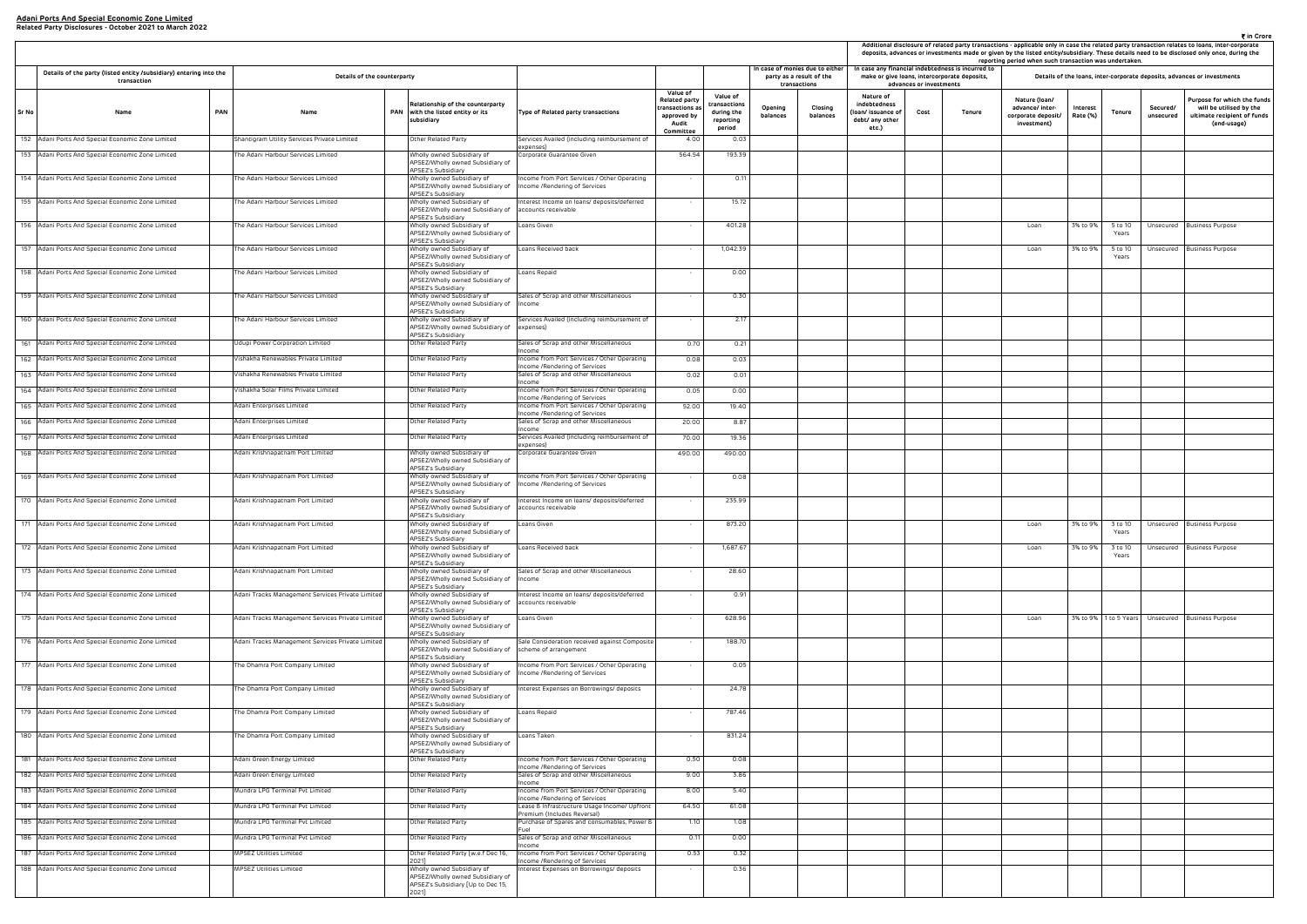**Adani Ports And Special Economic Zone Limited**
**Related Party Disclosures - October 2021 to March 2022**

₹ in Crore

| Sr No | Details of the party (listed entity /subsidiary) entering into the transaction | | Details of the counterparty | | | Type of Related party transactions | Value of Related party transactions as approved by Audit Committee | Value of transactions during the reporting period | In case of monies due to either party as a result of the transactions | | In case any financial indebtedness is incurred to make or give loans, intercorporate deposits, advances or investments | | | Additional disclosure of related party transactions - applicable only in case the related party transaction relates to loans, inter-corporate deposits, advances or investments made or given by the listed entity/subsidiary. These details need to be disclosed only once, during the reporting period when such transaction was undertaken. Details of the loans, inter-corporate deposits, advances or investments | | | | |
|---|---|---|---|---|---|---|---|---|---|---|---|---|---|---|---|---|---|---|
| | Name | PAN | Name | PAN | Relationship of the counterparty with the listed entity or its subsidiary | | | | Opening balances | Closing balances | Nature of indebtedness (loan/ issuance of debt/ any other etc.) | Cost | Tenure | Nature (loan/ advance/ inter-corporate deposit/ investment) | Interest Rate (%) | Tenure | Secured/ unsecured | Purpose for which the funds will be utilised by the ultimate recipient of funds (end-usage) |
| 152 | Adani Ports And Special Economic Zone Limited | | Shantigram Utility Services Private Limited | | Other Related Party | Services Availed (including reimbursement of expenses) | 4.00 | 0.03 | | | | | | | | | | |
| 153 | Adani Ports And Special Economic Zone Limited | | The Adani Harbour Services Limited | | Wholly owned Subsidiary of APSEZ/Wholly owned Subsidiary of APSEZ's Subsidiary | Corporate Guarantee Given | 564.54 | 193.39 | | | | | | | | | | |
| 154 | Adani Ports And Special Economic Zone Limited | | The Adani Harbour Services Limited | | Wholly owned Subsidiary of APSEZ/Wholly owned Subsidiary of APSEZ's Subsidiary | Income from Port Services / Other Operating Income /Rendering of Services | - | 0.11 | | | | | | | | | | |
| 155 | Adani Ports And Special Economic Zone Limited | | The Adani Harbour Services Limited | | Wholly owned Subsidiary of APSEZ/Wholly owned Subsidiary of APSEZ's Subsidiary | Interest Income on loans/ deposits/deferred accounts receivable | - | 15.72 | | | | | | | | | | |
| 156 | Adani Ports And Special Economic Zone Limited | | The Adani Harbour Services Limited | | Wholly owned Subsidiary of APSEZ/Wholly owned Subsidiary of APSEZ's Subsidiary | Loans Given | - | 401.28 | | | | | | Loan | 3% to 9% | 5 to 10 Years | Unsecured | Business Purpose |
| 157 | Adani Ports And Special Economic Zone Limited | | The Adani Harbour Services Limited | | Wholly owned Subsidiary of APSEZ/Wholly owned Subsidiary of APSEZ's Subsidiary | Loans Received back | - | 1,042.39 | | | | | | Loan | 3% to 9% | 5 to 10 Years | Unsecured | Business Purpose |
| 158 | Adani Ports And Special Economic Zone Limited | | The Adani Harbour Services Limited | | Wholly owned Subsidiary of APSEZ/Wholly owned Subsidiary of APSEZ's Subsidiary | Loans Repaid | - | 0.00 | | | | | | | | | | |
| 159 | Adani Ports And Special Economic Zone Limited | | The Adani Harbour Services Limited | | Wholly owned Subsidiary of APSEZ/Wholly owned Subsidiary of APSEZ's Subsidiary | Sales of Scrap and other Miscellaneous Income | - | 0.30 | | | | | | | | | | |
| 160 | Adani Ports And Special Economic Zone Limited | | The Adani Harbour Services Limited | | Wholly owned Subsidiary of APSEZ/Wholly owned Subsidiary of APSEZ's Subsidiary | Services Availed (including reimbursement of expenses) | - | 2.17 | | | | | | | | | | |
| 161 | Adani Ports And Special Economic Zone Limited | | Udupi Power Corporation Limited | | Other Related Party | Sales of Scrap and other Miscellaneous Income | 0.70 | 0.21 | | | | | | | | | | |
| 162 | Adani Ports And Special Economic Zone Limited | | Vishakha Renewables Private Limited | | Other Related Party | Income from Port Services / Other Operating Income /Rendering of Services | 0.08 | 0.03 | | | | | | | | | | |
| 163 | Adani Ports And Special Economic Zone Limited | | Vishakha Renewables Private Limited | | Other Related Party | Sales of Scrap and other Miscellaneous Income | 0.02 | 0.01 | | | | | | | | | | |
| 164 | Adani Ports And Special Economic Zone Limited | | Vishakha Solar Films Private Limited | | Other Related Party | Income from Port Services / Other Operating Income /Rendering of Services | 0.05 | 0.00 | | | | | | | | | | |
| 165 | Adani Ports And Special Economic Zone Limited | | Adani Enterprises Limited | | Other Related Party | Income from Port Services / Other Operating Income /Rendering of Services | 52.00 | 19.40 | | | | | | | | | | |
| 166 | Adani Ports And Special Economic Zone Limited | | Adani Enterprises Limited | | Other Related Party | Sales of Scrap and other Miscellaneous Income | 20.00 | 8.87 | | | | | | | | | | |
| 167 | Adani Ports And Special Economic Zone Limited | | Adani Enterprises Limited | | Other Related Party | Services Availed (including reimbursement of expenses) | 70.00 | 19.36 | | | | | | | | | | |
| 168 | Adani Ports And Special Economic Zone Limited | | Adani Krishnapatnam Port Limited | | Wholly owned Subsidiary of APSEZ/Wholly owned Subsidiary of APSEZ's Subsidiary | Corporate Guarantee Given | 490.00 | 490.00 | | | | | | | | | | |
| 169 | Adani Ports And Special Economic Zone Limited | | Adani Krishnapatnam Port Limited | | Wholly owned Subsidiary of APSEZ/Wholly owned Subsidiary of APSEZ's Subsidiary | Income from Port Services / Other Operating Income /Rendering of Services | - | 0.08 | | | | | | | | | | |
| 170 | Adani Ports And Special Economic Zone Limited | | Adani Krishnapatnam Port Limited | | Wholly owned Subsidiary of APSEZ/Wholly owned Subsidiary of APSEZ's Subsidiary | Interest Income on loans/ deposits/deferred accounts receivable | - | 235.99 | | | | | | | | | | |
| 171 | Adani Ports And Special Economic Zone Limited | | Adani Krishnapatnam Port Limited | | Wholly owned Subsidiary of APSEZ/Wholly owned Subsidiary of APSEZ's Subsidiary | Loans Given | - | 873.20 | | | | | | Loan | 3% to 9% | 3 to 10 Years | Unsecured | Business Purpose |
| 172 | Adani Ports And Special Economic Zone Limited | | Adani Krishnapatnam Port Limited | | Wholly owned Subsidiary of APSEZ/Wholly owned Subsidiary of APSEZ's Subsidiary | Loans Received back | - | 1,687.67 | | | | | | Loan | 3% to 9% | 3 to 10 Years | Unsecured | Business Purpose |
| 173 | Adani Ports And Special Economic Zone Limited | | Adani Krishnapatnam Port Limited | | Wholly owned Subsidiary of APSEZ/Wholly owned Subsidiary of APSEZ's Subsidiary | Sales of Scrap and other Miscellaneous Income | - | 28.60 | | | | | | | | | | |
| 174 | Adani Ports And Special Economic Zone Limited | | Adani Tracks Management Services Private Limited | | Wholly owned Subsidiary of APSEZ/Wholly owned Subsidiary of APSEZ's Subsidiary | Interest Income on loans/ deposits/deferred accounts receivable | - | 0.91 | | | | | | | | | | |
| 175 | Adani Ports And Special Economic Zone Limited | | Adani Tracks Management Services Private Limited | | Wholly owned Subsidiary of APSEZ/Wholly owned Subsidiary of APSEZ's Subsidiary | Loans Given | - | 628.96 | | | | | | Loan | 3% to 9% | 1 to 5 Years | Unsecured | Business Purpose |
| 176 | Adani Ports And Special Economic Zone Limited | | Adani Tracks Management Services Private Limited | | Wholly owned Subsidiary of APSEZ/Wholly owned Subsidiary of APSEZ's Subsidiary | Sale Consideration received against Composite scheme of arrangement | - | 188.70 | | | | | | | | | | |
| 177 | Adani Ports And Special Economic Zone Limited | | The Dhamra Port Company Limited | | Wholly owned Subsidiary of APSEZ/Wholly owned Subsidiary of APSEZ's Subsidiary | Income from Port Services / Other Operating Income /Rendering of Services | - | 0.05 | | | | | | | | | | |
| 178 | Adani Ports And Special Economic Zone Limited | | The Dhamra Port Company Limited | | Wholly owned Subsidiary of APSEZ/Wholly owned Subsidiary of APSEZ's Subsidiary | Interest Expenses on Borrowings/ deposits | - | 24.78 | | | | | | | | | | |
| 179 | Adani Ports And Special Economic Zone Limited | | The Dhamra Port Company Limited | | Wholly owned Subsidiary of APSEZ/Wholly owned Subsidiary of APSEZ's Subsidiary | Loans Repaid | - | 787.46 | | | | | | | | | | |
| 180 | Adani Ports And Special Economic Zone Limited | | The Dhamra Port Company Limited | | Wholly owned Subsidiary of APSEZ/Wholly owned Subsidiary of APSEZ's Subsidiary | Loans Taken | - | 831.24 | | | | | | | | | | |
| 181 | Adani Ports And Special Economic Zone Limited | | Adani Green Energy Limited | | Other Related Party | Income from Port Services / Other Operating Income /Rendering of Services | 0.50 | 0.08 | | | | | | | | | | |
| 182 | Adani Ports And Special Economic Zone Limited | | Adani Green Energy Limited | | Other Related Party | Sales of Scrap and other Miscellaneous Income | 9.00 | 3.86 | | | | | | | | | | |
| 183 | Adani Ports And Special Economic Zone Limited | | Mundra LPG Terminal Pvt Limited | | Other Related Party | Income from Port Services / Other Operating Income /Rendering of Services | 8.00 | 5.40 | | | | | | | | | | |
| 184 | Adani Ports And Special Economic Zone Limited | | Mundra LPG Terminal Pvt Limited | | Other Related Party | Lease & Infrastructure Usage Income/ Upfront Premium (Includes Reversal) | 64.50 | 61.08 | | | | | | | | | | |
| 185 | Adani Ports And Special Economic Zone Limited | | Mundra LPG Terminal Pvt Limited | | Other Related Party | Purchase of Spares and consumables, Power & Fuel | 1.10 | 1.08 | | | | | | | | | | |
| 186 | Adani Ports And Special Economic Zone Limited | | Mundra LPG Terminal Pvt Limited | | Other Related Party | Sales of Scrap and other Miscellaneous Income | 0.11 | 0.00 | | | | | | | | | | |
| 187 | Adani Ports And Special Economic Zone Limited | | MPSEZ Utilities Limited | | Other Related Party [w.e.f Dec 16, 2021] | Income from Port Services / Other Operating Income /Rendering of Services | 0.53 | 0.32 | | | | | | | | | | |
| 188 | Adani Ports And Special Economic Zone Limited | | MPSEZ Utilities Limited | | Wholly owned Subsidiary of APSEZ/Wholly owned Subsidiary of APSEZ's Subsidiary [Up to Dec 15, 2021] | Interest Expenses on Borrowings/ deposits | - | 0.36 | | | | | | | | | | |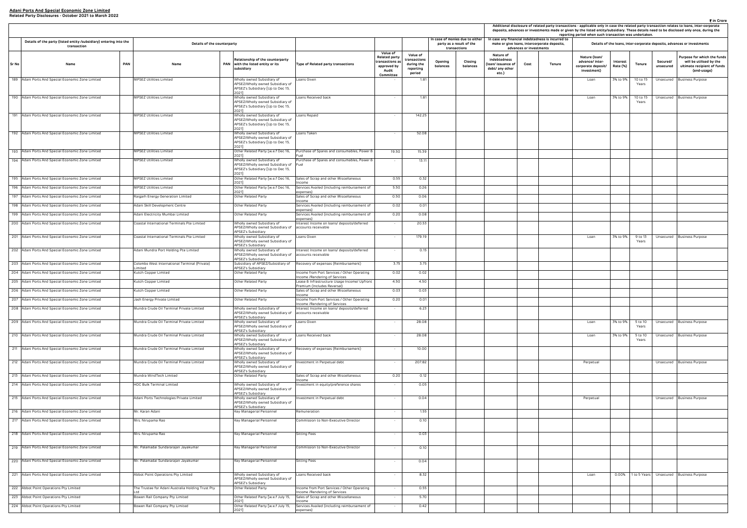**Adani Ports And Special Economic Zone Limited**
**Related Party Disclosures - October 2021 to March 2022**

₹ in Crore

| | Details of the party (listed entity /subsidiary) entering into the transaction | | Details of the counterparty | | | | | | In case of monies due to either party as a result of the transaction | | In case any financial indebtedness is incurred to make or give loans, intercorporate deposits, advances or investments | | | Additional disclosure of related party transactions - applicable only in case the related party transaction relates to loans, inter-corporate deposits, advances or investments made or given by the listed entity/subsidiary. These details need to be disclosed only once, during the reporting period when such transaction was undertaken. Details of the loans, inter-corporate deposits, advances or investments | | | | |
|---|---|---|---|---|---|---|---|---|---|---|---|---|---|---|---|---|---|---|
| Sr No | Name | PAN | Name | PAN | Relationship of the counterparty with the listed entity or its subsidiary | Type of Related party transactions | Value of Related party transactions as approved by Audit Committee | Value of transactions during the reporting period | Opening balances | Closing balances | Nature of indebtedness (loan/ issuance of debt/ any other etc.) | Cost | Tenure | Nature (loan/ advance/ inter-corporate deposit/ investment) | Interest Rate (%) | Tenure | Secured/ unsecured | Purpose for which the funds will be utilised by the ultimate recipient of funds (end-usage) |
| 189 | Adani Ports And Special Economic Zone Limited | | MPSEZ Utilities Limited | | Wholly owned Subsidiary of APSEZ/Wholly owned Subsidiary of APSEZ's Subsidiary [Up to Dec 15, 2021] | Loans Given | - | 1.81 | | | | | | Loan | 3% to 9% | 10 to 15 Years | Unsecured | Business Purpose |
| 190 | Adani Ports And Special Economic Zone Limited | | MPSEZ Utilities Limited | | Wholly owned Subsidiary of APSEZ/Wholly owned Subsidiary of APSEZ's Subsidiary [Up to Dec 15, 2021] | Loans Received back | - | 1.81 | | | | | | Loan | 3% to 9% | 10 to 15 Years | Unsecured | Business Purpose |
| 191 | Adani Ports And Special Economic Zone Limited | | MPSEZ Utilities Limited | | Wholly owned Subsidiary of APSEZ/Wholly owned Subsidiary of APSEZ's Subsidiary [Up to Dec 15, 2021] | Loans Repaid | - | 142.25 | | | | | | | | | | |
| 192 | Adani Ports And Special Economic Zone Limited | | MPSEZ Utilities Limited | | Wholly owned Subsidiary of APSEZ/Wholly owned Subsidiary of APSEZ's Subsidiary [Up to Dec 15, 2021] | Loans Taken | - | 52.08 | | | | | | | | | | |
| 193 | Adani Ports And Special Economic Zone Limited | | MPSEZ Utilities Limited | | Other Related Party [w.e.f Dec 16, 2021] | Purchase of Spares and consumables, Power & Fuel | 19.50 | 15.39 | | | | | | | | | | |
| 194 | Adani Ports And Special Economic Zone Limited | | MPSEZ Utilities Limited | | Wholly owned Subsidiary of APSEZ/Wholly owned Subsidiary of APSEZ's Subsidiary [Up to Dec 15, 2021] | Purchase of Spares and consumables, Power & Fuel | - | 13.11 | | | | | | | | | | |
| 195 | Adani Ports And Special Economic Zone Limited | | MPSEZ Utilities Limited | | Other Related Party [w.e.f Dec 16, 2021] | Sales of Scrap and other Miscellaneous Income | 0.55 | 0.32 | | | | | | | | | | |
| 196 | Adani Ports And Special Economic Zone Limited | | MPSEZ Utilities Limited | | Other Related Party [w.e.f Dec 16, 2021] | Services Availed (including reimbursement of expenses) | 5.50 | 0.26 | | | | | | | | | | |
| 197 | Adani Ports And Special Economic Zone Limited | | Raigarh Energy Generation Limited | | Other Related Party | Sales of Scrap and other Miscellaneous Income | 0.50 | 0.06 | | | | | | | | | | |
| 198 | Adani Ports And Special Economic Zone Limited | | Adani Skill Development Centre | | Other Related Party | Services Availed (including reimbursement of expenses) | 0.02 | 0.01 | | | | | | | | | | |
| 199 | Adani Ports And Special Economic Zone Limited | | Adani Electricity Mumbai Limited | | Other Related Party | Services Availed (including reimbursement of expenses) | 0.20 | 0.08 | | | | | | | | | | |
| 200 | Adani Ports And Special Economic Zone Limited | | Coastal International Terminals Pte Limited | | Wholly owned Subsidiary of APSEZ/Wholly owned Subsidiary of APSEZ's Subsidiary | Interest Income on loans/ deposits/deferred accounts receivable | - | 20.53 | | | | | | | | | | |
| 201 | Adani Ports And Special Economic Zone Limited | | Coastal International Terminals Pte Limited | | Wholly owned Subsidiary of APSEZ/Wholly owned Subsidiary of APSEZ's Subsidiary | Loans Given | - | 179.19 | | | | | | Loan | 3% to 9% | 9 to 13 Years | Unsecured | Business Purpose |
| 202 | Adani Ports And Special Economic Zone Limited | | Adani Mundra Port Holding Pte Limited | | Wholly owned Subsidiary of APSEZ/Wholly owned Subsidiary of APSEZ's Subsidiary | Interest Income on loans/ deposits/deferred accounts receivable | - | 0.15 | | | | | | | | | | |
| 203 | Adani Ports And Special Economic Zone Limited | | Colombo West International Terminal (Private) Limited | | Subsidiary of APSEZ/Subsidiary of APSEZ's Subsidiary | Recovery of expenses (Reimbursement) | 3.75 | 3.75 | | | | | | | | | | |
| 204 | Adani Ports And Special Economic Zone Limited | | Kutch Copper Limited | | Other Related Party | Income from Port Services / Other Operating Income /Rendering of Services | 0.02 | 0.02 | | | | | | | | | | |
| 205 | Adani Ports And Special Economic Zone Limited | | Kutch Copper Limited | | Other Related Party | Lease & Infrastructure Usage Income/ Upfront Premium (Includes Reversal) | 4.50 | 4.50 | | | | | | | | | | |
| 206 | Adani Ports And Special Economic Zone Limited | | Kutch Copper Limited | | Other Related Party | Sales of Scrap and other Miscellaneous Income | 0.03 | 0.03 | | | | | | | | | | |
| 207 | Adani Ports And Special Economic Zone Limited | | Jash Energy Private Limited | | Other Related Party | Income from Port Services / Other Operating Income /Rendering of Services | 0.20 | 0.01 | | | | | | | | | | |
| 208 | Adani Ports And Special Economic Zone Limited | | Mundra Crude Oil Terminal Private Limited | | Wholly owned Subsidiary of APSEZ/Wholly owned Subsidiary of APSEZ's Subsidiary | Interest Income on loans/ deposits/deferred accounts receivable | - | 6.23 | | | | | | | | | | |
| 209 | Adani Ports And Special Economic Zone Limited | | Mundra Crude Oil Terminal Private Limited | | Wholly owned Subsidiary of APSEZ/Wholly owned Subsidiary of APSEZ's Subsidiary | Loans Given | - | 28.08 | | | | | | Loan | 3% to 9% | 5 to 10 Years | Unsecured | Business Purpose |
| 210 | Adani Ports And Special Economic Zone Limited | | Mundra Crude Oil Terminal Private Limited | | Wholly owned Subsidiary of APSEZ/Wholly owned Subsidiary of APSEZ's Subsidiary | Loans Received back | - | 28.08 | | | | | | Loan | 3% to 9% | 5 to 10 Years | Unsecured | Business Purpose |
| 211 | Adani Ports And Special Economic Zone Limited | | Mundra Crude Oil Terminal Private Limited | | Wholly owned Subsidiary of APSEZ/Wholly owned Subsidiary of APSEZ's Subsidiary | Recovery of expenses (Reimbursement) | - | 10.00 | | | | | | | | | | |
| 212 | Adani Ports And Special Economic Zone Limited | | Mundra Crude Oil Terminal Private Limited | | Wholly owned Subsidiary of APSEZ/Wholly owned Subsidiary of APSEZ's Subsidiary | Investment in Perpetual debt | - | 207.82 | | | | | | Perpetual | | | Unsecured | Business Purpose |
| 213 | Adani Ports And Special Economic Zone Limited | | Mundra WindTech Limited | | Other Related Party | Sales of Scrap and other Miscellaneous Income | 0.20 | 0.12 | | | | | | | | | | |
| 214 | Adani Ports And Special Economic Zone Limited | | HDC Bulk Terminal Limited | | Wholly owned Subsidiary of APSEZ/Wholly owned Subsidiary of APSEZ's Subsidiary | Investment in equity/preference shares | - | 0.05 | | | | | | | | | | |
| 215 | Adani Ports And Special Economic Zone Limited | | Adani Ports Technologies Private Limited | | Wholly owned Subsidiary of APSEZ/Wholly owned Subsidiary of APSEZ's Subsidiary | Investment in Perpetual debt | - | 0.04 | | | | | | Perpetual | | | Unsecured | Business Purpose |
| 216 | Adani Ports And Special Economic Zone Limited | | Mr. Karan Adani | | Key Managerial Personnel | Remuneration | - | 1.55 | | | | | | | | | | |
| 217 | Adani Ports And Special Economic Zone Limited | | Mrs. Nirupama Rao | | Key Managerial Personnel | Commission to Non-Executive Director | - | 0.10 | | | | | | | | | | |
| 218 | Adani Ports And Special Economic Zone Limited | | Mrs. Nirupama Rao | | Key Managerial Personnel | Sitting Fees | - | 0.03 | | | | | | | | | | |
| 219 | Adani Ports And Special Economic Zone Limited | | Mr. Palamadai Sundararajan Jayakumar | | Key Managerial Personnel | Commission to Non-Executive Director | - | 0.10 | | | | | | | | | | |
| 220 | Adani Ports And Special Economic Zone Limited | | Mr. Palamadai Sundararajan Jayakumar | | Key Managerial Personnel | Sitting Fees | - | 0.04 | | | | | | | | | | |
| 221 | Adani Ports And Special Economic Zone Limited | | Abbot Point Operations Pty Limited | | Wholly owned Subsidiary of APSEZ/Wholly owned Subsidiary of APSEZ's Subsidiary | Loans Received back | - | 8.32 | | | | | | Loan | 0.00% | 1 to 5 Years | Unsecured | Business Purpose |
| 222 | Abbot Point Operations Pty Limited | | The Trustee for Adani Australia Holding Trust Pty Ltd | | Other Related Party | Income from Port Services / Other Operating Income /Rendering of Services | - | 0.55 | | | | | | | | | | |
| 223 | Abbot Point Operations Pty Limited | | Bowen Rail Company Pty Limited | | Other Related Party [w.e.f July 15, 2021] | Sales of Scrap and other Miscellaneous Income | - | 5.70 | | | | | | | | | | |
| 224 | Abbot Point Operations Pty Limited | | Bowen Rail Company Pty Limited | | Other Related Party [w.e.f July 15, 2021] | Services Availed (including reimbursement of expenses) | - | 0.42 | | | | | | | | | | |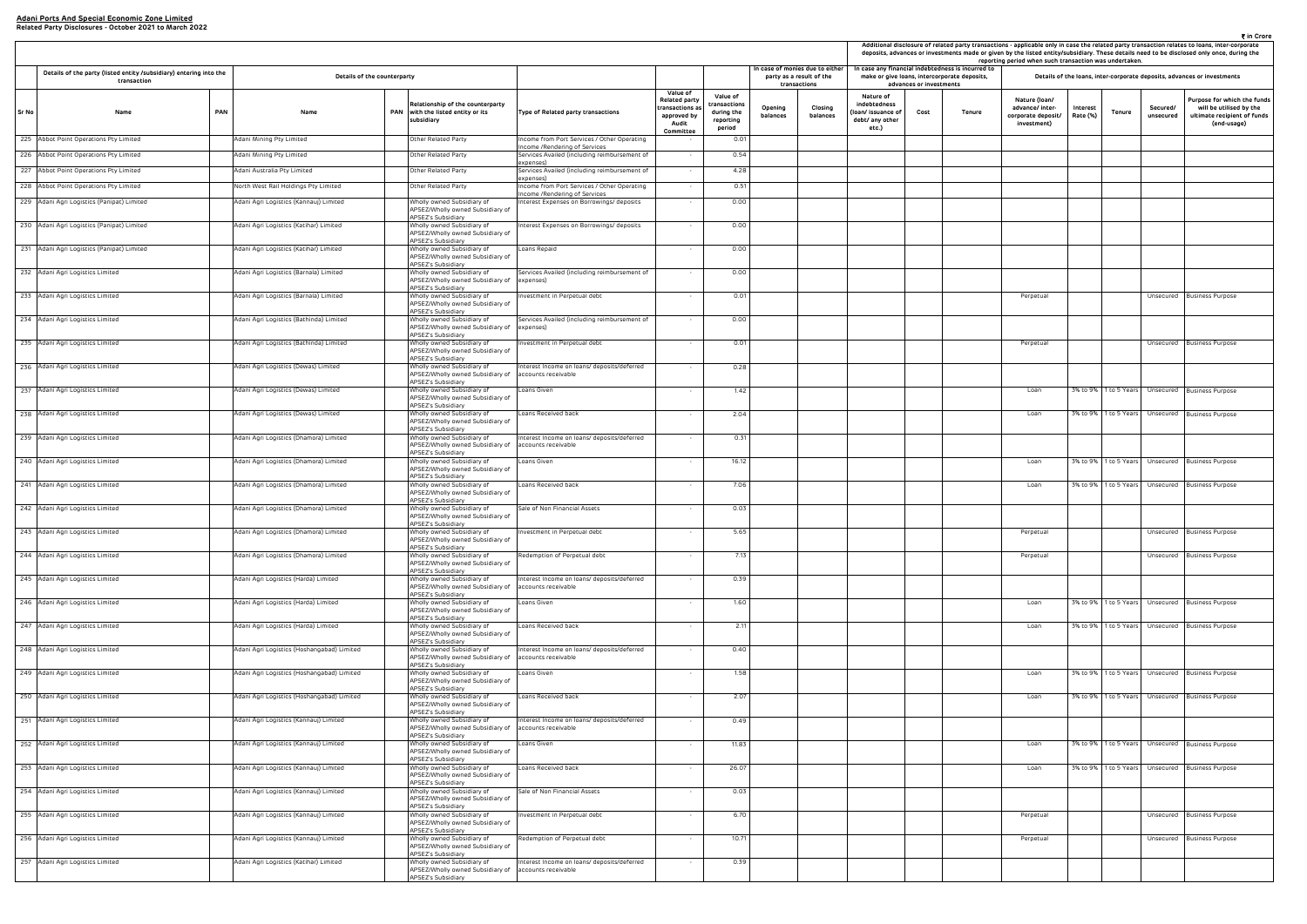# Adani Ports And Special Economic Zone Limited
## Related Party Disclosures - October 2021 to March 2022

₹ in Crore

| Sr No | Details of the party (listed entity /subsidiary) entering into the transaction | | Details of the counterparty | | | Type of Related party transactions | Value of Related party transactions as approved by Audit Committee | Value of transactions during the reporting period | In case of monies due to either party as a result of the transactions | | Additional disclosure of related party transactions - applicable only in case the related party transaction relates to loans, inter-corporate deposits, advances or investments made or given by the listed entity/subsidiary. These details need to be disclosed only once, during the reporting period when such transaction was undertaken. In case any financial indebtedness is incurred to make or give loans, intercorporate deposits, advances or investments | | | Details of the loans, inter-corporate deposits, advances or investments | | | | |
|---|---|---|---|---|---|---|---|---|---|---|---|---|---|---|---|---|---|---|
| | Name | PAN | Name | PAN | Relationship of the counterparty with the listed entity or its subsidiary | | | | Opening balances | Closing balances | Nature of indebtedness (loan/ issuance of debt/ any other etc.) | Cost | Tenure | Nature (loan/ advance/ inter-corporate deposit/ investment) | Interest Rate (%) | Tenure | Secured/ unsecured | Purpose for which the funds will be utilised by the ultimate recipient of funds (end-usage) |
| 225 | Abbot Point Operations Pty Limited | | Adani Mining Pty Limited | | Other Related Party | Income from Port Services / Other Operating Income /Rendering of Services | - | 0.01 | | | | | | | | | | |
| 226 | Abbot Point Operations Pty Limited | | Adani Mining Pty Limited | | Other Related Party | Services Availed (including reimbursement of expenses) | - | 0.54 | | | | | | | | | | |
| 227 | Abbot Point Operations Pty Limited | | Adani Australia Pty Limited | | Other Related Party | Services Availed (including reimbursement of expenses) | - | 4.28 | | | | | | | | | | |
| 228 | Abbot Point Operations Pty Limited | | North West Rail Holdings Pty Limited | | Other Related Party | Income from Port Services / Other Operating Income /Rendering of Services | - | 0.51 | | | | | | | | | | |
| 229 | Adani Agri Logistics (Panipat) Limited | | Adani Agri Logistics (Kannauj) Limited | | Wholly owned Subsidiary of APSEZ/Wholly owned Subsidiary of APSEZ's Subsidiary | Interest Expenses on Borrowings/ deposits | - | 0.00 | | | | | | | | | | |
| 230 | Adani Agri Logistics (Panipat) Limited | | Adani Agri Logistics (Katihar) Limited | | Wholly owned Subsidiary of APSEZ/Wholly owned Subsidiary of APSEZ's Subsidiary | Interest Expenses on Borrowings/ deposits | - | 0.00 | | | | | | | | | | |
| 231 | Adani Agri Logistics (Panipat) Limited | | Adani Agri Logistics (Katihar) Limited | | Wholly owned Subsidiary of APSEZ/Wholly owned Subsidiary of APSEZ's Subsidiary | Loans Repaid | - | 0.00 | | | | | | | | | | |
| 232 | Adani Agri Logistics Limited | | Adani Agri Logistics (Barnala) Limited | | Wholly owned Subsidiary of APSEZ/Wholly owned Subsidiary of APSEZ's Subsidiary | Services Availed (including reimbursement of expenses) | - | 0.00 | | | | | | | | | | |
| 233 | Adani Agri Logistics Limited | | Adani Agri Logistics (Barnala) Limited | | Wholly owned Subsidiary of APSEZ/Wholly owned Subsidiary of APSEZ's Subsidiary | Investment in Perpetual debt | - | 0.01 | | | | | | Perpetual | | | Unsecured | Business Purpose |
| 234 | Adani Agri Logistics Limited | | Adani Agri Logistics (Bathinda) Limited | | Wholly owned Subsidiary of APSEZ/Wholly owned Subsidiary of APSEZ's Subsidiary | Services Availed (including reimbursement of expenses) | - | 0.00 | | | | | | | | | | |
| 235 | Adani Agri Logistics Limited | | Adani Agri Logistics (Bathinda) Limited | | Wholly owned Subsidiary of APSEZ/Wholly owned Subsidiary of APSEZ's Subsidiary | Investment in Perpetual debt | - | 0.01 | | | | | | Perpetual | | | Unsecured | Business Purpose |
| 236 | Adani Agri Logistics Limited | | Adani Agri Logistics (Dewas) Limited | | Wholly owned Subsidiary of APSEZ/Wholly owned Subsidiary of APSEZ's Subsidiary | Interest Income on loans/ deposits/deferred accounts receivable | - | 0.28 | | | | | | | | | | |
| 237 | Adani Agri Logistics Limited | | Adani Agri Logistics (Dewas) Limited | | Wholly owned Subsidiary of APSEZ/Wholly owned Subsidiary of APSEZ's Subsidiary | Loans Given | - | 1.42 | | | | | | Loan | 3% to 9% | 1 to 5 Years | Unsecured | Business Purpose |
| 238 | Adani Agri Logistics Limited | | Adani Agri Logistics (Dewas) Limited | | Wholly owned Subsidiary of APSEZ/Wholly owned Subsidiary of APSEZ's Subsidiary | Loans Received back | - | 2.04 | | | | | | Loan | 3% to 9% | 1 to 5 Years | Unsecured | Business Purpose |
| 239 | Adani Agri Logistics Limited | | Adani Agri Logistics (Dhamora) Limited | | Wholly owned Subsidiary of APSEZ/Wholly owned Subsidiary of APSEZ's Subsidiary | Interest Income on loans/ deposits/deferred accounts receivable | - | 0.31 | | | | | | | | | | |
| 240 | Adani Agri Logistics Limited | | Adani Agri Logistics (Dhamora) Limited | | Wholly owned Subsidiary of APSEZ/Wholly owned Subsidiary of APSEZ's Subsidiary | Loans Given | - | 16.12 | | | | | | Loan | 3% to 9% | 1 to 5 Years | Unsecured | Business Purpose |
| 241 | Adani Agri Logistics Limited | | Adani Agri Logistics (Dhamora) Limited | | Wholly owned Subsidiary of APSEZ/Wholly owned Subsidiary of APSEZ's Subsidiary | Loans Received back | - | 7.06 | | | | | | Loan | 3% to 9% | 1 to 5 Years | Unsecured | Business Purpose |
| 242 | Adani Agri Logistics Limited | | Adani Agri Logistics (Dhamora) Limited | | Wholly owned Subsidiary of APSEZ/Wholly owned Subsidiary of APSEZ's Subsidiary | Sale of Non Financial Assets | - | 0.03 | | | | | | | | | | |
| 243 | Adani Agri Logistics Limited | | Adani Agri Logistics (Dhamora) Limited | | Wholly owned Subsidiary of APSEZ/Wholly owned Subsidiary of APSEZ's Subsidiary | Investment in Perpetual debt | - | 5.65 | | | | | | Perpetual | | | Unsecured | Business Purpose |
| 244 | Adani Agri Logistics Limited | | Adani Agri Logistics (Dhamora) Limited | | Wholly owned Subsidiary of APSEZ/Wholly owned Subsidiary of APSEZ's Subsidiary | Redemption of Perpetual debt | - | 7.13 | | | | | | Perpetual | | | Unsecured | Business Purpose |
| 245 | Adani Agri Logistics Limited | | Adani Agri Logistics (Harda) Limited | | Wholly owned Subsidiary of APSEZ/Wholly owned Subsidiary of APSEZ's Subsidiary | Interest Income on loans/ deposits/deferred accounts receivable | - | 0.39 | | | | | | | | | | |
| 246 | Adani Agri Logistics Limited | | Adani Agri Logistics (Harda) Limited | | Wholly owned Subsidiary of APSEZ/Wholly owned Subsidiary of APSEZ's Subsidiary | Loans Given | - | 1.60 | | | | | | Loan | 3% to 9% | 1 to 5 Years | Unsecured | Business Purpose |
| 247 | Adani Agri Logistics Limited | | Adani Agri Logistics (Harda) Limited | | Wholly owned Subsidiary of APSEZ/Wholly owned Subsidiary of APSEZ's Subsidiary | Loans Received back | - | 2.11 | | | | | | Loan | 3% to 9% | 1 to 5 Years | Unsecured | Business Purpose |
| 248 | Adani Agri Logistics Limited | | Adani Agri Logistics (Hoshangabad) Limited | | Wholly owned Subsidiary of APSEZ/Wholly owned Subsidiary of APSEZ's Subsidiary | Interest Income on loans/ deposits/deferred accounts receivable | - | 0.40 | | | | | | | | | | |
| 249 | Adani Agri Logistics Limited | | Adani Agri Logistics (Hoshangabad) Limited | | Wholly owned Subsidiary of APSEZ/Wholly owned Subsidiary of APSEZ's Subsidiary | Loans Given | - | 1.58 | | | | | | Loan | 3% to 9% | 1 to 5 Years | Unsecured | Business Purpose |
| 250 | Adani Agri Logistics Limited | | Adani Agri Logistics (Hoshangabad) Limited | | Wholly owned Subsidiary of APSEZ/Wholly owned Subsidiary of APSEZ's Subsidiary | Loans Received back | - | 2.07 | | | | | | Loan | 3% to 9% | 1 to 5 Years | Unsecured | Business Purpose |
| 251 | Adani Agri Logistics Limited | | Adani Agri Logistics (Kannauj) Limited | | Wholly owned Subsidiary of APSEZ/Wholly owned Subsidiary of APSEZ's Subsidiary | Interest Income on loans/ deposits/deferred accounts receivable | - | 0.49 | | | | | | | | | | |
| 252 | Adani Agri Logistics Limited | | Adani Agri Logistics (Kannauj) Limited | | Wholly owned Subsidiary of APSEZ/Wholly owned Subsidiary of APSEZ's Subsidiary | Loans Given | - | 11.83 | | | | | | Loan | 3% to 9% | 1 to 5 Years | Unsecured | Business Purpose |
| 253 | Adani Agri Logistics Limited | | Adani Agri Logistics (Kannauj) Limited | | Wholly owned Subsidiary of APSEZ/Wholly owned Subsidiary of APSEZ's Subsidiary | Loans Received back | - | 26.07 | | | | | | Loan | 3% to 9% | 1 to 5 Years | Unsecured | Business Purpose |
| 254 | Adani Agri Logistics Limited | | Adani Agri Logistics (Kannauj) Limited | | Wholly owned Subsidiary of APSEZ/Wholly owned Subsidiary of APSEZ's Subsidiary | Sale of Non Financial Assets | - | 0.03 | | | | | | | | | | |
| 255 | Adani Agri Logistics Limited | | Adani Agri Logistics (Kannauj) Limited | | Wholly owned Subsidiary of APSEZ/Wholly owned Subsidiary of APSEZ's Subsidiary | Investment in Perpetual debt | - | 6.70 | | | | | | Perpetual | | | Unsecured | Business Purpose |
| 256 | Adani Agri Logistics Limited | | Adani Agri Logistics (Kannauj) Limited | | Wholly owned Subsidiary of APSEZ/Wholly owned Subsidiary of APSEZ's Subsidiary | Redemption of Perpetual debt | - | 10.71 | | | | | | Perpetual | | | Unsecured | Business Purpose |
| 257 | Adani Agri Logistics Limited | | Adani Agri Logistics (Katihar) Limited | | Wholly owned Subsidiary of APSEZ/Wholly owned Subsidiary of APSEZ's Subsidiary | Interest Income on loans/ deposits/deferred accounts receivable | - | 0.39 | | | | | | | | | | |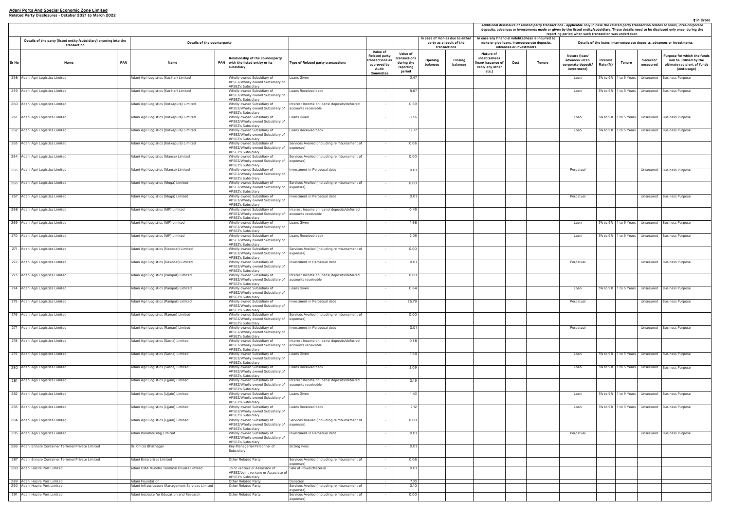**Adani Ports And Special Economic Zone Limited**
**Related Party Disclosures - October 2021 to March 2022**

₹ in Crore

| Details of the party (listed entity /subsidiary) entering into the transaction | | | Details of the counterparty | | | | Value of Related party transactions as approved by Audit Committee | Value of transactions during the reporting period | In case of monies due to either party as a result of the transactions | | In case any financial indebtedness is incurred to make or give loans, intercorporate deposits, advances or investments | | | Additional disclosure of related party transactions - applicable only in case the related party transaction relates to loans, inter-corporate deposits, advances or investments made or given by the listed entity/subsidiary. These details need to be disclosed only once, during the reporting period when such transaction was undertaken. Details of the loans, inter-corporate deposits, advances or investments | | | | |
|---|---|---|---|---|---|---|---|---|---|---|---|---|---|---|---|---|---|---|
| Sr No | Name | PAN | Name | PAN | Relationship of the counterparty with the listed entity or its subsidiary | Type of Related party transactions | | | Opening balances | Closing balances | Nature of indebtedness (loan/ issuance of debt/ any other etc.) | Cost | Tenure | Nature (loan/ advance/ inter-corporate deposit/ investment) | Interest Rate (%) | Tenure | Secured/ unsecured | Purpose for which the funds will be utilised by the ultimate recipient of funds (end-usage) |
| 258 | Adani Agri Logistics Limited | | Adani Agri Logistics (Katihar) Limited | | Wholly owned Subsidiary of APSEZ/Wholly owned Subsidiary of APSEZ's Subsidiary | Loans Given | - | 3.47 | | | | | | Loan | 3% to 9% | 1 to 5 Years | Unsecured | Business Purpose |
| 259 | Adani Agri Logistics Limited | | Adani Agri Logistics (Katihar) Limited | | Wholly owned Subsidiary of APSEZ/Wholly owned Subsidiary of APSEZ's Subsidiary | Loans Received back | - | 8.67 | | | | | | Loan | 3% to 9% | 1 to 5 Years | Unsecured | Business Purpose |
| 260 | Adani Agri Logistics Limited | | Adani Agri Logistics (Kotkapura) Limited | | Wholly owned Subsidiary of APSEZ/Wholly owned Subsidiary of APSEZ's Subsidiary | Interest Income on loans/ deposits/deferred accounts receivable | - | 0.69 | | | | | | | | | | |
| 261 | Adani Agri Logistics Limited | | Adani Agri Logistics (Kotkapura) Limited | | Wholly owned Subsidiary of APSEZ/Wholly owned Subsidiary of APSEZ's Subsidiary | Loans Given | - | 8.36 | | | | | | Loan | 3% to 9% | 1 to 5 Years | Unsecured | Business Purpose |
| 262 | Adani Agri Logistics Limited | | Adani Agri Logistics (Kotkapura) Limited | | Wholly owned Subsidiary of APSEZ/Wholly owned Subsidiary of APSEZ's Subsidiary | Loans Received back | - | 12.77 | | | | | | Loan | 3% to 9% | 1 to 5 Years | Unsecured | Business Purpose |
| 263 | Adani Agri Logistics Limited | | Adani Agri Logistics (Kotkapura) Limited | | Wholly owned Subsidiary of APSEZ/Wholly owned Subsidiary of APSEZ's Subsidiary | Services Availed (including reimbursement of expenses) | - | 0.06 | | | | | | | | | | |
| 264 | Adani Agri Logistics Limited | | Adani Agri Logistics (Mansa) Limited | | Wholly owned Subsidiary of APSEZ/Wholly owned Subsidiary of APSEZ's Subsidiary | Services Availed (including reimbursement of expenses) | - | 0.00 | | | | | | | | | | |
| 265 | Adani Agri Logistics Limited | | Adani Agri Logistics (Mansa) Limited | | Wholly owned Subsidiary of APSEZ/Wholly owned Subsidiary of APSEZ's Subsidiary | Investment in Perpetual debt | - | 0.01 | | | | | | Perpetual | | | Unsecured | Business Purpose |
| 266 | Adani Agri Logistics Limited | | Adani Agri Logistics (Moga) Limited | | Wholly owned Subsidiary of APSEZ/Wholly owned Subsidiary of APSEZ's Subsidiary | Services Availed (including reimbursement of expenses) | - | 0.00 | | | | | | | | | | |
| 267 | Adani Agri Logistics Limited | | Adani Agri Logistics (Moga) Limited | | Wholly owned Subsidiary of APSEZ/Wholly owned Subsidiary of APSEZ's Subsidiary | Investment in Perpetual debt | - | 0.01 | | | | | | Perpetual | | | Unsecured | Business Purpose |
| 268 | Adani Agri Logistics Limited | | Adani Agri Logistics (MP) Limited | | Wholly owned Subsidiary of APSEZ/Wholly owned Subsidiary of APSEZ's Subsidiary | Interest Income on loans/ deposits/deferred accounts receivable | - | 0.45 | | | | | | | | | | |
| 269 | Adani Agri Logistics Limited | | Adani Agri Logistics (MP) Limited | | Wholly owned Subsidiary of APSEZ/Wholly owned Subsidiary of APSEZ's Subsidiary | Loans Given | - | 1.66 | | | | | | Loan | 3% to 9% | 1 to 5 Years | Unsecured | Business Purpose |
| 270 | Adani Agri Logistics Limited | | Adani Agri Logistics (MP) Limited | | Wholly owned Subsidiary of APSEZ/Wholly owned Subsidiary of APSEZ's Subsidiary | Loans Received back | - | 2.05 | | | | | | Loan | 3% to 9% | 1 to 5 Years | Unsecured | Business Purpose |
| 271 | Adani Agri Logistics Limited | | Adani Agri Logistics (Nakodar) Limited | | Wholly owned Subsidiary of APSEZ/Wholly owned Subsidiary of APSEZ's Subsidiary | Services Availed (including reimbursement of expenses) | - | 0.00 | | | | | | | | | | |
| 272 | Adani Agri Logistics Limited | | Adani Agri Logistics (Nakodar) Limited | | Wholly owned Subsidiary of APSEZ/Wholly owned Subsidiary of APSEZ's Subsidiary | Investment in Perpetual debt | - | 0.01 | | | | | | Perpetual | | | Unsecured | Business Purpose |
| 273 | Adani Agri Logistics Limited | | Adani Agri Logistics (Panipat) Limited | | Wholly owned Subsidiary of APSEZ/Wholly owned Subsidiary of APSEZ's Subsidiary | Interest Income on loans/ deposits/deferred accounts receivable | - | 0.00 | | | | | | | | | | |
| 274 | Adani Agri Logistics Limited | | Adani Agri Logistics (Panipat) Limited | | Wholly owned Subsidiary of APSEZ/Wholly owned Subsidiary of APSEZ's Subsidiary | Loans Given | - | 0.64 | | | | | | Loan | 3% to 9% | 1 to 5 Years | Unsecured | Business Purpose |
| 275 | Adani Agri Logistics Limited | | Adani Agri Logistics (Panipat) Limited | | Wholly owned Subsidiary of APSEZ/Wholly owned Subsidiary of APSEZ's Subsidiary | Investment in Perpetual debt | - | 26.79 | | | | | | Perpetual | | | Unsecured | Business Purpose |
| 276 | Adani Agri Logistics Limited | | Adani Agri Logistics (Raman) Limited | | Wholly owned Subsidiary of APSEZ/Wholly owned Subsidiary of APSEZ's Subsidiary | Services Availed (including reimbursement of expenses) | - | 0.00 | | | | | | | | | | |
| 277 | Adani Agri Logistics Limited | | Adani Agri Logistics (Raman) Limited | | Wholly owned Subsidiary of APSEZ/Wholly owned Subsidiary of APSEZ's Subsidiary | Investment in Perpetual debt | - | 0.01 | | | | | | Perpetual | | | Unsecured | Business Purpose |
| 278 | Adani Agri Logistics Limited | | Adani Agri Logistics (Satna) Limited | | Wholly owned Subsidiary of APSEZ/Wholly owned Subsidiary of APSEZ's Subsidiary | Interest Income on loans/ deposits/deferred accounts receivable | - | 0.38 | | | | | | | | | | |
| 279 | Adani Agri Logistics Limited | | Adani Agri Logistics (Satna) Limited | | Wholly owned Subsidiary of APSEZ/Wholly owned Subsidiary of APSEZ's Subsidiary | Loans Given | - | 1.64 | | | | | | Loan | 3% to 9% | 1 to 5 Years | Unsecured | Business Purpose |
| 280 | Adani Agri Logistics Limited | | Adani Agri Logistics (Satna) Limited | | Wholly owned Subsidiary of APSEZ/Wholly owned Subsidiary of APSEZ's Subsidiary | Loans Received back | - | 2.09 | | | | | | Loan | 3% to 9% | 1 to 5 Years | Unsecured | Business Purpose |
| 281 | Adani Agri Logistics Limited | | Adani Agri Logistics (Ujjain) Limited | | Wholly owned Subsidiary of APSEZ/Wholly owned Subsidiary of APSEZ's Subsidiary | Interest Income on loans/ deposits/deferred accounts receivable | - | 0.19 | | | | | | | | | | |
| 282 | Adani Agri Logistics Limited | | Adani Agri Logistics (Ujjain) Limited | | Wholly owned Subsidiary of APSEZ/Wholly owned Subsidiary of APSEZ's Subsidiary | Loans Given | - | 1.43 | | | | | | Loan | 3% to 9% | 1 to 5 Years | Unsecured | Business Purpose |
| 283 | Adani Agri Logistics Limited | | Adani Agri Logistics (Ujjain) Limited | | Wholly owned Subsidiary of APSEZ/Wholly owned Subsidiary of APSEZ's Subsidiary | Loans Received back | - | 2.12 | | | | | | Loan | 3% to 9% | 1 to 5 Years | Unsecured | Business Purpose |
| 284 | Adani Agri Logistics Limited | | Adani Agri Logistics (Ujjain) Limited | | Wholly owned Subsidiary of APSEZ/Wholly owned Subsidiary of APSEZ's Subsidiary | Services Availed (including reimbursement of expenses) | - | 0.00 | | | | | | | | | | |
| 285 | Adani Agri Logistics Limited | | Adani Warehousing Limited | | Wholly owned Subsidiary of APSEZ/Wholly owned Subsidiary of APSEZ's Subsidiary | Investment in Perpetual debt | - | 0.01 | | | | | | Perpetual | | | Unsecured | Business Purpose |
| 286 | Adani Ennore Container Terminal Private Limited | | Dr. Chitra Bhatnagar | | Key Managerial Personnel of Subsidiary | Sitting Fees | - | 0.01 | | | | | | | | | | |
| 287 | Adani Ennore Container Terminal Private Limited | | Adani Enterprises Limited | | Other Related Party | Services Availed (including reimbursement of expenses) | - | 0.06 | | | | | | | | | | |
| 288 | Adani Hazira Port Limited | | Adani CMA Mundra Terminal Private Limited | | Joint venture or Associate of APSEZ/Joint venture or Associate of APSEZ's Subsidiary | Sale of Power/Material | - | 0.01 | | | | | | | | | | |
| 289 | Adani Hazira Port Limited | | Adani Foundation | | Other Related Party | Donation | - | 7.33 | | | | | | | | | | |
| 290 | Adani Hazira Port Limited | | Adani Infrastructure Management Services Limited | | Other Related Party | Services Availed (including reimbursement of expenses) | - | 0.10 | | | | | | | | | | |
| 291 | Adani Hazira Port Limited | | Adani Institute for Education and Research | | Other Related Party | Services Availed (including reimbursement of expenses) | - | 0.00 | | | | | | | | | | |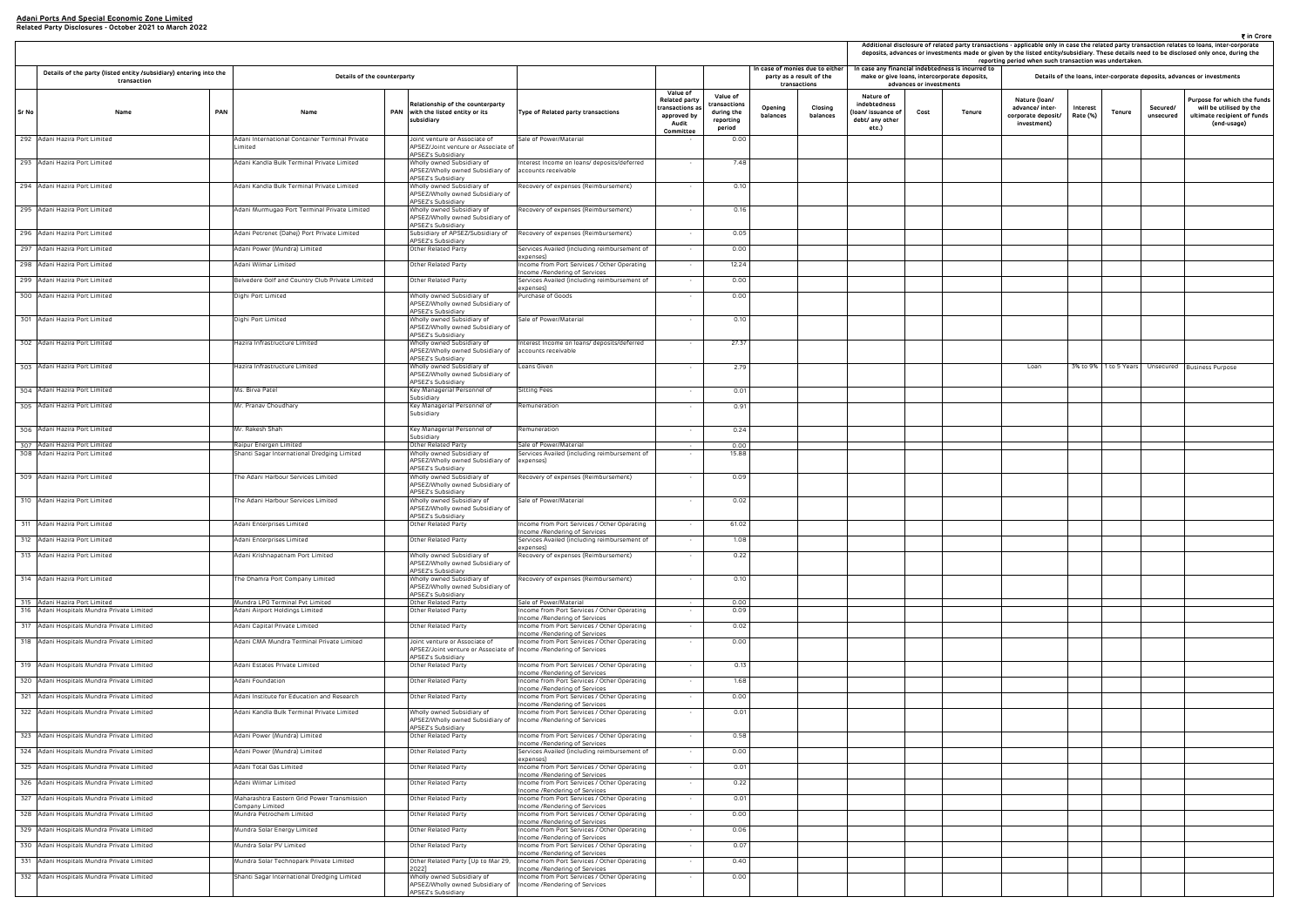**Adani Ports And Special Economic Zone Limited**
**Related Party Disclosures - October 2021 to March 2022**

₹ in Crore

| Sr No | Details of the party (listed entity /subsidiary) entering into the transaction | | Details of the counterparty | | | | Value of Related party transactions as approved by Audit Committee | Value of transactions during the reporting period | In case of monies due to either party as a result of the transactions | | In case any financial indebtedness is incurred to make or give loans, intercorporate deposits, advances or investments | | | Additional disclosure of related party transactions - applicable only in case the related party transaction relates to loans, inter-corporate deposits, advances or investments made or given by the listed entity/subsidiary. These details need to be disclosed only once, during the reporting period when such transaction was undertaken. Details of the loans, inter-corporate deposits, advances or investments | | | | |
|---|---|---|---|---|---|---|---|---|---|---|---|---|---|---|---|---|---|---|
| | Name | PAN | Name | PAN | Relationship of the counterparty with the listed entity or its subsidiary | Type of Related party transactions | | | Opening balances | Closing balances | Nature of indebtedness (loan/ issuance of debt/ any other etc.) | Cost | Tenure | Nature (loan/ advance/ inter-corporate deposit/ investment) | Interest Rate (%) | Tenure | Secured/ unsecured | Purpose for which the funds will be utilised by the ultimate recipient of funds (end-usage) |
| 292 | Adani Hazira Port Limited | | Adani International Container Terminal Private Limited | | Joint venture or Associate of APSEZ/Joint venture or Associate of APSEZ's Subsidiary | Sale of Power/Material | - | 0.00 | | | | | | | | | | |
| 293 | Adani Hazira Port Limited | | Adani Kandla Bulk Terminal Private Limited | | Wholly owned Subsidiary of APSEZ/Wholly owned Subsidiary of APSEZ's Subsidiary | Interest Income on loans/ deposits/deferred accounts receivable | - | 7.48 | | | | | | | | | | |
| 294 | Adani Hazira Port Limited | | Adani Kandla Bulk Terminal Private Limited | | Wholly owned Subsidiary of APSEZ/Wholly owned Subsidiary of APSEZ's Subsidiary | Recovery of expenses (Reimbursement) | - | 0.10 | | | | | | | | | | |
| 295 | Adani Hazira Port Limited | | Adani Murmugao Port Terminal Private Limited | | Wholly owned Subsidiary of APSEZ/Wholly owned Subsidiary of APSEZ's Subsidiary | Recovery of expenses (Reimbursement) | - | 0.16 | | | | | | | | | | |
| 296 | Adani Hazira Port Limited | | Adani Petronet (Dahej) Port Private Limited | | Subsidiary of APSEZ/Subsidiary of APSEZ's Subsidiary | Recovery of expenses (Reimbursement) | - | 0.05 | | | | | | | | | | |
| 297 | Adani Hazira Port Limited | | Adani Power (Mundra) Limited | | Other Related Party | Services Availed (including reimbursement of expenses) | - | 0.00 | | | | | | | | | | |
| 298 | Adani Hazira Port Limited | | Adani Wilmar Limited | | Other Related Party | Income from Port Services / Other Operating Income /Rendering of Services | - | 12.24 | | | | | | | | | | |
| 299 | Adani Hazira Port Limited | | Belvedere Golf and Country Club Private Limited | | Other Related Party | Services Availed (including reimbursement of expenses) | - | 0.00 | | | | | | | | | | |
| 300 | Adani Hazira Port Limited | | Dighi Port Limited | | Wholly owned Subsidiary of APSEZ/Wholly owned Subsidiary of APSEZ's Subsidiary | Purchase of Goods | - | 0.00 | | | | | | | | | | |
| 301 | Adani Hazira Port Limited | | Dighi Port Limited | | Wholly owned Subsidiary of APSEZ/Wholly owned Subsidiary of APSEZ's Subsidiary | Sale of Power/Material | - | 0.10 | | | | | | | | | | |
| 302 | Adani Hazira Port Limited | | Hazira Infrastructure Limited | | Wholly owned Subsidiary of APSEZ/Wholly owned Subsidiary of APSEZ's Subsidiary | Interest Income on loans/ deposits/deferred accounts receivable | - | 27.37 | | | | | | | | | | |
| 303 | Adani Hazira Port Limited | | Hazira Infrastructure Limited | | Wholly owned Subsidiary of APSEZ/Wholly owned Subsidiary of APSEZ's Subsidiary | Loans Given | - | 2.79 | | | | | | Loan | 3% to 9% | 1 to 5 Years | Unsecured | Business Purpose |
| 304 | Adani Hazira Port Limited | | Ms. Birva Patel | | Key Managerial Personnel of Subsidiary | Sitting Fees | - | 0.01 | | | | | | | | | | |
| 305 | Adani Hazira Port Limited | | Mr. Pranav Choudhary | | Key Managerial Personnel of Subsidiary | Remuneration | - | 0.91 | | | | | | | | | | |
| 306 | Adani Hazira Port Limited | | Mr. Rakesh Shah | | Key Managerial Personnel of Subsidiary | Remuneration | - | 0.24 | | | | | | | | | | |
| 307 | Adani Hazira Port Limited | | Raipur Energen Limited | | Other Related Party | Sale of Power/Material | - | 0.00 | | | | | | | | | | |
| 308 | Adani Hazira Port Limited | | Shanti Sagar International Dredging Limited | | Wholly owned Subsidiary of APSEZ/Wholly owned Subsidiary of APSEZ's Subsidiary | Services Availed (including reimbursement of expenses) | - | 15.88 | | | | | | | | | | |
| 309 | Adani Hazira Port Limited | | The Adani Harbour Services Limited | | Wholly owned Subsidiary of APSEZ/Wholly owned Subsidiary of APSEZ's Subsidiary | Recovery of expenses (Reimbursement) | - | 0.09 | | | | | | | | | | |
| 310 | Adani Hazira Port Limited | | The Adani Harbour Services Limited | | Wholly owned Subsidiary of APSEZ/Wholly owned Subsidiary of APSEZ's Subsidiary | Sale of Power/Material | - | 0.02 | | | | | | | | | | |
| 311 | Adani Hazira Port Limited | | Adani Enterprises Limited | | Other Related Party | Income from Port Services / Other Operating Income /Rendering of Services | - | 61.02 | | | | | | | | | | |
| 312 | Adani Hazira Port Limited | | Adani Enterprises Limited | | Other Related Party | Services Availed (including reimbursement of expenses) | - | 1.08 | | | | | | | | | | |
| 313 | Adani Hazira Port Limited | | Adani Krishnapatnam Port Limited | | Wholly owned Subsidiary of APSEZ/Wholly owned Subsidiary of APSEZ's Subsidiary | Recovery of expenses (Reimbursement) | - | 0.22 | | | | | | | | | | |
| 314 | Adani Hazira Port Limited | | The Dhamra Port Company Limited | | Wholly owned Subsidiary of APSEZ/Wholly owned Subsidiary of APSEZ's Subsidiary | Recovery of expenses (Reimbursement) | - | 0.10 | | | | | | | | | | |
| 315 | Adani Hazira Port Limited | | Mundra LPG Terminal Pvt Limited | | Other Related Party | Sale of Power/Material | - | 0.00 | | | | | | | | | | |
| 316 | Adani Hospitals Mundra Private Limited | | Adani Airport Holdings Limited | | Other Related Party | Income from Port Services / Other Operating Income /Rendering of Services | - | 0.09 | | | | | | | | | | |
| 317 | Adani Hospitals Mundra Private Limited | | Adani Capital Private Limited | | Other Related Party | Income from Port Services / Other Operating Income /Rendering of Services | - | 0.02 | | | | | | | | | | |
| 318 | Adani Hospitals Mundra Private Limited | | Adani CMA Mundra Terminal Private Limited | | Joint venture or Associate of APSEZ/Joint venture or Associate of APSEZ's Subsidiary | Income from Port Services / Other Operating Income /Rendering of Services | - | 0.00 | | | | | | | | | | |
| 319 | Adani Hospitals Mundra Private Limited | | Adani Estates Private Limited | | Other Related Party | Income from Port Services / Other Operating Income /Rendering of Services | - | 0.13 | | | | | | | | | | |
| 320 | Adani Hospitals Mundra Private Limited | | Adani Foundation | | Other Related Party | Income from Port Services / Other Operating Income /Rendering of Services | - | 1.68 | | | | | | | | | | |
| 321 | Adani Hospitals Mundra Private Limited | | Adani Institute for Education and Research | | Other Related Party | Income from Port Services / Other Operating Income /Rendering of Services | - | 0.00 | | | | | | | | | | |
| 322 | Adani Hospitals Mundra Private Limited | | Adani Kandla Bulk Terminal Private Limited | | Wholly owned Subsidiary of APSEZ/Wholly owned Subsidiary of APSEZ's Subsidiary | Income from Port Services / Other Operating Income /Rendering of Services | - | 0.01 | | | | | | | | | | |
| 323 | Adani Hospitals Mundra Private Limited | | Adani Power (Mundra) Limited | | Other Related Party | Income from Port Services / Other Operating Income /Rendering of Services | - | 0.58 | | | | | | | | | | |
| 324 | Adani Hospitals Mundra Private Limited | | Adani Power (Mundra) Limited | | Other Related Party | Services Availed (including reimbursement of expenses) | - | 0.00 | | | | | | | | | | |
| 325 | Adani Hospitals Mundra Private Limited | | Adani Total Gas Limited | | Other Related Party | Income from Port Services / Other Operating Income /Rendering of Services | - | 0.01 | | | | | | | | | | |
| 326 | Adani Hospitals Mundra Private Limited | | Adani Wilmar Limited | | Other Related Party | Income from Port Services / Other Operating Income /Rendering of Services | - | 0.22 | | | | | | | | | | |
| 327 | Adani Hospitals Mundra Private Limited | | Maharashtra Eastern Grid Power Transmission Company Limited | | Other Related Party | Income from Port Services / Other Operating Income /Rendering of Services | - | 0.01 | | | | | | | | | | |
| 328 | Adani Hospitals Mundra Private Limited | | Mundra Petrochem Limited | | Other Related Party | Income from Port Services / Other Operating Income /Rendering of Services | - | 0.00 | | | | | | | | | | |
| 329 | Adani Hospitals Mundra Private Limited | | Mundra Solar Energy Limited | | Other Related Party | Income from Port Services / Other Operating Income /Rendering of Services | - | 0.06 | | | | | | | | | | |
| 330 | Adani Hospitals Mundra Private Limited | | Mundra Solar PV Limited | | Other Related Party | Income from Port Services / Other Operating Income /Rendering of Services | - | 0.07 | | | | | | | | | | |
| 331 | Adani Hospitals Mundra Private Limited | | Mundra Solar Technopark Private Limited | | Other Related Party [Up to Mar 29, 2022] | Income from Port Services / Other Operating Income /Rendering of Services | - | 0.40 | | | | | | | | | | |
| 332 | Adani Hospitals Mundra Private Limited | | Shanti Sagar International Dredging Limited | | Wholly owned Subsidiary of APSEZ/Wholly owned Subsidiary of APSEZ's Subsidiary | Income from Port Services / Other Operating Income /Rendering of Services | - | 0.00 | | | | | | | | | | |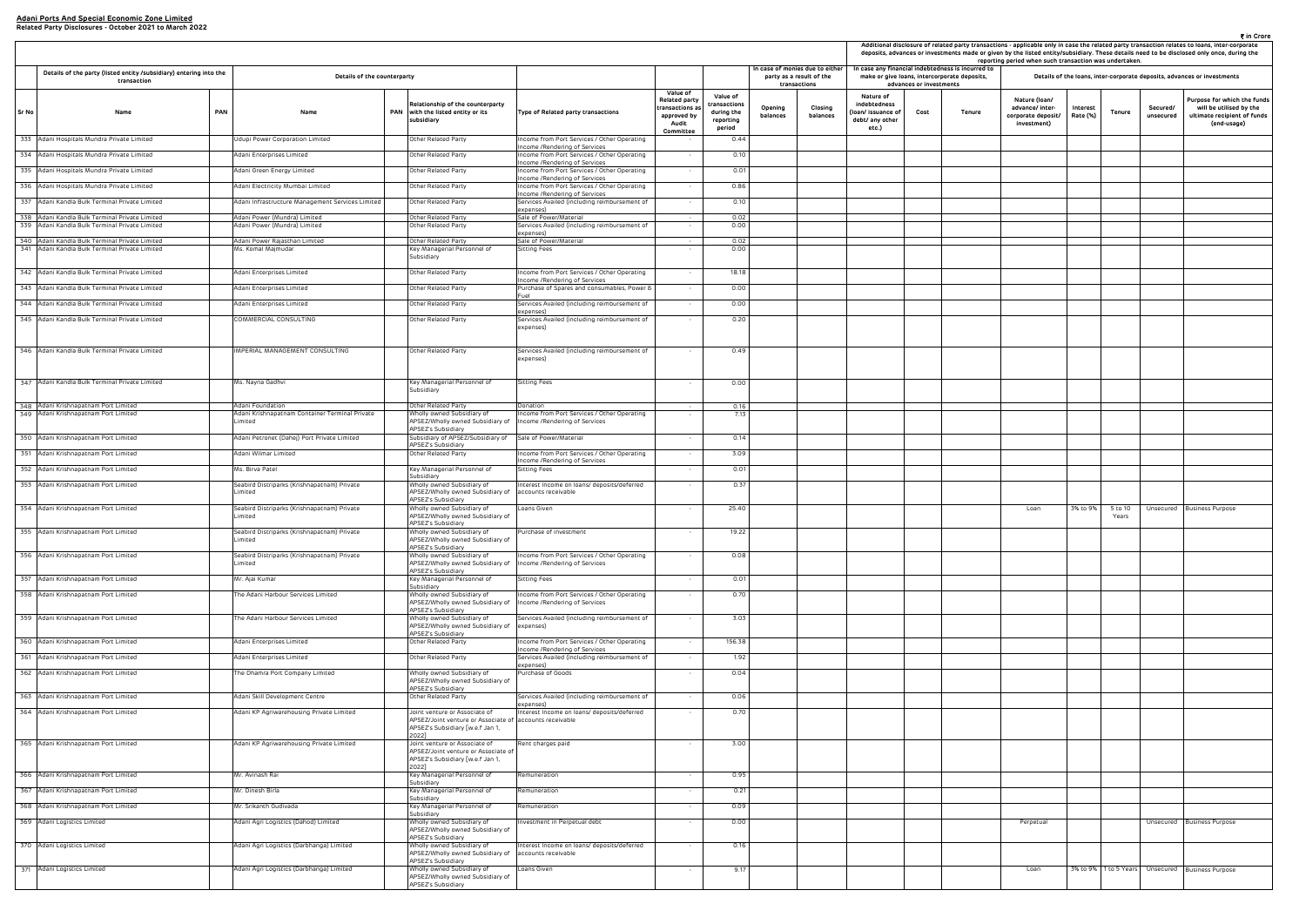**Adani Ports And Special Economic Zone Limited**
**Related Party Disclosures - October 2021 to March 2022**

₹ in Crore

| Sr No | Details of the party (listed entity /subsidiary) entering into the transaction | | Details of the counterparty | | | Type of Related party transactions | Value of Related party transactions as approved by Audit Committee | Value of transactions during the reporting period | In case of monies due to either party as a result of the transactions | | Additional disclosure of related party transactions - applicable only in case the related party transaction relates to loans, inter-corporate deposits, advances or investments made or given by the listed entity/subsidiary. These details need to be disclosed only once, during the reporting period when such transaction was undertaken. | | | | | | | |
|---|---|---|---|---|---|---|---|---|---|---|---|---|---|---|---|---|---|---|
| | | | | | | | | | | | In case any financial indebtedness is incurred to make or give loans, intercorporate deposits, advances or investments | | | Details of the loans, inter-corporate deposits, advances or investments | | | | |
| | Name | PAN | Name | PAN | Relationship of the counterparty with the listed entity or its subsidiary | | | | Opening balances | Closing balances | Nature of indebtedness (loan/ issuance of debt/ any other etc.) | Cost | Tenure | Nature (loan/ advance/ inter-corporate deposit/ investment) | Interest Rate (%) | Tenure | Secured/ unsecured | Purpose for which the funds will be utilised by the ultimate recipient of funds (end-usage) |
| 333 | Adani Hospitals Mundra Private Limited | | Udupi Power Corporation Limited | | Other Related Party | Income from Port Services / Other Operating Income /Rendering of Services | - | 0.44 | | | | | | | | | | |
| 334 | Adani Hospitals Mundra Private Limited | | Adani Enterprises Limited | | Other Related Party | Income from Port Services / Other Operating Income /Rendering of Services | - | 0.10 | | | | | | | | | | |
| 335 | Adani Hospitals Mundra Private Limited | | Adani Green Energy Limited | | Other Related Party | Income from Port Services / Other Operating Income /Rendering of Services | - | 0.01 | | | | | | | | | | |
| 336 | Adani Hospitals Mundra Private Limited | | Adani Electricity Mumbai Limited | | Other Related Party | Income from Port Services / Other Operating Income /Rendering of Services | - | 0.86 | | | | | | | | | | |
| 337 | Adani Kandla Bulk Terminal Private Limited | | Adani Infrastructure Management Services Limited | | Other Related Party | Services Availed (including reimbursement of expenses) | - | 0.10 | | | | | | | | | | |
| 338 | Adani Kandla Bulk Terminal Private Limited | | Adani Power (Mundra) Limited | | Other Related Party | Sale of Power/Material | - | 0.02 | | | | | | | | | | |
| 339 | Adani Kandla Bulk Terminal Private Limited | | Adani Power (Mundra) Limited | | Other Related Party | Services Availed (including reimbursement of expenses) | - | 0.00 | | | | | | | | | | |
| 340 | Adani Kandla Bulk Terminal Private Limited | | Adani Power Rajasthan Limited | | Other Related Party | Sale of Power/Material | - | 0.02 | | | | | | | | | | |
| 341 | Adani Kandla Bulk Terminal Private Limited | | Ms. Komal Majmudar | | Key Managerial Personnel of Subsidiary | Sitting Fees | - | 0.00 | | | | | | | | | | |
| 342 | Adani Kandla Bulk Terminal Private Limited | | Adani Enterprises Limited | | Other Related Party | Income from Port Services / Other Operating Income /Rendering of Services | - | 18.18 | | | | | | | | | | |
| 343 | Adani Kandla Bulk Terminal Private Limited | | Adani Enterprises Limited | | Other Related Party | Purchase of Spares and consumables, Power & Fuel | - | 0.00 | | | | | | | | | | |
| 344 | Adani Kandla Bulk Terminal Private Limited | | Adani Enterprises Limited | | Other Related Party | Services Availed (including reimbursement of expenses) | - | 0.00 | | | | | | | | | | |
| 345 | Adani Kandla Bulk Terminal Private Limited | | COMMERCIAL CONSULTING | | Other Related Party | Services Availed (including reimbursement of expenses) | - | 0.20 | | | | | | | | | | |
| 346 | Adani Kandla Bulk Terminal Private Limited | | IMPERIAL MANAGEMENT CONSULTING | | Other Related Party | Services Availed (including reimbursement of expenses) | - | 0.49 | | | | | | | | | | |
| 347 | Adani Kandla Bulk Terminal Private Limited | | Ms. Nayna Gadhvi | | Key Managerial Personnel of Subsidiary | Sitting Fees | - | 0.00 | | | | | | | | | | |
| 348 | Adani Krishnapatnam Port Limited | | Adani Foundation | | Other Related Party | Donation | - | 0.16 | | | | | | | | | | |
| 349 | Adani Krishnapatnam Port Limited | | Adani Krishnapatnam Container Terminal Private Limited | | Wholly owned Subsidiary of APSEZ/Wholly owned Subsidiary of APSEZ's Subsidiary | Income from Port Services / Other Operating Income /Rendering of Services | - | 7.13 | | | | | | | | | | |
| 350 | Adani Krishnapatnam Port Limited | | Adani Petronet (Dahej) Port Private Limited | | Subsidiary of APSEZ/Subsidiary of APSEZ's Subsidiary | Sale of Power/Material | - | 0.14 | | | | | | | | | | |
| 351 | Adani Krishnapatnam Port Limited | | Adani Wilmar Limited | | Other Related Party | Income from Port Services / Other Operating Income /Rendering of Services | - | 3.09 | | | | | | | | | | |
| 352 | Adani Krishnapatnam Port Limited | | Ms. Birva Patel | | Key Managerial Personnel of Subsidiary | Sitting Fees | - | 0.01 | | | | | | | | | | |
| 353 | Adani Krishnapatnam Port Limited | | Seabird Distriparks (Krishnapatnam) Private Limited | | Wholly owned Subsidiary of APSEZ/Wholly owned Subsidiary of APSEZ's Subsidiary | Interest Income on loans/ deposits/deferred accounts receivable | - | 0.37 | | | | | | | | | | |
| 354 | Adani Krishnapatnam Port Limited | | Seabird Distriparks (Krishnapatnam) Private Limited | | Wholly owned Subsidiary of APSEZ/Wholly owned Subsidiary of APSEZ's Subsidiary | Loans Given | - | 25.40 | | | | | | Loan | 3% to 9% | 5 to 10 Years | Unsecured | Business Purpose |
| 355 | Adani Krishnapatnam Port Limited | | Seabird Distriparks (Krishnapatnam) Private Limited | | Wholly owned Subsidiary of APSEZ/Wholly owned Subsidiary of APSEZ's Subsidiary | Purchase of investment | - | 19.22 | | | | | | | | | | |
| 356 | Adani Krishnapatnam Port Limited | | Seabird Distriparks (Krishnapatnam) Private Limited | | Wholly owned Subsidiary of APSEZ/Wholly owned Subsidiary of APSEZ's Subsidiary | Income from Port Services / Other Operating Income /Rendering of Services | - | 0.08 | | | | | | | | | | |
| 357 | Adani Krishnapatnam Port Limited | | Mr. Ajai Kumar | | Key Managerial Personnel of Subsidiary | Sitting Fees | - | 0.01 | | | | | | | | | | |
| 358 | Adani Krishnapatnam Port Limited | | The Adani Harbour Services Limited | | Wholly owned Subsidiary of APSEZ/Wholly owned Subsidiary of APSEZ's Subsidiary | Income from Port Services / Other Operating Income /Rendering of Services | - | 0.70 | | | | | | | | | | |
| 359 | Adani Krishnapatnam Port Limited | | The Adani Harbour Services Limited | | Wholly owned Subsidiary of APSEZ/Wholly owned Subsidiary of APSEZ's Subsidiary | Services Availed (including reimbursement of expenses) | - | 3.03 | | | | | | | | | | |
| 360 | Adani Krishnapatnam Port Limited | | Adani Enterprises Limited | | Other Related Party | Income from Port Services / Other Operating Income /Rendering of Services | - | 156.38 | | | | | | | | | | |
| 361 | Adani Krishnapatnam Port Limited | | Adani Enterprises Limited | | Other Related Party | Services Availed (including reimbursement of expenses) | - | 1.92 | | | | | | | | | | |
| 362 | Adani Krishnapatnam Port Limited | | The Dhamra Port Company Limited | | Wholly owned Subsidiary of APSEZ/Wholly owned Subsidiary of APSEZ's Subsidiary | Purchase of Goods | - | 0.04 | | | | | | | | | | |
| 363 | Adani Krishnapatnam Port Limited | | Adani Skill Development Centre | | Other Related Party | Services Availed (including reimbursement of expenses) | - | 0.06 | | | | | | | | | | |
| 364 | Adani Krishnapatnam Port Limited | | Adani KP Agriwarehousing Private Limited | | Joint venture or Associate of APSEZ/Joint venture or Associate of APSEZ's Subsidiary [w.e.f Jan 1, 2022] | Interest Income on loans/ deposits/deferred accounts receivable | - | 0.70 | | | | | | | | | | |
| 365 | Adani Krishnapatnam Port Limited | | Adani KP Agriwarehousing Private Limited | | Joint venture or Associate of APSEZ/Joint venture or Associate of APSEZ's Subsidiary [w.e.f Jan 1, 2022] | Rent charges paid | - | 3.00 | | | | | | | | | | |
| 366 | Adani Krishnapatnam Port Limited | | Mr. Avinash Rai | | Key Managerial Personnel of Subsidiary | Remuneration | - | 0.95 | | | | | | | | | | |
| 367 | Adani Krishnapatnam Port Limited | | Mr. Dinesh Birla | | Key Managerial Personnel of Subsidiary | Remuneration | - | 0.21 | | | | | | | | | | |
| 368 | Adani Krishnapatnam Port Limited | | Mr. Srikanth Gudivada | | Key Managerial Personnel of Subsidiary | Remuneration | - | 0.09 | | | | | | | | | | |
| 369 | Adani Logistics Limited | | Adani Agri Logistics (Dahod) Limited | | Wholly owned Subsidiary of APSEZ/Wholly owned Subsidiary of APSEZ's Subsidiary | Investment in Perpetual debt | - | 0.00 | | | | | | Perpetual | | | Unsecured | Business Purpose |
| 370 | Adani Logistics Limited | | Adani Agri Logistics (Darbhanga) Limited | | Wholly owned Subsidiary of APSEZ/Wholly owned Subsidiary of APSEZ's Subsidiary | Interest Income on loans/ deposits/deferred accounts receivable | - | 0.16 | | | | | | | | | | |
| 371 | Adani Logistics Limited | | Adani Agri Logistics (Darbhanga) Limited | | Wholly owned Subsidiary of APSEZ/Wholly owned Subsidiary of APSEZ's Subsidiary | Loans Given | - | 9.17 | | | | | | Loan | 3% to 9% | 1 to 5 Years | Unsecured | Business Purpose |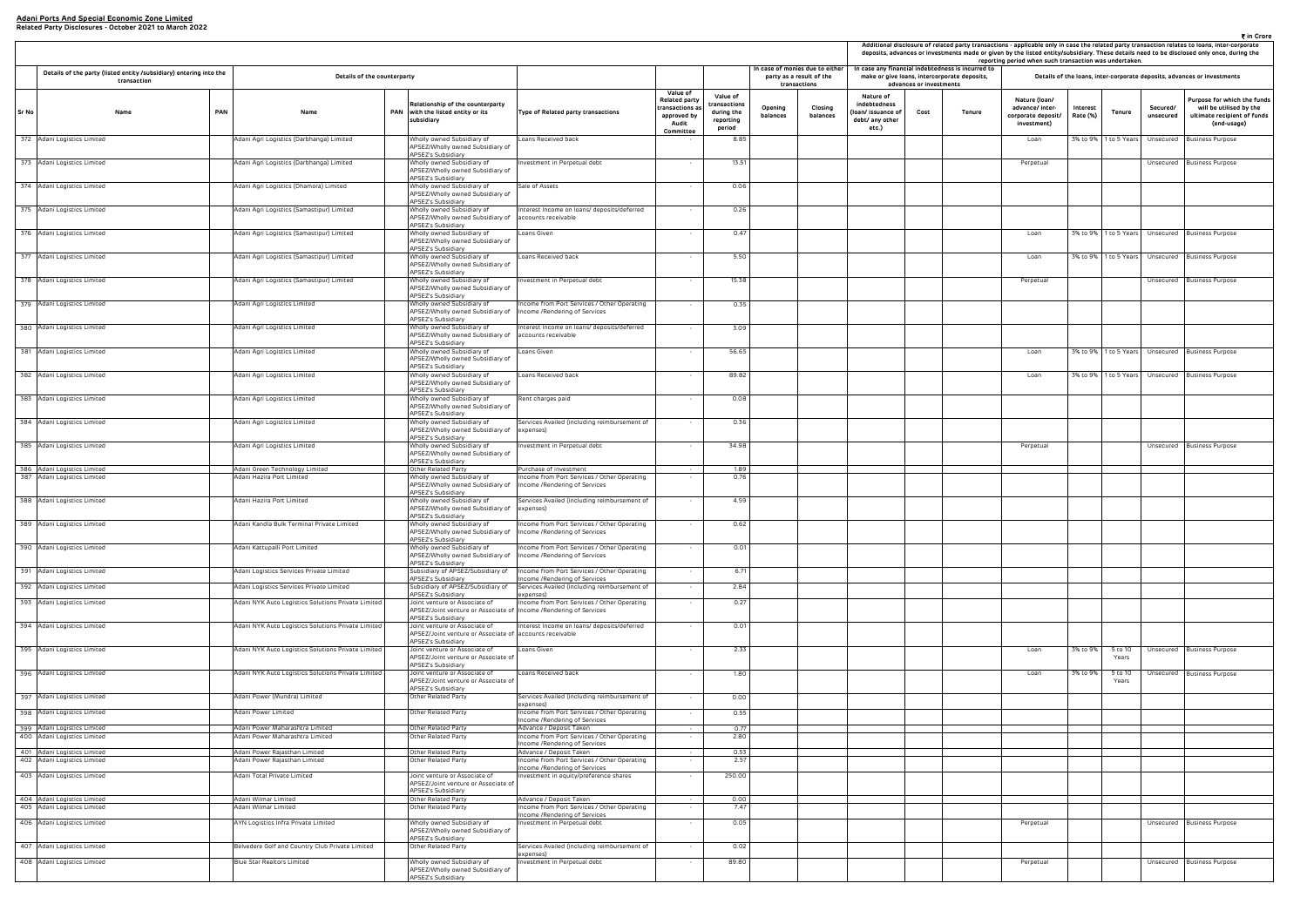**Adani Ports And Special Economic Zone Limited**
**Related Party Disclosures - October 2021 to March 2022**

₹ in Crore

| Sr No | Details of the party (listed entity /subsidiary) entering into the transaction | | Details of the counterparty | | | | | | In case of monies due to either party as a result of the transactions | | Additional disclosure of related party transactions - applicable only in case the related party transaction relates to loans, inter-corporate deposits, advances or investments made or given by the listed entity/subsidiary. These details need to be disclosed only once, during the reporting period when such transaction was undertaken. In case any financial indebtedness is incurred to make or give loans, intercorporate deposits, advances or investments | | | Details of the loans, inter-corporate deposits, advances or investments | | | | |
|---|---|---|---|---|---|---|---|---|---|---|---|---|---|---|---|---|---|---|
| | Name | PAN | Name | PAN | Relationship of the counterparty with the listed entity or its subsidiary | Type of Related party transactions | Value of Related party transactions as approved by Audit Committee | Value of transactions during the reporting period | Opening balances | Closing balances | Nature of indebtedness (loan/ issuance of debt/ any other etc.) | Cost | Tenure | Nature (loan/ advance/ inter-corporate deposit/ investment) | Interest Rate (%) | Tenure | Secured/ unsecured | Purpose for which the funds will be utilised by the ultimate recipient of funds (end-usage) |
| 372 | Adani Logistics Limited | | Adani Agri Logistics (Darbhanga) Limited | | Wholly owned Subsidiary of APSEZ/Wholly owned Subsidiary of APSEZ's Subsidiary | Loans Received back | - | 8.85 | | | | | | Loan | 3% to 9% | 1 to 5 Years | Unsecured | Business Purpose |
| 373 | Adani Logistics Limited | | Adani Agri Logistics (Darbhanga) Limited | | Wholly owned Subsidiary of APSEZ/Wholly owned Subsidiary of APSEZ's Subsidiary | Investment in Perpetual debt | - | 13.51 | | | | | | Perpetual | | | Unsecured | Business Purpose |
| 374 | Adani Logistics Limited | | Adani Agri Logistics (Dhamora) Limited | | Wholly owned Subsidiary of APSEZ/Wholly owned Subsidiary of APSEZ's Subsidiary | Sale of Assets | - | 0.06 | | | | | | | | | | |
| 375 | Adani Logistics Limited | | Adani Agri Logistics (Samastipur) Limited | | Wholly owned Subsidiary of APSEZ/Wholly owned Subsidiary of APSEZ's Subsidiary | Interest Income on loans/ deposits/deferred accounts receivable | - | 0.26 | | | | | | | | | | |
| 376 | Adani Logistics Limited | | Adani Agri Logistics (Samastipur) Limited | | Wholly owned Subsidiary of APSEZ/Wholly owned Subsidiary of APSEZ's Subsidiary | Loans Given | - | 0.47 | | | | | | Loan | 3% to 9% | 1 to 5 Years | Unsecured | Business Purpose |
| 377 | Adani Logistics Limited | | Adani Agri Logistics (Samastipur) Limited | | Wholly owned Subsidiary of APSEZ/Wholly owned Subsidiary of APSEZ's Subsidiary | Loans Received back | - | 5.50 | | | | | | Loan | 3% to 9% | 1 to 5 Years | Unsecured | Business Purpose |
| 378 | Adani Logistics Limited | | Adani Agri Logistics (Samastipur) Limited | | Wholly owned Subsidiary of APSEZ/Wholly owned Subsidiary of APSEZ's Subsidiary | Investment in Perpetual debt | - | 15.38 | | | | | | Perpetual | | | Unsecured | Business Purpose |
| 379 | Adani Logistics Limited | | Adani Agri Logistics Limited | | Wholly owned Subsidiary of APSEZ/Wholly owned Subsidiary of APSEZ's Subsidiary | Income from Port Services / Other Operating Income /Rendering of Services | - | 0.35 | | | | | | | | | | |
| 380 | Adani Logistics Limited | | Adani Agri Logistics Limited | | Wholly owned Subsidiary of APSEZ/Wholly owned Subsidiary of APSEZ's Subsidiary | Interest Income on loans/ deposits/deferred accounts receivable | - | 3.09 | | | | | | | | | | |
| 381 | Adani Logistics Limited | | Adani Agri Logistics Limited | | Wholly owned Subsidiary of APSEZ/Wholly owned Subsidiary of APSEZ's Subsidiary | Loans Given | - | 56.65 | | | | | | Loan | 3% to 9% | 1 to 5 Years | Unsecured | Business Purpose |
| 382 | Adani Logistics Limited | | Adani Agri Logistics Limited | | Wholly owned Subsidiary of APSEZ/Wholly owned Subsidiary of APSEZ's Subsidiary | Loans Received back | - | 89.82 | | | | | | Loan | 3% to 9% | 1 to 5 Years | Unsecured | Business Purpose |
| 383 | Adani Logistics Limited | | Adani Agri Logistics Limited | | Wholly owned Subsidiary of APSEZ/Wholly owned Subsidiary of APSEZ's Subsidiary | Rent charges paid | - | 0.08 | | | | | | | | | | |
| 384 | Adani Logistics Limited | | Adani Agri Logistics Limited | | Wholly owned Subsidiary of APSEZ/Wholly owned Subsidiary of APSEZ's Subsidiary | Services Availed (including reimbursement of expenses) | - | 0.36 | | | | | | | | | | |
| 385 | Adani Logistics Limited | | Adani Agri Logistics Limited | | Wholly owned Subsidiary of APSEZ/Wholly owned Subsidiary of APSEZ's Subsidiary | Investment in Perpetual debt | - | 34.98 | | | | | | Perpetual | | | Unsecured | Business Purpose |
| 386 | Adani Logistics Limited | | Adani Green Technology Limited | | Other Related Party | Purchase of investment | - | 1.89 | | | | | | | | | | |
| 387 | Adani Logistics Limited | | Adani Hazira Port Limited | | Wholly owned Subsidiary of APSEZ/Wholly owned Subsidiary of APSEZ's Subsidiary | Income from Port Services / Other Operating Income /Rendering of Services | - | 0.76 | | | | | | | | | | |
| 388 | Adani Logistics Limited | | Adani Hazira Port Limited | | Wholly owned Subsidiary of APSEZ/Wholly owned Subsidiary of APSEZ's Subsidiary | Services Availed (including reimbursement of expenses) | - | 4.59 | | | | | | | | | | |
| 389 | Adani Logistics Limited | | Adani Kandla Bulk Terminal Private Limited | | Wholly owned Subsidiary of APSEZ/Wholly owned Subsidiary of APSEZ's Subsidiary | Income from Port Services / Other Operating Income /Rendering of Services | - | 0.62 | | | | | | | | | | |
| 390 | Adani Logistics Limited | | Adani Kattupalli Port Limited | | Wholly owned Subsidiary of APSEZ/Wholly owned Subsidiary of APSEZ's Subsidiary | Income from Port Services / Other Operating Income /Rendering of Services | - | 0.01 | | | | | | | | | | |
| 391 | Adani Logistics Limited | | Adani Logistics Services Private Limited | | Subsidiary of APSEZ/Subsidiary of APSEZ's Subsidiary | Income from Port Services / Other Operating Income /Rendering of Services | - | 6.71 | | | | | | | | | | |
| 392 | Adani Logistics Limited | | Adani Logistics Services Private Limited | | Subsidiary of APSEZ/Subsidiary of APSEZ's Subsidiary | Services Availed (including reimbursement of expenses) | - | 2.84 | | | | | | | | | | |
| 393 | Adani Logistics Limited | | Adani NYK Auto Logistics Solutions Private Limited | | Joint venture or Associate of APSEZ/Joint venture or Associate of APSEZ's Subsidiary | Income from Port Services / Other Operating Income /Rendering of Services | - | 0.27 | | | | | | | | | | |
| 394 | Adani Logistics Limited | | Adani NYK Auto Logistics Solutions Private Limited | | Joint venture or Associate of APSEZ/Joint venture or Associate of APSEZ's Subsidiary | Interest Income on loans/ deposits/deferred accounts receivable | - | 0.01 | | | | | | | | | | |
| 395 | Adani Logistics Limited | | Adani NYK Auto Logistics Solutions Private Limited | | Joint venture or Associate of APSEZ/Joint venture or Associate of APSEZ's Subsidiary | Loans Given | - | 2.33 | | | | | | Loan | 3% to 9% | 5 to 10 Years | Unsecured | Business Purpose |
| 396 | Adani Logistics Limited | | Adani NYK Auto Logistics Solutions Private Limited | | Joint venture or Associate of APSEZ/Joint venture or Associate of APSEZ's Subsidiary | Loans Received back | - | 1.80 | | | | | | Loan | 3% to 9% | 5 to 10 Years | Unsecured | Business Purpose |
| 397 | Adani Logistics Limited | | Adani Power (Mundra) Limited | | Other Related Party | Services Availed (including reimbursement of expenses) | - | 0.00 | | | | | | | | | | |
| 398 | Adani Logistics Limited | | Adani Power Limited | | Other Related Party | Income from Port Services / Other Operating Income /Rendering of Services | - | 0.55 | | | | | | | | | | |
| 399 | Adani Logistics Limited | | Adani Power Maharashtra Limited | | Other Related Party | Advance / Deposit Taken | - | 0.77 | | | | | | | | | | |
| 400 | Adani Logistics Limited | | Adani Power Maharashtra Limited | | Other Related Party | Income from Port Services / Other Operating Income /Rendering of Services | - | 2.80 | | | | | | | | | | |
| 401 | Adani Logistics Limited | | Adani Power Rajasthan Limited | | Other Related Party | Advance / Deposit Taken | - | 0.53 | | | | | | | | | | |
| 402 | Adani Logistics Limited | | Adani Power Rajasthan Limited | | Other Related Party | Income from Port Services / Other Operating Income /Rendering of Services | - | 2.57 | | | | | | | | | | |
| 403 | Adani Logistics Limited | | Adani Total Private Limited | | Joint venture or Associate of APSEZ/Joint venture or Associate of APSEZ's Subsidiary | Investment in equity/preference shares | - | 250.00 | | | | | | | | | | |
| 404 | Adani Logistics Limited | | Adani Wilmar Limited | | Other Related Party | Advance / Deposit Taken | - | 0.00 | | | | | | | | | | |
| 405 | Adani Logistics Limited | | Adani Wilmar Limited | | Other Related Party | Income from Port Services / Other Operating Income /Rendering of Services | - | 7.47 | | | | | | | | | | |
| 406 | Adani Logistics Limited | | AYN Logistics Infra Private Limited | | Wholly owned Subsidiary of APSEZ/Wholly owned Subsidiary of APSEZ's Subsidiary | Investment in Perpetual debt | - | 0.05 | | | | | | Perpetual | | | Unsecured | Business Purpose |
| 407 | Adani Logistics Limited | | Belvedere Golf and Country Club Private Limited | | Other Related Party | Services Availed (including reimbursement of expenses) | - | 0.02 | | | | | | | | | | |
| 408 | Adani Logistics Limited | | Blue Star Realtors Limited | | Wholly owned Subsidiary of APSEZ/Wholly owned Subsidiary of APSEZ's Subsidiary | Investment in Perpetual debt | - | 89.80 | | | | | | Perpetual | | | Unsecured | Business Purpose |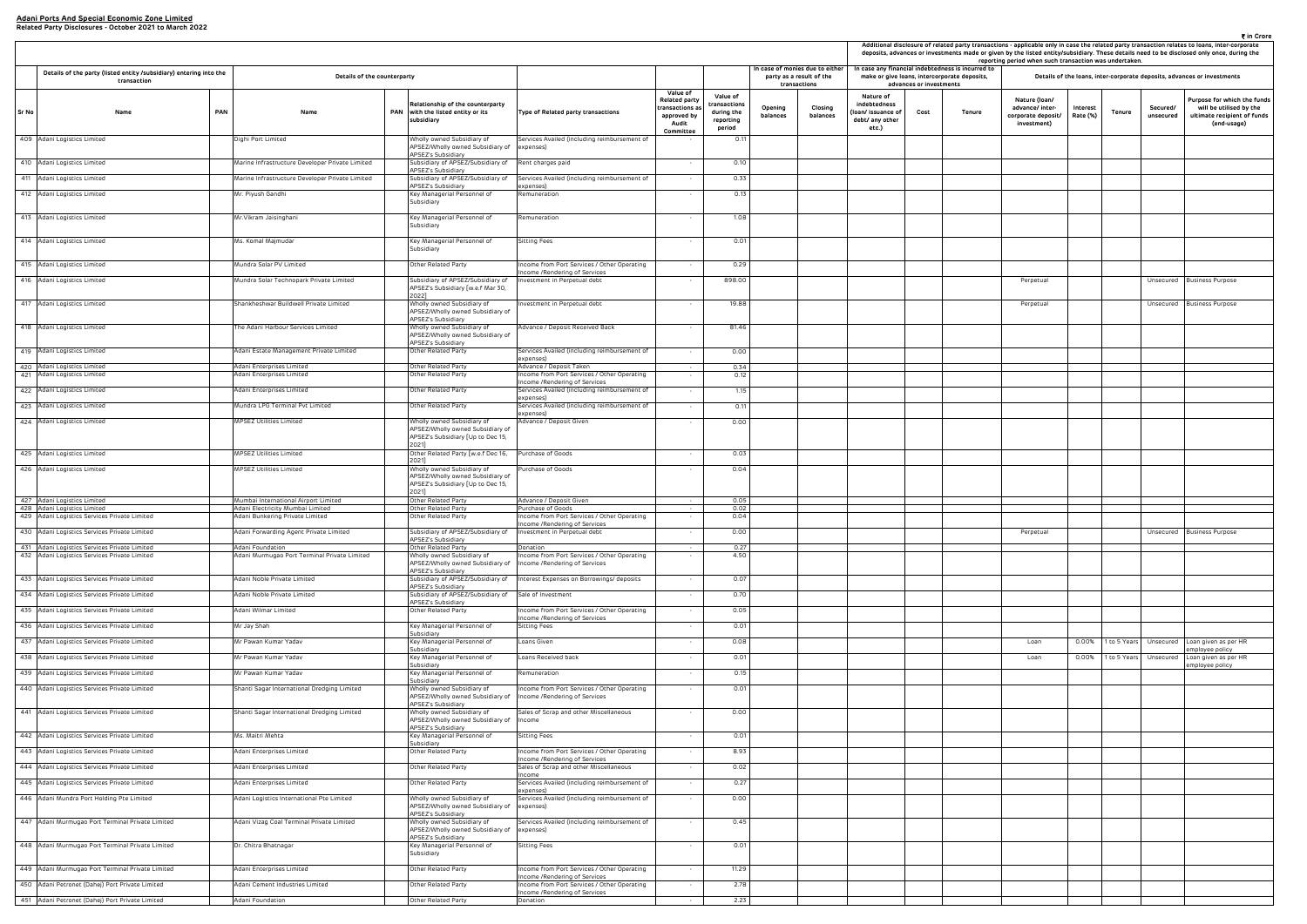**Adani Ports And Special Economic Zone Limited**
**Related Party Disclosures - October 2021 to March 2022**

₹ in Crore

| Sr No | Details of the party (listed entity /subsidiary) entering into the transaction | | Details of the counterparty | | | Type of Related party transactions | Value of Related party transactions as approved by Audit Committee | Value of transactions during the reporting period | In case of monies due to either party as a result of the transactions | | Additional disclosure of related party transactions - applicable only in case the related party transaction relates to loans, inter-corporate deposits, advances or investments made or given by the listed entity/subsidiary. These details need to be disclosed only once, during the reporting period when such transaction was undertaken. | | | | | | | |
|---|---|---|---|---|---|---|---|---|---|---|---|---|---|---|---|---|---|---|
| | | | | | | | | | | | In case any financial indebtedness is incurred to make or give loans, intercorporate deposits, advances or investments | | | Details of the loans, inter-corporate deposits, advances or investments | | | | |
| | Name | PAN | Name | PAN | Relationship of the counterparty with the listed entity or its subsidiary | | | | Opening balances | Closing balances | Nature of indebtedness (loan/ issuance of debt/ any other etc.) | Cost | Tenure | Nature (loan/ advance/ inter-corporate deposit/ investment) | Interest Rate (%) | Tenure | Secured/ unsecured | Purpose for which the funds will be utilised by the ultimate recipient of funds (end-usage) |
| 409 | Adani Logistics Limited | | Dighi Port Limited | | Wholly owned Subsidiary of APSEZ/Wholly owned Subsidiary of APSEZ's Subsidiary | Services Availed (including reimbursement of expenses) | - | 0.11 | | | | | | | | | | |
| 410 | Adani Logistics Limited | | Marine Infrastructure Developer Private Limited | | Subsidiary of APSEZ/Subsidiary of APSEZ's Subsidiary | Rent charges paid | - | 0.10 | | | | | | | | | | |
| 411 | Adani Logistics Limited | | Marine Infrastructure Developer Private Limited | | Subsidiary of APSEZ/Subsidiary of APSEZ's Subsidiary | Services Availed (including reimbursement of expenses) | - | 0.33 | | | | | | | | | | |
| 412 | Adani Logistics Limited | | Mr. Piyush Gandhi | | Key Managerial Personnel of Subsidiary | Remuneration | - | 0.13 | | | | | | | | | | |
| 413 | Adani Logistics Limited | | Mr.Vikram Jaisinghani | | Key Managerial Personnel of Subsidiary | Remuneration | - | 1.08 | | | | | | | | | | |
| 414 | Adani Logistics Limited | | Ms. Komal Majmudar | | Key Managerial Personnel of Subsidiary | Sitting Fees | - | 0.01 | | | | | | | | | | |
| 415 | Adani Logistics Limited | | Mundra Solar PV Limited | | Other Related Party | Income from Port Services / Other Operating Income /Rendering of Services | - | 0.29 | | | | | | | | | | |
| 416 | Adani Logistics Limited | | Mundra Solar Technopark Private Limited | | Subsidiary of APSEZ/Subsidiary of APSEZ's Subsidiary [w.e.f Mar 30, 2022] | Investment in Perpetual debt | - | 898.00 | | | | | | Perpetual | | | Unsecured | Business Purpose |
| 417 | Adani Logistics Limited | | Shankheshwar Buildwell Private Limited | | Wholly owned Subsidiary of APSEZ/Wholly owned Subsidiary of APSEZ's Subsidiary | Investment in Perpetual debt | - | 19.88 | | | | | | Perpetual | | | Unsecured | Business Purpose |
| 418 | Adani Logistics Limited | | The Adani Harbour Services Limited | | Wholly owned Subsidiary of APSEZ/Wholly owned Subsidiary of APSEZ's Subsidiary | Advance / Deposit Received Back | - | 81.46 | | | | | | | | | | |
| 419 | Adani Logistics Limited | | Adani Estate Management Private Limited | | Other Related Party | Services Availed (including reimbursement of expenses) | - | 0.00 | | | | | | | | | | |
| 420 | Adani Logistics Limited | | Adani Enterprises Limited | | Other Related Party | Advance / Deposit Taken | - | 0.34 | | | | | | | | | | |
| 421 | Adani Logistics Limited | | Adani Enterprises Limited | | Other Related Party | Income from Port Services / Other Operating Income /Rendering of Services | - | 0.12 | | | | | | | | | | |
| 422 | Adani Logistics Limited | | Adani Enterprises Limited | | Other Related Party | Services Availed (including reimbursement of expenses) | - | 1.15 | | | | | | | | | | |
| 423 | Adani Logistics Limited | | Mundra LPG Terminal Pvt Limited | | Other Related Party | Services Availed (including reimbursement of expenses) | - | 0.11 | | | | | | | | | | |
| 424 | Adani Logistics Limited | | MPSEZ Utilities Limited | | Wholly owned Subsidiary of APSEZ/Wholly owned Subsidiary of APSEZ's Subsidiary [Up to Dec 15, 2021] | Advance / Deposit Given | - | 0.00 | | | | | | | | | | |
| 425 | Adani Logistics Limited | | MPSEZ Utilities Limited | | Other Related Party [w.e.f Dec 16, 2021] | Purchase of Goods | - | 0.03 | | | | | | | | | | |
| 426 | Adani Logistics Limited | | MPSEZ Utilities Limited | | Wholly owned Subsidiary of APSEZ/Wholly owned Subsidiary of APSEZ's Subsidiary [Up to Dec 15, 2021] | Purchase of Goods | - | 0.04 | | | | | | | | | | |
| 427 | Adani Logistics Limited | | Mumbai International Airport Limited | | Other Related Party | Advance / Deposit Given | - | 0.05 | | | | | | | | | | |
| 428 | Adani Logistics Limited | | Adani Electricity Mumbai Limited | | Other Related Party | Purchase of Goods | - | 0.02 | | | | | | | | | | |
| 429 | Adani Logistics Services Private Limited | | Adani Bunkering Private Limited | | Other Related Party | Income from Port Services / Other Operating Income /Rendering of Services | - | 0.04 | | | | | | | | | | |
| 430 | Adani Logistics Services Private Limited | | Adani Forwarding Agent Private Limited | | Subsidiary of APSEZ/Subsidiary of APSEZ's Subsidiary | Investment in Perpetual debt | - | 0.00 | | | | | | Perpetual | | | Unsecured | Business Purpose |
| 431 | Adani Logistics Services Private Limited | | Adani Foundation | | Other Related Party | Donation | - | 0.27 | | | | | | | | | | |
| 432 | Adani Logistics Services Private Limited | | Adani Murmugao Port Terminal Private Limited | | Wholly owned Subsidiary of APSEZ/Wholly owned Subsidiary of APSEZ's Subsidiary | Income from Port Services / Other Operating Income /Rendering of Services | - | 4.50 | | | | | | | | | | |
| 433 | Adani Logistics Services Private Limited | | Adani Noble Private Limited | | Subsidiary of APSEZ/Subsidiary of APSEZ's Subsidiary | Interest Expenses on Borrowings/ deposits | - | 0.07 | | | | | | | | | | |
| 434 | Adani Logistics Services Private Limited | | Adani Noble Private Limited | | Subsidiary of APSEZ/Subsidiary of APSEZ's Subsidiary | Sale of Investment | - | 0.70 | | | | | | | | | | |
| 435 | Adani Logistics Services Private Limited | | Adani Wilmar Limited | | Other Related Party | Income from Port Services / Other Operating Income /Rendering of Services | - | 0.05 | | | | | | | | | | |
| 436 | Adani Logistics Services Private Limited | | Mr Jay Shah | | Key Managerial Personnel of Subsidiary | Sitting Fees | - | 0.01 | | | | | | | | | | |
| 437 | Adani Logistics Services Private Limited | | Mr Pawan Kumar Yadav | | Key Managerial Personnel of Subsidiary | Loans Given | - | 0.08 | | | | | | Loan | 0.00% | 1 to 5 Years | Unsecured | Loan given as per HR employee policy |
| 438 | Adani Logistics Services Private Limited | | Mr Pawan Kumar Yadav | | Key Managerial Personnel of Subsidiary | Loans Received back | - | 0.01 | | | | | | Loan | 0.00% | 1 to 5 Years | Unsecured | Loan given as per HR employee policy |
| 439 | Adani Logistics Services Private Limited | | Mr Pawan Kumar Yadav | | Key Managerial Personnel of Subsidiary | Remuneration | - | 0.15 | | | | | | | | | | |
| 440 | Adani Logistics Services Private Limited | | Shanti Sagar International Dredging Limited | | Wholly owned Subsidiary of APSEZ/Wholly owned Subsidiary of APSEZ's Subsidiary | Income from Port Services / Other Operating Income /Rendering of Services | - | 0.01 | | | | | | | | | | |
| 441 | Adani Logistics Services Private Limited | | Shanti Sagar International Dredging Limited | | Wholly owned Subsidiary of APSEZ/Wholly owned Subsidiary of APSEZ's Subsidiary | Sales of Scrap and other Miscellaneous Income | - | 0.00 | | | | | | | | | | |
| 442 | Adani Logistics Services Private Limited | | Ms. Maitri Mehta | | Key Managerial Personnel of Subsidiary | Sitting Fees | - | 0.01 | | | | | | | | | | |
| 443 | Adani Logistics Services Private Limited | | Adani Enterprises Limited | | Other Related Party | Income from Port Services / Other Operating Income /Rendering of Services | - | 8.93 | | | | | | | | | | |
| 444 | Adani Logistics Services Private Limited | | Adani Enterprises Limited | | Other Related Party | Sales of Scrap and other Miscellaneous Income | - | 0.02 | | | | | | | | | | |
| 445 | Adani Logistics Services Private Limited | | Adani Enterprises Limited | | Other Related Party | Services Availed (including reimbursement of expenses) | - | 0.27 | | | | | | | | | | |
| 446 | Adani Mundra Port Holding Pte Limited | | Adani Logistics International Pte Limited | | Wholly owned Subsidiary of APSEZ/Wholly owned Subsidiary of APSEZ's Subsidiary | Services Availed (including reimbursement of expenses) | - | 0.00 | | | | | | | | | | |
| 447 | Adani Murmugao Port Terminal Private Limited | | Adani Vizag Coal Terminal Private Limited | | Wholly owned Subsidiary of APSEZ/Wholly owned Subsidiary of APSEZ's Subsidiary | Services Availed (including reimbursement of expenses) | - | 0.45 | | | | | | | | | | |
| 448 | Adani Murmugao Port Terminal Private Limited | | Dr. Chitra Bhatnagar | | Key Managerial Personnel of Subsidiary | Sitting Fees | - | 0.01 | | | | | | | | | | |
| 449 | Adani Murmugao Port Terminal Private Limited | | Adani Enterprises Limited | | Other Related Party | Income from Port Services / Other Operating Income /Rendering of Services | - | 11.29 | | | | | | | | | | |
| 450 | Adani Petronet (Dahej) Port Private Limited | | Adani Cement Industries Limited | | Other Related Party | Income from Port Services / Other Operating Income /Rendering of Services | - | 2.78 | | | | | | | | | | |
| 451 | Adani Petronet (Dahej) Port Private Limited | | Adani Foundation | | Other Related Party | Donation | - | 2.23 | | | | | | | | | | |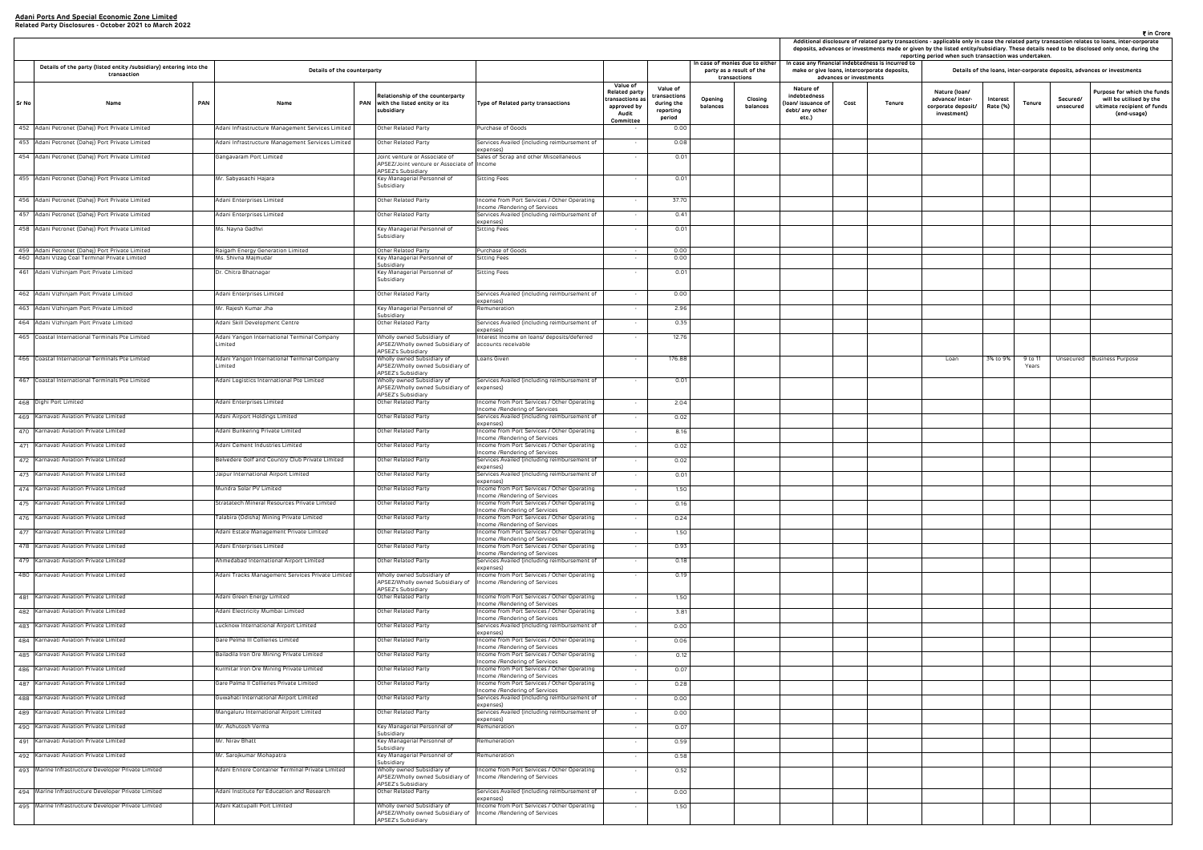**Adani Ports And Special Economic Zone Limited**
**Related Party Disclosures - October 2021 to March 2022**

₹ in Crore

| Sr No | Details of the party (listed entity /subsidiary) entering into the transaction | | Details of the counterparty | | | Type of Related party transactions | Value of Related party transactions as approved by Audit Committee | Value of transactions during the reporting period | In case of monies due to either party as a result of the transactions | | Additional disclosure of related party transactions - applicable only in case the related party transaction relates to loans, inter-corporate deposits, advances or investments made or given by the listed entity/subsidiary. These details need to be disclosed only once, during the reporting period when such transaction was undertaken. In case any financial indebtedness is incurred to make or give loans, intercorporate deposits, advances or investments | | | Details of the loans, inter-corporate deposits, advances or investments | | | | |
|---|---|---|---|---|---|---|---|---|---|---|---|---|---|---|---|---|---|---|
| | Name | PAN | Name | PAN | Relationship of the counterparty with the listed entity or its subsidiary | | | | Opening balances | Closing balances | Nature of indebtedness (loan/ issuance of debt/ any other etc.) | Cost | Tenure | Nature (loan/ advance/ inter-corporate deposit/ investment) | Interest Rate (%) | Tenure | Secured/ unsecured | Purpose for which the funds will be utilised by the ultimate recipient of funds (end-usage) |
| 452 | Adani Petronet (Dahej) Port Private Limited | | Adani Infrastructure Management Services Limited | | Other Related Party | Purchase of Goods | - | 0.00 | | | | | | | | | | |
| 453 | Adani Petronet (Dahej) Port Private Limited | | Adani Infrastructure Management Services Limited | | Other Related Party | Services Availed (including reimbursement of expenses) | - | 0.08 | | | | | | | | | | |
| 454 | Adani Petronet (Dahej) Port Private Limited | | Gangavaram Port Limited | | Joint venture or Associate of APSEZ/Joint venture or Associate of APSEZ's Subsidiary | Sales of Scrap and other Miscellaneous Income | - | 0.01 | | | | | | | | | | |
| 455 | Adani Petronet (Dahej) Port Private Limited | | Mr. Sabyasachi Hajara | | Key Managerial Personnel of Subsidiary | Sitting Fees | - | 0.01 | | | | | | | | | | |
| 456 | Adani Petronet (Dahej) Port Private Limited | | Adani Enterprises Limited | | Other Related Party | Income from Port Services / Other Operating Income /Rendering of Services | - | 37.70 | | | | | | | | | | |
| 457 | Adani Petronet (Dahej) Port Private Limited | | Adani Enterprises Limited | | Other Related Party | Services Availed (including reimbursement of expenses) | - | 0.41 | | | | | | | | | | |
| 458 | Adani Petronet (Dahej) Port Private Limited | | Ms. Nayna Gadhvi | | Key Managerial Personnel of Subsidiary | Sitting Fees | - | 0.01 | | | | | | | | | | |
| 459 | Adani Petronet (Dahej) Port Private Limited | | Raigarh Energy Generation Limited | | Other Related Party | Purchase of Goods | - | 0.00 | | | | | | | | | | |
| 460 | Adani Vizag Coal Terminal Private Limited | | Ms. Shivna Majmudar | | Key Managerial Personnel of Subsidiary | Sitting Fees | - | 0.00 | | | | | | | | | | |
| 461 | Adani Vizhinjam Port Private Limited | | Dr. Chitra Bhatnagar | | Key Managerial Personnel of Subsidiary | Sitting Fees | - | 0.01 | | | | | | | | | | |
| 462 | Adani Vizhinjam Port Private Limited | | Adani Enterprises Limited | | Other Related Party | Services Availed (including reimbursement of expenses) | - | 0.00 | | | | | | | | | | |
| 463 | Adani Vizhinjam Port Private Limited | | Mr. Rajesh Kumar Jha | | Key Managerial Personnel of Subsidiary | Remuneration | - | 2.96 | | | | | | | | | | |
| 464 | Adani Vizhinjam Port Private Limited | | Adani Skill Development Centre | | Other Related Party | Services Availed (including reimbursement of expenses) | - | 0.35 | | | | | | | | | | |
| 465 | Coastal International Terminals Pte Limited | | Adani Yangon International Terminal Company Limited | | Wholly owned Subsidiary of APSEZ/Wholly owned Subsidiary of APSEZ's Subsidiary | Interest Income on loans/ deposits/deferred accounts receivable | - | 12.76 | | | | | | | | | | |
| 466 | Coastal International Terminals Pte Limited | | Adani Yangon International Terminal Company Limited | | Wholly owned Subsidiary of APSEZ/Wholly owned Subsidiary of APSEZ's Subsidiary | Loans Given | - | 176.88 | | | | | | Loan | 3% to 9% | 9 to 11 Years | Unsecured | Business Purpose |
| 467 | Coastal International Terminals Pte Limited | | Adani Logistics International Pte Limited | | Wholly owned Subsidiary of APSEZ/Wholly owned Subsidiary of APSEZ's Subsidiary | Services Availed (including reimbursement of expenses) | - | 0.01 | | | | | | | | | | |
| 468 | Dighi Port Limited | | Adani Enterprises Limited | | Other Related Party | Income from Port Services / Other Operating Income /Rendering of Services | - | 2.04 | | | | | | | | | | |
| 469 | Karnavati Aviation Private Limited | | Adani Airport Holdings Limited | | Other Related Party | Services Availed (including reimbursement of expenses) | - | 0.02 | | | | | | | | | | |
| 470 | Karnavati Aviation Private Limited | | Adani Bunkering Private Limited | | Other Related Party | Income from Port Services / Other Operating Income /Rendering of Services | - | 8.16 | | | | | | | | | | |
| 471 | Karnavati Aviation Private Limited | | Adani Cement Industries Limited | | Other Related Party | Income from Port Services / Other Operating Income /Rendering of Services | - | 0.02 | | | | | | | | | | |
| 472 | Karnavati Aviation Private Limited | | Belvedere Golf and Country Club Private Limited | | Other Related Party | Services Availed (including reimbursement of expenses) | - | 0.02 | | | | | | | | | | |
| 473 | Karnavati Aviation Private Limited | | Jaipur International Airport Limited | | Other Related Party | Services Availed (including reimbursement of expenses) | - | 0.01 | | | | | | | | | | |
| 474 | Karnavati Aviation Private Limited | | Mundra Solar PV Limited | | Other Related Party | Income from Port Services / Other Operating Income /Rendering of Services | - | 1.50 | | | | | | | | | | |
| 475 | Karnavati Aviation Private Limited | | Stratatech Mineral Resources Private Limited | | Other Related Party | Income from Port Services / Other Operating Income /Rendering of Services | - | 0.16 | | | | | | | | | | |
| 476 | Karnavati Aviation Private Limited | | Talabira (Odisha) Mining Private Limited | | Other Related Party | Income from Port Services / Other Operating Income /Rendering of Services | - | 0.24 | | | | | | | | | | |
| 477 | Karnavati Aviation Private Limited | | Adani Estate Management Private Limited | | Other Related Party | Income from Port Services / Other Operating Income /Rendering of Services | - | 1.50 | | | | | | | | | | |
| 478 | Karnavati Aviation Private Limited | | Adani Enterprises Limited | | Other Related Party | Income from Port Services / Other Operating Income /Rendering of Services | - | 0.93 | | | | | | | | | | |
| 479 | Karnavati Aviation Private Limited | | Ahmedabad International Airport Limited | | Other Related Party | Services Availed (including reimbursement of expenses) | - | 0.18 | | | | | | | | | | |
| 480 | Karnavati Aviation Private Limited | | Adani Tracks Management Services Private Limited | | Wholly owned Subsidiary of APSEZ/Wholly owned Subsidiary of APSEZ's Subsidiary | Income from Port Services / Other Operating Income /Rendering of Services | - | 0.19 | | | | | | | | | | |
| 481 | Karnavati Aviation Private Limited | | Adani Green Energy Limited | | Other Related Party | Income from Port Services / Other Operating Income /Rendering of Services | - | 1.50 | | | | | | | | | | |
| 482 | Karnavati Aviation Private Limited | | Adani Electricity Mumbai Limited | | Other Related Party | Income from Port Services / Other Operating Income /Rendering of Services | - | 3.81 | | | | | | | | | | |
| 483 | Karnavati Aviation Private Limited | | Lucknow International Airport Limited | | Other Related Party | Services Availed (including reimbursement of expenses) | - | 0.00 | | | | | | | | | | |
| 484 | Karnavati Aviation Private Limited | | Gare Pelma III Collieries Limited | | Other Related Party | Income from Port Services / Other Operating Income /Rendering of Services | - | 0.06 | | | | | | | | | | |
| 485 | Karnavati Aviation Private Limited | | Bailadila Iron Ore Mining Private Limited | | Other Related Party | Income from Port Services / Other Operating Income /Rendering of Services | - | 0.12 | | | | | | | | | | |
| 486 | Karnavati Aviation Private Limited | | Kurmitar Iron Ore Mining Private Limited | | Other Related Party | Income from Port Services / Other Operating Income /Rendering of Services | - | 0.07 | | | | | | | | | | |
| 487 | Karnavati Aviation Private Limited | | Gare Palma II Collieries Private Limited | | Other Related Party | Income from Port Services / Other Operating Income /Rendering of Services | - | 0.28 | | | | | | | | | | |
| 488 | Karnavati Aviation Private Limited | | Guwahati International Airport Limited | | Other Related Party | Services Availed (including reimbursement of expenses) | - | 0.00 | | | | | | | | | | |
| 489 | Karnavati Aviation Private Limited | | Mangaluru International Airport Limited | | Other Related Party | Services Availed (including reimbursement of expenses) | - | 0.00 | | | | | | | | | | |
| 490 | Karnavati Aviation Private Limited | | Mr. Ashutosh Verma | | Key Managerial Personnel of Subsidiary | Remuneration | - | 0.07 | | | | | | | | | | |
| 491 | Karnavati Aviation Private Limited | | Mr. Nirav Bhatt | | Key Managerial Personnel of Subsidiary | Remuneration | - | 0.59 | | | | | | | | | | |
| 492 | Karnavati Aviation Private Limited | | Mr. Sarojkumar Mohapatra | | Key Managerial Personnel of Subsidiary | Remuneration | - | 0.58 | | | | | | | | | | |
| 493 | Marine Infrastructure Developer Private Limited | | Adani Ennore Container Terminal Private Limited | | Wholly owned Subsidiary of APSEZ/Wholly owned Subsidiary of APSEZ's Subsidiary | Income from Port Services / Other Operating Income /Rendering of Services | - | 0.52 | | | | | | | | | | |
| 494 | Marine Infrastructure Developer Private Limited | | Adani Institute for Education and Research | | Other Related Party | Services Availed (including reimbursement of expenses) | - | 0.00 | | | | | | | | | | |
| 495 | Marine Infrastructure Developer Private Limited | | Adani Kattupalli Port Limited | | Wholly owned Subsidiary of APSEZ/Wholly owned Subsidiary of APSEZ's Subsidiary | Income from Port Services / Other Operating Income /Rendering of Services | - | 1.50 | | | | | | | | | | |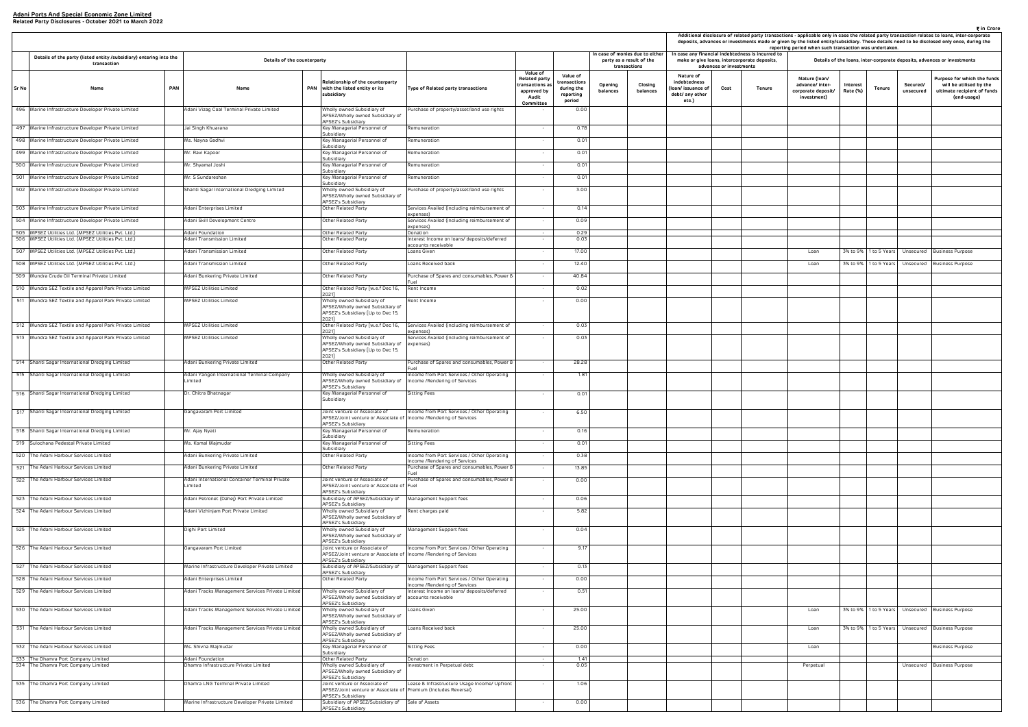**Adani Ports And Special Economic Zone Limited**
**Related Party Disclosures - October 2021 to March 2022**

₹ in Crore

| Sr No | Details of the party (listed entity /subsidiary) entering into the transaction | | Details of the counterparty | | | | Value of Related party transactions as approved by Audit Committee | Value of transactions during the reporting period | In case of monies due to either party as a result of the transactions | | Additional disclosure of related party transactions - applicable only in case the related party transaction relates to loans, inter-corporate deposits, advances or investments made or given by the listed entity/subsidiary. These details need to be disclosed only once, during the reporting period when such transaction was undertaken. In case any financial indebtedness is incurred to make or give loans, intercorporate deposits, advances or investments | | | Details of the loans, inter-corporate deposits, advances or investments | | | | |
|---|---|---|---|---|---|---|---|---|---|---|---|---|---|---|---|---|---|---|
| | Name | PAN | Name | PAN | Relationship of the counterparty with the listed entity or its subsidiary | Type of Related party transactions | | | Opening balances | Closing balances | Nature of indebtedness (loan/ issuance of debt/ any other etc.) | Cost | Tenure | Nature (loan/ advance/ inter-corporate deposit/ investment) | Interest Rate (%) | Tenure | Secured/ unsecured | Purpose for which the funds will be utilised by the ultimate recipient of funds (end-usage) |
| 496 | Marine Infrastructure Developer Private Limited | | Adani Vizag Coal Terminal Private Limited | | Wholly owned Subsidiary of APSEZ/Wholly owned Subsidiary of APSEZ's Subsidiary | Purchase of property/asset/land use rights | - | 0.00 | | | | | | | | | | |
| 497 | Marine Infrastructure Developer Private Limited | | Jai Singh Khuarana | | Key Managerial Personnel of Subsidiary | Remuneration | - | 0.78 | | | | | | | | | | |
| 498 | Marine Infrastructure Developer Private Limited | | Ms. Nayna Gadhvi | | Key Managerial Personnel of Subsidiary | Remuneration | - | 0.01 | | | | | | | | | | |
| 499 | Marine Infrastructure Developer Private Limited | | Mr. Ravi Kapoor | | Key Managerial Personnel of Subsidiary | Remuneration | - | 0.01 | | | | | | | | | | |
| 500 | Marine Infrastructure Developer Private Limited | | Mr. Shyamal Joshi | | Key Managerial Personnel of Subsidiary | Remuneration | - | 0.01 | | | | | | | | | | |
| 501 | Marine Infrastructure Developer Private Limited | | Mr. S Sundareshan | | Key Managerial Personnel of Subsidiary | Remuneration | - | 0.01 | | | | | | | | | | |
| 502 | Marine Infrastructure Developer Private Limited | | Shanti Sagar International Dredging Limited | | Wholly owned Subsidiary of APSEZ/Wholly owned Subsidiary of APSEZ's Subsidiary | Purchase of property/asset/land use rights | - | 3.00 | | | | | | | | | | |
| 503 | Marine Infrastructure Developer Private Limited | | Adani Enterprises Limited | | Other Related Party | Services Availed (including reimbursement of expenses) | - | 0.14 | | | | | | | | | | |
| 504 | Marine Infrastructure Developer Private Limited | | Adani Skill Development Centre | | Other Related Party | Services Availed (including reimbursement of expenses) | - | 0.09 | | | | | | | | | | |
| 505 | MPSEZ Utilities Ltd. (MPSEZ Utilities Pvt. Ltd.) | | Adani Foundation | | Other Related Party | Donation | - | 0.29 | | | | | | | | | | |
| 506 | MPSEZ Utilities Ltd. (MPSEZ Utilities Pvt. Ltd.) | | Adani Transmission Limited | | Other Related Party | Interest Income on loans/ deposits/deferred accounts receivable | - | 0.03 | | | | | | | | | | |
| 507 | MPSEZ Utilities Ltd. (MPSEZ Utilities Pvt. Ltd.) | | Adani Transmission Limited | | Other Related Party | Loans Given | - | 17.00 | | | | | | Loan | 3% to 9% | 1 to 5 Years | Unsecured | Business Purpose |
| 508 | MPSEZ Utilities Ltd. (MPSEZ Utilities Pvt. Ltd.) | | Adani Transmission Limited | | Other Related Party | Loans Received back | - | 12.40 | | | | | | Loan | 3% to 9% | 1 to 5 Years | Unsecured | Business Purpose |
| 509 | Mundra Crude Oil Terminal Private Limited | | Adani Bunkering Private Limited | | Other Related Party | Purchase of Spares and consumables, Power & Fuel | - | 40.84 | | | | | | | | | | |
| 510 | Mundra SEZ Textile and Apparel Park Private Limited | | MPSEZ Utilities Limited | | Other Related Party [w.e.f Dec 16, 2021] | Rent Income | - | 0.02 | | | | | | | | | | |
| 511 | Mundra SEZ Textile and Apparel Park Private Limited | | MPSEZ Utilities Limited | | Wholly owned Subsidiary of APSEZ/Wholly owned Subsidiary of APSEZ's Subsidiary [Up to Dec 15, 2021] | Rent Income | - | 0.00 | | | | | | | | | | |
| 512 | Mundra SEZ Textile and Apparel Park Private Limited | | MPSEZ Utilities Limited | | Other Related Party [w.e.f Dec 16, 2021] | Services Availed (including reimbursement of expenses) | - | 0.03 | | | | | | | | | | |
| 513 | Mundra SEZ Textile and Apparel Park Private Limited | | MPSEZ Utilities Limited | | Wholly owned Subsidiary of APSEZ/Wholly owned Subsidiary of APSEZ's Subsidiary [Up to Dec 15, 2021] | Services Availed (including reimbursement of expenses) | - | 0.03 | | | | | | | | | | |
| 514 | Shanti Sagar International Dredging Limited | | Adani Bunkering Private Limited | | Other Related Party | Purchase of Spares and consumables, Power & Fuel | - | 28.28 | | | | | | | | | | |
| 515 | Shanti Sagar International Dredging Limited | | Adani Yangon International Terminal Company Limited | | Wholly owned Subsidiary of APSEZ/Wholly owned Subsidiary of APSEZ's Subsidiary | Income from Port Services / Other Operating Income /Rendering of Services | - | 1.81 | | | | | | | | | | |
| 516 | Shanti Sagar International Dredging Limited | | Dr. Chitra Bhatnagar | | Key Managerial Personnel of Subsidiary | Sitting Fees | - | 0.01 | | | | | | | | | | |
| 517 | Shanti Sagar International Dredging Limited | | Gangavaram Port Limited | | Joint venture or Associate of APSEZ/Joint venture or Associate of APSEZ's Subsidiary | Income from Port Services / Other Operating Income /Rendering of Services | - | 6.50 | | | | | | | | | | |
| 518 | Shanti Sagar International Dredging Limited | | Mr. Ajay Nyati | | Key Managerial Personnel of Subsidiary | Remuneration | - | 0.16 | | | | | | | | | | |
| 519 | Sulochana Pedestal Private Limited | | Ms. Komal Majmudar | | Key Managerial Personnel of Subsidiary | Sitting Fees | - | 0.01 | | | | | | | | | | |
| 520 | The Adani Harbour Services Limited | | Adani Bunkering Private Limited | | Other Related Party | Income from Port Services / Other Operating Income /Rendering of Services | - | 0.38 | | | | | | | | | | |
| 521 | The Adani Harbour Services Limited | | Adani Bunkering Private Limited | | Other Related Party | Purchase of Spares and consumables, Power & Fuel | - | 13.85 | | | | | | | | | | |
| 522 | The Adani Harbour Services Limited | | Adani International Container Terminal Private Limited | | Joint venture or Associate of APSEZ/Joint venture or Associate of APSEZ's Subsidiary | Purchase of Spares and consumables, Power & Fuel | - | 0.00 | | | | | | | | | | |
| 523 | The Adani Harbour Services Limited | | Adani Petronet (Dahej) Port Private Limited | | Subsidiary of APSEZ/Subsidiary of APSEZ's Subsidiary | Management Support fees | - | 0.06 | | | | | | | | | | |
| 524 | The Adani Harbour Services Limited | | Adani Vizhinjam Port Private Limited | | Wholly owned Subsidiary of APSEZ/Wholly owned Subsidiary of APSEZ's Subsidiary | Rent charges paid | - | 5.82 | | | | | | | | | | |
| 525 | The Adani Harbour Services Limited | | Dighi Port Limited | | Wholly owned Subsidiary of APSEZ/Wholly owned Subsidiary of APSEZ's Subsidiary | Management Support fees | - | 0.04 | | | | | | | | | | |
| 526 | The Adani Harbour Services Limited | | Gangavaram Port Limited | | Joint venture or Associate of APSEZ/Joint venture or Associate of APSEZ's Subsidiary | Income from Port Services / Other Operating Income /Rendering of Services | - | 9.17 | | | | | | | | | | |
| 527 | The Adani Harbour Services Limited | | Marine Infrastructure Developer Private Limited | | Subsidiary of APSEZ/Subsidiary of APSEZ's Subsidiary | Management Support fees | - | 0.13 | | | | | | | | | | |
| 528 | The Adani Harbour Services Limited | | Adani Enterprises Limited | | Other Related Party | Income from Port Services / Other Operating Income /Rendering of Services | - | 0.00 | | | | | | | | | | |
| 529 | The Adani Harbour Services Limited | | Adani Tracks Management Services Private Limited | | Wholly owned Subsidiary of APSEZ/Wholly owned Subsidiary of APSEZ's Subsidiary | Interest Income on loans/ deposits/deferred accounts receivable | - | 0.51 | | | | | | | | | | |
| 530 | The Adani Harbour Services Limited | | Adani Tracks Management Services Private Limited | | Wholly owned Subsidiary of APSEZ/Wholly owned Subsidiary of APSEZ's Subsidiary | Loans Given | - | 25.00 | | | | | | Loan | 3% to 9% | 1 to 5 Years | Unsecured | Business Purpose |
| 531 | The Adani Harbour Services Limited | | Adani Tracks Management Services Private Limited | | Wholly owned Subsidiary of APSEZ/Wholly owned Subsidiary of APSEZ's Subsidiary | Loans Received back | - | 25.00 | | | | | | Loan | 3% to 9% | 1 to 5 Years | Unsecured | Business Purpose |
| 532 | The Adani Harbour Services Limited | | Ms. Shivna Majmudar | | Key Managerial Personnel of Subsidiary | Sitting Fees | - | 0.00 | | | | | | Loan | | | | Business Purpose |
| 533 | The Dhamra Port Company Limited | | Adani Foundation | | Other Related Party | Donation | - | 1.41 | | | | | | | | | | |
| 534 | The Dhamra Port Company Limited | | Dhamra Infrastructure Private Limited | | Wholly owned Subsidiary of APSEZ/Wholly owned Subsidiary of APSEZ's Subsidiary | Investment in Perpetual debt | - | 0.05 | | | | | | Perpetual | | | Unsecured | Business Purpose |
| 535 | The Dhamra Port Company Limited | | Dhamra LNG Terminal Private Limited | | Joint venture or Associate of APSEZ/Joint venture or Associate of APSEZ's Subsidiary | Lease & Infrastructure Usage Income/ Upfront Premium (Includes Reversal) | - | 1.06 | | | | | | | | | | |
| 536 | The Dhamra Port Company Limited | | Marine Infrastructure Developer Private Limited | | Subsidiary of APSEZ/Subsidiary of APSEZ's Subsidiary | Sale of Assets | - | 0.00 | | | | | | | | | | |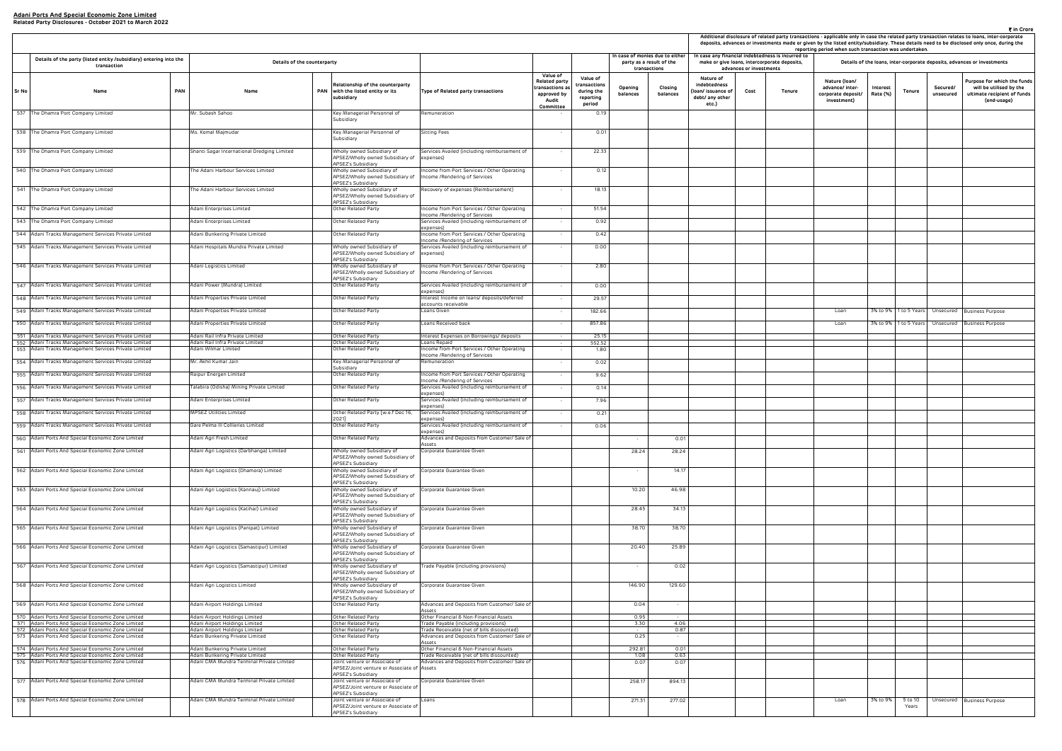**Adani Ports And Special Economic Zone Limited**
**Related Party Disclosures - October 2021 to March 2022**

₹ in Crore

Additional disclosure of related party transactions - applicable only in case the related party transaction relates to loans, inter-corporate deposits, advances or investments made or given by the listed entity/subsidiary. These details need to be disclosed only once, during the reporting period when such transaction was undertaken.

| Sr No | Details of the party (listed entity /subsidiary) entering into the transaction | | Details of the counterparty | | | | Value of Related party transactions as approved by Audit Committee | Value of transactions during the reporting period | In case of monies due to either party as a result of the transactions | | In case any financial indebtedness is incurred to make or give loans, intercorporate deposits, advances or investments | | | Details of the loans, inter-corporate deposits, advances or investments | | | | |
|---|---|---|---|---|---|---|---|---|---|---|---|---|---|---|---|---|---|---|
| | Name | PAN | Name | PAN | Relationship of the counterparty with the listed entity or its subsidiary | Type of Related party transactions | | | Opening balances | Closing balances | Nature of indebtedness (loan/ issuance of debt/ any other etc.) | Cost | Tenure | Nature (loan/ advance/ inter-corporate deposit/ investment) | Interest Rate (%) | Tenure | Secured/ unsecured | Purpose for which the funds will be utilised by the ultimate recipient of funds (end-usage) |
| 537 | The Dhamra Port Company Limited | | Mr. Subash Sahoo | | Key Managerial Personnel of Subsidiary | Remuneration | - | 0.19 | | | | | | | | | | |
| 538 | The Dhamra Port Company Limited | | Ms. Komal Majmudar | | Key Managerial Personnel of Subsidiary | Sitting Fees | - | 0.01 | | | | | | | | | | |
| 539 | The Dhamra Port Company Limited | | Shanti Sagar International Dredging Limited | | Wholly owned Subsidiary of APSEZ/Wholly owned Subsidiary of APSEZ's Subsidiary | Services Availed (including reimbursement of expenses) | - | 22.33 | | | | | | | | | | |
| 540 | The Dhamra Port Company Limited | | The Adani Harbour Services Limited | | Wholly owned Subsidiary of APSEZ/Wholly owned Subsidiary of APSEZ's Subsidiary | Income from Port Services / Other Operating Income /Rendering of Services | - | 0.12 | | | | | | | | | | |
| 541 | The Dhamra Port Company Limited | | The Adani Harbour Services Limited | | Wholly owned Subsidiary of APSEZ/Wholly owned Subsidiary of APSEZ's Subsidiary | Recovery of expenses (Reimbursement) | - | 18.13 | | | | | | | | | | |
| 542 | The Dhamra Port Company Limited | | Adani Enterprises Limited | | Other Related Party | Income from Port Services / Other Operating Income /Rendering of Services | - | 51.54 | | | | | | | | | | |
| 543 | The Dhamra Port Company Limited | | Adani Enterprises Limited | | Other Related Party | Services Availed (including reimbursement of expenses) | - | 0.92 | | | | | | | | | | |
| 544 | Adani Tracks Management Services Private Limited | | Adani Bunkering Private Limited | | Other Related Party | Income from Port Services / Other Operating Income /Rendering of Services | - | 0.42 | | | | | | | | | | |
| 545 | Adani Tracks Management Services Private Limited | | Adani Hospitals Mundra Private Limited | | Wholly owned Subsidiary of APSEZ/Wholly owned Subsidiary of APSEZ's Subsidiary | Services Availed (including reimbursement of expenses) | - | 0.00 | | | | | | | | | | |
| 546 | Adani Tracks Management Services Private Limited | | Adani Logistics Limited | | Wholly owned Subsidiary of APSEZ/Wholly owned Subsidiary of APSEZ's Subsidiary | Income from Port Services / Other Operating Income /Rendering of Services | - | 2.80 | | | | | | | | | | |
| 547 | Adani Tracks Management Services Private Limited | | Adani Power (Mundra) Limited | | Other Related Party | Services Availed (including reimbursement of expenses) | - | 0.00 | | | | | | | | | | |
| 548 | Adani Tracks Management Services Private Limited | | Adani Properties Private Limited | | Other Related Party | Interest Income on loans/ deposits/deferred accounts receivable | - | 29.57 | | | | | | | | | | |
| 549 | Adani Tracks Management Services Private Limited | | Adani Properties Private Limited | | Other Related Party | Loans Given | - | 182.66 | | | | | | Loan | 3% to 9% | 1 to 5 Years | Unsecured | Business Purpose |
| 550 | Adani Tracks Management Services Private Limited | | Adani Properties Private Limited | | Other Related Party | Loans Received back | - | 857.86 | | | | | | Loan | 3% to 9% | 1 to 5 Years | Unsecured | Business Purpose |
| 551 | Adani Tracks Management Services Private Limited | | Adani Rail Infra Private Limited | | Other Related Party | Interest Expenses on Borrowings/ deposits | - | 25.15 | | | | | | | | | | |
| 552 | Adani Tracks Management Services Private Limited | | Adani Rail Infra Private Limited | | Other Related Party | Loans Repaid | - | 552.52 | | | | | | | | | | |
| 553 | Adani Tracks Management Services Private Limited | | Adani Wilmar Limited | | Other Related Party | Income from Port Services / Other Operating Income /Rendering of Services | - | 1.80 | | | | | | | | | | |
| 554 | Adani Tracks Management Services Private Limited | | Mr. Akhil Kumar Jain | | Key Managerial Personnel of Subsidiary | Remuneration | - | 0.02 | | | | | | | | | | |
| 555 | Adani Tracks Management Services Private Limited | | Raipur Energen Limited | | Other Related Party | Income from Port Services / Other Operating Income /Rendering of Services | - | 9.62 | | | | | | | | | | |
| 556 | Adani Tracks Management Services Private Limited | | Talabira (Odisha) Mining Private Limited | | Other Related Party | Services Availed (including reimbursement of expenses) | - | 0.14 | | | | | | | | | | |
| 557 | Adani Tracks Management Services Private Limited | | Adani Enterprises Limited | | Other Related Party | Services Availed (including reimbursement of expenses) | - | 7.96 | | | | | | | | | | |
| 558 | Adani Tracks Management Services Private Limited | | MPSEZ Utilities Limited | | Other Related Party (w.e.f Dec 16, 2021) | Services Availed (including reimbursement of expenses) | - | 0.21 | | | | | | | | | | |
| 559 | Adani Tracks Management Services Private Limited | | Gare Pelma III Collieries Limited | | Other Related Party | Services Availed (including reimbursement of expenses) | - | 0.06 | | | | | | | | | | |
| 560 | Adani Ports And Special Economic Zone Limited | | Adani Agri Fresh Limited | | Other Related Party | Advances and Deposits from Customer/ Sale of Assets | | | - | 0.01 | | | | | | | | |
| 561 | Adani Ports And Special Economic Zone Limited | | Adani Agri Logistics (Darbhanga) Limited | | Wholly owned Subsidiary of APSEZ/Wholly owned Subsidiary of APSEZ's Subsidiary | Corporate Guarantee Given | | | 28.24 | 28.24 | | | | | | | | |
| 562 | Adani Ports And Special Economic Zone Limited | | Adani Agri Logistics (Dhamora) Limited | | Wholly owned Subsidiary of APSEZ/Wholly owned Subsidiary of APSEZ's Subsidiary | Corporate Guarantee Given | | | - | 14.17 | | | | | | | | |
| 563 | Adani Ports And Special Economic Zone Limited | | Adani Agri Logistics (Kannauj) Limited | | Wholly owned Subsidiary of APSEZ/Wholly owned Subsidiary of APSEZ's Subsidiary | Corporate Guarantee Given | | | 10.20 | 46.98 | | | | | | | | |
| 564 | Adani Ports And Special Economic Zone Limited | | Adani Agri Logistics (Katihar) Limited | | Wholly owned Subsidiary of APSEZ/Wholly owned Subsidiary of APSEZ's Subsidiary | Corporate Guarantee Given | | | 28.45 | 34.13 | | | | | | | | |
| 565 | Adani Ports And Special Economic Zone Limited | | Adani Agri Logistics (Panipat) Limited | | Wholly owned Subsidiary of APSEZ/Wholly owned Subsidiary of APSEZ's Subsidiary | Corporate Guarantee Given | | | 38.70 | 38.70 | | | | | | | | |
| 566 | Adani Ports And Special Economic Zone Limited | | Adani Agri Logistics (Samastipur) Limited | | Wholly owned Subsidiary of APSEZ/Wholly owned Subsidiary of APSEZ's Subsidiary | Corporate Guarantee Given | | | 20.40 | 25.89 | | | | | | | | |
| 567 | Adani Ports And Special Economic Zone Limited | | Adani Agri Logistics (Samastipur) Limited | | Wholly owned Subsidiary of APSEZ/Wholly owned Subsidiary of APSEZ's Subsidiary | Trade Payable (including provisions) | | | - | 0.02 | | | | | | | | |
| 568 | Adani Ports And Special Economic Zone Limited | | Adani Agri Logistics Limited | | Wholly owned Subsidiary of APSEZ/Wholly owned Subsidiary of APSEZ's Subsidiary | Corporate Guarantee Given | | | 146.90 | 129.60 | | | | | | | | |
| 569 | Adani Ports And Special Economic Zone Limited | | Adani Airport Holdings Limited | | Other Related Party | Advances and Deposits from Customer/ Sale of Assets | | | 0.04 | - | | | | | | | | |
| 570 | Adani Ports And Special Economic Zone Limited | | Adani Airport Holdings Limited | | Other Related Party | Other Financial & Non-Financial Assets | | | 0.95 | - | | | | | | | | |
| 571 | Adani Ports And Special Economic Zone Limited | | Adani Airport Holdings Limited | | Other Related Party | Trade Payable (including provisions) | | | 3.30 | 4.06 | | | | | | | | |
| 572 | Adani Ports And Special Economic Zone Limited | | Adani Airport Holdings Limited | | Other Related Party | Trade Receivable (net of bills discounted) | | | - | 0.87 | | | | | | | | |
| 573 | Adani Ports And Special Economic Zone Limited | | Adani Bunkering Private Limited | | Other Related Party | Advances and Deposits from Customer/ Sale of Assets | | | 0.25 | - | | | | | | | | |
| 574 | Adani Ports And Special Economic Zone Limited | | Adani Bunkering Private Limited | | Other Related Party | Other Financial & Non-Financial Assets | | | 292.81 | 0.01 | | | | | | | | |
| 575 | Adani Ports And Special Economic Zone Limited | | Adani Bunkering Private Limited | | Other Related Party | Trade Receivable (net of bills discounted) | | | 1.08 | 0.63 | | | | | | | | |
| 576 | Adani Ports And Special Economic Zone Limited | | Adani CMA Mundra Terminal Private Limited | | Joint venture or Associate of APSEZ/Joint venture or Associate of APSEZ's Subsidiary | Advances and Deposits from Customer/ Sale of Assets | | | 0.07 | 0.07 | | | | | | | | |
| 577 | Adani Ports And Special Economic Zone Limited | | Adani CMA Mundra Terminal Private Limited | | Joint venture or Associate of APSEZ/Joint venture or Associate of APSEZ's Subsidiary | Corporate Guarantee Given | | | 258.17 | 894.13 | | | | | | | | |
| 578 | Adani Ports And Special Economic Zone Limited | | Adani CMA Mundra Terminal Private Limited | | Joint venture or Associate of APSEZ/Joint venture or Associate of APSEZ's Subsidiary | Loans | | | 271.31 | 277.02 | | | | Loan | 3% to 9% | 5 to 10 Years | Unsecured | Business Purpose |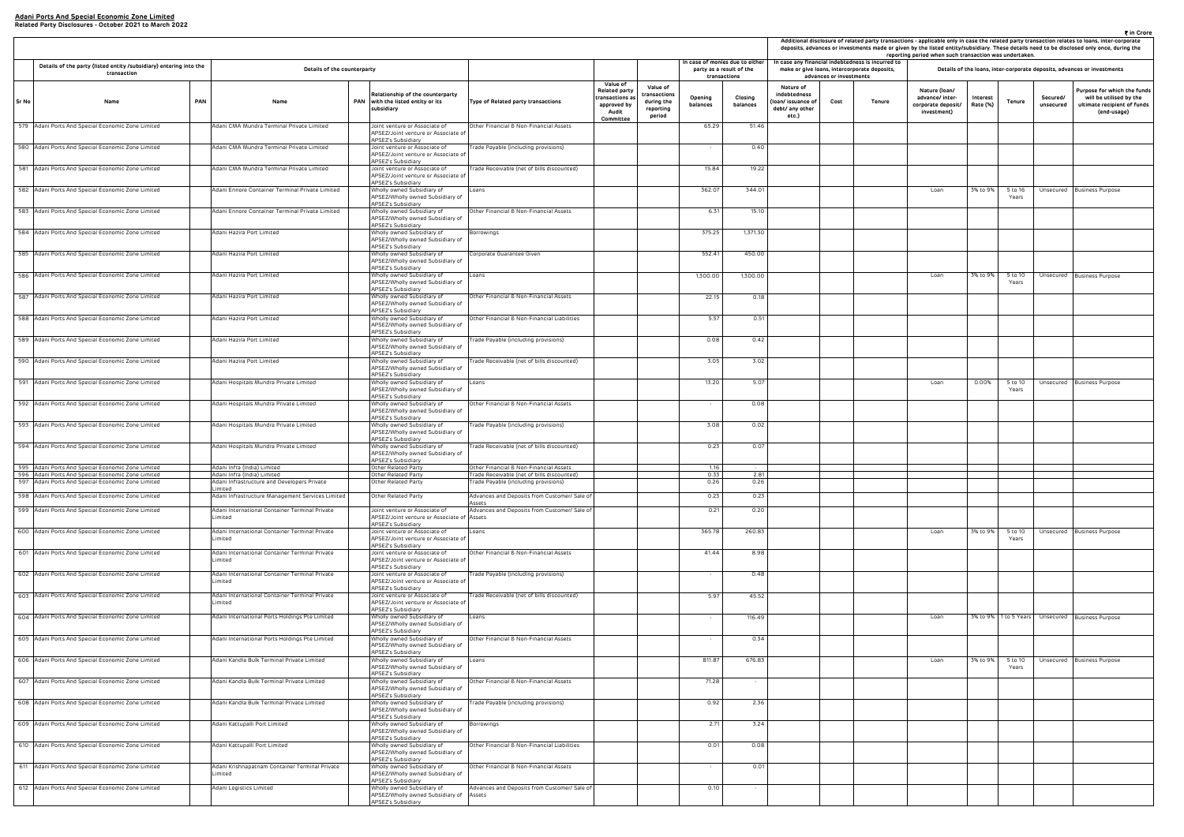**Adani Ports And Special Economic Zone Limited**
**Related Party Disclosures - October 2021 to March 2022**

₹ in Crore

| | Details of the party (listed entity /subsidiary) entering into the transaction | | Details of the counterparty | | | | | | In case of monies due to either party as a result of the transactions | | Additional disclosure of related party transactions - applicable only in case the related party transaction relates to loans, inter-corporate deposits, advances or investments made or given by the listed entity/subsidiary. These details need to be disclosed only once, during the reporting period when such transaction was undertaken. | | | | | | | | |
|---|---|---|---|---|---|---|---|---|---|---|---|---|---|---|---|---|---|---|---|
| | | | | | | | | | | | In case any financial indebtedness is incurred to make or give loans, intercorporate deposits, advances or investments | | | Details of the loans, inter-corporate deposits, advances or investments | | | | | |
| Sr No | Name | PAN | Name | PAN | Relationship of the counterparty with the listed entity or its subsidiary | Type of Related party transactions | Value of Related party transactions as approved by Audit Committee | Value of transactions during the reporting period | Opening balances | Closing balances | Nature of indebtedness (loan/ issuance of debt/ any other etc.) | Cost | Tenure | Nature (loan/ advance/ inter-corporate deposit/ investment) | Interest Rate (%) | Tenure | Secured/ unsecured | Purpose for which the funds will be utilised by the ultimate recipient of funds (end-usage) |
| 579 | Adani Ports And Special Economic Zone Limited | | Adani CMA Mundra Terminal Private Limited | | Joint venture or Associate of APSEZ/Joint venture or Associate of APSEZ's Subsidiary | Other Financial & Non-Financial Assets | | | 65.29 | 51.46 | | | | | | | | |
| 580 | Adani Ports And Special Economic Zone Limited | | Adani CMA Mundra Terminal Private Limited | | Joint venture or Associate of APSEZ/Joint venture or Associate of APSEZ's Subsidiary | Trade Payable (including provisions) | | | - | 0.40 | | | | | | | | |
| 581 | Adani Ports And Special Economic Zone Limited | | Adani CMA Mundra Terminal Private Limited | | Joint venture or Associate of APSEZ/Joint venture or Associate of APSEZ's Subsidiary | Trade Receivable (net of bills discounted) | | | 15.84 | 19.22 | | | | | | | | |
| 582 | Adani Ports And Special Economic Zone Limited | | Adani Ennore Container Terminal Private Limited | | Wholly owned Subsidiary of APSEZ/Wholly owned Subsidiary of APSEZ's Subsidiary | Loans | | | 362.07 | 344.01 | | | | Loan | 3% to 9% | 5 to 16 Years | Unsecured | Business Purpose |
| 583 | Adani Ports And Special Economic Zone Limited | | Adani Ennore Container Terminal Private Limited | | Wholly owned Subsidiary of APSEZ/Wholly owned Subsidiary of APSEZ's Subsidiary | Other Financial & Non-Financial Assets | | | 6.31 | 15.10 | | | | | | | | |
| 584 | Adani Ports And Special Economic Zone Limited | | Adani Hazira Port Limited | | Wholly owned Subsidiary of APSEZ/Wholly owned Subsidiary of APSEZ's Subsidiary | Borrowings | | | 375.25 | 1,371.30 | | | | | | | | |
| 585 | Adani Ports And Special Economic Zone Limited | | Adani Hazira Port Limited | | Wholly owned Subsidiary of APSEZ/Wholly owned Subsidiary of APSEZ's Subsidiary | Corporate Guarantee Given | | | 552.41 | 450.00 | | | | | | | | |
| 586 | Adani Ports And Special Economic Zone Limited | | Adani Hazira Port Limited | | Wholly owned Subsidiary of APSEZ/Wholly owned Subsidiary of APSEZ's Subsidiary | Loans | | | 1,300.00 | 1,300.00 | | | | Loan | 3% to 9% | 5 to 10 Years | Unsecured | Business Purpose |
| 587 | Adani Ports And Special Economic Zone Limited | | Adani Hazira Port Limited | | Wholly owned Subsidiary of APSEZ/Wholly owned Subsidiary of APSEZ's Subsidiary | Other Financial & Non-Financial Assets | | | 22.15 | 0.18 | | | | | | | | |
| 588 | Adani Ports And Special Economic Zone Limited | | Adani Hazira Port Limited | | Wholly owned Subsidiary of APSEZ/Wholly owned Subsidiary of APSEZ's Subsidiary | Other Financial & Non-Financial Liabilities | | | 5.57 | 0.51 | | | | | | | | |
| 589 | Adani Ports And Special Economic Zone Limited | | Adani Hazira Port Limited | | Wholly owned Subsidiary of APSEZ/Wholly owned Subsidiary of APSEZ's Subsidiary | Trade Payable (including provisions) | | | 0.08 | 0.42 | | | | | | | | |
| 590 | Adani Ports And Special Economic Zone Limited | | Adani Hazira Port Limited | | Wholly owned Subsidiary of APSEZ/Wholly owned Subsidiary of APSEZ's Subsidiary | Trade Receivable (net of bills discounted) | | | 3.05 | 3.02 | | | | | | | | |
| 591 | Adani Ports And Special Economic Zone Limited | | Adani Hospitals Mundra Private Limited | | Wholly owned Subsidiary of APSEZ/Wholly owned Subsidiary of APSEZ's Subsidiary | Loans | | | 13.20 | 5.07 | | | | Loan | 0.00% | 5 to 10 Years | Unsecured | Business Purpose |
| 592 | Adani Ports And Special Economic Zone Limited | | Adani Hospitals Mundra Private Limited | | Wholly owned Subsidiary of APSEZ/Wholly owned Subsidiary of APSEZ's Subsidiary | Other Financial & Non-Financial Assets | | | - | 0.08 | | | | | | | | |
| 593 | Adani Ports And Special Economic Zone Limited | | Adani Hospitals Mundra Private Limited | | Wholly owned Subsidiary of APSEZ/Wholly owned Subsidiary of APSEZ's Subsidiary | Trade Payable (including provisions) | | | 3.08 | 0.02 | | | | | | | | |
| 594 | Adani Ports And Special Economic Zone Limited | | Adani Hospitals Mundra Private Limited | | Wholly owned Subsidiary of APSEZ/Wholly owned Subsidiary of APSEZ's Subsidiary | Trade Receivable (net of bills discounted) | | | 0.23 | 0.07 | | | | | | | | |
| 595 | Adani Ports And Special Economic Zone Limited | | Adani Infra (India) Limited | | Other Related Party | Other Financial & Non-Financial Assets | | | 1.16 | | | | | | | | | |
| 596 | Adani Ports And Special Economic Zone Limited | | Adani Infra (India) Limited | | Other Related Party | Trade Receivable (net of bills discounted) | | | 0.33 | 2.81 | | | | | | | | |
| 597 | Adani Ports And Special Economic Zone Limited | | Adani Infrastructure and Developers Private Limited | | Other Related Party | Trade Payable (including provisions) | | | 0.26 | 0.26 | | | | | | | | |
| 598 | Adani Ports And Special Economic Zone Limited | | Adani Infrastructure Management Services Limited | | Other Related Party | Advances and Deposits from Customer/ Sale of Assets | | | 0.23 | 0.23 | | | | | | | | |
| 599 | Adani Ports And Special Economic Zone Limited | | Adani International Container Terminal Private Limited | | Joint venture or Associate of APSEZ/Joint venture or Associate of APSEZ's Subsidiary | Advances and Deposits from Customer/ Sale of Assets | | | 0.21 | 0.20 | | | | | | | | |
| 600 | Adani Ports And Special Economic Zone Limited | | Adani International Container Terminal Private Limited | | Joint venture or Associate of APSEZ/Joint venture or Associate of APSEZ's Subsidiary | Loans | | | 365.78 | 260.83 | | | | Loan | 3% to 9% | 5 to 10 Years | Unsecured | Business Purpose |
| 601 | Adani Ports And Special Economic Zone Limited | | Adani International Container Terminal Private Limited | | Joint venture or Associate of APSEZ/Joint venture or Associate of APSEZ's Subsidiary | Other Financial & Non-Financial Assets | | | 41.44 | 8.98 | | | | | | | | |
| 602 | Adani Ports And Special Economic Zone Limited | | Adani International Container Terminal Private Limited | | Joint venture or Associate of APSEZ/Joint venture or Associate of APSEZ's Subsidiary | Trade Payable (including provisions) | | | - | 0.48 | | | | | | | | |
| 603 | Adani Ports And Special Economic Zone Limited | | Adani International Container Terminal Private Limited | | Joint venture or Associate of APSEZ/Joint venture or Associate of APSEZ's Subsidiary | Trade Receivable (net of bills discounted) | | | 5.97 | 45.52 | | | | | | | | |
| 604 | Adani Ports And Special Economic Zone Limited | | Adani International Ports Holdings Pte Limited | | Wholly owned Subsidiary of APSEZ/Wholly owned Subsidiary of APSEZ's Subsidiary | Loans | | | - | 116.49 | | | | Loan | 3% to 9% | 1 to 5 Years | Unsecured | Business Purpose |
| 605 | Adani Ports And Special Economic Zone Limited | | Adani International Ports Holdings Pte Limited | | Wholly owned Subsidiary of APSEZ/Wholly owned Subsidiary of APSEZ's Subsidiary | Other Financial & Non-Financial Assets | | | - | 0.34 | | | | | | | | |
| 606 | Adani Ports And Special Economic Zone Limited | | Adani Kandla Bulk Terminal Private Limited | | Wholly owned Subsidiary of APSEZ/Wholly owned Subsidiary of APSEZ's Subsidiary | Loans | | | 811.87 | 676.83 | | | | Loan | 3% to 9% | 5 to 10 Years | Unsecured | Business Purpose |
| 607 | Adani Ports And Special Economic Zone Limited | | Adani Kandla Bulk Terminal Private Limited | | Wholly owned Subsidiary of APSEZ/Wholly owned Subsidiary of APSEZ's Subsidiary | Other Financial & Non-Financial Assets | | | 71.28 | - | | | | | | | | |
| 608 | Adani Ports And Special Economic Zone Limited | | Adani Kandla Bulk Terminal Private Limited | | Wholly owned Subsidiary of APSEZ/Wholly owned Subsidiary of APSEZ's Subsidiary | Trade Payable (including provisions) | | | 0.92 | 2.36 | | | | | | | | |
| 609 | Adani Ports And Special Economic Zone Limited | | Adani Kattupalli Port Limited | | Wholly owned Subsidiary of APSEZ/Wholly owned Subsidiary of APSEZ's Subsidiary | Borrowings | | | 2.71 | 3.24 | | | | | | | | |
| 610 | Adani Ports And Special Economic Zone Limited | | Adani Kattupalli Port Limited | | Wholly owned Subsidiary of APSEZ/Wholly owned Subsidiary of APSEZ's Subsidiary | Other Financial & Non-Financial Liabilities | | | 0.01 | 0.08 | | | | | | | | |
| 611 | Adani Ports And Special Economic Zone Limited | | Adani Krishnapatnam Container Terminal Private Limited | | Wholly owned Subsidiary of APSEZ/Wholly owned Subsidiary of APSEZ's Subsidiary | Other Financial & Non-Financial Assets | | | - | 0.01 | | | | | | | | |
| 612 | Adani Ports And Special Economic Zone Limited | | Adani Logistics Limited | | Wholly owned Subsidiary of APSEZ/Wholly owned Subsidiary of APSEZ's Subsidiary | Advances and Deposits from Customer/ Sale of Assets | | | 0.10 | - | | | | | | | | |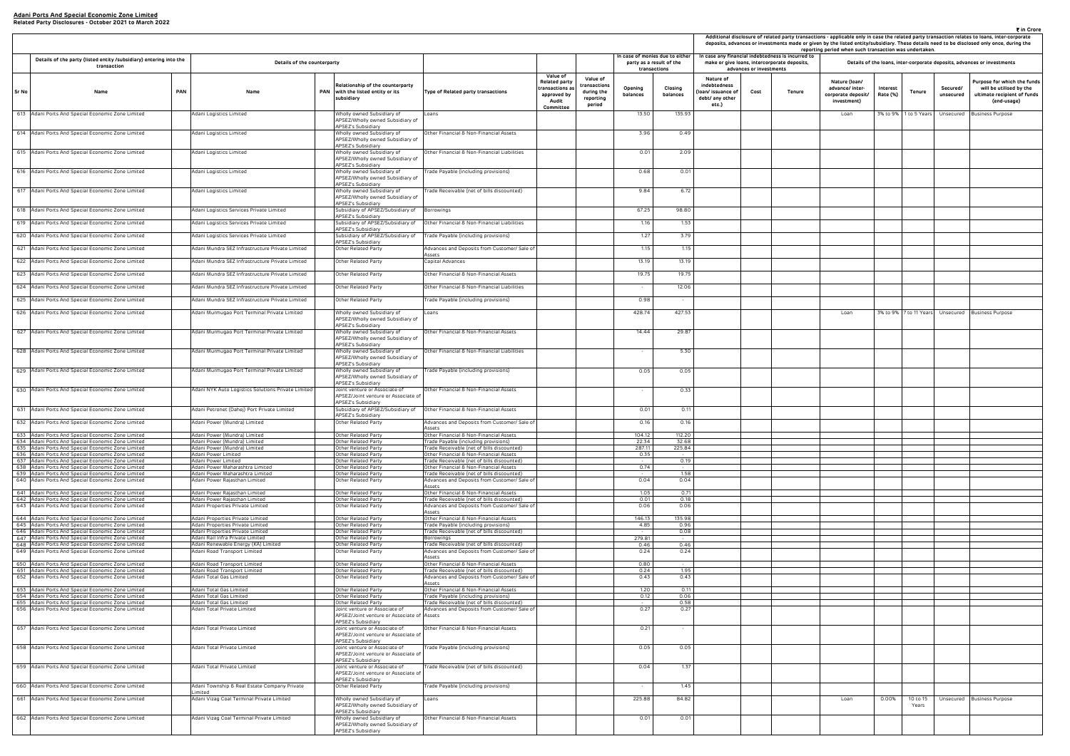**Adani Ports And Special Economic Zone Limited**
**Related Party Disclosures - October 2021 to March 2022**

₹ in Crore

| Sr No | Details of the party (listed entity /subsidiary) entering into the transaction | | Details of the counterparty | | | | | | In case of monies due to either party as a result of the transactions | | Additional disclosure of related party transactions - applicable only in case the related party transaction relates to loans, inter-corporate deposits, advances or investments made or given by the listed entity/subsidiary. These details need to be disclosed only once, during the reporting period when such transaction was undertaken. | | | | | | | | |
|---|---|---|---|---|---|---|---|---|---|---|---|---|---|---|---|---|---|---|---|
| | | | | | | | | | | | In case any financial indebtedness is incurred to make or give loans, intercorporate deposits, advances or investments | | | Details of the loans, inter-corporate deposits, advances or investments | | | | | |
| | Name | PAN | Name | PAN | Relationship of the counterparty with the listed entity or its subsidiary | Type of Related party transactions | Value of Related party transactions as approved by Audit Committee | Value of transactions during the reporting period | Opening balances | Closing balances | Nature of indebtedness (loan/ issuance of debt/ any other etc.) | Cost | Tenure | Nature (loan/ advance/ inter-corporate deposit/ investment) | Interest Rate (%) | Tenure | Secured/ unsecured | Purpose for which the funds will be utilised by the ultimate recipient of funds (end-usage) |
| 613 | Adani Ports And Special Economic Zone Limited | | Adani Logistics Limited | | Wholly owned Subsidiary of APSEZ/Wholly owned Subsidiary of APSEZ's Subsidiary | Loans | | | 13.50 | 135.93 | | | | Loan | 3% to 9% | 1 to 5 Years | Unsecured | Business Purpose |
| 614 | Adani Ports And Special Economic Zone Limited | | Adani Logistics Limited | | Wholly owned Subsidiary of APSEZ/Wholly owned Subsidiary of APSEZ's Subsidiary | Other Financial & Non-Financial Assets | | | 3.96 | 0.49 | | | | | | | | |
| 615 | Adani Ports And Special Economic Zone Limited | | Adani Logistics Limited | | Wholly owned Subsidiary of APSEZ/Wholly owned Subsidiary of APSEZ's Subsidiary | Other Financial & Non-Financial Liabilities | | | 0.01 | 2.09 | | | | | | | | |
| 616 | Adani Ports And Special Economic Zone Limited | | Adani Logistics Limited | | Wholly owned Subsidiary of APSEZ/Wholly owned Subsidiary of APSEZ's Subsidiary | Trade Payable (including provisions) | | | 0.68 | 0.01 | | | | | | | | |
| 617 | Adani Ports And Special Economic Zone Limited | | Adani Logistics Limited | | Wholly owned Subsidiary of APSEZ/Wholly owned Subsidiary of APSEZ's Subsidiary | Trade Receivable (net of bills discounted) | | | 9.84 | 6.72 | | | | | | | | |
| 618 | Adani Ports And Special Economic Zone Limited | | Adani Logistics Services Private Limited | | Subsidiary of APSEZ/Subsidiary of APSEZ's Subsidiary | Borrowings | | | 67.25 | 98.80 | | | | | | | | |
| 619 | Adani Ports And Special Economic Zone Limited | | Adani Logistics Services Private Limited | | Subsidiary of APSEZ/Subsidiary of APSEZ's Subsidiary | Other Financial & Non-Financial Liabilities | | | 1.16 | 1.53 | | | | | | | | |
| 620 | Adani Ports And Special Economic Zone Limited | | Adani Logistics Services Private Limited | | Subsidiary of APSEZ/Subsidiary of APSEZ's Subsidiary | Trade Payable (including provisions) | | | 1.27 | 3.79 | | | | | | | | |
| 621 | Adani Ports And Special Economic Zone Limited | | Adani Mundra SEZ Infrastructure Private Limited | | Other Related Party | Advances and Deposits from Customer/ Sale of Assets | | | 1.15 | 1.15 | | | | | | | | |
| 622 | Adani Ports And Special Economic Zone Limited | | Adani Mundra SEZ Infrastructure Private Limited | | Other Related Party | Capital Advances | | | 13.19 | 13.19 | | | | | | | | |
| 623 | Adani Ports And Special Economic Zone Limited | | Adani Mundra SEZ Infrastructure Private Limited | | Other Related Party | Other Financial & Non-Financial Assets | | | 19.75 | 19.75 | | | | | | | | |
| 624 | Adani Ports And Special Economic Zone Limited | | Adani Mundra SEZ Infrastructure Private Limited | | Other Related Party | Other Financial & Non-Financial Liabilities | | | - | 12.06 | | | | | | | | |
| 625 | Adani Ports And Special Economic Zone Limited | | Adani Mundra SEZ Infrastructure Private Limited | | Other Related Party | Trade Payable (including provisions) | | | 0.98 | - | | | | | | | | |
| 626 | Adani Ports And Special Economic Zone Limited | | Adani Murmugao Port Terminal Private Limited | | Wholly owned Subsidiary of APSEZ/Wholly owned Subsidiary of APSEZ's Subsidiary | Loans | | | 428.74 | 427.53 | | | | Loan | 3% to 9% | 7 to 11 Years | Unsecured | Business Purpose |
| 627 | Adani Ports And Special Economic Zone Limited | | Adani Murmugao Port Terminal Private Limited | | Wholly owned Subsidiary of APSEZ/Wholly owned Subsidiary of APSEZ's Subsidiary | Other Financial & Non-Financial Assets | | | 14.44 | 29.87 | | | | | | | | |
| 628 | Adani Ports And Special Economic Zone Limited | | Adani Murmugao Port Terminal Private Limited | | Wholly owned Subsidiary of APSEZ/Wholly owned Subsidiary of APSEZ's Subsidiary | Other Financial & Non-Financial Liabilities | | | - | 5.30 | | | | | | | | |
| 629 | Adani Ports And Special Economic Zone Limited | | Adani Murmugao Port Terminal Private Limited | | Wholly owned Subsidiary of APSEZ/Wholly owned Subsidiary of APSEZ's Subsidiary | Trade Payable (including provisions) | | | 0.05 | 0.05 | | | | | | | | |
| 630 | Adani Ports And Special Economic Zone Limited | | Adani NYK Auto Logistics Solutions Private Limited | | Joint venture or Associate of APSEZ/Joint venture or Associate of APSEZ's Subsidiary | Other Financial & Non-Financial Assets | | | - | 0.33 | | | | | | | | |
| 631 | Adani Ports And Special Economic Zone Limited | | Adani Petronet (Dahej) Port Private Limited | | Subsidiary of APSEZ/Subsidiary of APSEZ's Subsidiary | Other Financial & Non-Financial Assets | | | 0.01 | 0.11 | | | | | | | | |
| 632 | Adani Ports And Special Economic Zone Limited | | Adani Power (Mundra) Limited | | Other Related Party | Advances and Deposits from Customer/ Sale of Assets | | | 0.16 | 0.16 | | | | | | | | |
| 633 | Adani Ports And Special Economic Zone Limited | | Adani Power (Mundra) Limited | | Other Related Party | Other Financial & Non-Financial Assets | | | 104.12 | 112.20 | | | | | | | | |
| 634 | Adani Ports And Special Economic Zone Limited | | Adani Power (Mundra) Limited | | Other Related Party | Trade Payable (including provisions) | | | 22.34 | 32.68 | | | | | | | | |
| 635 | Adani Ports And Special Economic Zone Limited | | Adani Power (Mundra) Limited | | Other Related Party | Trade Receivable (net of bills discounted) | | | 287.11 | 225.84 | | | | | | | | |
| 636 | Adani Ports And Special Economic Zone Limited | | Adani Power Limited | | Other Related Party | Other Financial & Non-Financial Assets | | | 0.35 | - | | | | | | | | |
| 637 | Adani Ports And Special Economic Zone Limited | | Adani Power Limited | | Other Related Party | Trade Receivable (net of bills discounted) | | | - | 0.19 | | | | | | | | |
| 638 | Adani Ports And Special Economic Zone Limited | | Adani Power Maharashtra Limited | | Other Related Party | Other Financial & Non-Financial Assets | | | 0.74 | - | | | | | | | | |
| 639 | Adani Ports And Special Economic Zone Limited | | Adani Power Maharashtra Limited | | Other Related Party | Trade Receivable (net of bills discounted) | | | - | 1.58 | | | | | | | | |
| 640 | Adani Ports And Special Economic Zone Limited | | Adani Power Rajasthan Limited | | Other Related Party | Advances and Deposits from Customer/ Sale of Assets | | | 0.04 | 0.04 | | | | | | | | |
| 641 | Adani Ports And Special Economic Zone Limited | | Adani Power Rajasthan Limited | | Other Related Party | Other Financial & Non-Financial Assets | | | 1.05 | 0.71 | | | | | | | | |
| 642 | Adani Ports And Special Economic Zone Limited | | Adani Power Rajasthan Limited | | Other Related Party | Trade Receivable (net of bills discounted) | | | 0.01 | 0.18 | | | | | | | | |
| 643 | Adani Ports And Special Economic Zone Limited | | Adani Properties Private Limited | | Other Related Party | Advances and Deposits from Customer/ Sale of Assets | | | 0.06 | 0.06 | | | | | | | | |
| 644 | Adani Ports And Special Economic Zone Limited | | Adani Properties Private Limited | | Other Related Party | Other Financial & Non-Financial Assets | | | 146.13 | 135.98 | | | | | | | | |
| 645 | Adani Ports And Special Economic Zone Limited | | Adani Properties Private Limited | | Other Related Party | Trade Payable (including provisions) | | | 4.85 | 0.96 | | | | | | | | |
| 646 | Adani Ports And Special Economic Zone Limited | | Adani Properties Private Limited | | Other Related Party | Trade Receivable (net of bills discounted) | | | - | 0.08 | | | | | | | | |
| 647 | Adani Ports And Special Economic Zone Limited | | Adani Rail Infra Private Limited | | Other Related Party | Borrowings | | | 279.81 | - | | | | | | | | |
| 648 | Adani Ports And Special Economic Zone Limited | | Adani Renewable Energy (KA) Limited | | Other Related Party | Trade Receivable (net of bills discounted) | | | 0.46 | 0.46 | | | | | | | | |
| 649 | Adani Ports And Special Economic Zone Limited | | Adani Road Transport Limited | | Other Related Party | Advances and Deposits from Customer/ Sale of Assets | | | 0.24 | 0.24 | | | | | | | | |
| 650 | Adani Ports And Special Economic Zone Limited | | Adani Road Transport Limited | | Other Related Party | Other Financial & Non-Financial Assets | | | 0.80 | - | | | | | | | | |
| 651 | Adani Ports And Special Economic Zone Limited | | Adani Road Transport Limited | | Other Related Party | Trade Receivable (net of bills discounted) | | | 0.24 | 1.95 | | | | | | | | |
| 652 | Adani Ports And Special Economic Zone Limited | | Adani Total Gas Limited | | Other Related Party | Advances and Deposits from Customer/ Sale of Assets | | | 0.43 | 0.43 | | | | | | | | |
| 653 | Adani Ports And Special Economic Zone Limited | | Adani Total Gas Limited | | Other Related Party | Other Financial & Non-Financial Assets | | | 1.20 | 0.11 | | | | | | | | |
| 654 | Adani Ports And Special Economic Zone Limited | | Adani Total Gas Limited | | Other Related Party | Trade Payable (including provisions) | | | 0.12 | 0.06 | | | | | | | | |
| 655 | Adani Ports And Special Economic Zone Limited | | Adani Total Gas Limited | | Other Related Party | Trade Receivable (net of bills discounted) | | | - | 0.58 | | | | | | | | |
| 656 | Adani Ports And Special Economic Zone Limited | | Adani Total Private Limited | | Joint venture or Associate of APSEZ/Joint venture or Associate of APSEZ's Subsidiary | Advances and Deposits from Customer/ Sale of Assets | | | 0.27 | 0.27 | | | | | | | | |
| 657 | Adani Ports And Special Economic Zone Limited | | Adani Total Private Limited | | Joint venture or Associate of APSEZ/Joint venture or Associate of APSEZ's Subsidiary | Other Financial & Non-Financial Assets | | | 0.21 | - | | | | | | | | |
| 658 | Adani Ports And Special Economic Zone Limited | | Adani Total Private Limited | | Joint venture or Associate of APSEZ/Joint venture or Associate of APSEZ's Subsidiary | Trade Payable (including provisions) | | | 0.05 | 0.05 | | | | | | | | |
| 659 | Adani Ports And Special Economic Zone Limited | | Adani Total Private Limited | | Joint venture or Associate of APSEZ/Joint venture or Associate of APSEZ's Subsidiary | Trade Receivable (net of bills discounted) | | | 0.04 | 1.37 | | | | | | | | |
| 660 | Adani Ports And Special Economic Zone Limited | | Adani Township & Real Estate Company Private Limited | | Other Related Party | Trade Payable (including provisions) | | | - | 1.45 | | | | | | | | |
| 661 | Adani Ports And Special Economic Zone Limited | | Adani Vizag Coal Terminal Private Limited | | Wholly owned Subsidiary of APSEZ/Wholly owned Subsidiary of APSEZ's Subsidiary | Loans | | | 225.88 | 84.82 | | | | Loan | 0.00% | 10 to 15 Years | Unsecured | Business Purpose |
| 662 | Adani Ports And Special Economic Zone Limited | | Adani Vizag Coal Terminal Private Limited | | Wholly owned Subsidiary of APSEZ/Wholly owned Subsidiary of APSEZ's Subsidiary | Other Financial & Non-Financial Assets | | | 0.01 | 0.01 | | | | | | | | |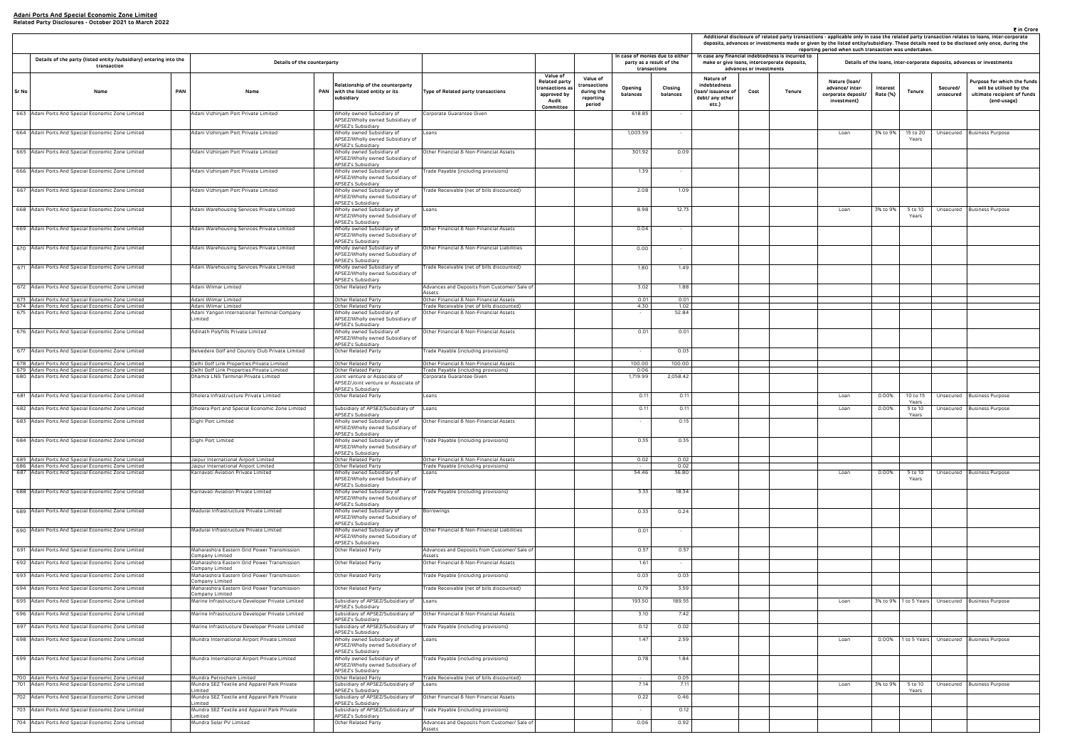# Adani Ports And Special Economic Zone Limited

**Related Party Disclosures - October 2021 to March 2022**

₹ in Crore

| Sr No | Details of the party (listed entity /subsidiary) entering into the transaction | | Details of the counterparty | | | | Value of Related party transactions as approved by Audit Committee | Value of transactions during the reporting period | In case of monies due to either party as a result of the transactions | | In case any financial indebtedness is incurred to make or give loans, intercorporate deposits, advances or investments | | | Additional disclosure of related party transactions - applicable only in case the related party transaction relates to loans, inter-corporate deposits, advances or investments made or given by the listed entity/subsidiary. These details need to be disclosed only once, during the reporting period when such transaction was undertaken. Details of the loans, inter-corporate deposits, advances or investments | | | | |
|---|---|---|---|---|---|---|---|---|---|---|---|---|---|---|---|---|---|---|
| | Name | PAN | Name | PAN | Relationship of the counterparty with the listed entity or its subsidiary | Type of Related party transactions | | | Opening balances | Closing balances | Nature of indebtedness (loan/ issuance of debt/ any other etc.) | Cost | Tenure | Nature (loan/ advance/ inter-corporate deposit/ investment) | Interest Rate (%) | Tenure | Secured/ unsecured | Purpose for which the funds will be utilised by the ultimate recipient of funds (end-usage) |
| 663 | Adani Ports And Special Economic Zone Limited | | Adani Vizhinjam Port Private Limited | | Wholly owned Subsidiary of APSEZ/Wholly owned Subsidiary of APSEZ's Subsidiary | Corporate Guarantee Given | | | 618.85 | - | | | | | | | | |
| 664 | Adani Ports And Special Economic Zone Limited | | Adani Vizhinjam Port Private Limited | | Wholly owned Subsidiary of APSEZ/Wholly owned Subsidiary of APSEZ's Subsidiary | Loans | | | 1,003.59 | - | | | | Loan | 3% to 9% | 15 to 20 Years | Unsecured | Business Purpose |
| 665 | Adani Ports And Special Economic Zone Limited | | Adani Vizhinjam Port Private Limited | | Wholly owned Subsidiary of APSEZ/Wholly owned Subsidiary of APSEZ's Subsidiary | Other Financial & Non-Financial Assets | | | 301.92 | 0.09 | | | | | | | | |
| 666 | Adani Ports And Special Economic Zone Limited | | Adani Vizhinjam Port Private Limited | | Wholly owned Subsidiary of APSEZ/Wholly owned Subsidiary of APSEZ's Subsidiary | Trade Payable (including provisions) | | | 1.39 | - | | | | | | | | |
| 667 | Adani Ports And Special Economic Zone Limited | | Adani Vizhinjam Port Private Limited | | Wholly owned Subsidiary of APSEZ/Wholly owned Subsidiary of APSEZ's Subsidiary | Trade Receivable (net of bills discounted) | | | 2.08 | 1.09 | | | | | | | | |
| 668 | Adani Ports And Special Economic Zone Limited | | Adani Warehousing Services Private Limited | | Wholly owned Subsidiary of APSEZ/Wholly owned Subsidiary of APSEZ's Subsidiary | Loans | | | 8.98 | 12.73 | | | | Loan | 3% to 9% | 5 to 10 Years | Unsecured | Business Purpose |
| 669 | Adani Ports And Special Economic Zone Limited | | Adani Warehousing Services Private Limited | | Wholly owned Subsidiary of APSEZ/Wholly owned Subsidiary of APSEZ's Subsidiary | Other Financial & Non-Financial Assets | | | 0.04 | - | | | | | | | | |
| 670 | Adani Ports And Special Economic Zone Limited | | Adani Warehousing Services Private Limited | | Wholly owned Subsidiary of APSEZ/Wholly owned Subsidiary of APSEZ's Subsidiary | Other Financial & Non-Financial Liabilities | | | 0.00 | - | | | | | | | | |
| 671 | Adani Ports And Special Economic Zone Limited | | Adani Warehousing Services Private Limited | | Wholly owned Subsidiary of APSEZ/Wholly owned Subsidiary of APSEZ's Subsidiary | Trade Receivable (net of bills discounted) | | | 1.80 | 1.49 | | | | | | | | |
| 672 | Adani Ports And Special Economic Zone Limited | | Adani Wilmar Limited | | Other Related Party | Advances and Deposits from Customer/ Sale of Assets | | | 3.02 | 1.88 | | | | | | | | |
| 673 | Adani Ports And Special Economic Zone Limited | | Adani Wilmar Limited | | Other Related Party | Other Financial & Non-Financial Assets | | | 0.01 | 0.01 | | | | | | | | |
| 674 | Adani Ports And Special Economic Zone Limited | | Adani Wilmar Limited | | Other Related Party | Trade Receivable (net of bills discounted) | | | 4.30 | 1.02 | | | | | | | | |
| 675 | Adani Ports And Special Economic Zone Limited | | Adani Yangon International Terminal Company Limited | | Wholly owned Subsidiary of APSEZ/Wholly owned Subsidiary of APSEZ's Subsidiary | Other Financial & Non-Financial Assets | | | - | 52.84 | | | | | | | | |
| 676 | Adani Ports And Special Economic Zone Limited | | Adinath Polyfills Private Limited | | Wholly owned Subsidiary of APSEZ/Wholly owned Subsidiary of APSEZ's Subsidiary | Other Financial & Non-Financial Assets | | | 0.01 | 0.01 | | | | | | | | |
| 677 | Adani Ports And Special Economic Zone Limited | | Belvedere Golf and Country Club Private Limited | | Other Related Party | Trade Payable (including provisions) | | | - | 0.03 | | | | | | | | |
| 678 | Adani Ports And Special Economic Zone Limited | | Delhi Golf Link Properties Private Limited | | Other Related Party | Other Financial & Non-Financial Assets | | | 100.00 | 100.00 | | | | | | | | |
| 679 | Adani Ports And Special Economic Zone Limited | | Delhi Golf Link Properties Private Limited | | Other Related Party | Trade Payable (including provisions) | | | 0.06 | - | | | | | | | | |
| 680 | Adani Ports And Special Economic Zone Limited | | Dhamra LNG Terminal Private Limited | | Joint venture or Associate of APSEZ/Joint venture or Associate of APSEZ's Subsidiary | Corporate Guarantee Given | | | 1,719.99 | 2,058.42 | | | | | | | | |
| 681 | Adani Ports And Special Economic Zone Limited | | Dholera Infrastructure Private Limited | | Other Related Party | Loans | | | 0.11 | 0.11 | | | | Loan | 0.00% | 10 to 15 Years | Unsecured | Business Purpose |
| 682 | Adani Ports And Special Economic Zone Limited | | Dholera Port and Special Economic Zone Limited | | Subsidiary of APSEZ/Subsidiary of APSEZ's Subsidiary | Loans | | | 0.11 | 0.11 | | | | Loan | 0.00% | 5 to 10 Years | Unsecured | Business Purpose |
| 683 | Adani Ports And Special Economic Zone Limited | | Dighi Port Limited | | Wholly owned Subsidiary of APSEZ/Wholly owned Subsidiary of APSEZ's Subsidiary | Other Financial & Non-Financial Assets | | | - | 0.15 | | | | | | | | |
| 684 | Adani Ports And Special Economic Zone Limited | | Dighi Port Limited | | Wholly owned Subsidiary of APSEZ/Wholly owned Subsidiary of APSEZ's Subsidiary | Trade Payable (including provisions) | | | 0.35 | 0.35 | | | | | | | | |
| 685 | Adani Ports And Special Economic Zone Limited | | Jaipur International Airport Limited | | Other Related Party | Other Financial & Non-Financial Assets | | | 0.02 | 0.02 | | | | | | | | |
| 686 | Adani Ports And Special Economic Zone Limited | | Jaipur International Airport Limited | | Other Related Party | Trade Payable (including provisions) | | | - | 0.02 | | | | | | | | |
| 687 | Adani Ports And Special Economic Zone Limited | | Karnavati Aviation Private Limited | | Wholly owned Subsidiary of APSEZ/Wholly owned Subsidiary of APSEZ's Subsidiary | Loans | | | 54.46 | 36.80 | | | | Loan | 0.00% | 5 to 10 Years | Unsecured | Business Purpose |
| 688 | Adani Ports And Special Economic Zone Limited | | Karnavati Aviation Private Limited | | Wholly owned Subsidiary of APSEZ/Wholly owned Subsidiary of APSEZ's Subsidiary | Trade Payable (including provisions) | | | 3.33 | 18.34 | | | | | | | | |
| 689 | Adani Ports And Special Economic Zone Limited | | Madurai Infrastructure Private Limited | | Wholly owned Subsidiary of APSEZ/Wholly owned Subsidiary of APSEZ's Subsidiary | Borrowings | | | 0.33 | 0.24 | | | | | | | | |
| 690 | Adani Ports And Special Economic Zone Limited | | Madurai Infrastructure Private Limited | | Wholly owned Subsidiary of APSEZ/Wholly owned Subsidiary of APSEZ's Subsidiary | Other Financial & Non-Financial Liabilities | | | 0.01 | - | | | | | | | | |
| 691 | Adani Ports And Special Economic Zone Limited | | Maharashtra Eastern Grid Power Transmission Company Limited | | Other Related Party | Advances and Deposits from Customer/ Sale of Assets | | | 0.57 | 0.57 | | | | | | | | |
| 692 | Adani Ports And Special Economic Zone Limited | | Maharashtra Eastern Grid Power Transmission Company Limited | | Other Related Party | Other Financial & Non-Financial Assets | | | 1.61 | - | | | | | | | | |
| 693 | Adani Ports And Special Economic Zone Limited | | Maharashtra Eastern Grid Power Transmission Company Limited | | Other Related Party | Trade Payable (including provisions) | | | 0.03 | 0.03 | | | | | | | | |
| 694 | Adani Ports And Special Economic Zone Limited | | Maharashtra Eastern Grid Power Transmission Company Limited | | Other Related Party | Trade Receivable (net of bills discounted) | | | 0.79 | 3.59 | | | | | | | | |
| 695 | Adani Ports And Special Economic Zone Limited | | Marine Infrastructure Developer Private Limited | | Subsidiary of APSEZ/Subsidiary of APSEZ's Subsidiary | Loans | | | 193.50 | 189.55 | | | | Loan | 3% to 9% | 1 to 5 Years | Unsecured | Business Purpose |
| 696 | Adani Ports And Special Economic Zone Limited | | Marine Infrastructure Developer Private Limited | | Subsidiary of APSEZ/Subsidiary of APSEZ's Subsidiary | Other Financial & Non-Financial Assets | | | 3.10 | 7.42 | | | | | | | | |
| 697 | Adani Ports And Special Economic Zone Limited | | Marine Infrastructure Developer Private Limited | | Subsidiary of APSEZ/Subsidiary of APSEZ's Subsidiary | Trade Payable (including provisions) | | | 0.12 | 0.02 | | | | | | | | |
| 698 | Adani Ports And Special Economic Zone Limited | | Mundra International Airport Private Limited | | Wholly owned Subsidiary of APSEZ/Wholly owned Subsidiary of APSEZ's Subsidiary | Loans | | | 1.47 | 2.59 | | | | Loan | 0.00% | 1 to 5 Years | Unsecured | Business Purpose |
| 699 | Adani Ports And Special Economic Zone Limited | | Mundra International Airport Private Limited | | Wholly owned Subsidiary of APSEZ/Wholly owned Subsidiary of APSEZ's Subsidiary | Trade Payable (including provisions) | | | 0.78 | 1.84 | | | | | | | | |
| 700 | Adani Ports And Special Economic Zone Limited | | Mundra Petrochem Limited | | Other Related Party | Trade Receivable (net of bills discounted) | | | - | 0.05 | | | | | | | | |
| 701 | Adani Ports And Special Economic Zone Limited | | Mundra SEZ Textile and Apparel Park Private Limited | | Subsidiary of APSEZ/Subsidiary of APSEZ's Subsidiary | Loans | | | 7.14 | 7.11 | | | | Loan | 3% to 9% | 5 to 10 Years | Unsecured | Business Purpose |
| 702 | Adani Ports And Special Economic Zone Limited | | Mundra SEZ Textile and Apparel Park Private Limited | | Subsidiary of APSEZ/Subsidiary of APSEZ's Subsidiary | Other Financial & Non-Financial Assets | | | 0.22 | 0.46 | | | | | | | | |
| 703 | Adani Ports And Special Economic Zone Limited | | Mundra SEZ Textile and Apparel Park Private Limited | | Subsidiary of APSEZ/Subsidiary of APSEZ's Subsidiary | Trade Payable (including provisions) | | | - | 0.12 | | | | | | | | |
| 704 | Adani Ports And Special Economic Zone Limited | | Mundra Solar PV Limited | | Other Related Party | Advances and Deposits from Customer/ Sale of Assets | | | 0.06 | 0.92 | | | | | | | | |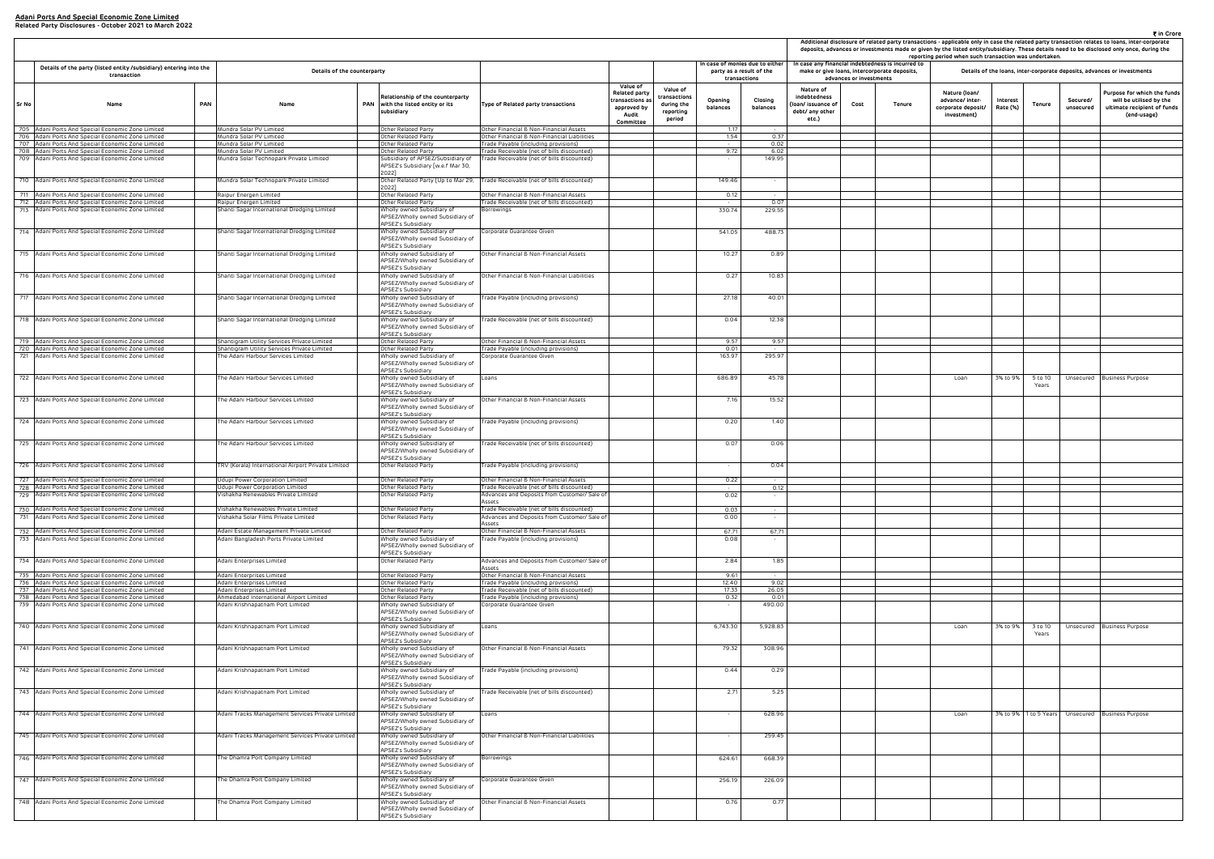**Adani Ports And Special Economic Zone Limited**
**Related Party Disclosures - October 2021 to March 2022**

₹ in Crore

| Sr No | Details of the party (listed entity /subsidiary) entering into the transaction | | Details of the counterparty | | | | | | In case of monies due to either party as a result of the transactions | | In case any financial indebtedness is incurred to make or give loans, intercorporate deposits, advances or investments | | | Additional disclosure of related party transactions - applicable only in case the related party transaction relates to loans, inter-corporate deposits, advances or investments made or given by the listed entity/subsidiary. These details need to be disclosed only once, during the reporting period when such transaction was undertaken. Details of the loans, inter-corporate deposits, advances or investments | | | | |
|---|---|---|---|---|---|---|---|---|---|---|---|---|---|---|---|---|---|---|
| | Name | PAN | Name | PAN | Relationship of the counterparty with the listed entity or its subsidiary | Type of Related party transactions | Value of Related party transactions as approved by Audit Committee | Value of transactions during the reporting period | Opening balances | Closing balances | Nature of indebtedness (loan/ issuance of debt/ any other etc.) | Cost | Tenure | Nature (loan/ advance/ inter-corporate deposit/ investment) | Interest Rate (%) | Tenure | Secured/ unsecured | Purpose for which the funds will be utilised by the ultimate recipient of funds (end-usage) |
| 705 | Adani Ports And Special Economic Zone Limited | | Mundra Solar PV Limited | | Other Related Party | Other Financial & Non-Financial Assets | | | 1.17 | | | | | | | | | |
| 706 | Adani Ports And Special Economic Zone Limited | | Mundra Solar PV Limited | | Other Related Party | Other Financial & Non-Financial Liabilities | | | 1.54 | 0.37 | | | | | | | | |
| 707 | Adani Ports And Special Economic Zone Limited | | Mundra Solar PV Limited | | Other Related Party | Trade Payable (including provisions) | | | - | 0.02 | | | | | | | | |
| 708 | Adani Ports And Special Economic Zone Limited | | Mundra Solar PV Limited | | Other Related Party | Trade Receivable (net of bills discounted) | | | 9.72 | 6.02 | | | | | | | | |
| 709 | Adani Ports And Special Economic Zone Limited | | Mundra Solar Technopark Private Limited | | Subsidiary of APSEZ/Subsidiary of APSEZ's Subsidiary [w.e.f Mar 30, 2022] | Trade Receivable (net of bills discounted) | | | - | 149.95 | | | | | | | | |
| 710 | Adani Ports And Special Economic Zone Limited | | Mundra Solar Technopark Private Limited | | Other Related Party [Up to Mar 29, 2022] | Trade Receivable (net of bills discounted) | | | 149.46 | - | | | | | | | | |
| 711 | Adani Ports And Special Economic Zone Limited | | Raipur Energen Limited | | Other Related Party | Other Financial & Non-Financial Assets | | | 0.12 | - | | | | | | | | |
| 712 | Adani Ports And Special Economic Zone Limited | | Raipur Energen Limited | | Other Related Party | Trade Receivable (net of bills discounted) | | | - | 0.07 | | | | | | | | |
| 713 | Adani Ports And Special Economic Zone Limited | | Shanti Sagar International Dredging Limited | | Wholly owned Subsidiary of APSEZ/Wholly owned Subsidiary of APSEZ's Subsidiary | Borrowings | | | 330.74 | 229.55 | | | | | | | | |
| 714 | Adani Ports And Special Economic Zone Limited | | Shanti Sagar International Dredging Limited | | Wholly owned Subsidiary of APSEZ/Wholly owned Subsidiary of APSEZ's Subsidiary | Corporate Guarantee Given | | | 541.05 | 488.73 | | | | | | | | |
| 715 | Adani Ports And Special Economic Zone Limited | | Shanti Sagar International Dredging Limited | | Wholly owned Subsidiary of APSEZ/Wholly owned Subsidiary of APSEZ's Subsidiary | Other Financial & Non-Financial Assets | | | 10.27 | 0.89 | | | | | | | | |
| 716 | Adani Ports And Special Economic Zone Limited | | Shanti Sagar International Dredging Limited | | Wholly owned Subsidiary of APSEZ/Wholly owned Subsidiary of APSEZ's Subsidiary | Other Financial & Non-Financial Liabilities | | | 0.27 | 10.83 | | | | | | | | |
| 717 | Adani Ports And Special Economic Zone Limited | | Shanti Sagar International Dredging Limited | | Wholly owned Subsidiary of APSEZ/Wholly owned Subsidiary of APSEZ's Subsidiary | Trade Payable (including provisions) | | | 27.18 | 40.01 | | | | | | | | |
| 718 | Adani Ports And Special Economic Zone Limited | | Shanti Sagar International Dredging Limited | | Wholly owned Subsidiary of APSEZ/Wholly owned Subsidiary of APSEZ's Subsidiary | Trade Receivable (net of bills discounted) | | | 0.04 | 12.38 | | | | | | | | |
| 719 | Adani Ports And Special Economic Zone Limited | | Shantigram Utility Services Private Limited | | Other Related Party | Other Financial & Non-Financial Assets | | | 9.57 | 9.57 | | | | | | | | |
| 720 | Adani Ports And Special Economic Zone Limited | | Shantigram Utility Services Private Limited | | Other Related Party | Trade Payable (including provisions) | | | 0.01 | - | | | | | | | | |
| 721 | Adani Ports And Special Economic Zone Limited | | The Adani Harbour Services Limited | | Wholly owned Subsidiary of APSEZ/Wholly owned Subsidiary of APSEZ's Subsidiary | Corporate Guarantee Given | | | 163.97 | 295.97 | | | | | | | | |
| 722 | Adani Ports And Special Economic Zone Limited | | The Adani Harbour Services Limited | | Wholly owned Subsidiary of APSEZ/Wholly owned Subsidiary of APSEZ's Subsidiary | Loans | | | 686.89 | 45.78 | | | | Loan | 3% to 9% | 5 to 10 Years | Unsecured | Business Purpose |
| 723 | Adani Ports And Special Economic Zone Limited | | The Adani Harbour Services Limited | | Wholly owned Subsidiary of APSEZ/Wholly owned Subsidiary of APSEZ's Subsidiary | Other Financial & Non-Financial Assets | | | 7.16 | 15.52 | | | | | | | | |
| 724 | Adani Ports And Special Economic Zone Limited | | The Adani Harbour Services Limited | | Wholly owned Subsidiary of APSEZ/Wholly owned Subsidiary of APSEZ's Subsidiary | Trade Payable (including provisions) | | | 0.20 | 1.40 | | | | | | | | |
| 725 | Adani Ports And Special Economic Zone Limited | | The Adani Harbour Services Limited | | Wholly owned Subsidiary of APSEZ/Wholly owned Subsidiary of APSEZ's Subsidiary | Trade Receivable (net of bills discounted) | | | 0.07 | 0.06 | | | | | | | | |
| 726 | Adani Ports And Special Economic Zone Limited | | TRV (Kerala) International Airport Private Limited | | Other Related Party | Trade Payable (including provisions) | | | - | 0.04 | | | | | | | | |
| 727 | Adani Ports And Special Economic Zone Limited | | Udupi Power Corporation Limited | | Other Related Party | Other Financial & Non-Financial Assets | | | 0.22 | - | | | | | | | | |
| 728 | Adani Ports And Special Economic Zone Limited | | Udupi Power Corporation Limited | | Other Related Party | Trade Receivable (net of bills discounted) | | | - | 0.12 | | | | | | | | |
| 729 | Adani Ports And Special Economic Zone Limited | | Vishakha Renewables Private Limited | | Other Related Party | Advances and Deposits from Customer/ Sale of Assets | | | 0.02 | - | | | | | | | | |
| 730 | Adani Ports And Special Economic Zone Limited | | Vishakha Renewables Private Limited | | Other Related Party | Trade Receivable (net of bills discounted) | | | 0.03 | - | | | | | | | | |
| 731 | Adani Ports And Special Economic Zone Limited | | Vishakha Solar Films Private Limited | | Other Related Party | Advances and Deposits from Customer/ Sale of Assets | | | 0.00 | - | | | | | | | | |
| 732 | Adani Ports And Special Economic Zone Limited | | Adani Estate Management Private Limited | | Other Related Party | Other Financial & Non-Financial Assets | | | 67.71 | 67.71 | | | | | | | | |
| 733 | Adani Ports And Special Economic Zone Limited | | Adani Bangladesh Ports Private Limited | | Wholly owned Subsidiary of APSEZ/Wholly owned Subsidiary of APSEZ's Subsidiary | Trade Payable (including provisions) | | | 0.08 | - | | | | | | | | |
| 734 | Adani Ports And Special Economic Zone Limited | | Adani Enterprises Limited | | Other Related Party | Advances and Deposits from Customer/ Sale of Assets | | | 2.84 | 1.85 | | | | | | | | |
| 735 | Adani Ports And Special Economic Zone Limited | | Adani Enterprises Limited | | Other Related Party | Other Financial & Non-Financial Assets | | | 9.61 | - | | | | | | | | |
| 736 | Adani Ports And Special Economic Zone Limited | | Adani Enterprises Limited | | Other Related Party | Trade Payable (including provisions) | | | 12.40 | 9.02 | | | | | | | | |
| 737 | Adani Ports And Special Economic Zone Limited | | Adani Enterprises Limited | | Other Related Party | Trade Receivable (net of bills discounted) | | | 17.33 | 26.05 | | | | | | | | |
| 738 | Adani Ports And Special Economic Zone Limited | | Ahmedabad International Airport Limited | | Other Related Party | Trade Payable (including provisions) | | | 0.32 | 0.01 | | | | | | | | |
| 739 | Adani Ports And Special Economic Zone Limited | | Adani Krishnapatnam Port Limited | | Wholly owned Subsidiary of APSEZ/Wholly owned Subsidiary of APSEZ's Subsidiary | Corporate Guarantee Given | | | - | 490.00 | | | | | | | | |
| 740 | Adani Ports And Special Economic Zone Limited | | Adani Krishnapatnam Port Limited | | Wholly owned Subsidiary of APSEZ/Wholly owned Subsidiary of APSEZ's Subsidiary | Loans | | | 6,743.30 | 5,928.83 | | | | Loan | 3% to 9% | 3 to 10 Years | Unsecured | Business Purpose |
| 741 | Adani Ports And Special Economic Zone Limited | | Adani Krishnapatnam Port Limited | | Wholly owned Subsidiary of APSEZ/Wholly owned Subsidiary of APSEZ's Subsidiary | Other Financial & Non-Financial Assets | | | 79.32 | 308.96 | | | | | | | | |
| 742 | Adani Ports And Special Economic Zone Limited | | Adani Krishnapatnam Port Limited | | Wholly owned Subsidiary of APSEZ/Wholly owned Subsidiary of APSEZ's Subsidiary | Trade Payable (including provisions) | | | 0.44 | 0.29 | | | | | | | | |
| 743 | Adani Ports And Special Economic Zone Limited | | Adani Krishnapatnam Port Limited | | Wholly owned Subsidiary of APSEZ/Wholly owned Subsidiary of APSEZ's Subsidiary | Trade Receivable (net of bills discounted) | | | 2.71 | 5.25 | | | | | | | | |
| 744 | Adani Ports And Special Economic Zone Limited | | Adani Tracks Management Services Private Limited | | Wholly owned Subsidiary of APSEZ/Wholly owned Subsidiary of APSEZ's Subsidiary | Loans | | | - | 628.96 | | | | Loan | 3% to 9% | 1 to 5 Years | Unsecured | Business Purpose |
| 745 | Adani Ports And Special Economic Zone Limited | | Adani Tracks Management Services Private Limited | | Wholly owned Subsidiary of APSEZ/Wholly owned Subsidiary of APSEZ's Subsidiary | Other Financial & Non-Financial Liabilities | | | - | 259.45 | | | | | | | | |
| 746 | Adani Ports And Special Economic Zone Limited | | The Dhamra Port Company Limited | | Wholly owned Subsidiary of APSEZ/Wholly owned Subsidiary of APSEZ's Subsidiary | Borrowings | | | 624.61 | 668.39 | | | | | | | | |
| 747 | Adani Ports And Special Economic Zone Limited | | The Dhamra Port Company Limited | | Wholly owned Subsidiary of APSEZ/Wholly owned Subsidiary of APSEZ's Subsidiary | Corporate Guarantee Given | | | 256.19 | 226.09 | | | | | | | | |
| 748 | Adani Ports And Special Economic Zone Limited | | The Dhamra Port Company Limited | | Wholly owned Subsidiary of APSEZ/Wholly owned Subsidiary of APSEZ's Subsidiary | Other Financial & Non-Financial Assets | | | 0.76 | 0.77 | | | | | | | | |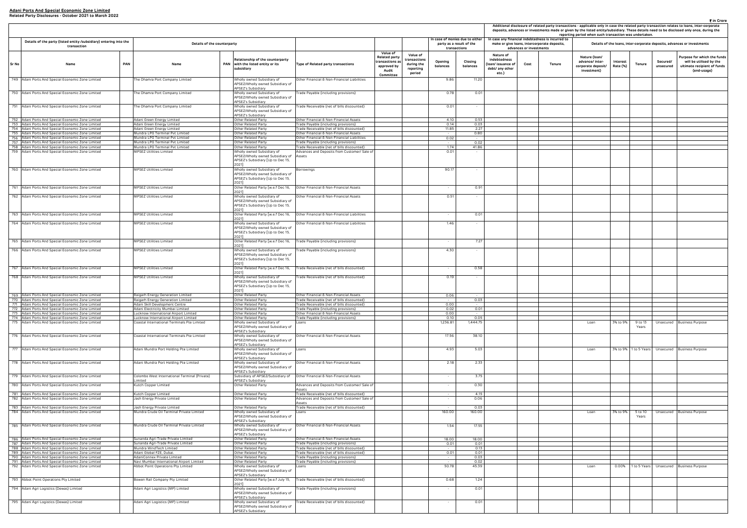**Adani Ports And Special Economic Zone Limited**
**Related Party Disclosures - October 2021 to March 2022**

₹ in Crore

| Sr No | Details of the party (listed entity /subsidiary) entering into the transaction | | Details of the counterparty | | | Type of Related party transactions | Value of Related party transactions as approved by Audit Committee | Value of transactions during the reporting period | In case of monies due to either party as a result of the transactions | | In case any financial indebtedness is incurred to make or give loans, intercorporate deposits, advances or investments | | | Additional disclosure of related party transactions - applicable only in case the related party transaction relates to loans, inter-corporate deposits, advances or investments made or given by the listed entity/subsidiary. These details need to be disclosed only once, during the reporting period when such transaction was undertaken. Details of the loans, inter-corporate deposits, advances or investments | | | | |
|---|---|---|---|---|---|---|---|---|---|---|---|---|---|---|---|---|---|---|
| | Name | PAN | Name | PAN | Relationship of the counterparty with the listed entity or its subsidiary | | | | Opening balances | Closing balances | Nature of indebtedness (loan/ issuance of debt/ any other etc.) | Cost | Tenure | Nature (loan/ advance/ inter-corporate deposit/ investment) | Interest Rate (%) | Tenure | Secured/ unsecured | Purpose for which the funds will be utilised by the ultimate recipient of funds (end-usage) |
| 749 | Adani Ports And Special Economic Zone Limited | | The Dhamra Port Company Limited | | Wholly owned Subsidiary of APSEZ/Wholly owned Subsidiary of APSEZ's Subsidiary | Other Financial & Non-Financial Liabilities | | | 9.86 | 11.20 | | | | | | | | |
| 750 | Adani Ports And Special Economic Zone Limited | | The Dhamra Port Company Limited | | Wholly owned Subsidiary of APSEZ/Wholly owned Subsidiary of APSEZ's Subsidiary | Trade Payable (including provisions) | | | 0.78 | 0.01 | | | | | | | | |
| 751 | Adani Ports And Special Economic Zone Limited | | The Dhamra Port Company Limited | | Wholly owned Subsidiary of APSEZ/Wholly owned Subsidiary of APSEZ's Subsidiary | Trade Receivable (net of bills discounted) | | | 0.01 | - | | | | | | | | |
| 752 | Adani Ports And Special Economic Zone Limited | | Adani Green Energy Limited | | Other Related Party | Other Financial & Non-Financial Assets | | | 4.10 | 0.53 | | | | | | | | |
| 753 | Adani Ports And Special Economic Zone Limited | | Adani Green Energy Limited | | Other Related Party | Trade Payable (including provisions) | | | 0.14 | 0.03 | | | | | | | | |
| 754 | Adani Ports And Special Economic Zone Limited | | Adani Green Energy Limited | | Other Related Party | Trade Receivable (net of bills discounted) | | | 11.85 | 2.27 | | | | | | | | |
| 755 | Adani Ports And Special Economic Zone Limited | | Mundra LPG Terminal Pvt Limited | | Other Related Party | Other Financial & Non-Financial Assets | | | - | 0.80 | | | | | | | | |
| 756 | Adani Ports And Special Economic Zone Limited | | Mundra LPG Terminal Pvt Limited | | Other Related Party | Other Financial & Non-Financial Liabilities | | | 0.02 | - | | | | | | | | |
| 757 | Adani Ports And Special Economic Zone Limited | | Mundra LPG Terminal Pvt Limited | | Other Related Party | Trade Payable (including provisions) | | | - | 0.02 | | | | | | | | |
| 758 | Adani Ports And Special Economic Zone Limited | | Mundra LPG Terminal Pvt Limited | | Other Related Party | Trade Receivable (net of bills discounted) | | | 1.74 | 41.86 | | | | | | | | |
| 759 | Adani Ports And Special Economic Zone Limited | | MPSEZ Utilities Limited | | Wholly owned Subsidiary of APSEZ/Wholly owned Subsidiary of APSEZ's Subsidiary [Up to Dec 15, 2021] | Advances and Deposits from Customer/ Sale of Assets | | | 0.01 | - | | | | | | | | |
| 760 | Adani Ports And Special Economic Zone Limited | | MPSEZ Utilities Limited | | Wholly owned Subsidiary of APSEZ/Wholly owned Subsidiary of APSEZ's Subsidiary [Up to Dec 15, 2021] | Borrowings | | | 90.17 | - | | | | | | | | |
| 761 | Adani Ports And Special Economic Zone Limited | | MPSEZ Utilities Limited | | Other Related Party [w.e.f Dec 16, 2021] | Other Financial & Non-Financial Assets | | | - | 0.91 | | | | | | | | |
| 762 | Adani Ports And Special Economic Zone Limited | | MPSEZ Utilities Limited | | Wholly owned Subsidiary of APSEZ/Wholly owned Subsidiary of APSEZ's Subsidiary [Up to Dec 15, 2021] | Other Financial & Non-Financial Assets | | | 0.51 | - | | | | | | | | |
| 763 | Adani Ports And Special Economic Zone Limited | | MPSEZ Utilities Limited | | Other Related Party [w.e.f Dec 16, 2021] | Other Financial & Non-Financial Liabilities | | | - | 0.01 | | | | | | | | |
| 764 | Adani Ports And Special Economic Zone Limited | | MPSEZ Utilities Limited | | Wholly owned Subsidiary of APSEZ/Wholly owned Subsidiary of APSEZ's Subsidiary [Up to Dec 15, 2021] | Other Financial & Non-Financial Liabilities | | | 1.46 | - | | | | | | | | |
| 765 | Adani Ports And Special Economic Zone Limited | | MPSEZ Utilities Limited | | Other Related Party [w.e.f Dec 16, 2021] | Trade Payable (including provisions) | | | - | 7.27 | | | | | | | | |
| 766 | Adani Ports And Special Economic Zone Limited | | MPSEZ Utilities Limited | | Wholly owned Subsidiary of APSEZ/Wholly owned Subsidiary of APSEZ's Subsidiary [Up to Dec 15, 2021] | Trade Payable (including provisions) | | | 4.30 | - | | | | | | | | |
| 767 | Adani Ports And Special Economic Zone Limited | | MPSEZ Utilities Limited | | Other Related Party [w.e.f Dec 16, 2021] | Trade Receivable (net of bills discounted) | | | - | 0.58 | | | | | | | | |
| 768 | Adani Ports And Special Economic Zone Limited | | MPSEZ Utilities Limited | | Wholly owned Subsidiary of APSEZ/Wholly owned Subsidiary of APSEZ's Subsidiary [Up to Dec 15, 2021] | Trade Receivable (net of bills discounted) | | | 0.19 | - | | | | | | | | |
| 769 | Adani Ports And Special Economic Zone Limited | | Raigarh Energy Generation Limited | | Other Related Party | Other Financial & Non-Financial Assets | | | 0.06 | - | | | | | | | | |
| 770 | Adani Ports And Special Economic Zone Limited | | Raigarh Energy Generation Limited | | Other Related Party | Trade Receivable (net of bills discounted) | | | - | 0.03 | | | | | | | | |
| 771 | Adani Ports And Special Economic Zone Limited | | Adani Skill Development Centre | | Other Related Party | Trade Receivable (net of bills discounted) | | | 0.00 | - | | | | | | | | |
| 772 | Adani Ports And Special Economic Zone Limited | | Adani Electricity Mumbai Limited | | Other Related Party | Trade Payable (including provisions) | | | 0.02 | 0.01 | | | | | | | | |
| 773 | Adani Ports And Special Economic Zone Limited | | Lucknow International Airport Limited | | Other Related Party | Other Financial & Non-Financial Assets | | | 0.00 | - | | | | | | | | |
| 774 | Adani Ports And Special Economic Zone Limited | | Lucknow International Airport Limited | | Other Related Party | Trade Payable (including provisions) | | | 0.10 | 0.05 | | | | | | | | |
| 775 | Adani Ports And Special Economic Zone Limited | | Coastal International Terminals Pte Limited | | Wholly owned Subsidiary of APSEZ/Wholly owned Subsidiary of APSEZ's Subsidiary | Loans | | | 1,236.81 | 1,444.75 | | | | Loan | 3% to 9% | 9 to 13 Years | Unsecured | Business Purpose |
| 776 | Adani Ports And Special Economic Zone Limited | | Coastal International Terminals Pte Limited | | Wholly owned Subsidiary of APSEZ/Wholly owned Subsidiary of APSEZ's Subsidiary | Other Financial & Non-Financial Assets | | | 17.56 | 38.10 | | | | | | | | |
| 777 | Adani Ports And Special Economic Zone Limited | | Adani Mundra Port Holding Pte Limited | | Wholly owned Subsidiary of APSEZ/Wholly owned Subsidiary of APSEZ's Subsidiary | Loans | | | 4.93 | 5.03 | | | | Loan | 3% to 9% | 1 to 5 Years | Unsecured | Business Purpose |
| 778 | Adani Ports And Special Economic Zone Limited | | Adani Mundra Port Holding Pte Limited | | Wholly owned Subsidiary of APSEZ/Wholly owned Subsidiary of APSEZ's Subsidiary | Other Financial & Non-Financial Assets | | | 2.18 | 2.33 | | | | | | | | |
| 779 | Adani Ports And Special Economic Zone Limited | | Colombo West International Terminal (Private) Limited | | Subsidiary of APSEZ/Subsidiary of APSEZ's Subsidiary | Other Financial & Non-Financial Assets | | | - | 3.75 | | | | | | | | |
| 780 | Adani Ports And Special Economic Zone Limited | | Kutch Copper Limited | | Other Related Party | Advances and Deposits from Customer/ Sale of Assets | | | - | 0.30 | | | | | | | | |
| 781 | Adani Ports And Special Economic Zone Limited | | Kutch Copper Limited | | Other Related Party | Trade Receivable (net of bills discounted) | | | - | 4.15 | | | | | | | | |
| 782 | Adani Ports And Special Economic Zone Limited | | Jash Energy Private Limited | | Other Related Party | Advances and Deposits from Customer/ Sale of Assets | | | - | 0.06 | | | | | | | | |
| 783 | Adani Ports And Special Economic Zone Limited | | Jash Energy Private Limited | | Other Related Party | Trade Receivable (net of bills discounted) | | | - | 0.03 | | | | | | | | |
| 784 | Adani Ports And Special Economic Zone Limited | | Mundra Crude Oil Terminal Private Limited | | Wholly owned Subsidiary of APSEZ/Wholly owned Subsidiary of APSEZ's Subsidiary | Loans | | | 160.00 | 160.00 | | | | Loan | 3% to 9% | 5 to 10 Years | Unsecured | Business Purpose |
| 785 | Adani Ports And Special Economic Zone Limited | | Mundra Crude Oil Terminal Private Limited | | Wholly owned Subsidiary of APSEZ/Wholly owned Subsidiary of APSEZ's Subsidiary | Other Financial & Non-Financial Assets | | | 1.54 | 17.55 | | | | | | | | |
| 786 | Adani Ports And Special Economic Zone Limited | | Sunanda Agri-Trade Private Limited | | Other Related Party | Other Financial & Non-Financial Assets | | | 18.00 | 18.00 | | | | | | | | |
| 787 | Adani Ports And Special Economic Zone Limited | | Sunanda Agri-Trade Private Limited | | Other Related Party | Trade Payable (including provisions) | | | 0.01 | 0.01 | | | | | | | | |
| 788 | Adani Ports And Special Economic Zone Limited | | Mundra WindTech Limited | | Other Related Party | Trade Receivable (net of bills discounted) | | | - | 0.13 | | | | | | | | |
| 789 | Adani Ports And Special Economic Zone Limited | | Adani Global FZE, Dubai | | Other Related Party | Trade Receivable (net of bills discounted) | | | 0.01 | 0.01 | | | | | | | | |
| 790 | Adani Ports And Special Economic Zone Limited | | AdaniConnex Private Limited | | Other Related Party | Trade Payable (including provisions) | | | - | 0.03 | | | | | | | | |
| 791 | Adani Ports And Special Economic Zone Limited | | Navi Mumbai International Airport Limited | | Other Related Party | Trade Payable (including provisions) | | | - | 0.02 | | | | | | | | |
| 792 | Adani Ports And Special Economic Zone Limited | | Abbot Point Operations Pty Limited | | Wholly owned Subsidiary of APSEZ/Wholly owned Subsidiary of APSEZ's Subsidiary | Loans | | | 50.78 | 45.39 | | | | Loan | 0.00% | 1 to 5 Years | Unsecured | Business Purpose |
| 793 | Abbot Point Operations Pty Limited | | Bowen Rail Company Pty Limited | | Other Related Party [w.e.f July 15, 2021] | Trade Receivable (net of bills discounted) | | | 0.68 | 1.24 | | | | | | | | |
| 794 | Adani Agri Logistics (Dewas) Limited | | Adani Agri Logistics (MP) Limited | | Wholly owned Subsidiary of APSEZ/Wholly owned Subsidiary of APSEZ's Subsidiary | Trade Payable (including provisions) | | | - | 0.01 | | | | | | | | |
| 795 | Adani Agri Logistics (Dewas) Limited | | Adani Agri Logistics (MP) Limited | | Wholly owned Subsidiary of APSEZ/Wholly owned Subsidiary of APSEZ's Subsidiary | Trade Receivable (net of bills discounted) | | | - | 0.01 | | | | | | | | |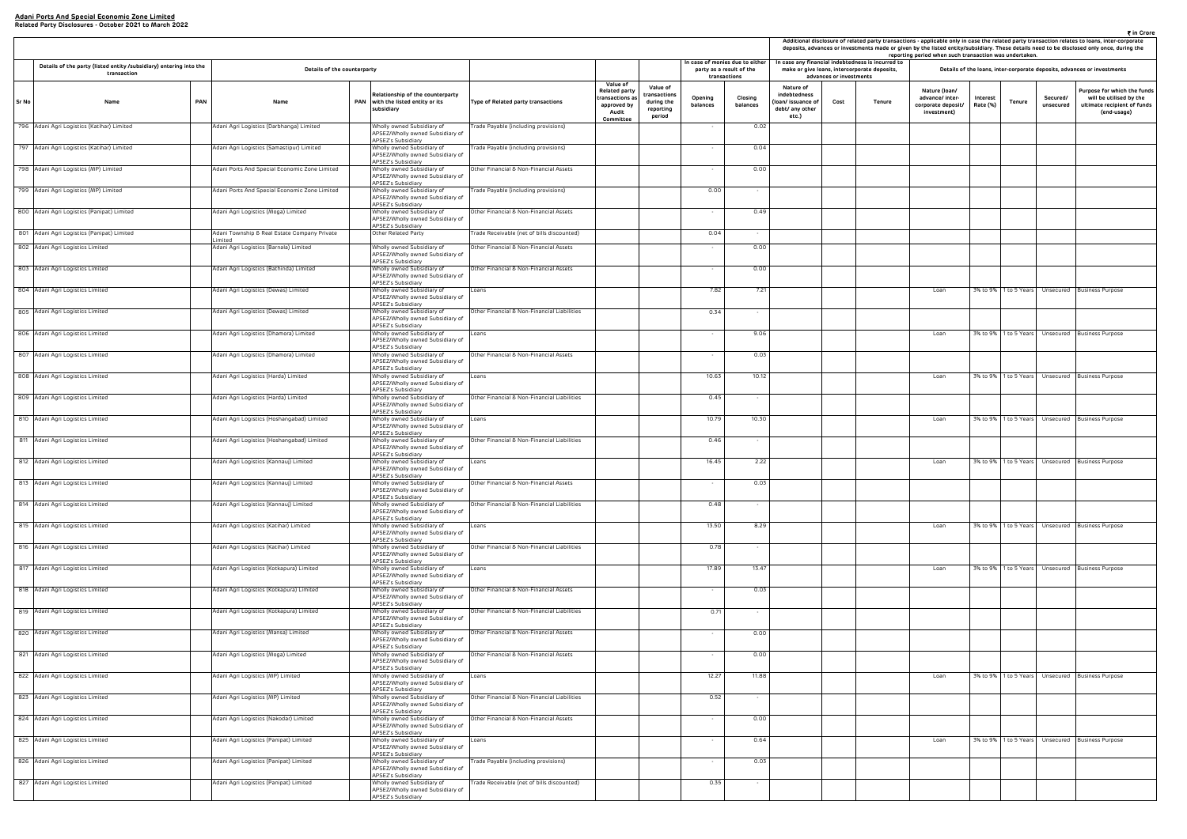**Adani Ports And Special Economic Zone Limited**
**Related Party Disclosures - October 2021 to March 2022**

₹ in Crore

Additional disclosure of related party transactions - applicable only in case the related party transaction relates to loans, inter-corporate deposits, advances or investments made or given by the listed entity/subsidiary. These details need to be disclosed only once, during the reporting period when such transaction was undertaken.

| Sr No | Details of the party (listed entity /subsidiary) entering into the transaction | | Details of the counterparty | | | | Value of Related party transactions as approved by Audit Committee | Value of transactions during the reporting period | In case of monies due to either party as a result of the transactions | | In case any financial indebtedness is incurred to make or give loans, intercorporate deposits, advances or investments | | | Details of the loans, inter-corporate deposits, advances or investments | | | | |
|---|---|---|---|---|---|---|---|---|---|---|---|---|---|---|---|---|---|---|
| | Name | PAN | Name | PAN | Relationship of the counterparty with the listed entity or its subsidiary | Type of Related party transactions | | | Opening balances | Closing balances | Nature of indebtedness (loan/ issuance of debt/ any other etc.) | Cost | Tenure | Nature (loan/ advance/ inter-corporate deposit/ investment) | Interest Rate (%) | Tenure | Secured/ unsecured | Purpose for which the funds will be utilised by the ultimate recipient of funds (end-usage) |
| 796 | Adani Agri Logistics (Katihar) Limited | | Adani Agri Logistics (Darbhanga) Limited | | Wholly owned Subsidiary of APSEZ/Wholly owned Subsidiary of APSEZ's Subsidiary | Trade Payable (including provisions) | | | - | 0.02 | | | | | | | | |
| 797 | Adani Agri Logistics (Katihar) Limited | | Adani Agri Logistics (Samastipur) Limited | | Wholly owned Subsidiary of APSEZ/Wholly owned Subsidiary of APSEZ's Subsidiary | Trade Payable (including provisions) | | | - | 0.04 | | | | | | | | |
| 798 | Adani Agri Logistics (MP) Limited | | Adani Ports And Special Economic Zone Limited | | Wholly owned Subsidiary of APSEZ/Wholly owned Subsidiary of APSEZ's Subsidiary | Other Financial & Non-Financial Assets | | | - | 0.00 | | | | | | | | |
| 799 | Adani Agri Logistics (MP) Limited | | Adani Ports And Special Economic Zone Limited | | Wholly owned Subsidiary of APSEZ/Wholly owned Subsidiary of APSEZ's Subsidiary | Trade Payable (including provisions) | | | 0.00 | - | | | | | | | | |
| 800 | Adani Agri Logistics (Panipat) Limited | | Adani Agri Logistics (Moga) Limited | | Wholly owned Subsidiary of APSEZ/Wholly owned Subsidiary of APSEZ's Subsidiary | Other Financial & Non-Financial Assets | | | - | 0.49 | | | | | | | | |
| 801 | Adani Agri Logistics (Panipat) Limited | | Adani Township & Real Estate Company Private Limited | | Other Related Party | Trade Receivable (net of bills discounted) | | | 0.04 | - | | | | | | | | |
| 802 | Adani Agri Logistics Limited | | Adani Agri Logistics (Barnala) Limited | | Wholly owned Subsidiary of APSEZ/Wholly owned Subsidiary of APSEZ's Subsidiary | Other Financial & Non-Financial Assets | | | - | 0.00 | | | | | | | | |
| 803 | Adani Agri Logistics Limited | | Adani Agri Logistics (Bathinda) Limited | | Wholly owned Subsidiary of APSEZ/Wholly owned Subsidiary of APSEZ's Subsidiary | Other Financial & Non-Financial Assets | | | - | 0.00 | | | | | | | | |
| 804 | Adani Agri Logistics Limited | | Adani Agri Logistics (Dewas) Limited | | Wholly owned Subsidiary of APSEZ/Wholly owned Subsidiary of APSEZ's Subsidiary | Loans | | | 7.82 | 7.21 | | | | Loan | 3% to 9% | 1 to 5 Years | Unsecured | Business Purpose |
| 805 | Adani Agri Logistics Limited | | Adani Agri Logistics (Dewas) Limited | | Wholly owned Subsidiary of APSEZ/Wholly owned Subsidiary of APSEZ's Subsidiary | Other Financial & Non-Financial Liabilities | | | 0.34 | - | | | | | | | | |
| 806 | Adani Agri Logistics Limited | | Adani Agri Logistics (Dhamora) Limited | | Wholly owned Subsidiary of APSEZ/Wholly owned Subsidiary of APSEZ's Subsidiary | Loans | | | - | 9.06 | | | | Loan | 3% to 9% | 1 to 5 Years | Unsecured | Business Purpose |
| 807 | Adani Agri Logistics Limited | | Adani Agri Logistics (Dhamora) Limited | | Wholly owned Subsidiary of APSEZ/Wholly owned Subsidiary of APSEZ's Subsidiary | Other Financial & Non-Financial Assets | | | - | 0.03 | | | | | | | | |
| 808 | Adani Agri Logistics Limited | | Adani Agri Logistics (Harda) Limited | | Wholly owned Subsidiary of APSEZ/Wholly owned Subsidiary of APSEZ's Subsidiary | Loans | | | 10.63 | 10.12 | | | | Loan | 3% to 9% | 1 to 5 Years | Unsecured | Business Purpose |
| 809 | Adani Agri Logistics Limited | | Adani Agri Logistics (Harda) Limited | | Wholly owned Subsidiary of APSEZ/Wholly owned Subsidiary of APSEZ's Subsidiary | Other Financial & Non-Financial Liabilities | | | 0.45 | - | | | | | | | | |
| 810 | Adani Agri Logistics Limited | | Adani Agri Logistics (Hoshangabad) Limited | | Wholly owned Subsidiary of APSEZ/Wholly owned Subsidiary of APSEZ's Subsidiary | Loans | | | 10.79 | 10.30 | | | | Loan | 3% to 9% | 1 to 5 Years | Unsecured | Business Purpose |
| 811 | Adani Agri Logistics Limited | | Adani Agri Logistics (Hoshangabad) Limited | | Wholly owned Subsidiary of APSEZ/Wholly owned Subsidiary of APSEZ's Subsidiary | Other Financial & Non-Financial Liabilities | | | 0.46 | - | | | | | | | | |
| 812 | Adani Agri Logistics Limited | | Adani Agri Logistics (Kannauj) Limited | | Wholly owned Subsidiary of APSEZ/Wholly owned Subsidiary of APSEZ's Subsidiary | Loans | | | 16.45 | 2.22 | | | | Loan | 3% to 9% | 1 to 5 Years | Unsecured | Business Purpose |
| 813 | Adani Agri Logistics Limited | | Adani Agri Logistics (Kannauj) Limited | | Wholly owned Subsidiary of APSEZ/Wholly owned Subsidiary of APSEZ's Subsidiary | Other Financial & Non-Financial Assets | | | - | 0.03 | | | | | | | | |
| 814 | Adani Agri Logistics Limited | | Adani Agri Logistics (Kannauj) Limited | | Wholly owned Subsidiary of APSEZ/Wholly owned Subsidiary of APSEZ's Subsidiary | Other Financial & Non-Financial Liabilities | | | 0.48 | - | | | | | | | | |
| 815 | Adani Agri Logistics Limited | | Adani Agri Logistics (Katihar) Limited | | Wholly owned Subsidiary of APSEZ/Wholly owned Subsidiary of APSEZ's Subsidiary | Loans | | | 13.50 | 8.29 | | | | Loan | 3% to 9% | 1 to 5 Years | Unsecured | Business Purpose |
| 816 | Adani Agri Logistics Limited | | Adani Agri Logistics (Katihar) Limited | | Wholly owned Subsidiary of APSEZ/Wholly owned Subsidiary of APSEZ's Subsidiary | Other Financial & Non-Financial Liabilities | | | 0.78 | - | | | | | | | | |
| 817 | Adani Agri Logistics Limited | | Adani Agri Logistics (Kotkapura) Limited | | Wholly owned Subsidiary of APSEZ/Wholly owned Subsidiary of APSEZ's Subsidiary | Loans | | | 17.89 | 13.47 | | | | Loan | 3% to 9% | 1 to 5 Years | Unsecured | Business Purpose |
| 818 | Adani Agri Logistics Limited | | Adani Agri Logistics (Kotkapura) Limited | | Wholly owned Subsidiary of APSEZ/Wholly owned Subsidiary of APSEZ's Subsidiary | Other Financial & Non-Financial Assets | | | - | 0.03 | | | | | | | | |
| 819 | Adani Agri Logistics Limited | | Adani Agri Logistics (Kotkapura) Limited | | Wholly owned Subsidiary of APSEZ/Wholly owned Subsidiary of APSEZ's Subsidiary | Other Financial & Non-Financial Liabilities | | | 0.71 | - | | | | | | | | |
| 820 | Adani Agri Logistics Limited | | Adani Agri Logistics (Mansa) Limited | | Wholly owned Subsidiary of APSEZ/Wholly owned Subsidiary of APSEZ's Subsidiary | Other Financial & Non-Financial Assets | | | - | 0.00 | | | | | | | | |
| 821 | Adani Agri Logistics Limited | | Adani Agri Logistics (Moga) Limited | | Wholly owned Subsidiary of APSEZ/Wholly owned Subsidiary of APSEZ's Subsidiary | Other Financial & Non-Financial Assets | | | - | 0.00 | | | | | | | | |
| 822 | Adani Agri Logistics Limited | | Adani Agri Logistics (MP) Limited | | Wholly owned Subsidiary of APSEZ/Wholly owned Subsidiary of APSEZ's Subsidiary | Loans | | | 12.27 | 11.88 | | | | Loan | 3% to 9% | 1 to 5 Years | Unsecured | Business Purpose |
| 823 | Adani Agri Logistics Limited | | Adani Agri Logistics (MP) Limited | | Wholly owned Subsidiary of APSEZ/Wholly owned Subsidiary of APSEZ's Subsidiary | Other Financial & Non-Financial Liabilities | | | 0.52 | - | | | | | | | | |
| 824 | Adani Agri Logistics Limited | | Adani Agri Logistics (Nakodar) Limited | | Wholly owned Subsidiary of APSEZ/Wholly owned Subsidiary of APSEZ's Subsidiary | Other Financial & Non-Financial Assets | | | - | 0.00 | | | | | | | | |
| 825 | Adani Agri Logistics Limited | | Adani Agri Logistics (Panipat) Limited | | Wholly owned Subsidiary of APSEZ/Wholly owned Subsidiary of APSEZ's Subsidiary | Loans | | | - | 0.64 | | | | Loan | 3% to 9% | 1 to 5 Years | Unsecured | Business Purpose |
| 826 | Adani Agri Logistics Limited | | Adani Agri Logistics (Panipat) Limited | | Wholly owned Subsidiary of APSEZ/Wholly owned Subsidiary of APSEZ's Subsidiary | Trade Payable (including provisions) | | | - | 0.03 | | | | | | | | |
| 827 | Adani Agri Logistics Limited | | Adani Agri Logistics (Panipat) Limited | | Wholly owned Subsidiary of APSEZ/Wholly owned Subsidiary of APSEZ's Subsidiary | Trade Receivable (net of bills discounted) | | | 0.35 | - | | | | | | | | |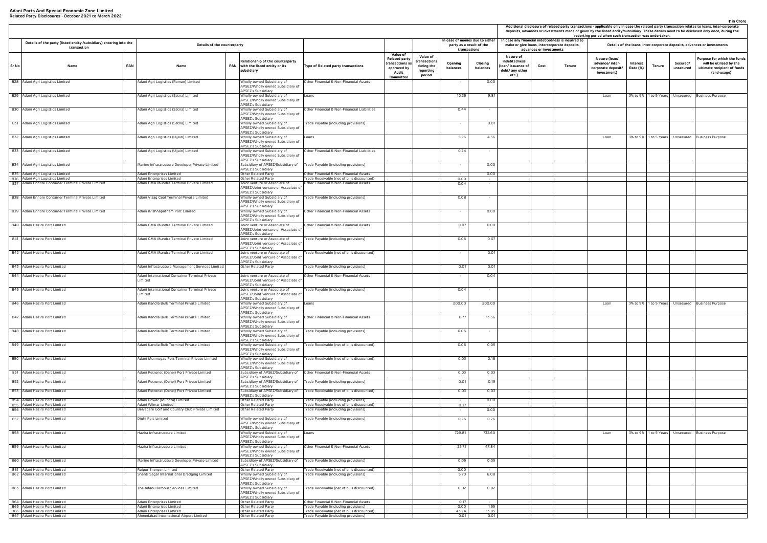**Adani Ports And Special Economic Zone Limited**
**Related Party Disclosures - October 2021 to March 2022**

₹ in Crore

| Sr No | Details of the party (listed entity /subsidiary) entering into the transaction | | Details of the counterparty | | | | Value of Related party transactions as approved by Audit Committee | Value of transactions during the reporting period | In case of monies due to either party as a result of the transactions | | Additional disclosure of related party transactions - applicable only in case the related party transaction relates to loans, inter-corporate deposits, advances or investments made or given by the listed entity/subsidiary. These details need to be disclosed only once, during the reporting period when such transaction was undertaken. In case any financial indebtedness is incurred to make or give loans, intercorporate deposits, advances or investments | | | Details of the loans, inter-corporate deposits, advances or investments | | | | |
|---|---|---|---|---|---|---|---|---|---|---|---|---|---|---|---|---|---|---|
| | Name | PAN | Name | PAN | Relationship of the counterparty with the listed entity or its subsidiary | Type of Related party transactions | | | Opening balances | Closing balances | Nature of indebtedness (loan/ issuance of debt/ any other etc.) | Cost | Tenure | Nature (loan/ advance/ inter-corporate deposit/ investment) | Interest Rate (%) | Tenure | Secured/ unsecured | Purpose for which the funds will be utilised by the ultimate recipient of funds (end-usage) |
| 828 | Adani Agri Logistics Limited | | Adani Agri Logistics (Raman) Limited | | Wholly owned Subsidiary of APSEZ/Wholly owned Subsidiary of APSEZ's Subsidiary | Other Financial & Non-Financial Assets | | | - | 0.00 | | | | | | | | |
| 829 | Adani Agri Logistics Limited | | Adani Agri Logistics (Satna) Limited | | Wholly owned Subsidiary of APSEZ/Wholly owned Subsidiary of APSEZ's Subsidiary | Loans | | | 10.25 | 9.81 | | | | Loan | 3% to 9% | 1 to 5 Years | Unsecured | Business Purpose |
| 830 | Adani Agri Logistics Limited | | Adani Agri Logistics (Satna) Limited | | Wholly owned Subsidiary of APSEZ/Wholly owned Subsidiary of APSEZ's Subsidiary | Other Financial & Non-Financial Liabilities | | | 0.44 | - | | | | | | | | |
| 831 | Adani Agri Logistics Limited | | Adani Agri Logistics (Satna) Limited | | Wholly owned Subsidiary of APSEZ/Wholly owned Subsidiary of APSEZ's Subsidiary | Trade Payable (including provisions) | | | - | 0.01 | | | | | | | | |
| 832 | Adani Agri Logistics Limited | | Adani Agri Logistics (Ujjain) Limited | | Wholly owned Subsidiary of APSEZ/Wholly owned Subsidiary of APSEZ's Subsidiary | Loans | | | 5.26 | 4.56 | | | | Loan | 3% to 9% | 1 to 5 Years | Unsecured | Business Purpose |
| 833 | Adani Agri Logistics Limited | | Adani Agri Logistics (Ujjain) Limited | | Wholly owned Subsidiary of APSEZ/Wholly owned Subsidiary of APSEZ's Subsidiary | Other Financial & Non-Financial Liabilities | | | 0.24 | - | | | | | | | | |
| 834 | Adani Agri Logistics Limited | | Marine Infrastructure Developer Private Limited | | Subsidiary of APSEZ/Subsidiary of APSEZ's Subsidiary | Trade Payable (including provisions) | | | - | 0.00 | | | | | | | | |
| 835 | Adani Agri Logistics Limited | | Adani Enterprises Limited | | Other Related Party | Other Financial & Non-Financial Assets | | | - | 0.00 | | | | | | | | |
| 836 | Adani Agri Logistics Limited | | Adani Enterprises Limited | | Other Related Party | Trade Receivable (net of bills discounted) | | | 0.00 | - | | | | | | | | |
| 837 | Adani Ennore Container Terminal Private Limited | | Adani CMA Mundra Terminal Private Limited | | Joint venture or Associate of APSEZ/Joint venture or Associate of APSEZ's Subsidiary | Other Financial & Non-Financial Assets | | | 0.04 | - | | | | | | | | |
| 838 | Adani Ennore Container Terminal Private Limited | | Adani Vizag Coal Terminal Private Limited | | Wholly owned Subsidiary of APSEZ/Wholly owned Subsidiary of APSEZ's Subsidiary | Trade Payable (including provisions) | | | 0.08 | - | | | | | | | | |
| 839 | Adani Ennore Container Terminal Private Limited | | Adani Krishnapatnam Port Limited | | Wholly owned Subsidiary of APSEZ/Wholly owned Subsidiary of APSEZ's Subsidiary | Other Financial & Non-Financial Assets | | | - | 0.00 | | | | | | | | |
| 840 | Adani Hazira Port Limited | | Adani CMA Mundra Terminal Private Limited | | Joint venture or Associate of APSEZ/Joint venture or Associate of APSEZ's Subsidiary | Other Financial & Non-Financial Assets | | | 0.07 | 0.08 | | | | | | | | |
| 841 | Adani Hazira Port Limited | | Adani CMA Mundra Terminal Private Limited | | Joint venture or Associate of APSEZ/Joint venture or Associate of APSEZ's Subsidiary | Trade Payable (including provisions) | | | 0.06 | 0.07 | | | | | | | | |
| 842 | Adani Hazira Port Limited | | Adani CMA Mundra Terminal Private Limited | | Joint venture or Associate of APSEZ/Joint venture or Associate of APSEZ's Subsidiary | Trade Receivable (net of bills discounted) | | | - | 0.01 | | | | | | | | |
| 843 | Adani Hazira Port Limited | | Adani Infrastructure Management Services Limited | | Other Related Party | Trade Payable (including provisions) | | | 0.01 | 0.01 | | | | | | | | |
| 844 | Adani Hazira Port Limited | | Adani International Container Terminal Private Limited | | Joint venture or Associate of APSEZ/Joint venture or Associate of APSEZ's Subsidiary | Other Financial & Non-Financial Assets | | | - | 0.04 | | | | | | | | |
| 845 | Adani Hazira Port Limited | | Adani International Container Terminal Private Limited | | Joint venture or Associate of APSEZ/Joint venture or Associate of APSEZ's Subsidiary | Trade Payable (including provisions) | | | 0.04 | - | | | | | | | | |
| 846 | Adani Hazira Port Limited | | Adani Kandla Bulk Terminal Private Limited | | Wholly owned Subsidiary of APSEZ/Wholly owned Subsidiary of APSEZ's Subsidiary | Loans | | | 200.00 | 200.00 | | | | Loan | 3% to 9% | 1 to 5 Years | Unsecured | Business Purpose |
| 847 | Adani Hazira Port Limited | | Adani Kandla Bulk Terminal Private Limited | | Wholly owned Subsidiary of APSEZ/Wholly owned Subsidiary of APSEZ's Subsidiary | Other Financial & Non-Financial Assets | | | 6.77 | 13.56 | | | | | | | | |
| 848 | Adani Hazira Port Limited | | Adani Kandla Bulk Terminal Private Limited | | Wholly owned Subsidiary of APSEZ/Wholly owned Subsidiary of APSEZ's Subsidiary | Trade Payable (including provisions) | | | 0.06 | - | | | | | | | | |
| 849 | Adani Hazira Port Limited | | Adani Kandla Bulk Terminal Private Limited | | Wholly owned Subsidiary of APSEZ/Wholly owned Subsidiary of APSEZ's Subsidiary | Trade Receivable (net of bills discounted) | | | 0.06 | 0.05 | | | | | | | | |
| 850 | Adani Hazira Port Limited | | Adani Murmugao Port Terminal Private Limited | | Wholly owned Subsidiary of APSEZ/Wholly owned Subsidiary of APSEZ's Subsidiary | Trade Receivable (net of bills discounted) | | | 0.03 | 0.16 | | | | | | | | |
| 851 | Adani Hazira Port Limited | | Adani Petronet (Dahej) Port Private Limited | | Subsidiary of APSEZ/Subsidiary of APSEZ's Subsidiary | Other Financial & Non-Financial Assets | | | 0.03 | 0.03 | | | | | | | | |
| 852 | Adani Hazira Port Limited | | Adani Petronet (Dahej) Port Private Limited | | Subsidiary of APSEZ/Subsidiary of APSEZ's Subsidiary | Trade Payable (including provisions) | | | 0.01 | 0.15 | | | | | | | | |
| 853 | Adani Hazira Port Limited | | Adani Petronet (Dahej) Port Private Limited | | Subsidiary of APSEZ/Subsidiary of APSEZ's Subsidiary | Trade Receivable (net of bills discounted) | | | 0.03 | 0.03 | | | | | | | | |
| 854 | Adani Hazira Port Limited | | Adani Power (Mundra) Limited | | Other Related Party | Trade Payable (including provisions) | | | - | 0.00 | | | | | | | | |
| 855 | Adani Hazira Port Limited | | Adani Wilmar Limited | | Other Related Party | Trade Receivable (net of bills discounted) | | | 0.37 | - | | | | | | | | |
| 856 | Adani Hazira Port Limited | | Belvedere Golf and Country Club Private Limited | | Other Related Party | Trade Payable (including provisions) | | | - | 0.00 | | | | | | | | |
| 857 | Adani Hazira Port Limited | | Dighi Port Limited | | Wholly owned Subsidiary of APSEZ/Wholly owned Subsidiary of APSEZ's Subsidiary | Trade Payable (including provisions) | | | 0.26 | 0.26 | | | | | | | | |
| 858 | Adani Hazira Port Limited | | Hazira Infrastructure Limited | | Wholly owned Subsidiary of APSEZ/Wholly owned Subsidiary of APSEZ's Subsidiary | Loans | | | 729.81 | 732.60 | | | | Loan | 3% to 9% | 1 to 5 Years | Unsecured | Business Purpose |
| 859 | Adani Hazira Port Limited | | Hazira Infrastructure Limited | | Wholly owned Subsidiary of APSEZ/Wholly owned Subsidiary of APSEZ's Subsidiary | Other Financial & Non-Financial Assets | | | 23.71 | 47.84 | | | | | | | | |
| 860 | Adani Hazira Port Limited | | Marine Infrastructure Developer Private Limited | | Subsidiary of APSEZ/Subsidiary of APSEZ's Subsidiary | Trade Payable (including provisions) | | | 0.05 | 0.05 | | | | | | | | |
| 861 | Adani Hazira Port Limited | | Raipur Energen Limited | | Other Related Party | Trade Receivable (net of bills discounted) | | | 0.00 | - | | | | | | | | |
| 862 | Adani Hazira Port Limited | | Shanti Sagar International Dredging Limited | | Wholly owned Subsidiary of APSEZ/Wholly owned Subsidiary of APSEZ's Subsidiary | Trade Payable (including provisions) | | | 5.70 | 6.08 | | | | | | | | |
| 863 | Adani Hazira Port Limited | | The Adani Harbour Services Limited | | Wholly owned Subsidiary of APSEZ/Wholly owned Subsidiary of APSEZ's Subsidiary | Trade Receivable (net of bills discounted) | | | 0.02 | 0.02 | | | | | | | | |
| 864 | Adani Hazira Port Limited | | Adani Enterprises Limited | | Other Related Party | Other Financial & Non-Financial Assets | | | 0.17 | - | | | | | | | | |
| 865 | Adani Hazira Port Limited | | Adani Enterprises Limited | | Other Related Party | Trade Payable (including provisions) | | | 0.00 | 1.55 | | | | | | | | |
| 866 | Adani Hazira Port Limited | | Adani Enterprises Limited | | Other Related Party | Trade Receivable (net of bills discounted) | | | 43.24 | 13.85 | | | | | | | | |
| 867 | Adani Hazira Port Limited | | Ahmedabad International Airport Limited | | Other Related Party | Trade Payable (including provisions) | | | 0.01 | 0.01 | | | | | | | | |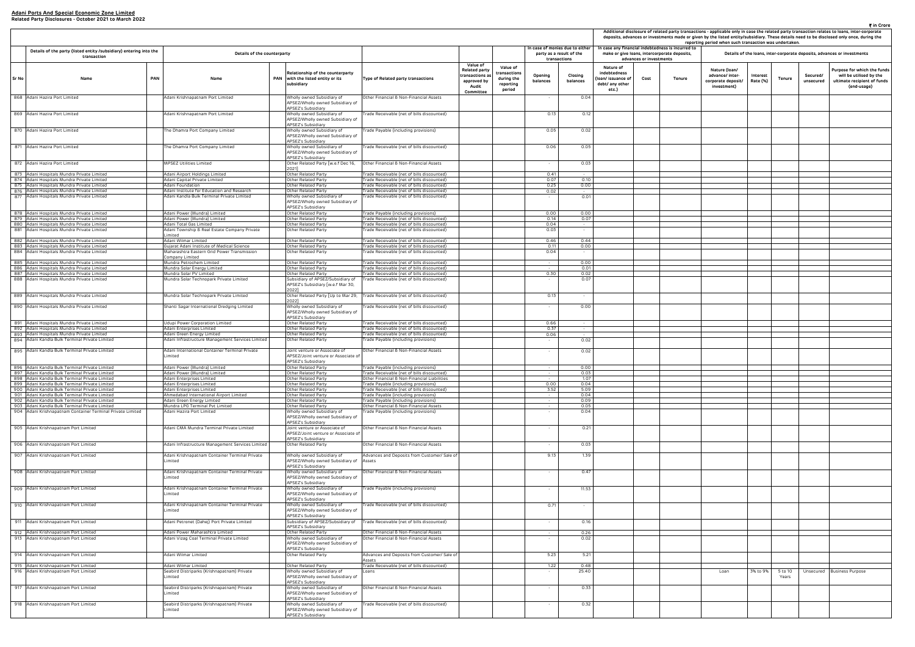**Adani Ports And Special Economic Zone Limited**
**Related Party Disclosures - October 2021 to March 2022**

₹ in Crore

| Sr No | Details of the party (listed entity /subsidiary) entering into the transaction | | Details of the counterparty | | | Type of Related party transactions | Value of Related party transactions as approved by Audit Committee | Value of transactions during the reporting period | In case of monies due to either party as a result of the transactions | | Additional disclosure of related party transactions - applicable only in case the related party transaction relates to loans, inter-corporate deposits, advances or investments made or given by the listed entity/subsidiary. These details need to be disclosed only once, during the reporting period when such transaction was undertaken. In case any financial indebtedness is incurred to make or give loans, intercorporate deposits, advances or investments | | | Details of the loans, inter-corporate deposits, advances or investments | | | | |
|---|---|---|---|---|---|---|---|---|---|---|---|---|---|---|---|---|---|---|
| | Name | PAN | Name | PAN | Relationship of the counterparty with the listed entity or its subsidiary | | | | Opening balances | Closing balances | Nature of indebtedness (loan/ issuance of debt/ any other etc.) | Cost | Tenure | Nature (loan/ advance/ inter-corporate deposit/ investment) | Interest Rate (%) | Tenure | Secured/ unsecured | Purpose for which the funds will be utilised by the ultimate recipient of funds (end-usage) |
| 868 | Adani Hazira Port Limited | | Adani Krishnapatnam Port Limited | | Wholly owned Subsidiary of APSEZ/Wholly owned Subsidiary of APSEZ's Subsidiary | Other Financial & Non-Financial Assets | | | - | 0.04 | | | | | | | | |
| 869 | Adani Hazira Port Limited | | Adani Krishnapatnam Port Limited | | Wholly owned Subsidiary of APSEZ/Wholly owned Subsidiary of APSEZ's Subsidiary | Trade Receivable (net of bills discounted) | | | 0.13 | 0.12 | | | | | | | | |
| 870 | Adani Hazira Port Limited | | The Dhamra Port Company Limited | | Wholly owned Subsidiary of APSEZ/Wholly owned Subsidiary of APSEZ's Subsidiary | Trade Payable (including provisions) | | | 0.05 | 0.02 | | | | | | | | |
| 871 | Adani Hazira Port Limited | | The Dhamra Port Company Limited | | Wholly owned Subsidiary of APSEZ/Wholly owned Subsidiary of APSEZ's Subsidiary | Trade Receivable (net of bills discounted) | | | 0.06 | 0.05 | | | | | | | | |
| 872 | Adani Hazira Port Limited | | MPSEZ Utilities Limited | | Other Related Party [w.e.f Dec 16, 2021] | Other Financial & Non-Financial Assets | | | - | 0.03 | | | | | | | | |
| 873 | Adani Hospitals Mundra Private Limited | | Adani Airport Holdings Limited | | Other Related Party | Trade Receivable (net of bills discounted) | | | 0.41 | - | | | | | | | | |
| 874 | Adani Hospitals Mundra Private Limited | | Adani Capital Private Limited | | Other Related Party | Trade Receivable (net of bills discounted) | | | 0.07 | 0.10 | | | | | | | | |
| 875 | Adani Hospitals Mundra Private Limited | | Adani Foundation | | Other Related Party | Trade Receivable (net of bills discounted) | | | 0.25 | 0.00 | | | | | | | | |
| 876 | Adani Hospitals Mundra Private Limited | | Adani Institute for Education and Research | | Other Related Party | Trade Receivable (net of bills discounted) | | | 0.02 | - | | | | | | | | |
| 877 | Adani Hospitals Mundra Private Limited | | Adani Kandla Bulk Terminal Private Limited | | Wholly owned Subsidiary of APSEZ/Wholly owned Subsidiary of APSEZ's Subsidiary | Trade Receivable (net of bills discounted) | | | - | 0.01 | | | | | | | | |
| 878 | Adani Hospitals Mundra Private Limited | | Adani Power (Mundra) Limited | | Other Related Party | Trade Payable (including provisions) | | | 0.00 | 0.00 | | | | | | | | |
| 879 | Adani Hospitals Mundra Private Limited | | Adani Power (Mundra) Limited | | Other Related Party | Trade Receivable (net of bills discounted) | | | 0.14 | 0.07 | | | | | | | | |
| 880 | Adani Hospitals Mundra Private Limited | | Adani Total Gas Limited | | Other Related Party | Trade Receivable (net of bills discounted) | | | 0.04 | - | | | | | | | | |
| 881 | Adani Hospitals Mundra Private Limited | | Adani Township & Real Estate Company Private Limited | | Other Related Party | Trade Receivable (net of bills discounted) | | | 0.03 | - | | | | | | | | |
| 882 | Adani Hospitals Mundra Private Limited | | Adani Wilmar Limited | | Other Related Party | Trade Receivable (net of bills discounted) | | | 0.46 | 0.44 | | | | | | | | |
| 883 | Adani Hospitals Mundra Private Limited | | Gujarat Adani Institute of Medical Science | | Other Related Party | Trade Receivable (net of bills discounted) | | | 0.11 | 0.00 | | | | | | | | |
| 884 | Adani Hospitals Mundra Private Limited | | Maharashtra Eastern Grid Power Transmission Company Limited | | Other Related Party | Trade Receivable (net of bills discounted) | | | 0.04 | - | | | | | | | | |
| 885 | Adani Hospitals Mundra Private Limited | | Mundra Petrochem Limited | | Other Related Party | Trade Receivable (net of bills discounted) | | | - | 0.00 | | | | | | | | |
| 886 | Adani Hospitals Mundra Private Limited | | Mundra Solar Energy Limited | | Other Related Party | Trade Receivable (net of bills discounted) | | | - | 0.01 | | | | | | | | |
| 887 | Adani Hospitals Mundra Private Limited | | Mundra Solar PV Limited | | Other Related Party | Trade Receivable (net of bills discounted) | | | 0.30 | 0.02 | | | | | | | | |
| 888 | Adani Hospitals Mundra Private Limited | | Mundra Solar Technopark Private Limited | | Subsidiary of APSEZ/Subsidiary of APSEZ's Subsidiary [w.e.f Mar 30, 2022] | Trade Receivable (net of bills discounted) | | | - | 0.07 | | | | | | | | |
| 889 | Adani Hospitals Mundra Private Limited | | Mundra Solar Technopark Private Limited | | Other Related Party [Up to Mar 29, 2022] | Trade Receivable (net of bills discounted) | | | 0.13 | - | | | | | | | | |
| 890 | Adani Hospitals Mundra Private Limited | | Shanti Sagar International Dredging Limited | | Wholly owned Subsidiary of APSEZ/Wholly owned Subsidiary of APSEZ's Subsidiary | Trade Receivable (net of bills discounted) | | | - | 0.00 | | | | | | | | |
| 891 | Adani Hospitals Mundra Private Limited | | Udupi Power Corporation Limited | | Other Related Party | Trade Receivable (net of bills discounted) | | | 0.66 | - | | | | | | | | |
| 892 | Adani Hospitals Mundra Private Limited | | Adani Enterprises Limited | | Other Related Party | Trade Receivable (net of bills discounted) | | | 0.37 | - | | | | | | | | |
| 893 | Adani Hospitals Mundra Private Limited | | Adani Green Energy Limited | | Other Related Party | Trade Receivable (net of bills discounted) | | | 0.06 | - | | | | | | | | |
| 894 | Adani Kandla Bulk Terminal Private Limited | | Adani Infrastructure Management Services Limited | | Other Related Party | Trade Payable (including provisions) | | | - | 0.02 | | | | | | | | |
| 895 | Adani Kandla Bulk Terminal Private Limited | | Adani International Container Terminal Private Limited | | Joint venture or Associate of APSEZ/Joint venture or Associate of APSEZ's Subsidiary | Other Financial & Non-Financial Assets | | | - | 0.02 | | | | | | | | |
| 896 | Adani Kandla Bulk Terminal Private Limited | | Adani Power (Mundra) Limited | | Other Related Party | Trade Payable (including provisions) | | | - | 0.00 | | | | | | | | |
| 897 | Adani Kandla Bulk Terminal Private Limited | | Adani Power (Mundra) Limited | | Other Related Party | Trade Receivable (net of bills discounted) | | | - | 0.03 | | | | | | | | |
| 898 | Adani Kandla Bulk Terminal Private Limited | | Adani Enterprises Limited | | Other Related Party | Other Financial & Non-Financial Liabilities | | | - | 1.07 | | | | | | | | |
| 899 | Adani Kandla Bulk Terminal Private Limited | | Adani Enterprises Limited | | Other Related Party | Trade Payable (including provisions) | | | 0.00 | 0.04 | | | | | | | | |
| 900 | Adani Kandla Bulk Terminal Private Limited | | Adani Enterprises Limited | | Other Related Party | Trade Receivable (net of bills discounted) | | | 3.52 | 5.09 | | | | | | | | |
| 901 | Adani Kandla Bulk Terminal Private Limited | | Ahmedabad International Airport Limited | | Other Related Party | Trade Payable (including provisions) | | | - | 0.04 | | | | | | | | |
| 902 | Adani Kandla Bulk Terminal Private Limited | | Adani Green Energy Limited | | Other Related Party | Trade Payable (including provisions) | | | - | 0.09 | | | | | | | | |
| 903 | Adani Kandla Bulk Terminal Private Limited | | Mundra LPG Terminal Pvt Limited | | Other Related Party | Other Financial & Non-Financial Assets | | | - | 0.05 | | | | | | | | |
| 904 | Adani Krishnapatnam Container Terminal Private Limited | | Adani Hazira Port Limited | | Wholly owned Subsidiary of APSEZ/Wholly owned Subsidiary of APSEZ's Subsidiary | Trade Payable (including provisions) | | | - | 0.04 | | | | | | | | |
| 905 | Adani Krishnapatnam Port Limited | | Adani CMA Mundra Terminal Private Limited | | Joint venture or Associate of APSEZ/Joint venture or Associate of APSEZ's Subsidiary | Other Financial & Non-Financial Assets | | | - | 0.21 | | | | | | | | |
| 906 | Adani Krishnapatnam Port Limited | | Adani Infrastructure Management Services Limited | | Other Related Party | Other Financial & Non-Financial Assets | | | - | 0.03 | | | | | | | | |
| 907 | Adani Krishnapatnam Port Limited | | Adani Krishnapatnam Container Terminal Private Limited | | Wholly owned Subsidiary of APSEZ/Wholly owned Subsidiary of APSEZ's Subsidiary | Advances and Deposits from Customer/ Sale of Assets | | | 9.13 | 1.39 | | | | | | | | |
| 908 | Adani Krishnapatnam Port Limited | | Adani Krishnapatnam Container Terminal Private Limited | | Wholly owned Subsidiary of APSEZ/Wholly owned Subsidiary of APSEZ's Subsidiary | Other Financial & Non-Financial Assets | | | - | 0.47 | | | | | | | | |
| 909 | Adani Krishnapatnam Port Limited | | Adani Krishnapatnam Container Terminal Private Limited | | Wholly owned Subsidiary of APSEZ/Wholly owned Subsidiary of APSEZ's Subsidiary | Trade Payable (including provisions) | | | - | 11.53 | | | | | | | | |
| 910 | Adani Krishnapatnam Port Limited | | Adani Krishnapatnam Container Terminal Private Limited | | Wholly owned Subsidiary of APSEZ/Wholly owned Subsidiary of APSEZ's Subsidiary | Trade Receivable (net of bills discounted) | | | 0.71 | - | | | | | | | | |
| 911 | Adani Krishnapatnam Port Limited | | Adani Petronet (Dahej) Port Private Limited | | Subsidiary of APSEZ/Subsidiary of APSEZ's Subsidiary | Trade Receivable (net of bills discounted) | | | - | 0.16 | | | | | | | | |
| 912 | Adani Krishnapatnam Port Limited | | Adani Power Maharashtra Limited | | Other Related Party | Other Financial & Non-Financial Assets | | | - | 0.26 | | | | | | | | |
| 913 | Adani Krishnapatnam Port Limited | | Adani Vizag Coal Terminal Private Limited | | Wholly owned Subsidiary of APSEZ/Wholly owned Subsidiary of APSEZ's Subsidiary | Other Financial & Non-Financial Assets | | | - | 0.02 | | | | | | | | |
| 914 | Adani Krishnapatnam Port Limited | | Adani Wilmar Limited | | Other Related Party | Advances and Deposits from Customer/ Sale of Assets | | | 5.23 | 5.21 | | | | | | | | |
| 915 | Adani Krishnapatnam Port Limited | | Adani Wilmar Limited | | Other Related Party | Trade Receivable (net of bills discounted) | | | 1.22 | 0.48 | | | | | | | | |
| 916 | Adani Krishnapatnam Port Limited | | Seabird Distriparks (Krishnapatnam) Private Limited | | Wholly owned Subsidiary of APSEZ/Wholly owned Subsidiary of APSEZ's Subsidiary | Loans | | | - | 25.40 | | | | Loan | 3% to 9% | 5 to 10 Years | Unsecured | Business Purpose |
| 917 | Adani Krishnapatnam Port Limited | | Seabird Distriparks (Krishnapatnam) Private Limited | | Wholly owned Subsidiary of APSEZ/Wholly owned Subsidiary of APSEZ's Subsidiary | Other Financial & Non-Financial Assets | | | - | 0.33 | | | | | | | | |
| 918 | Adani Krishnapatnam Port Limited | | Seabird Distriparks (Krishnapatnam) Private Limited | | Wholly owned Subsidiary of APSEZ/Wholly owned Subsidiary of APSEZ's Subsidiary | Trade Receivable (net of bills discounted) | | | - | 0.32 | | | | | | | | |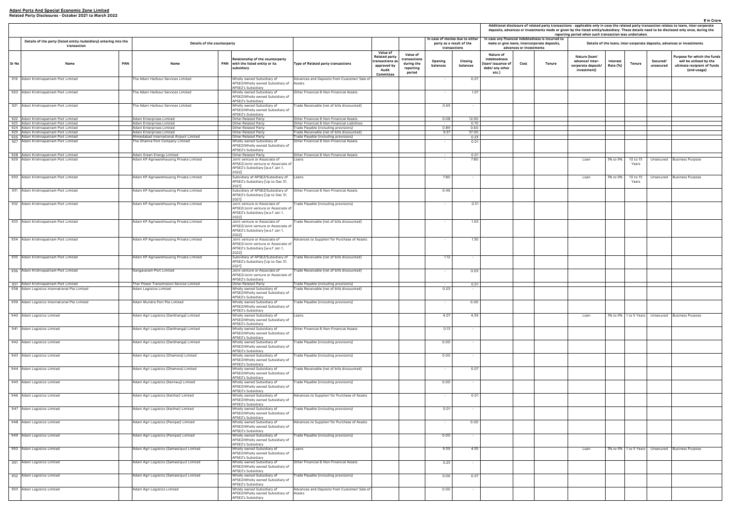**Adani Ports And Special Economic Zone Limited**
**Related Party Disclosures - October 2021 to March 2022**

₹ in Crore

| Sr No | Details of the party (listed entity /subsidiary) entering into the transaction | | Details of the counterparty | | | | | | In case of monies due to either party as a result of the transactions | | Additional disclosure of related party transactions - applicable only in case the related party transaction relates to loans, inter-corporate deposits, advances or investments made or given by the listed entity/subsidiary. These details need to be disclosed only once, during the reporting period when such transaction was undertaken. | | | | | | | | |
|---|---|---|---|---|---|---|---|---|---|---|---|---|---|---|---|---|---|---|---|
| | | | | | | | | | | | In case any financial indebtedness is incurred to make or give loans, intercorporate deposits, advances or investments | | | Details of the loans, inter-corporate deposits, advances or investments | | | | | |
| | Name | PAN | Name | PAN | Relationship of the counterparty with the listed entity or its subsidiary | Type of Related party transactions | Value of Related party transactions as approved by Audit Committee | Value of transactions during the reporting period | Opening balances | Closing balances | Nature of indebtedness (loan/ issuance of debt/ any other etc.) | Cost | Tenure | Nature (loan/ advance/ inter-corporate deposit/ investment) | Interest Rate (%) | Tenure | Secured/ unsecured | Purpose for which the funds will be utilised by the ultimate recipient of funds (end-usage) |
| 919 | Adani Krishnapatnam Port Limited | | The Adani Harbour Services Limited | | Wholly owned Subsidiary of APSEZ/Wholly owned Subsidiary of APSEZ's Subsidiary | Advances and Deposits from Customer/ Sale of Assets | | | - | 0.07 | | | | | | | | |
| 920 | Adani Krishnapatnam Port Limited | | The Adani Harbour Services Limited | | Wholly owned Subsidiary of APSEZ/Wholly owned Subsidiary of APSEZ's Subsidiary | Other Financial & Non-Financial Assets | | | - | 1.07 | | | | | | | | |
| 921 | Adani Krishnapatnam Port Limited | | The Adani Harbour Services Limited | | Wholly owned Subsidiary of APSEZ/Wholly owned Subsidiary of APSEZ's Subsidiary | Trade Receivable (net of bills discounted) | | | 0.65 | - | | | | | | | | |
| 922 | Adani Krishnapatnam Port Limited | | Adani Enterprises Limited | | Other Related Party | Other Financial & Non-Financial Assets | | | 0.08 | 12.90 | | | | | | | | |
| 923 | Adani Krishnapatnam Port Limited | | Adani Enterprises Limited | | Other Related Party | Other Financial & Non-Financial Liabilities | | | - | 0.70 | | | | | | | | |
| 924 | Adani Krishnapatnam Port Limited | | Adani Enterprises Limited | | Other Related Party | Trade Payable (including provisions) | | | 0.89 | 0.60 | | | | | | | | |
| 925 | Adani Krishnapatnam Port Limited | | Adani Enterprises Limited | | Other Related Party | Trade Receivable (net of bills discounted) | | | 9.57 | 37.00 | | | | | | | | |
| 926 | Adani Krishnapatnam Port Limited | | Ahmedabad International Airport Limited | | Other Related Party | Trade Payable (including provisions) | | | - | 0.23 | | | | | | | | |
| 927 | Adani Krishnapatnam Port Limited | | The Dhamra Port Company Limited | | Wholly owned Subsidiary of APSEZ/Wholly owned Subsidiary of APSEZ's Subsidiary | Other Financial & Non-Financial Assets | | | - | 0.01 | | | | | | | | |
| 928 | Adani Krishnapatnam Port Limited | | Adani Green Energy Limited | | Other Related Party | Other Financial & Non-Financial Assets | | | - | 0.01 | | | | | | | | |
| 929 | Adani Krishnapatnam Port Limited | | Adani KP Agriwarehousing Private Limited | | Joint venture or Associate of APSEZ/Joint venture or Associate of APSEZ's Subsidiary [w.e.f Jan 1, 2022] | Loans | | | - | 7.80 | | | | Loan | 3% to 9% | 10 to 15 Years | Unsecured | Business Purpose |
| 930 | Adani Krishnapatnam Port Limited | | Adani KP Agriwarehousing Private Limited | | Subsidiary of APSEZ/Subsidiary of APSEZ's Subsidiary [Up to Dec 31, 2021] | Loans | | | 7.80 | - | | | | Loan | 3% to 9% | 10 to 15 Years | Unsecured | Business Purpose |
| 931 | Adani Krishnapatnam Port Limited | | Adani KP Agriwarehousing Private Limited | | Subsidiary of APSEZ/Subsidiary of APSEZ's Subsidiary [Up to Dec 31, 2021] | Other Financial & Non-Financial Assets | | | 0.46 | - | | | | | | | | |
| 932 | Adani Krishnapatnam Port Limited | | Adani KP Agriwarehousing Private Limited | | Joint venture or Associate of APSEZ/Joint venture or Associate of APSEZ's Subsidiary [w.e.f Jan 1, 2022] | Trade Payable (including provisions) | | | - | 0.31 | | | | | | | | |
| 933 | Adani Krishnapatnam Port Limited | | Adani KP Agriwarehousing Private Limited | | Joint venture or Associate of APSEZ/Joint venture or Associate of APSEZ's Subsidiary [w.e.f Jan 1, 2022] | Trade Receivable (net of bills discounted) | | | - | 1.05 | | | | | | | | |
| 934 | Adani Krishnapatnam Port Limited | | Adani KP Agriwarehousing Private Limited | | Joint venture or Associate of APSEZ/Joint venture or Associate of APSEZ's Subsidiary [w.e.f Jan 1, 2022] | Advances to Supplier/ for Purchase of Assets | | | - | 1.30 | | | | | | | | |
| 935 | Adani Krishnapatnam Port Limited | | Adani KP Agriwarehousing Private Limited | | Subsidiary of APSEZ/Subsidiary of APSEZ's Subsidiary [Up to Dec 31, 2021] | Trade Receivable (net of bills discounted) | | | 1.12 | - | | | | | | | | |
| 936 | Adani Krishnapatnam Port Limited | | Gangavaram Port Limited | | Joint venture or Associate of APSEZ/Joint venture or Associate of APSEZ's Subsidiary | Trade Receivable (net of bills discounted) | | | - | 0.05 | | | | | | | | |
| 937 | Adani Krishnapatnam Port Limited | | Thar Power Transmission Service Limited | | Other Related Party | Trade Payable (including provisions) | | | - | 0.01 | | | | | | | | |
| 938 | Adani Logistics International Pte Limited | | Adani Logistics Limited | | Wholly owned Subsidiary of APSEZ/Wholly owned Subsidiary of APSEZ's Subsidiary | Trade Receivable (net of bills discounted) | | | 0.03 | - | | | | | | | | |
| 939 | Adani Logistics International Pte Limited | | Adani Mundra Port Pte Limited | | Wholly owned Subsidiary of APSEZ/Wholly owned Subsidiary of APSEZ's Subsidiary | Trade Payable (including provisions) | | | - | 0.00 | | | | | | | | |
| 940 | Adani Logistics Limited | | Adani Agri Logistics (Darbhanga) Limited | | Wholly owned Subsidiary of APSEZ/Wholly owned Subsidiary of APSEZ's Subsidiary | Loans | | | 4.07 | 4.39 | | | | Loan | 3% to 9% | 1 to 5 Years | Unsecured | Business Purpose |
| 941 | Adani Logistics Limited | | Adani Agri Logistics (Darbhanga) Limited | | Wholly owned Subsidiary of APSEZ/Wholly owned Subsidiary of APSEZ's Subsidiary | Other Financial & Non-Financial Assets | | | 0.13 | - | | | | | | | | |
| 942 | Adani Logistics Limited | | Adani Agri Logistics (Darbhanga) Limited | | Wholly owned Subsidiary of APSEZ/Wholly owned Subsidiary of APSEZ's Subsidiary | Trade Payable (including provisions) | | | 0.00 | - | | | | | | | | |
| 943 | Adani Logistics Limited | | Adani Agri Logistics (Dhamora) Limited | | Wholly owned Subsidiary of APSEZ/Wholly owned Subsidiary of APSEZ's Subsidiary | Trade Payable (including provisions) | | | 0.00 | - | | | | | | | | |
| 944 | Adani Logistics Limited | | Adani Agri Logistics (Dhamora) Limited | | Wholly owned Subsidiary of APSEZ/Wholly owned Subsidiary of APSEZ's Subsidiary | Trade Receivable (net of bills discounted) | | | - | 0.07 | | | | | | | | |
| 945 | Adani Logistics Limited | | Adani Agri Logistics (Kannauj) Limited | | Wholly owned Subsidiary of APSEZ/Wholly owned Subsidiary of APSEZ's Subsidiary | Trade Payable (including provisions) | | | 0.00 | - | | | | | | | | |
| 946 | Adani Logistics Limited | | Adani Agri Logistics (Katihar) Limited | | Wholly owned Subsidiary of APSEZ/Wholly owned Subsidiary of APSEZ's Subsidiary | Advances to Supplier/ for Purchase of Assets | | | - | 0.01 | | | | | | | | |
| 947 | Adani Logistics Limited | | Adani Agri Logistics (Katihar) Limited | | Wholly owned Subsidiary of APSEZ/Wholly owned Subsidiary of APSEZ's Subsidiary | Trade Payable (including provisions) | | | 0.01 | - | | | | | | | | |
| 948 | Adani Logistics Limited | | Adani Agri Logistics (Panipat) Limited | | Wholly owned Subsidiary of APSEZ/Wholly owned Subsidiary of APSEZ's Subsidiary | Advances to Supplier/ for Purchase of Assets | | | - | 0.00 | | | | | | | | |
| 949 | Adani Logistics Limited | | Adani Agri Logistics (Panipat) Limited | | Wholly owned Subsidiary of APSEZ/Wholly owned Subsidiary of APSEZ's Subsidiary | Trade Payable (including provisions) | | | 0.00 | - | | | | | | | | |
| 950 | Adani Logistics Limited | | Adani Agri Logistics (Samastipur) Limited | | Wholly owned Subsidiary of APSEZ/Wholly owned Subsidiary of APSEZ's Subsidiary | Loans | | | 9.59 | 4.55 | | | | Loan | 3% to 9% | 1 to 5 Years | Unsecured | Business Purpose |
| 951 | Adani Logistics Limited | | Adani Agri Logistics (Samastipur) Limited | | Wholly owned Subsidiary of APSEZ/Wholly owned Subsidiary of APSEZ's Subsidiary | Other Financial & Non-Financial Assets | | | 0.23 | - | | | | | | | | |
| 952 | Adani Logistics Limited | | Adani Agri Logistics (Samastipur) Limited | | Wholly owned Subsidiary of APSEZ/Wholly owned Subsidiary of APSEZ's Subsidiary | Trade Payable (including provisions) | | | 0.06 | 0.07 | | | | | | | | |
| 953 | Adani Logistics Limited | | Adani Agri Logistics Limited | | Wholly owned Subsidiary of APSEZ/Wholly owned Subsidiary of APSEZ's Subsidiary | Advances and Deposits from Customer/ Sale of Assets | | | 0.00 | - | | | | | | | | |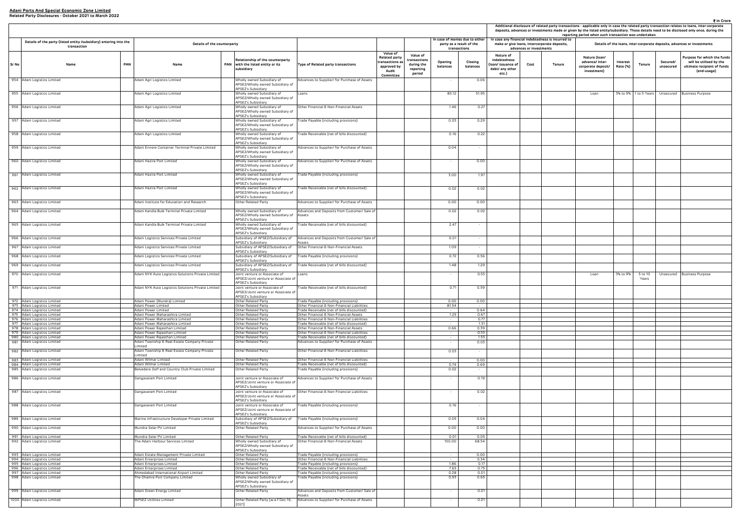**Adani Ports And Special Economic Zone Limited**
**Related Party Disclosures - October 2021 to March 2022**

₹ in Crore

| Sr No | Details of the party (listed entity /subsidiary) entering into the transaction | | Details of the counterparty | | | Type of Related party transactions | Value of Related party transactions as approved by Audit Committee | Value of transactions during the reporting period | In case of monies due to either party as a result of the transactions | | Additional disclosure of related party transactions - applicable only in case the related party transaction relates to loans, inter-corporate deposits, advances or investments made or given by the listed entity/subsidiary. These details need to be disclosed only once, during the reporting period when such transaction was undertaken. In case any financial indebtedness is incurred to make or give loans, intercorporate deposits, advances or investments | | | Details of the loans, inter-corporate deposits, advances or investments | | | | |
|---|---|---|---|---|---|---|---|---|---|---|---|---|---|---|---|---|---|---|
| | Name | PAN | Name | PAN | Relationship of the counterparty with the listed entity or its subsidiary | | | | Opening balances | Closing balances | Nature of indebtedness (loan/ issuance of debt/ any other etc.) | Cost | Tenure | Nature (loan/ advance/ inter-corporate deposit/ investment) | Interest Rate (%) | Tenure | Secured/ unsecured | Purpose for which the funds will be utilised by the ultimate recipient of funds (end-usage) |
| 954 | Adani Logistics Limited | | Adani Agri Logistics Limited | | Wholly owned Subsidiary of APSEZ/Wholly owned Subsidiary of APSEZ's Subsidiary | Advances to Supplier/ for Purchase of Assets | | | - | 0.06 | | | | | | | | |
| 955 | Adani Logistics Limited | | Adani Agri Logistics Limited | | Wholly owned Subsidiary of APSEZ/Wholly owned Subsidiary of APSEZ's Subsidiary | Loans | | | 85.12 | 51.95 | | | | Loan | 3% to 9% | 1 to 5 Years | Unsecured | Business Purpose |
| 956 | Adani Logistics Limited | | Adani Agri Logistics Limited | | Wholly owned Subsidiary of APSEZ/Wholly owned Subsidiary of APSEZ's Subsidiary | Other Financial & Non-Financial Assets | | | 1.46 | 0.27 | | | | | | | | |
| 957 | Adani Logistics Limited | | Adani Agri Logistics Limited | | Wholly owned Subsidiary of APSEZ/Wholly owned Subsidiary of APSEZ's Subsidiary | Trade Payable (including provisions) | | | 0.03 | 0.29 | | | | | | | | |
| 958 | Adani Logistics Limited | | Adani Agri Logistics Limited | | Wholly owned Subsidiary of APSEZ/Wholly owned Subsidiary of APSEZ's Subsidiary | Trade Receivable (net of bills discounted) | | | 0.16 | 0.22 | | | | | | | | |
| 959 | Adani Logistics Limited | | Adani Ennore Container Terminal Private Limited | | Wholly owned Subsidiary of APSEZ/Wholly owned Subsidiary of APSEZ's Subsidiary | Advances to Supplier/ for Purchase of Assets | | | 0.04 | - | | | | | | | | |
| 960 | Adani Logistics Limited | | Adani Hazira Port Limited | | Wholly owned Subsidiary of APSEZ/Wholly owned Subsidiary of APSEZ's Subsidiary | Advances to Supplier/ for Purchase of Assets | | | - | 0.00 | | | | | | | | |
| 961 | Adani Logistics Limited | | Adani Hazira Port Limited | | Wholly owned Subsidiary of APSEZ/Wholly owned Subsidiary of APSEZ's Subsidiary | Trade Payable (including provisions) | | | 3.00 | 1.97 | | | | | | | | |
| 962 | Adani Logistics Limited | | Adani Hazira Port Limited | | Wholly owned Subsidiary of APSEZ/Wholly owned Subsidiary of APSEZ's Subsidiary | Trade Receivable (net of bills discounted) | | | 0.02 | 0.02 | | | | | | | | |
| 963 | Adani Logistics Limited | | Adani Institute for Education and Research | | Other Related Party | Advances to Supplier/ for Purchase of Assets | | | 0.00 | 0.00 | | | | | | | | |
| 964 | Adani Logistics Limited | | Adani Kandla Bulk Terminal Private Limited | | Wholly owned Subsidiary of APSEZ/Wholly owned Subsidiary of APSEZ's Subsidiary | Advances and Deposits from Customer/ Sale of Assets | | | 0.02 | 0.02 | | | | | | | | |
| 965 | Adani Logistics Limited | | Adani Kandla Bulk Terminal Private Limited | | Wholly owned Subsidiary of APSEZ/Wholly owned Subsidiary of APSEZ's Subsidiary | Trade Receivable (net of bills discounted) | | | 2.47 | - | | | | | | | | |
| 966 | Adani Logistics Limited | | Adani Logistics Services Private Limited | | Subsidiary of APSEZ/Subsidiary of APSEZ's Subsidiary | Advances and Deposits from Customer/ Sale of Assets | | | 0.01 | - | | | | | | | | |
| 967 | Adani Logistics Limited | | Adani Logistics Services Private Limited | | Subsidiary of APSEZ/Subsidiary of APSEZ's Subsidiary | Other Financial & Non-Financial Assets | | | 1.09 | - | | | | | | | | |
| 968 | Adani Logistics Limited | | Adani Logistics Services Private Limited | | Subsidiary of APSEZ/Subsidiary of APSEZ's Subsidiary | Trade Payable (including provisions) | | | 0.72 | 0.56 | | | | | | | | |
| 969 | Adani Logistics Limited | | Adani Logistics Services Private Limited | | Subsidiary of APSEZ/Subsidiary of APSEZ's Subsidiary | Trade Receivable (net of bills discounted) | | | 1.48 | 1.29 | | | | | | | | |
| 970 | Adani Logistics Limited | | Adani NYK Auto Logistics Solutions Private Limited | | Joint venture or Associate of APSEZ/Joint venture or Associate of APSEZ's Subsidiary | Loans | | | - | 0.53 | | | | Loan | 3% to 9% | 5 to 10 Years | Unsecured | Business Purpose |
| 971 | Adani Logistics Limited | | Adani NYK Auto Logistics Solutions Private Limited | | Joint venture or Associate of APSEZ/Joint venture or Associate of APSEZ's Subsidiary | Trade Receivable (net of bills discounted) | | | 0.71 | 0.59 | | | | | | | | |
| 972 | Adani Logistics Limited | | Adani Power (Mundra) Limited | | Other Related Party | Trade Payable (including provisions) | | | 0.00 | 0.00 | | | | | | | | |
| 973 | Adani Logistics Limited | | Adani Power Limited | | Other Related Party | Other Financial & Non-Financial Liabilities | | | 81.54 | - | | | | | | | | |
| 974 | Adani Logistics Limited | | Adani Power Limited | | Other Related Party | Trade Receivable (net of bills discounted) | | | - | 0.64 | | | | | | | | |
| 975 | Adani Logistics Limited | | Adani Power Maharashtra Limited | | Other Related Party | Other Financial & Non-Financial Assets | | | 1.25 | 0.67 | | | | | | | | |
| 976 | Adani Logistics Limited | | Adani Power Maharashtra Limited | | Other Related Party | Other Financial & Non-Financial Liabilities | | | - | 0.77 | | | | | | | | |
| 977 | Adani Logistics Limited | | Adani Power Maharashtra Limited | | Other Related Party | Trade Receivable (net of bills discounted) | | | - | 1.31 | | | | | | | | |
| 978 | Adani Logistics Limited | | Adani Power Rajasthan Limited | | Other Related Party | Other Financial & Non-Financial Assets | | | 0.66 | 0.39 | | | | | | | | |
| 979 | Adani Logistics Limited | | Adani Power Rajasthan Limited | | Other Related Party | Other Financial & Non-Financial Liabilities | | | - | 0.53 | | | | | | | | |
| 980 | Adani Logistics Limited | | Adani Power Rajasthan Limited | | Other Related Party | Trade Receivable (net of bills discounted) | | | - | 1.53 | | | | | | | | |
| 981 | Adani Logistics Limited | | Adani Township & Real Estate Company Private Limited | | Other Related Party | Advances to Supplier/ for Purchase of Assets | | | - | 0.03 | | | | | | | | |
| 982 | Adani Logistics Limited | | Adani Township & Real Estate Company Private Limited | | Other Related Party | Other Financial & Non-Financial Liabilities | | | 0.03 | - | | | | | | | | |
| 983 | Adani Logistics Limited | | Adani Wilmar Limited | | Other Related Party | Other Financial & Non-Financial Liabilities | | | - | 0.00 | | | | | | | | |
| 984 | Adani Logistics Limited | | Adani Wilmar Limited | | Other Related Party | Trade Receivable (net of bills discounted) | | | 0.74 | 0.69 | | | | | | | | |
| 985 | Adani Logistics Limited | | Belvedere Golf and Country Club Private Limited | | Other Related Party | Trade Payable (including provisions) | | | 0.02 | - | | | | | | | | |
| 986 | Adani Logistics Limited | | Gangavaram Port Limited | | Joint venture or Associate of APSEZ/Joint venture or Associate of APSEZ's Subsidiary | Advances to Supplier/ for Purchase of Assets | | | - | 0.19 | | | | | | | | |
| 987 | Adani Logistics Limited | | Gangavaram Port Limited | | Joint venture or Associate of APSEZ/Joint venture or Associate of APSEZ's Subsidiary | Other Financial & Non-Financial Liabilities | | | - | 0.02 | | | | | | | | |
| 988 | Adani Logistics Limited | | Gangavaram Port Limited | | Joint venture or Associate of APSEZ/Joint venture or Associate of APSEZ's Subsidiary | Trade Payable (including provisions) | | | 0.16 | - | | | | | | | | |
| 989 | Adani Logistics Limited | | Marine Infrastructure Developer Private Limited | | Subsidiary of APSEZ/Subsidiary of APSEZ's Subsidiary | Trade Payable (including provisions) | | | 0.05 | 0.04 | | | | | | | | |
| 990 | Adani Logistics Limited | | Mundra Solar PV Limited | | Other Related Party | Advances to Supplier/ for Purchase of Assets | | | 0.00 | 0.00 | | | | | | | | |
| 991 | Adani Logistics Limited | | Mundra Solar PV Limited | | Other Related Party | Trade Receivable (net of bills discounted) | | | 0.01 | 0.05 | | | | | | | | |
| 992 | Adani Logistics Limited | | The Adani Harbour Services Limited | | Wholly owned Subsidiary of APSEZ/Wholly owned Subsidiary of APSEZ's Subsidiary | Other Financial & Non-Financial Assets | | | 150.00 | 68.54 | | | | | | | | |
| 993 | Adani Logistics Limited | | Adani Estate Management Private Limited | | Other Related Party | Trade Payable (including provisions) | | | - | 0.00 | | | | | | | | |
| 994 | Adani Logistics Limited | | Adani Enterprises Limited | | Other Related Party | Other Financial & Non-Financial Liabilities | | | - | 0.34 | | | | | | | | |
| 995 | Adani Logistics Limited | | Adani Enterprises Limited | | Other Related Party | Trade Payable (including provisions) | | | 1.86 | 0.17 | | | | | | | | |
| 996 | Adani Logistics Limited | | Adani Enterprises Limited | | Other Related Party | Trade Receivable (net of bills discounted) | | | 7.65 | 0.75 | | | | | | | | |
| 997 | Adani Logistics Limited | | Ahmedabad International Airport Limited | | Other Related Party | Trade Payable (including provisions) | | | 0.28 | 0.01 | | | | | | | | |
| 998 | Adani Logistics Limited | | The Dhamra Port Company Limited | | Wholly owned Subsidiary of APSEZ/Wholly owned Subsidiary of APSEZ's Subsidiary | Trade Payable (including provisions) | | | 0.93 | 0.65 | | | | | | | | |
| 999 | Adani Logistics Limited | | Adani Green Energy Limited | | Other Related Party | Advances and Deposits from Customer/ Sale of Assets | | | - | 0.01 | | | | | | | | |
| 1000 | Adani Logistics Limited | | MPSEZ Utilities Limited | | Other Related Party [w.e.f Dec 16, 2021] | Advances to Supplier/ for Purchase of Assets | | | - | 0.01 | | | | | | | | |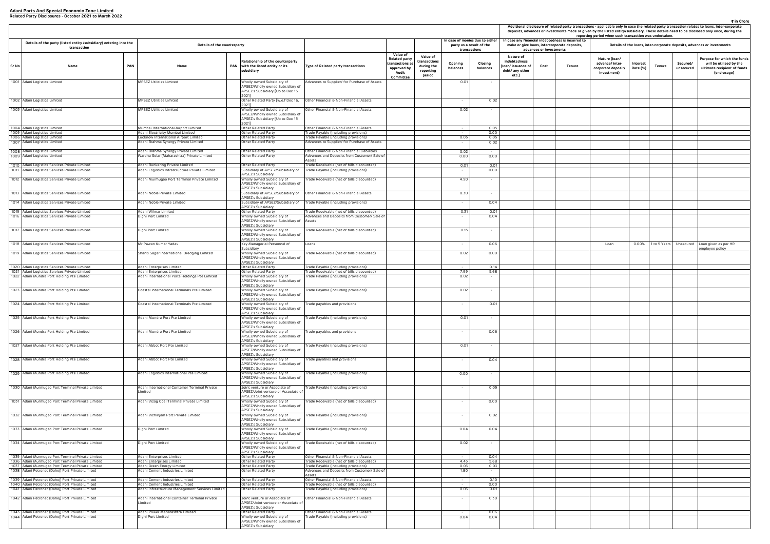**Adani Ports And Special Economic Zone Limited**
**Related Party Disclosures - October 2021 to March 2022**

₹ in Crore

| Sr No | Details of the party (listed entity /subsidiary) entering into the transaction | | Details of the counterparty | | | Type of Related party transactions | Value of Related party transactions as approved by Audit Committee | Value of transactions during the reporting period | In case of monies due to either party as a result of the transactions | | In case any financial indebtedness is incurred to make or give loans, intercorporate deposits, advances or investments | | | Details of the loans, inter-corporate deposits, advances or investments | | | | |
|---|---|---|---|---|---|---|---|---|---|---|---|---|---|---|---|---|---|---|
| | Name | PAN | Name | PAN | Relationship of the counterparty with the listed entity or its subsidiary | | | | Opening balances | Closing balances | Nature of indebtedness (loan/ issuance of debt/ any other etc.) | Cost | Tenure | Nature (loan/ advance/ inter-corporate deposit/ investment) | Interest Rate (%) | Tenure | Secured/ unsecured | Purpose for which the funds will be utilised by the ultimate recipient of funds (end-usage) |
| 1001 | Adani Logistics Limited | | MPSEZ Utilities Limited | | Wholly owned Subsidiary of APSEZ/Wholly owned Subsidiary of APSEZ's Subsidiary [Up to Dec 15, 2021] | Advances to Supplier/ for Purchase of Assets | | | 0.01 | - | | | | | | | | |
| 1002 | Adani Logistics Limited | | MPSEZ Utilities Limited | | Other Related Party [w.e.f Dec 16, 2021] | Other Financial & Non-Financial Assets | | | - | 0.02 | | | | | | | | |
| 1003 | Adani Logistics Limited | | MPSEZ Utilities Limited | | Wholly owned Subsidiary of APSEZ/Wholly owned Subsidiary of APSEZ's Subsidiary [Up to Dec 15, 2021] | Other Financial & Non-Financial Assets | | | 0.02 | - | | | | | | | | |
| 1004 | Adani Logistics Limited | | Mumbai International Airport Limited | | Other Related Party | Other Financial & Non-Financial Assets | | | - | 0.05 | | | | | | | | |
| 1005 | Adani Logistics Limited | | Adani Electricity Mumbai Limited | | Other Related Party | Trade Payable (including provisions) | | | - | 0.00 | | | | | | | | |
| 1006 | Adani Logistics Limited | | Lucknow International Airport Limited | | Other Related Party | Trade Payable (including provisions) | | | 0.05 | 0.05 | | | | | | | | |
| 1007 | Adani Logistics Limited | | Adani Brahma Synergy Private Limited | | Other Related Party | Advances to Supplier/ for Purchase of Assets | | | - | 0.02 | | | | | | | | |
| 1008 | Adani Logistics Limited | | Adani Brahma Synergy Private Limited | | Other Related Party | Other Financial & Non-Financial Liabilities | | | 0.02 | - | | | | | | | | |
| 1009 | Adani Logistics Limited | | Wardha Solar (Maharashtra) Private Limited | | Other Related Party | Advances and Deposits from Customer/ Sale of Assets | | | 0.00 | 0.00 | | | | | | | | |
| 1010 | Adani Logistics Services Private Limited | | Adani Bunkering Private Limited | | Other Related Party | Trade Receivable (net of bills discounted) | | | 0.01 | 0.01 | | | | | | | | |
| 1011 | Adani Logistics Services Private Limited | | Adani Logistics Infrastructure Private Limited | | Subsidiary of APSEZ/Subsidiary of APSEZ's Subsidiary | Trade Payable (including provisions) | | | - | 0.00 | | | | | | | | |
| 1012 | Adani Logistics Services Private Limited | | Adani Murmugao Port Terminal Private Limited | | Wholly owned Subsidiary of APSEZ/Wholly owned Subsidiary of APSEZ's Subsidiary | Trade Receivable (net of bills discounted) | | | 4.50 | - | | | | | | | | |
| 1013 | Adani Logistics Services Private Limited | | Adani Noble Private Limited | | Subsidiary of APSEZ/Subsidiary of APSEZ's Subsidiary | Other Financial & Non-Financial Assets | | | 0.30 | - | | | | | | | | |
| 1014 | Adani Logistics Services Private Limited | | Adani Noble Private Limited | | Subsidiary of APSEZ/Subsidiary of APSEZ's Subsidiary | Trade Payable (including provisions) | | | - | 0.04 | | | | | | | | |
| 1015 | Adani Logistics Services Private Limited | | Adani Wilmar Limited | | Other Related Party | Trade Receivable (net of bills discounted) | | | 0.31 | 0.01 | | | | | | | | |
| 1016 | Adani Logistics Services Private Limited | | Dighi Port Limited | | Wholly owned Subsidiary of APSEZ/Wholly owned Subsidiary of APSEZ's Subsidiary | Advances and Deposits from Customer/ Sale of Assets | | | - | 0.04 | | | | | | | | |
| 1017 | Adani Logistics Services Private Limited | | Dighi Port Limited | | Wholly owned Subsidiary of APSEZ/Wholly owned Subsidiary of APSEZ's Subsidiary | Trade Receivable (net of bills discounted) | | | 0.15 | - | | | | | | | | |
| 1018 | Adani Logistics Services Private Limited | | Mr Pawan Kumar Yadav | | Key Managerial Personnel of Subsidiary | Loans | | | - | 0.06 | | | | Loan | 0.00% | 1 to 5 Years | Unsecured | Loan given as per HR employee policy |
| 1019 | Adani Logistics Services Private Limited | | Shanti Sagar International Dredging Limited | | Wholly owned Subsidiary of APSEZ/Wholly owned Subsidiary of APSEZ's Subsidiary | Trade Receivable (net of bills discounted) | | | 0.02 | 0.00 | | | | | | | | |
| 1020 | Adani Logistics Services Private Limited | | Adani Enterprises Limited | | Other Related Party | Trade Payable (including provisions) | | | - | 0.14 | | | | | | | | |
| 1021 | Adani Logistics Services Private Limited | | Adani Enterprises Limited | | Other Related Party | Trade Receivable (net of bills discounted) | | | 7.99 | 5.68 | | | | | | | | |
| 1022 | Adani Mundra Port Holding Pte Limited | | Adani International Ports Holdings Pte Limited | | Wholly owned Subsidiary of APSEZ/Wholly owned Subsidiary of APSEZ's Subsidiary | Trade Payable (including provisions) | | | 0.02 | - | | | | | | | | |
| 1023 | Adani Mundra Port Holding Pte Limited | | Coastal International Terminals Pte Limited | | Wholly owned Subsidiary of APSEZ/Wholly owned Subsidiary of APSEZ's Subsidiary | Trade Payable (including provisions) | | | 0.02 | - | | | | | | | | |
| 1024 | Adani Mundra Port Holding Pte Limited | | Coastal International Terminals Pte Limited | | Wholly owned Subsidiary of APSEZ/Wholly owned Subsidiary of APSEZ's Subsidiary | Trade payables and provisions | | | - | 0.01 | | | | | | | | |
| 1025 | Adani Mundra Port Holding Pte Limited | | Adani Mundra Port Pte Limited | | Wholly owned Subsidiary of APSEZ/Wholly owned Subsidiary of APSEZ's Subsidiary | Trade Payable (including provisions) | | | 0.01 | - | | | | | | | | |
| 1026 | Adani Mundra Port Holding Pte Limited | | Adani Mundra Port Pte Limited | | Wholly owned Subsidiary of APSEZ/Wholly owned Subsidiary of APSEZ's Subsidiary | Trade payables and provisions | | | - | 0.06 | | | | | | | | |
| 1027 | Adani Mundra Port Holding Pte Limited | | Adani Abbot Port Pte Limited | | Wholly owned Subsidiary of APSEZ/Wholly owned Subsidiary of APSEZ's Subsidiary | Trade Payable (including provisions) | | | 0.01 | - | | | | | | | | |
| 1028 | Adani Mundra Port Holding Pte Limited | | Adani Abbot Port Pte Limited | | Wholly owned Subsidiary of APSEZ/Wholly owned Subsidiary of APSEZ's Subsidiary | Trade payables and provisions | | | - | 0.04 | | | | | | | | |
| 1029 | Adani Mundra Port Holding Pte Limited | | Adani Logistics International Pte Limited | | Wholly owned Subsidiary of APSEZ/Wholly owned Subsidiary of APSEZ's Subsidiary | Trade Payable (including provisions) | | | 0.00 | - | | | | | | | | |
| 1030 | Adani Murmugao Port Terminal Private Limited | | Adani International Container Terminal Private Limited | | Joint venture or Associate of APSEZ/Joint venture or Associate of APSEZ's Subsidiary | Trade Payable (including provisions) | | | - | 0.05 | | | | | | | | |
| 1031 | Adani Murmugao Port Terminal Private Limited | | Adani Vizag Coal Terminal Private Limited | | Wholly owned Subsidiary of APSEZ/Wholly owned Subsidiary of APSEZ's Subsidiary | Trade Receivable (net of bills discounted) | | | - | 0.00 | | | | | | | | |
| 1032 | Adani Murmugao Port Terminal Private Limited | | Adani Vizhinjam Port Private Limited | | Wholly owned Subsidiary of APSEZ/Wholly owned Subsidiary of APSEZ's Subsidiary | Trade Payable (including provisions) | | | - | 0.02 | | | | | | | | |
| 1033 | Adani Murmugao Port Terminal Private Limited | | Dighi Port Limited | | Wholly owned Subsidiary of APSEZ/Wholly owned Subsidiary of APSEZ's Subsidiary | Trade Payable (including provisions) | | | 0.04 | 0.04 | | | | | | | | |
| 1034 | Adani Murmugao Port Terminal Private Limited | | Dighi Port Limited | | Wholly owned Subsidiary of APSEZ/Wholly owned Subsidiary of APSEZ's Subsidiary | Trade Receivable (net of bills discounted) | | | 0.02 | - | | | | | | | | |
| 1035 | Adani Murmugao Port Terminal Private Limited | | Adani Enterprises Limited | | Other Related Party | Other Financial & Non-Financial Assets | | | - | 0.04 | | | | | | | | |
| 1036 | Adani Murmugao Port Terminal Private Limited | | Adani Enterprises Limited | | Other Related Party | Trade Receivable (net of bills discounted) | | | 4.43 | 5.68 | | | | | | | | |
| 1037 | Adani Murmugao Port Terminal Private Limited | | Adani Green Energy Limited | | Other Related Party | Trade Payable (including provisions) | | | 0.03 | 0.03 | | | | | | | | |
| 1038 | Adani Petronet (Dahej) Port Private Limited | | Adani Cement Industries Limited | | Other Related Party | Advances and Deposits from Customer/ Sale of Assets | | | 1.80 | - | | | | | | | | |
| 1039 | Adani Petronet (Dahej) Port Private Limited | | Adani Cement Industries Limited | | Other Related Party | Other Financial & Non-Financial Assets | | | - | 0.10 | | | | | | | | |
| 1040 | Adani Petronet (Dahej) Port Private Limited | | Adani Cement Industries Limited | | Other Related Party | Trade Receivable (net of bills discounted) | | | - | 0.00 | | | | | | | | |
| 1041 | Adani Petronet (Dahej) Port Private Limited | | Adani Infrastructure Management Services Limited | | Other Related Party | Trade Payable (including provisions) | | | 0.03 | 0.01 | | | | | | | | |
| 1042 | Adani Petronet (Dahej) Port Private Limited | | Adani International Container Terminal Private Limited | | Joint venture or Associate of APSEZ/Joint venture or Associate of APSEZ's Subsidiary | Other Financial & Non-Financial Assets | | | - | 0.30 | | | | | | | | |
| 1043 | Adani Petronet (Dahej) Port Private Limited | | Adani Power Maharashtra Limited | | Other Related Party | Other Financial & Non-Financial Assets | | | - | 0.06 | | | | | | | | |
| 1044 | Adani Petronet (Dahej) Port Private Limited | | Dighi Port Limited | | Wholly owned Subsidiary of APSEZ/Wholly owned Subsidiary of APSEZ's Subsidiary | Trade Payable (including provisions) | | | 0.04 | 0.04 | | | | | | | | |

Additional disclosure of related party transactions - applicable only in case the related party transaction relates to loans, inter-corporate deposits, advances or investments made or given by the listed entity/subsidiary. These details need to be disclosed only once, during the reporting period when such transaction was undertaken.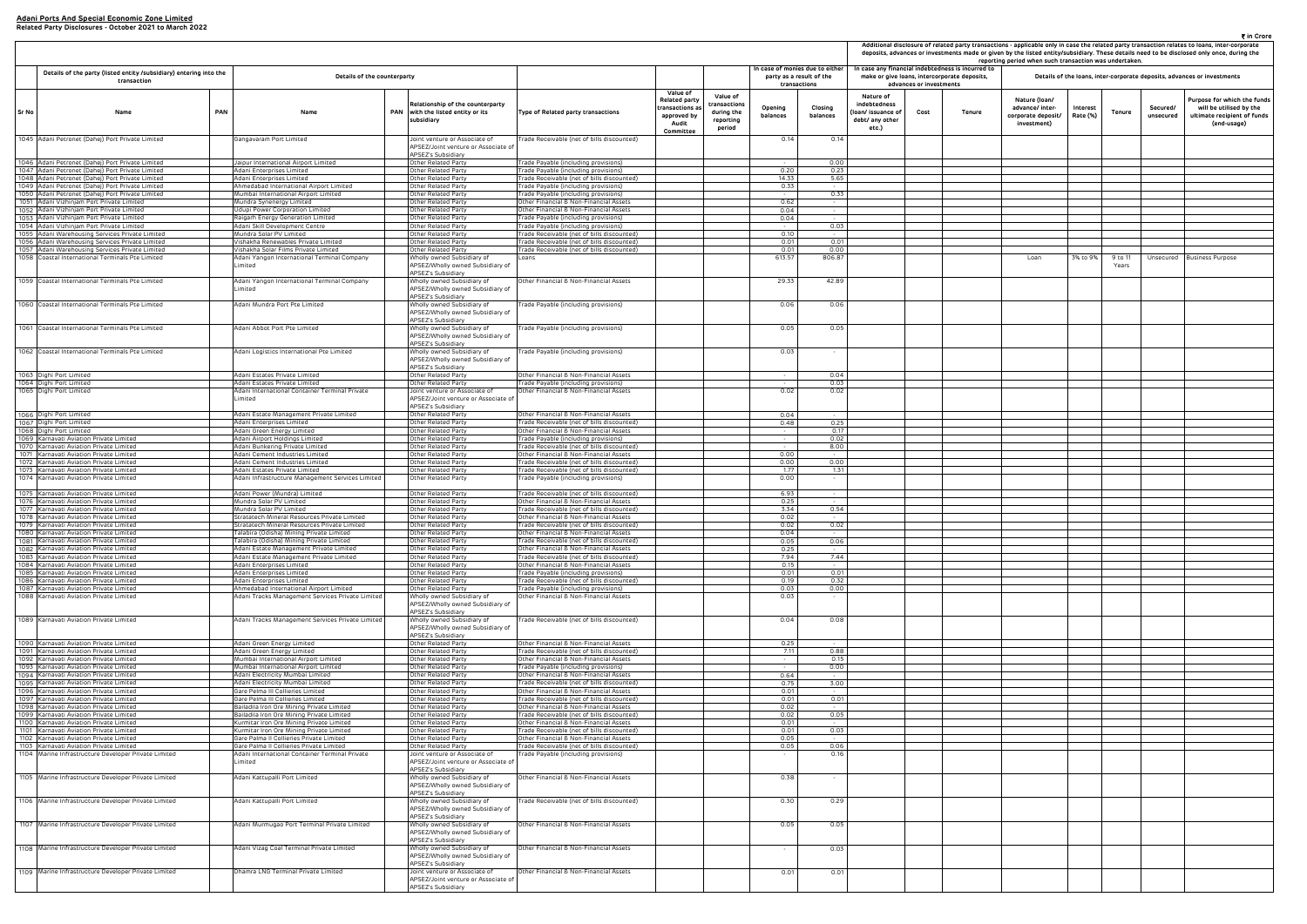# Adani Ports And Special Economic Zone Limited
## Related Party Disclosures - October 2021 to March 2022

₹ in Crore

| Sr No | Details of the party (listed entity /subsidiary) entering into the transaction | | Details of the counterparty | | | Type of Related party transactions | Value of Related party transactions as approved by Audit Committee | Value of transactions during the reporting period | In case of monies due to either party as a result of the transactions | | Additional disclosure of related party transactions - applicable only in case the related party transaction relates to loans, inter-corporate deposits, advances or investments made or given by the listed entity/subsidiary. These details need to be disclosed only once, during the reporting period when such transaction was undertaken. In case any financial indebtedness is incurred to make or give loans, intercorporate deposits, advances or investments | | | Details of the loans, inter-corporate deposits, advances or investments | | | | |
|---|---|---|---|---|---|---|---|---|---|---|---|---|---|---|---|---|---|---|
| | Name | PAN | Name | PAN | Relationship of the counterparty with the listed entity or its subsidiary | | | | Opening balances | Closing balances | Nature of indebtedness (loan/ issuance of debt/ any other etc.) | Cost | Tenure | Nature (loan/ advance/ inter-corporate deposit/ investment) | Interest Rate (%) | Tenure | Secured/ unsecured | Purpose for which the funds will be utilised by the ultimate recipient of funds (end-usage) |
| 1045 | Adani Petronet (Dahej) Port Private Limited | | Gangavaram Port Limited | | Joint venture or Associate of APSEZ/Joint venture or Associate of APSEZ's Subsidiary | Trade Receivable (net of bills discounted) | | | 0.14 | 0.14 | | | | | | | | |
| 1046 | Adani Petronet (Dahej) Port Private Limited | | Jaipur International Airport Limited | | Other Related Party | Trade Payable (including provisions) | | | | 0.00 | | | | | | | | |
| 1047 | Adani Petronet (Dahej) Port Private Limited | | Adani Enterprises Limited | | Other Related Party | Trade Payable (including provisions) | | | 0.20 | 0.23 | | | | | | | | |
| 1048 | Adani Petronet (Dahej) Port Private Limited | | Adani Enterprises Limited | | Other Related Party | Trade Receivable (net of bills discounted) | | | 14.33 | 5.65 | | | | | | | | |
| 1049 | Adani Petronet (Dahej) Port Private Limited | | Ahmedabad International Airport Limited | | Other Related Party | Trade Payable (including provisions) | | | 0.33 | - | | | | | | | | |
| 1050 | Adani Petronet (Dahej) Port Private Limited | | Mumbai International Airport Limited | | Other Related Party | Trade Payable (including provisions) | | | - | 0.33 | | | | | | | | |
| 1051 | Adani Vizhinjam Port Private Limited | | Mundra Synenergy Limited | | Other Related Party | Other Financial & Non-Financial Assets | | | 0.62 | - | | | | | | | | |
| 1052 | Adani Vizhinjam Port Private Limited | | Udupi Power Corporation Limited | | Other Related Party | Other Financial & Non-Financial Assets | | | 0.04 | - | | | | | | | | |
| 1053 | Adani Vizhinjam Port Private Limited | | Raigarh Energy Generation Limited | | Other Related Party | Trade Payable (including provisions) | | | 0.04 | - | | | | | | | | |
| 1054 | Adani Vizhinjam Port Private Limited | | Adani Skill Development Centre | | Other Related Party | Trade Payable (including provisions) | | | - | 0.03 | | | | | | | | |
| 1055 | Adani Warehousing Services Private Limited | | Mundra Solar PV Limited | | Other Related Party | Trade Receivable (net of bills discounted) | | | 0.10 | - | | | | | | | | |
| 1056 | Adani Warehousing Services Private Limited | | Vishakha Renewables Private Limited | | Other Related Party | Trade Receivable (net of bills discounted) | | | 0.01 | 0.01 | | | | | | | | |
| 1057 | Adani Warehousing Services Private Limited | | Vishakha Solar Films Private Limited | | Other Related Party | Trade Receivable (net of bills discounted) | | | 0.01 | 0.00 | | | | | | | | |
| 1058 | Coastal International Terminals Pte Limited | | Adani Yangon International Terminal Company Limited | | Wholly owned Subsidiary of APSEZ/Wholly owned Subsidiary of APSEZ's Subsidiary | Loans | | | 613.57 | 806.87 | | | | Loan | 3% to 9% | 9 to 11 Years | Unsecured | Business Purpose |
| 1059 | Coastal International Terminals Pte Limited | | Adani Yangon International Terminal Company Limited | | Wholly owned Subsidiary of APSEZ/Wholly owned Subsidiary of APSEZ's Subsidiary | Other Financial & Non-Financial Assets | | | 29.33 | 42.89 | | | | | | | | |
| 1060 | Coastal International Terminals Pte Limited | | Adani Mundra Port Pte Limited | | Wholly owned Subsidiary of APSEZ/Wholly owned Subsidiary of APSEZ's Subsidiary | Trade Payable (including provisions) | | | 0.06 | 0.06 | | | | | | | | |
| 1061 | Coastal International Terminals Pte Limited | | Adani Abbot Port Pte Limited | | Wholly owned Subsidiary of APSEZ/Wholly owned Subsidiary of APSEZ's Subsidiary | Trade Payable (including provisions) | | | 0.05 | 0.05 | | | | | | | | |
| 1062 | Coastal International Terminals Pte Limited | | Adani Logistics International Pte Limited | | Wholly owned Subsidiary of APSEZ/Wholly owned Subsidiary of APSEZ's Subsidiary | Trade Payable (including provisions) | | | 0.03 | - | | | | | | | | |
| 1063 | Dighi Port Limited | | Adani Estates Private Limited | | Other Related Party | Other Financial & Non-Financial Assets | | | - | 0.04 | | | | | | | | |
| 1064 | Dighi Port Limited | | Adani Estates Private Limited | | Other Related Party | Trade Payable (including provisions) | | | - | 0.03 | | | | | | | | |
| 1065 | Dighi Port Limited | | Adani International Container Terminal Private Limited | | Joint venture or Associate of APSEZ/Joint venture or Associate of APSEZ's Subsidiary | Other Financial & Non-Financial Assets | | | 0.02 | 0.02 | | | | | | | | |
| 1066 | Dighi Port Limited | | Adani Estate Management Private Limited | | Other Related Party | Other Financial & Non-Financial Assets | | | 0.04 | - | | | | | | | | |
| 1067 | Dighi Port Limited | | Adani Enterprises Limited | | Other Related Party | Trade Receivable (net of bills discounted) | | | 0.48 | 0.25 | | | | | | | | |
| 1068 | Dighi Port Limited | | Adani Green Energy Limited | | Other Related Party | Other Financial & Non-Financial Assets | | | - | 0.17 | | | | | | | | |
| 1069 | Karnavati Aviation Private Limited | | Adani Airport Holdings Limited | | Other Related Party | Trade Payable (including provisions) | | | - | 0.02 | | | | | | | | |
| 1070 | Karnavati Aviation Private Limited | | Adani Bunkering Private Limited | | Other Related Party | Trade Receivable (net of bills discounted) | | | - | 8.00 | | | | | | | | |
| 1071 | Karnavati Aviation Private Limited | | Adani Cement Industries Limited | | Other Related Party | Other Financial & Non-Financial Assets | | | 0.00 | - | | | | | | | | |
| 1072 | Karnavati Aviation Private Limited | | Adani Cement Industries Limited | | Other Related Party | Trade Receivable (net of bills discounted) | | | 0.00 | 0.00 | | | | | | | | |
| 1073 | Karnavati Aviation Private Limited | | Adani Estates Private Limited | | Other Related Party | Trade Receivable (net of bills discounted) | | | 1.77 | 1.31 | | | | | | | | |
| 1074 | Karnavati Aviation Private Limited | | Adani Infrastructure Management Services Limited | | Other Related Party | Trade Payable (including provisions) | | | 0.00 | - | | | | | | | | |
| 1075 | Karnavati Aviation Private Limited | | Adani Power (Mundra) Limited | | Other Related Party | Trade Receivable (net of bills discounted) | | | 6.93 | - | | | | | | | | |
| 1076 | Karnavati Aviation Private Limited | | Mundra Solar PV Limited | | Other Related Party | Other Financial & Non-Financial Assets | | | 0.25 | - | | | | | | | | |
| 1077 | Karnavati Aviation Private Limited | | Mundra Solar PV Limited | | Other Related Party | Trade Receivable (net of bills discounted) | | | 3.34 | 0.54 | | | | | | | | |
| 1078 | Karnavati Aviation Private Limited | | Stratatech Mineral Resources Private Limited | | Other Related Party | Other Financial & Non-Financial Assets | | | 0.02 | - | | | | | | | | |
| 1079 | Karnavati Aviation Private Limited | | Stratatech Mineral Resources Private Limited | | Other Related Party | Trade Receivable (net of bills discounted) | | | 0.02 | 0.02 | | | | | | | | |
| 1080 | Karnavati Aviation Private Limited | | Talabira (Odisha) Mining Private Limited | | Other Related Party | Other Financial & Non-Financial Assets | | | 0.04 | - | | | | | | | | |
| 1081 | Karnavati Aviation Private Limited | | Talabira (Odisha) Mining Private Limited | | Other Related Party | Trade Receivable (net of bills discounted) | | | 0.05 | 0.06 | | | | | | | | |
| 1082 | Karnavati Aviation Private Limited | | Adani Estate Management Private Limited | | Other Related Party | Other Financial & Non-Financial Assets | | | 0.25 | - | | | | | | | | |
| 1083 | Karnavati Aviation Private Limited | | Adani Estate Management Private Limited | | Other Related Party | Trade Receivable (net of bills discounted) | | | 7.94 | 7.44 | | | | | | | | |
| 1084 | Karnavati Aviation Private Limited | | Adani Enterprises Limited | | Other Related Party | Other Financial & Non-Financial Assets | | | 0.15 | - | | | | | | | | |
| 1085 | Karnavati Aviation Private Limited | | Adani Enterprises Limited | | Other Related Party | Trade Payable (including provisions) | | | 0.01 | 0.01 | | | | | | | | |
| 1086 | Karnavati Aviation Private Limited | | Adani Enterprises Limited | | Other Related Party | Trade Receivable (net of bills discounted) | | | 0.19 | 0.32 | | | | | | | | |
| 1087 | Karnavati Aviation Private Limited | | Ahmedabad International Airport Limited | | Other Related Party | Trade Payable (including provisions) | | | 0.03 | 0.00 | | | | | | | | |
| 1088 | Karnavati Aviation Private Limited | | Adani Tracks Management Services Private Limited | | Wholly owned Subsidiary of APSEZ/Wholly owned Subsidiary of APSEZ's Subsidiary | Other Financial & Non-Financial Assets | | | 0.03 | - | | | | | | | | |
| 1089 | Karnavati Aviation Private Limited | | Adani Tracks Management Services Private Limited | | Wholly owned Subsidiary of APSEZ/Wholly owned Subsidiary of APSEZ's Subsidiary | Trade Receivable (net of bills discounted) | | | 0.04 | 0.08 | | | | | | | | |
| 1090 | Karnavati Aviation Private Limited | | Adani Green Energy Limited | | Other Related Party | Other Financial & Non-Financial Assets | | | 0.25 | - | | | | | | | | |
| 1091 | Karnavati Aviation Private Limited | | Adani Green Energy Limited | | Other Related Party | Trade Receivable (net of bills discounted) | | | 7.11 | 0.88 | | | | | | | | |
| 1092 | Karnavati Aviation Private Limited | | Mumbai International Airport Limited | | Other Related Party | Other Financial & Non-Financial Assets | | | - | 0.15 | | | | | | | | |
| 1093 | Karnavati Aviation Private Limited | | Mumbai International Airport Limited | | Other Related Party | Trade Payable (including provisions) | | | - | 0.00 | | | | | | | | |
| 1094 | Karnavati Aviation Private Limited | | Adani Electricity Mumbai Limited | | Other Related Party | Other Financial & Non-Financial Assets | | | 0.64 | - | | | | | | | | |
| 1095 | Karnavati Aviation Private Limited | | Adani Electricity Mumbai Limited | | Other Related Party | Trade Receivable (net of bills discounted) | | | 0.75 | 3.00 | | | | | | | | |
| 1096 | Karnavati Aviation Private Limited | | Gare Pelma III Collieries Limited | | Other Related Party | Other Financial & Non-Financial Assets | | | 0.01 | - | | | | | | | | |
| 1097 | Karnavati Aviation Private Limited | | Gare Pelma III Collieries Limited | | Other Related Party | Trade Receivable (net of bills discounted) | | | 0.01 | 0.01 | | | | | | | | |
| 1098 | Karnavati Aviation Private Limited | | Bailadila Iron Ore Mining Private Limited | | Other Related Party | Other Financial & Non-Financial Assets | | | 0.02 | - | | | | | | | | |
| 1099 | Karnavati Aviation Private Limited | | Bailadila Iron Ore Mining Private Limited | | Other Related Party | Trade Receivable (net of bills discounted) | | | 0.02 | 0.05 | | | | | | | | |
| 1100 | Karnavati Aviation Private Limited | | Kurmitar Iron Ore Mining Private Limited | | Other Related Party | Other Financial & Non-Financial Assets | | | 0.01 | - | | | | | | | | |
| 1101 | Karnavati Aviation Private Limited | | Kurmitar Iron Ore Mining Private Limited | | Other Related Party | Trade Receivable (net of bills discounted) | | | 0.01 | 0.03 | | | | | | | | |
| 1102 | Karnavati Aviation Private Limited | | Gare Pelma II Collieries Private Limited | | Other Related Party | Other Financial & Non-Financial Assets | | | 0.05 | - | | | | | | | | |
| 1103 | Karnavati Aviation Private Limited | | Gare Pelma II Collieries Private Limited | | Other Related Party | Trade Receivable (net of bills discounted) | | | 0.05 | 0.06 | | | | | | | | |
| 1104 | Marine Infrastructure Developer Private Limited | | Adani International Container Terminal Private Limited | | Joint venture or Associate of APSEZ/Joint venture or Associate of APSEZ's Subsidiary | Trade Payable (including provisions) | | | - | 0.16 | | | | | | | | |
| 1105 | Marine Infrastructure Developer Private Limited | | Adani Kattupalli Port Limited | | Wholly owned Subsidiary of APSEZ/Wholly owned Subsidiary of APSEZ's Subsidiary | Other Financial & Non-Financial Assets | | | 0.38 | - | | | | | | | | |
| 1106 | Marine Infrastructure Developer Private Limited | | Adani Kattupalli Port Limited | | Wholly owned Subsidiary of APSEZ/Wholly owned Subsidiary of APSEZ's Subsidiary | Trade Receivable (net of bills discounted) | | | 0.30 | 0.29 | | | | | | | | |
| 1107 | Marine Infrastructure Developer Private Limited | | Adani Murmugao Port Terminal Private Limited | | Wholly owned Subsidiary of APSEZ/Wholly owned Subsidiary of APSEZ's Subsidiary | Other Financial & Non-Financial Assets | | | 0.05 | 0.05 | | | | | | | | |
| 1108 | Marine Infrastructure Developer Private Limited | | Adani Vizag Coal Terminal Private Limited | | Wholly owned Subsidiary of APSEZ/Wholly owned Subsidiary of APSEZ's Subsidiary | Other Financial & Non-Financial Assets | | | - | 0.03 | | | | | | | | |
| 1109 | Marine Infrastructure Developer Private Limited | | Dhamra LNG Terminal Private Limited | | Joint venture or Associate of APSEZ/Joint venture or Associate of APSEZ's Subsidiary | Other Financial & Non-Financial Assets | | | 0.01 | 0.01 | | | | | | | | |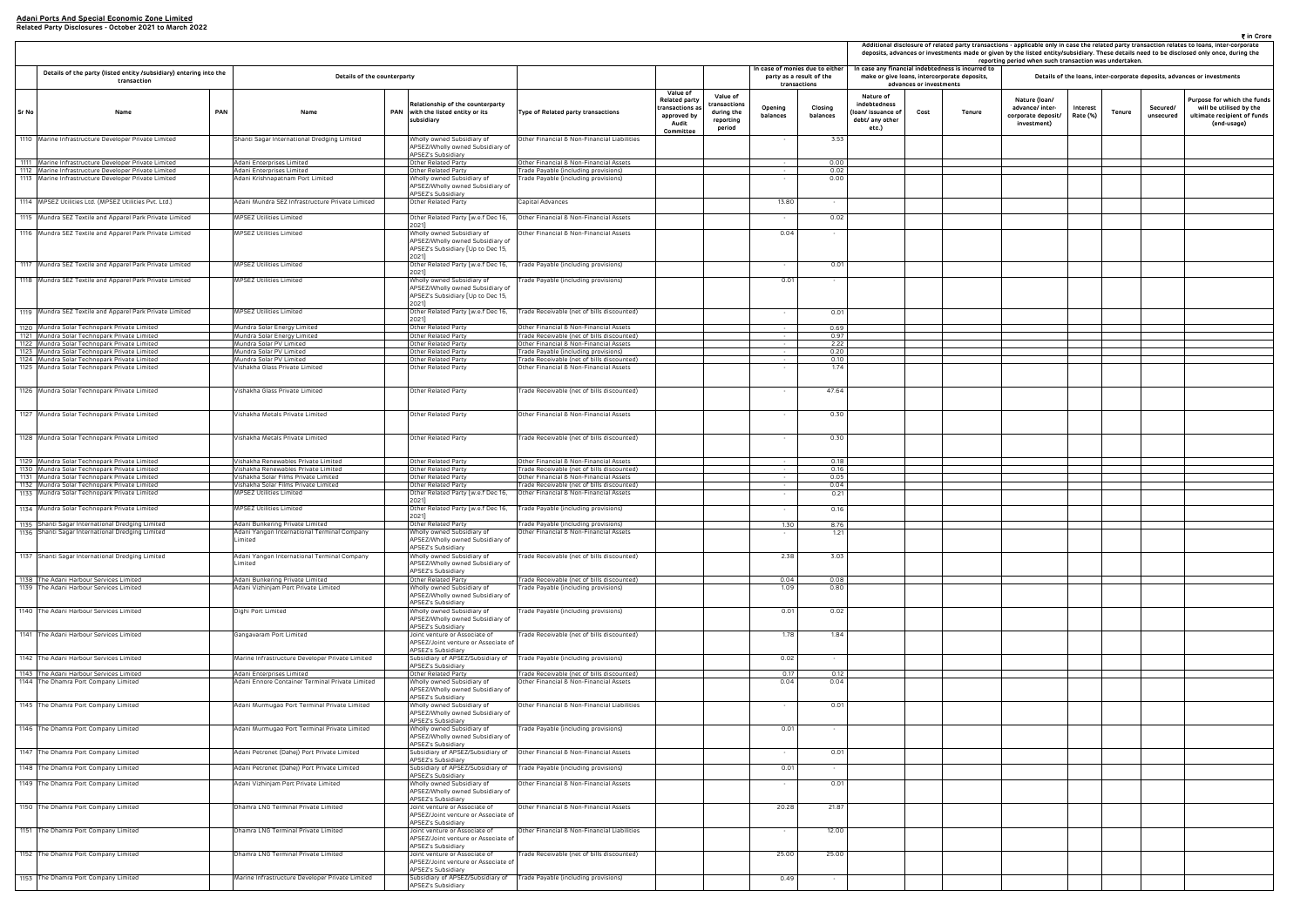**Adani Ports And Special Economic Zone Limited**
**Related Party Disclosures - October 2021 to March 2022**

₹ in Crore

| Sr No | Details of the party (listed entity /subsidiary) entering into the transaction | | Details of the counterparty | | | | | | In case of monies due to either party as a result of the transactions | | Additional disclosure of related party transactions - applicable only in case the related party transaction relates to loans, inter-corporate deposits, advances or investments made or given by the listed entity/subsidiary. These details need to be disclosed only once, during the reporting period when such transaction was undertaken. In case any financial indebtedness is incurred to make or give loans, intercorporate deposits, advances or investments | | | Details of the loans, inter-corporate deposits, advances or investments | | | | |
|---|---|---|---|---|---|---|---|---|---|---|---|---|---|---|---|---|---|---|
| | Name | PAN | Name | PAN | Relationship of the counterparty with the listed entity or its subsidiary | Type of Related party transactions | Value of Related party transactions as approved by Audit Committee | Value of transactions during the reporting period | Opening balances | Closing balances | Nature of indebtedness (loan/ issuance of debt/ any other etc.) | Cost | Tenure | Nature (loan/ advance/ inter-corporate deposit/ investment) | Interest Rate (%) | Tenure | Secured/ unsecured | Purpose for which the funds will be utilised by the ultimate recipient of funds (end-usage) |
| 1110 | Marine Infrastructure Developer Private Limited | | Shanti Sagar International Dredging Limited | | Wholly owned Subsidiary of APSEZ/Wholly owned Subsidiary of APSEZ's Subsidiary | Other Financial & Non-Financial Liabilities | | | - | 3.53 | | | | | | | | |
| 1111 | Marine Infrastructure Developer Private Limited | | Adani Enterprises Limited | | Other Related Party | Other Financial & Non-Financial Assets | | | - | 0.00 | | | | | | | | |
| 1112 | Marine Infrastructure Developer Private Limited | | Adani Enterprises Limited | | Other Related Party | Trade Payable (including provisions) | | | - | 0.02 | | | | | | | | |
| 1113 | Marine Infrastructure Developer Private Limited | | Adani Krishnapatnam Port Limited | | Wholly owned Subsidiary of APSEZ/Wholly owned Subsidiary of APSEZ's Subsidiary | Trade Payable (including provisions) | | | - | 0.00 | | | | | | | | |
| 1114 | MPSEZ Utilities Ltd. (MPSEZ Utilities Pvt. Ltd.) | | Adani Mundra SEZ Infrastructure Private Limited | | Other Related Party | Capital Advances | | | 13.80 | - | | | | | | | | |
| 1115 | Mundra SEZ Textile and Apparel Park Private Limited | | MPSEZ Utilities Limited | | Other Related Party (w.e.f Dec 16, 2021) | Other Financial & Non-Financial Assets | | | - | 0.02 | | | | | | | | |
| 1116 | Mundra SEZ Textile and Apparel Park Private Limited | | MPSEZ Utilities Limited | | Wholly owned Subsidiary of APSEZ/Wholly owned Subsidiary of APSEZ's Subsidiary (Up to Dec 15, 2021) | Other Financial & Non-Financial Assets | | | 0.04 | - | | | | | | | | |
| 1117 | Mundra SEZ Textile and Apparel Park Private Limited | | MPSEZ Utilities Limited | | Other Related Party (w.e.f Dec 16, 2021) | Trade Payable (including provisions) | | | - | 0.01 | | | | | | | | |
| 1118 | Mundra SEZ Textile and Apparel Park Private Limited | | MPSEZ Utilities Limited | | Wholly owned Subsidiary of APSEZ/Wholly owned Subsidiary of APSEZ's Subsidiary (Up to Dec 15, 2021) | Trade Payable (including provisions) | | | 0.01 | - | | | | | | | | |
| 1119 | Mundra SEZ Textile and Apparel Park Private Limited | | MPSEZ Utilities Limited | | Other Related Party (w.e.f Dec 16, 2021) | Trade Receivable (net of bills discounted) | | | - | 0.01 | | | | | | | | |
| 1120 | Mundra Solar Technopark Private Limited | | Mundra Solar Energy Limited | | Other Related Party | Other Financial & Non-Financial Assets | | | - | 0.69 | | | | | | | | |
| 1121 | Mundra Solar Technopark Private Limited | | Mundra Solar Energy Limited | | Other Related Party | Trade Receivable (net of bills discounted) | | | - | 0.97 | | | | | | | | |
| 1122 | Mundra Solar Technopark Private Limited | | Mundra Solar PV Limited | | Other Related Party | Other Financial & Non-Financial Assets | | | - | 2.22 | | | | | | | | |
| 1123 | Mundra Solar Technopark Private Limited | | Mundra Solar PV Limited | | Other Related Party | Trade Payable (including provisions) | | | - | 0.20 | | | | | | | | |
| 1124 | Mundra Solar Technopark Private Limited | | Mundra Solar PV Limited | | Other Related Party | Trade Receivable (net of bills discounted) | | | - | 0.10 | | | | | | | | |
| 1125 | Mundra Solar Technopark Private Limited | | Vishakha Glass Private Limited | | Other Related Party | Other Financial & Non-Financial Assets | | | - | 1.74 | | | | | | | | |
| 1126 | Mundra Solar Technopark Private Limited | | Vishakha Glass Private Limited | | Other Related Party | Trade Receivable (net of bills discounted) | | | - | 47.64 | | | | | | | | |
| 1127 | Mundra Solar Technopark Private Limited | | Vishakha Metals Private Limited | | Other Related Party | Other Financial & Non-Financial Assets | | | - | 0.30 | | | | | | | | |
| 1128 | Mundra Solar Technopark Private Limited | | Vishakha Metals Private Limited | | Other Related Party | Trade Receivable (net of bills discounted) | | | - | 0.30 | | | | | | | | |
| 1129 | Mundra Solar Technopark Private Limited | | Vishakha Renewables Private Limited | | Other Related Party | Other Financial & Non-Financial Assets | | | - | 0.18 | | | | | | | | |
| 1130 | Mundra Solar Technopark Private Limited | | Vishakha Renewables Private Limited | | Other Related Party | Trade Receivable (net of bills discounted) | | | - | 0.16 | | | | | | | | |
| 1131 | Mundra Solar Technopark Private Limited | | Vishakha Solar Films Private Limited | | Other Related Party | Other Financial & Non-Financial Assets | | | - | 0.05 | | | | | | | | |
| 1132 | Mundra Solar Technopark Private Limited | | Vishakha Solar Films Private Limited | | Other Related Party | Trade Receivable (net of bills discounted) | | | - | 0.04 | | | | | | | | |
| 1133 | Mundra Solar Technopark Private Limited | | MPSEZ Utilities Limited | | Other Related Party (w.e.f Dec 16, 2021) | Other Financial & Non-Financial Assets | | | - | 0.21 | | | | | | | | |
| 1134 | Mundra Solar Technopark Private Limited | | MPSEZ Utilities Limited | | Other Related Party (w.e.f Dec 16, 2021) | Trade Payable (including provisions) | | | - | 0.16 | | | | | | | | |
| 1135 | Shanti Sagar International Dredging Limited | | Adani Bunkering Private Limited | | Other Related Party | Trade Payable (including provisions) | | | 1.30 | 8.76 | | | | | | | | |
| 1136 | Shanti Sagar International Dredging Limited | | Adani Yangon International Terminal Company Limited | | Wholly owned Subsidiary of APSEZ/Wholly owned Subsidiary of APSEZ's Subsidiary | Other Financial & Non-Financial Assets | | | - | 1.21 | | | | | | | | |
| 1137 | Shanti Sagar International Dredging Limited | | Adani Yangon International Terminal Company Limited | | Wholly owned Subsidiary of APSEZ/Wholly owned Subsidiary of APSEZ's Subsidiary | Trade Receivable (net of bills discounted) | | | 2.38 | 3.03 | | | | | | | | |
| 1138 | The Adani Harbour Services Limited | | Adani Bunkering Private Limited | | Other Related Party | Trade Receivable (net of bills discounted) | | | 0.04 | 0.08 | | | | | | | | |
| 1139 | The Adani Harbour Services Limited | | Adani Vizhinjam Port Private Limited | | Wholly owned Subsidiary of APSEZ/Wholly owned Subsidiary of APSEZ's Subsidiary | Trade Payable (including provisions) | | | 1.09 | 0.80 | | | | | | | | |
| 1140 | The Adani Harbour Services Limited | | Dighi Port Limited | | Wholly owned Subsidiary of APSEZ/Wholly owned Subsidiary of APSEZ's Subsidiary | Trade Payable (including provisions) | | | 0.01 | 0.02 | | | | | | | | |
| 1141 | The Adani Harbour Services Limited | | Gangavaram Port Limited | | Joint venture or Associate of APSEZ/Joint venture or Associate of APSEZ's Subsidiary | Trade Receivable (net of bills discounted) | | | 1.78 | 1.84 | | | | | | | | |
| 1142 | The Adani Harbour Services Limited | | Marine Infrastructure Developer Private Limited | | Subsidiary of APSEZ/Subsidiary of APSEZ's Subsidiary | Trade Payable (including provisions) | | | 0.02 | - | | | | | | | | |
| 1143 | The Adani Harbour Services Limited | | Adani Enterprises Limited | | Other Related Party | Trade Receivable (net of bills discounted) | | | 0.17 | 0.12 | | | | | | | | |
| 1144 | The Dhamra Port Company Limited | | Adani Ennore Container Terminal Private Limited | | Wholly owned Subsidiary of APSEZ/Wholly owned Subsidiary of APSEZ's Subsidiary | Other Financial & Non-Financial Assets | | | 0.04 | 0.04 | | | | | | | | |
| 1145 | The Dhamra Port Company Limited | | Adani Murmugao Port Terminal Private Limited | | Wholly owned Subsidiary of APSEZ/Wholly owned Subsidiary of APSEZ's Subsidiary | Other Financial & Non-Financial Liabilities | | | - | 0.01 | | | | | | | | |
| 1146 | The Dhamra Port Company Limited | | Adani Murmugao Port Terminal Private Limited | | Wholly owned Subsidiary of APSEZ/Wholly owned Subsidiary of APSEZ's Subsidiary | Trade Payable (including provisions) | | | 0.01 | - | | | | | | | | |
| 1147 | The Dhamra Port Company Limited | | Adani Petronet (Dahej) Port Private Limited | | Subsidiary of APSEZ/Subsidiary of APSEZ's Subsidiary | Other Financial & Non-Financial Assets | | | - | 0.01 | | | | | | | | |
| 1148 | The Dhamra Port Company Limited | | Adani Petronet (Dahej) Port Private Limited | | Subsidiary of APSEZ/Subsidiary of APSEZ's Subsidiary | Trade Payable (including provisions) | | | 0.01 | - | | | | | | | | |
| 1149 | The Dhamra Port Company Limited | | Adani Vizhinjam Port Private Limited | | Wholly owned Subsidiary of APSEZ/Wholly owned Subsidiary of APSEZ's Subsidiary | Other Financial & Non-Financial Assets | | | - | 0.01 | | | | | | | | |
| 1150 | The Dhamra Port Company Limited | | Dhamra LNG Terminal Private Limited | | Joint venture or Associate of APSEZ/Joint venture or Associate of APSEZ's Subsidiary | Other Financial & Non-Financial Assets | | | 20.28 | 21.87 | | | | | | | | |
| 1151 | The Dhamra Port Company Limited | | Dhamra LNG Terminal Private Limited | | Joint venture or Associate of APSEZ/Joint venture or Associate of APSEZ's Subsidiary | Other Financial & Non-Financial Liabilities | | | - | 12.00 | | | | | | | | |
| 1152 | The Dhamra Port Company Limited | | Dhamra LNG Terminal Private Limited | | Joint venture or Associate of APSEZ/Joint venture or Associate of APSEZ's Subsidiary | Trade Receivable (net of bills discounted) | | | 25.00 | 25.00 | | | | | | | | |
| 1153 | The Dhamra Port Company Limited | | Marine Infrastructure Developer Private Limited | | Subsidiary of APSEZ/Subsidiary of APSEZ's Subsidiary | Trade Payable (including provisions) | | | 0.49 | - | | | | | | | | |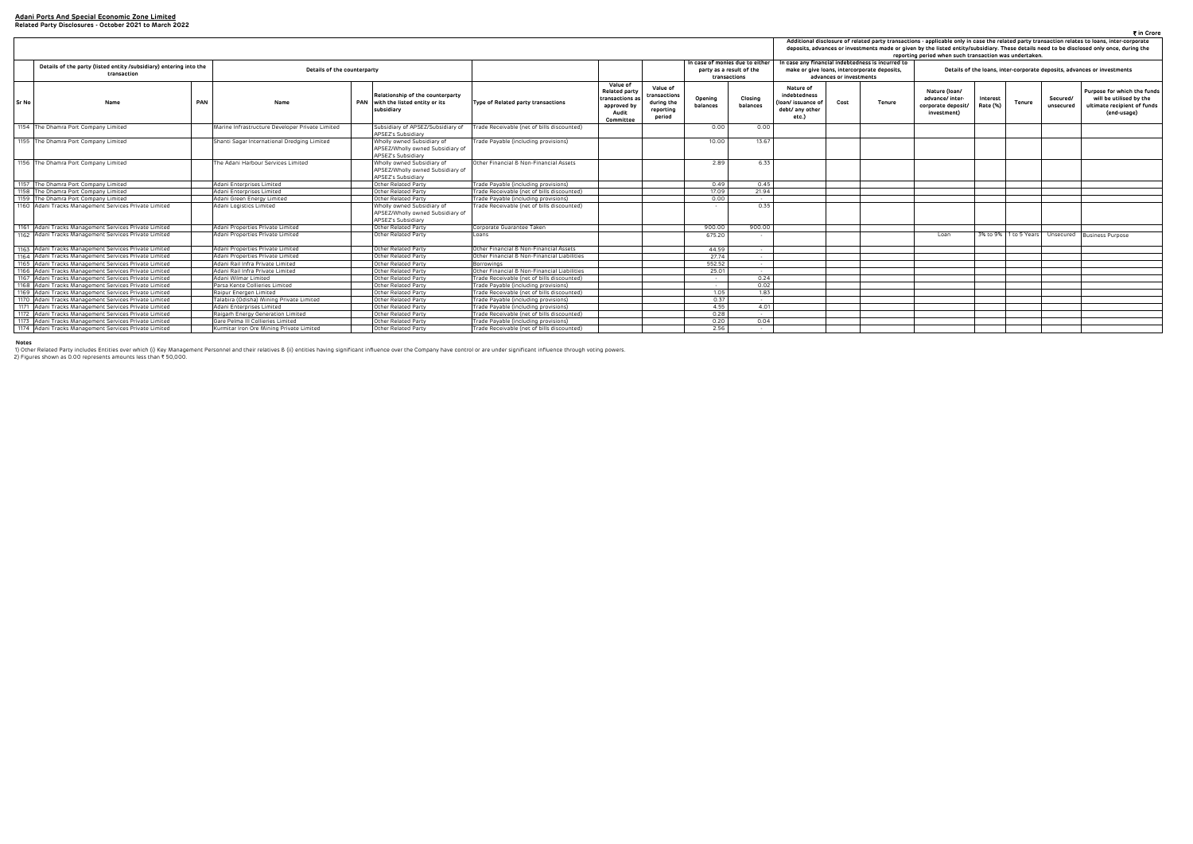**Adani Ports And Special Economic Zone Limited**
**Related Party Disclosures - October 2021 to March 2022**

₹ in Crore

| Sr No | Details of the party (listed entity /subsidiary) entering into the transaction | | Details of the counterparty | | | | | | In case of monies due to either party as a result of the transactions | | Additional disclosure of related party transactions - applicable only in case the related party transaction relates to loans, inter-corporate deposits, advances or investments made or given by the listed entity/subsidiary. These details need to be disclosed only once, during the reporting period when such transaction was undertaken. In case any financial indebtedness is incurred to make or give loans, intercorporate deposits, advances or investments | | | Details of the loans, inter-corporate deposits, advances or investments | | | | |
|---|---|---|---|---|---|---|---|---|---|---|---|---|---|---|---|---|---|---|
| | Name | PAN | Name | PAN | Relationship of the counterparty with the listed entity or its subsidiary | Type of Related party transactions | Value of Related party transactions as approved by Audit Committee | Value of transactions during the reporting period | Opening balances | Closing balances | Nature of indebtedness (loan/ issuance of debt/ any other etc.) | Cost | Tenure | Nature (loan/ advance/ inter-corporate deposit/ investment) | Interest Rate (%) | Tenure | Secured/ unsecured | Purpose for which the funds will be utilised by the ultimate recipient of funds (end-usage) |
| 1154 | The Dhamra Port Company Limited | | Marine Infrastructure Developer Private Limited | | Subsidiary of APSEZ/Subsidiary of APSEZ's Subsidiary | Trade Receivable (net of bills discounted) | | | 0.00 | 0.00 | | | | | | | | |
| 1155 | The Dhamra Port Company Limited | | Shanti Sagar International Dredging Limited | | Wholly owned Subsidiary of APSEZ/Wholly owned Subsidiary of APSEZ's Subsidiary | Trade Payable (including provisions) | | | 10.00 | 13.67 | | | | | | | | |
| 1156 | The Dhamra Port Company Limited | | The Adani Harbour Services Limited | | Wholly owned Subsidiary of APSEZ/Wholly owned Subsidiary of APSEZ's Subsidiary | Other Financial & Non-Financial Assets | | | 2.89 | 6.33 | | | | | | | | |
| 1157 | The Dhamra Port Company Limited | | Adani Enterprises Limited | | Other Related Party | Trade Payable (including provisions) | | | 0.49 | 0.45 | | | | | | | | |
| 1158 | The Dhamra Port Company Limited | | Adani Enterprises Limited | | Other Related Party | Trade Receivable (net of bills discounted) | | | 17.09 | 21.94 | | | | | | | | |
| 1159 | The Dhamra Port Company Limited | | Adani Green Energy Limited | | Other Related Party | Trade Payable (including provisions) | | | 0.00 | - | | | | | | | | |
| 1160 | Adani Tracks Management Services Private Limited | | Adani Logistics Limited | | Wholly owned Subsidiary of APSEZ/Wholly owned Subsidiary of APSEZ's Subsidiary | Trade Receivable (net of bills discounted) | | | - | 0.35 | | | | | | | | |
| 1161 | Adani Tracks Management Services Private Limited | | Adani Properties Private Limited | | Other Related Party | Corporate Guarantee Taken | | | 900.00 | 900.00 | | | | | | | | |
| 1162 | Adani Tracks Management Services Private Limited | | Adani Properties Private Limited | | Other Related Party | Loans | | | 675.20 | - | | | | Loan | 3% to 9% | 1 to 5 Years | Unsecured | Business Purpose |
| 1163 | Adani Tracks Management Services Private Limited | | Adani Properties Private Limited | | Other Related Party | Other Financial & Non-Financial Assets | | | 44.59 | - | | | | | | | | |
| 1164 | Adani Tracks Management Services Private Limited | | Adani Properties Private Limited | | Other Related Party | Other Financial & Non-Financial Liabilities | | | 27.74 | - | | | | | | | | |
| 1165 | Adani Tracks Management Services Private Limited | | Adani Rail Infra Private Limited | | Other Related Party | Borrowings | | | 552.52 | - | | | | | | | | |
| 1166 | Adani Tracks Management Services Private Limited | | Adani Rail Infra Private Limited | | Other Related Party | Other Financial & Non-Financial Liabilities | | | 25.01 | - | | | | | | | | |
| 1167 | Adani Tracks Management Services Private Limited | | Adani Wilmar Limited | | Other Related Party | Trade Receivable (net of bills discounted) | | | - | 0.24 | | | | | | | | |
| 1168 | Adani Tracks Management Services Private Limited | | Parsa Kente Collieries Limited | | Other Related Party | Trade Payable (including provisions) | | | - | 0.02 | | | | | | | | |
| 1169 | Adani Tracks Management Services Private Limited | | Raipur Energen Limited | | Other Related Party | Trade Receivable (net of bills discounted) | | | 1.05 | 1.83 | | | | | | | | |
| 1170 | Adani Tracks Management Services Private Limited | | Talabira (Odisha) Mining Private Limited | | Other Related Party | Trade Payable (including provisions) | | | 0.37 | - | | | | | | | | |
| 1171 | Adani Tracks Management Services Private Limited | | Adani Enterprises Limited | | Other Related Party | Trade Payable (including provisions) | | | 4.55 | 4.01 | | | | | | | | |
| 1172 | Adani Tracks Management Services Private Limited | | Raigarh Energy Generation Limited | | Other Related Party | Trade Receivable (net of bills discounted) | | | 0.28 | - | | | | | | | | |
| 1173 | Adani Tracks Management Services Private Limited | | Gare Pelma III Collieries Limited | | Other Related Party | Trade Payable (including provisions) | | | 0.20 | 0.04 | | | | | | | | |
| 1174 | Adani Tracks Management Services Private Limited | | Kurmitar Iron Ore Mining Private Limited | | Other Related Party | Trade Receivable (net of bills discounted) | | | 2.56 | - | | | | | | | | |

**Notes**

1) Other Related Party includes Entities over which (i) Key Management Personnel and their relatives & (ii) entities having significant influence over the Company have control or are under significant influence through voting powers.
2) Figures shown as 0.00 represents amounts less than ₹ 50,000.